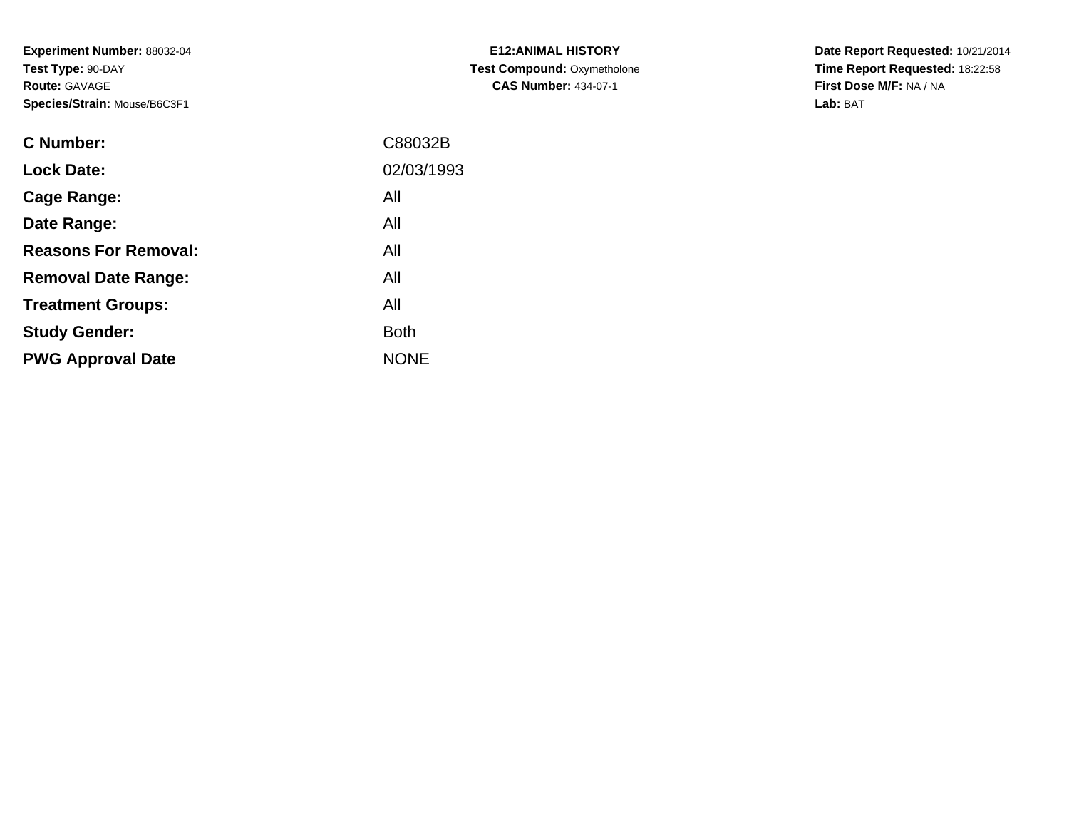**Experiment Number:** 88032-04
**Test Type:** 90-DAY
**Route:** GAVAGE
**Species/Strain:** Mouse/B6C3F1

**E12:ANIMAL HISTORY**
**Test Compound:** Oxymetholone
**CAS Number:** 434-07-1

**Date Report Requested:** 10/21/2014
**Time Report Requested:** 18:22:58
**First Dose M/F:** NA / NA
**Lab:** BAT

| | |
|---|---|
| **C Number:** | C88032B |
| **Lock Date:** | 02/03/1993 |
| **Cage Range:** | All |
| **Date Range:** | All |
| **Reasons For Removal:** | All |
| **Removal Date Range:** | All |
| **Treatment Groups:** | All |
| **Study Gender:** | Both |
| **PWG Approval Date** | NONE |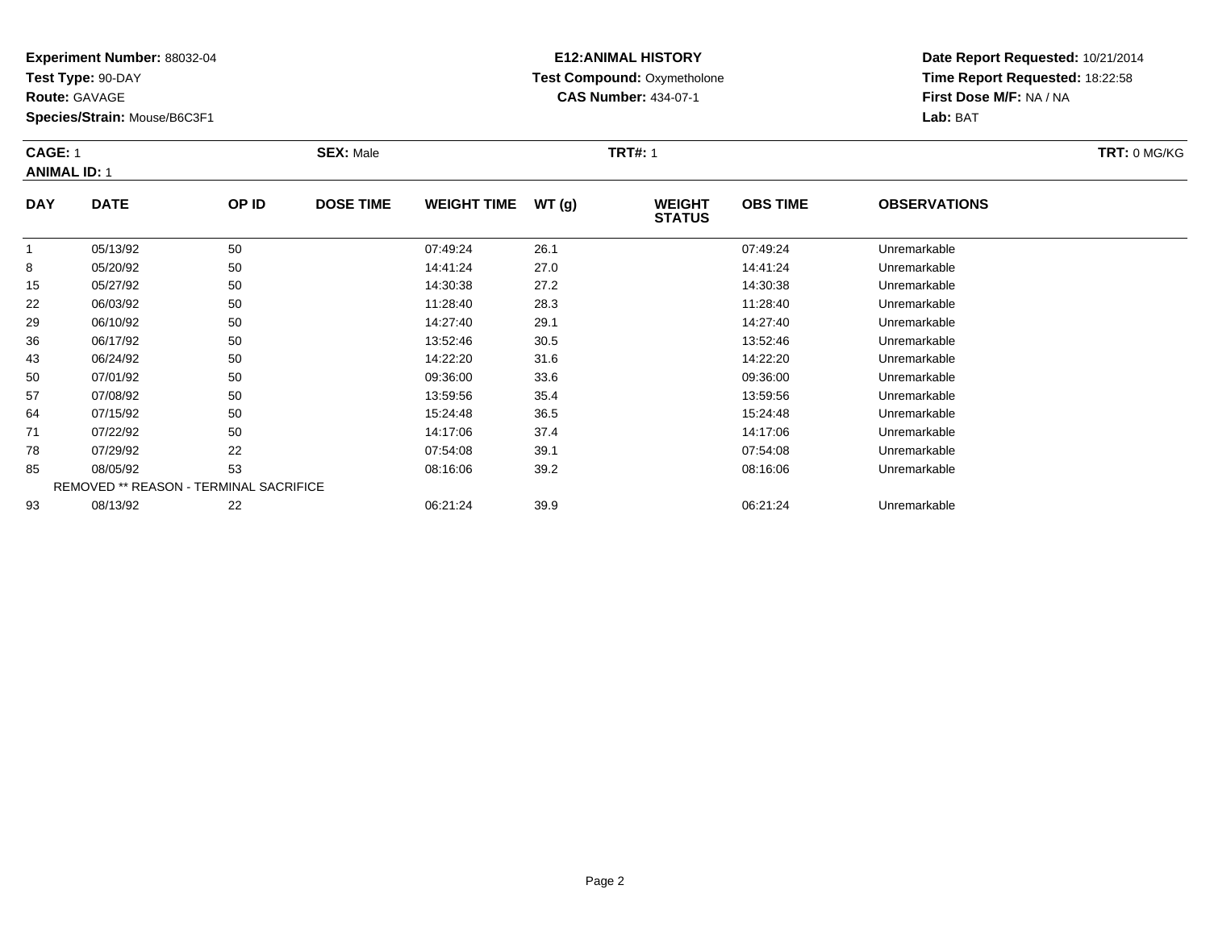**Experiment Number:** 88032-04
**Test Type:** 90-DAY
**Route:** GAVAGE
**Species/Strain:** Mouse/B6C3F1

**E12:ANIMAL HISTORY**
**Test Compound:** Oxymetholone
**CAS Number:** 434-07-1

**Date Report Requested:** 10/21/2014
**Time Report Requested:** 18:22:58
**First Dose M/F:** NA / NA
**Lab:** BAT

**CAGE:** 1 **SEX:** Male **TRT#:** 1 **TRT:** 0 MG/KG
**ANIMAL ID:** 1

| DAY | DATE | OP ID | DOSE TIME | WEIGHT TIME | WT (g) | WEIGHT STATUS | OBS TIME | OBSERVATIONS |
|---|---|---|---|---|---|---|---|---|
| 1 | 05/13/92 | 50 | | 07:49:24 | 26.1 | | 07:49:24 | Unremarkable |
| 8 | 05/20/92 | 50 | | 14:41:24 | 27.0 | | 14:41:24 | Unremarkable |
| 15 | 05/27/92 | 50 | | 14:30:38 | 27.2 | | 14:30:38 | Unremarkable |
| 22 | 06/03/92 | 50 | | 11:28:40 | 28.3 | | 11:28:40 | Unremarkable |
| 29 | 06/10/92 | 50 | | 14:27:40 | 29.1 | | 14:27:40 | Unremarkable |
| 36 | 06/17/92 | 50 | | 13:52:46 | 30.5 | | 13:52:46 | Unremarkable |
| 43 | 06/24/92 | 50 | | 14:22:20 | 31.6 | | 14:22:20 | Unremarkable |
| 50 | 07/01/92 | 50 | | 09:36:00 | 33.6 | | 09:36:00 | Unremarkable |
| 57 | 07/08/92 | 50 | | 13:59:56 | 35.4 | | 13:59:56 | Unremarkable |
| 64 | 07/15/92 | 50 | | 15:24:48 | 36.5 | | 15:24:48 | Unremarkable |
| 71 | 07/22/92 | 50 | | 14:17:06 | 37.4 | | 14:17:06 | Unremarkable |
| 78 | 07/29/92 | 22 | | 07:54:08 | 39.1 | | 07:54:08 | Unremarkable |
| 85 | 08/05/92 | 53 | | 08:16:06 | 39.2 | | 08:16:06 | Unremarkable |
| REMOVED ** REASON - TERMINAL SACRIFICE | | | | | | | | |
| 93 | 08/13/92 | 22 | | 06:21:24 | 39.9 | | 06:21:24 | Unremarkable |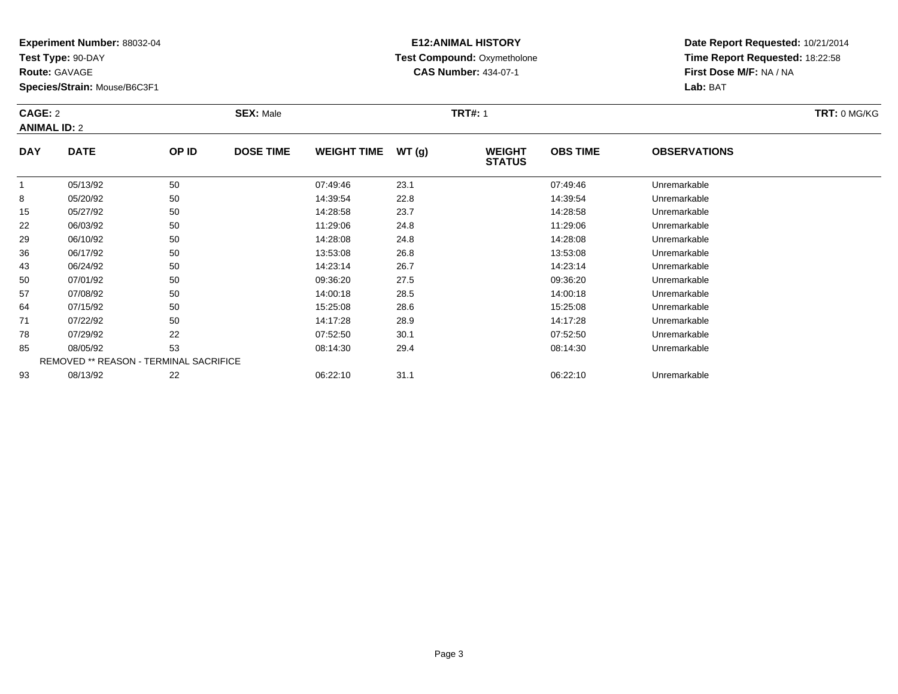**Experiment Number:** 88032-04
**Test Type:** 90-DAY
**Route:** GAVAGE
**Species/Strain:** Mouse/B6C3F1

**E12:ANIMAL HISTORY**
**Test Compound:** Oxymetholone
**CAS Number:** 434-07-1

**Date Report Requested:** 10/21/2014
**Time Report Requested:** 18:22:58
**First Dose M/F:** NA / NA
**Lab:** BAT

**CAGE:** 2 **SEX:** Male **TRT#:** 1 **TRT:** 0 MG/KG
**ANIMAL ID:** 2

| DAY | DATE | OP ID | DOSE TIME | WEIGHT TIME | WT (g) | WEIGHT STATUS | OBS TIME | OBSERVATIONS |
|---|---|---|---|---|---|---|---|---|
| 1 | 05/13/92 | 50 | | 07:49:46 | 23.1 | | 07:49:46 | Unremarkable |
| 8 | 05/20/92 | 50 | | 14:39:54 | 22.8 | | 14:39:54 | Unremarkable |
| 15 | 05/27/92 | 50 | | 14:28:58 | 23.7 | | 14:28:58 | Unremarkable |
| 22 | 06/03/92 | 50 | | 11:29:06 | 24.8 | | 11:29:06 | Unremarkable |
| 29 | 06/10/92 | 50 | | 14:28:08 | 24.8 | | 14:28:08 | Unremarkable |
| 36 | 06/17/92 | 50 | | 13:53:08 | 26.8 | | 13:53:08 | Unremarkable |
| 43 | 06/24/92 | 50 | | 14:23:14 | 26.7 | | 14:23:14 | Unremarkable |
| 50 | 07/01/92 | 50 | | 09:36:20 | 27.5 | | 09:36:20 | Unremarkable |
| 57 | 07/08/92 | 50 | | 14:00:18 | 28.5 | | 14:00:18 | Unremarkable |
| 64 | 07/15/92 | 50 | | 15:25:08 | 28.6 | | 15:25:08 | Unremarkable |
| 71 | 07/22/92 | 50 | | 14:17:28 | 28.9 | | 14:17:28 | Unremarkable |
| 78 | 07/29/92 | 22 | | 07:52:50 | 30.1 | | 07:52:50 | Unremarkable |
| 85 | 08/05/92 | 53 | | 08:14:30 | 29.4 | | 08:14:30 | Unremarkable |
| | REMOVED ** REASON - TERMINAL SACRIFICE | | | | | | | |
| 93 | 08/13/92 | 22 | | 06:22:10 | 31.1 | | 06:22:10 | Unremarkable |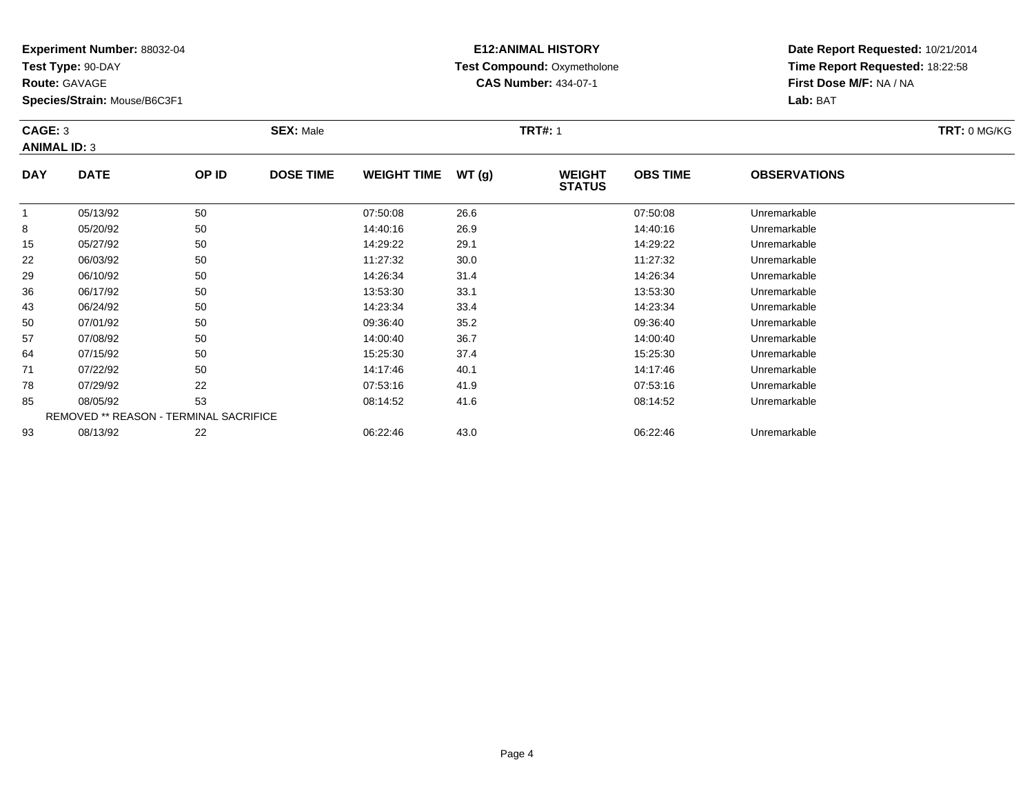**Experiment Number:** 88032-04
**Test Type:** 90-DAY
**Route:** GAVAGE
**Species/Strain:** Mouse/B6C3F1

**E12:ANIMAL HISTORY**
**Test Compound:** Oxymetholone
**CAS Number:** 434-07-1

**Date Report Requested:** 10/21/2014
**Time Report Requested:** 18:22:58
**First Dose M/F:** NA / NA
**Lab:** BAT

**CAGE:** 3 **SEX:** Male **TRT#:** 1 **TRT:** 0 MG/KG
**ANIMAL ID:** 3

| DAY | DATE | OP ID | DOSE TIME | WEIGHT TIME | WT (g) | WEIGHT STATUS | OBS TIME | OBSERVATIONS |
|---|---|---|---|---|---|---|---|---|
| 1 | 05/13/92 | 50 | | 07:50:08 | 26.6 | | 07:50:08 | Unremarkable |
| 8 | 05/20/92 | 50 | | 14:40:16 | 26.9 | | 14:40:16 | Unremarkable |
| 15 | 05/27/92 | 50 | | 14:29:22 | 29.1 | | 14:29:22 | Unremarkable |
| 22 | 06/03/92 | 50 | | 11:27:32 | 30.0 | | 11:27:32 | Unremarkable |
| 29 | 06/10/92 | 50 | | 14:26:34 | 31.4 | | 14:26:34 | Unremarkable |
| 36 | 06/17/92 | 50 | | 13:53:30 | 33.1 | | 13:53:30 | Unremarkable |
| 43 | 06/24/92 | 50 | | 14:23:34 | 33.4 | | 14:23:34 | Unremarkable |
| 50 | 07/01/92 | 50 | | 09:36:40 | 35.2 | | 09:36:40 | Unremarkable |
| 57 | 07/08/92 | 50 | | 14:00:40 | 36.7 | | 14:00:40 | Unremarkable |
| 64 | 07/15/92 | 50 | | 15:25:30 | 37.4 | | 15:25:30 | Unremarkable |
| 71 | 07/22/92 | 50 | | 14:17:46 | 40.1 | | 14:17:46 | Unremarkable |
| 78 | 07/29/92 | 22 | | 07:53:16 | 41.9 | | 07:53:16 | Unremarkable |
| 85 | 08/05/92 | 53 | | 08:14:52 | 41.6 | | 08:14:52 | Unremarkable |
| | REMOVED ** REASON - TERMINAL SACRIFICE | | | | | | | |
| 93 | 08/13/92 | 22 | | 06:22:46 | 43.0 | | 06:22:46 | Unremarkable |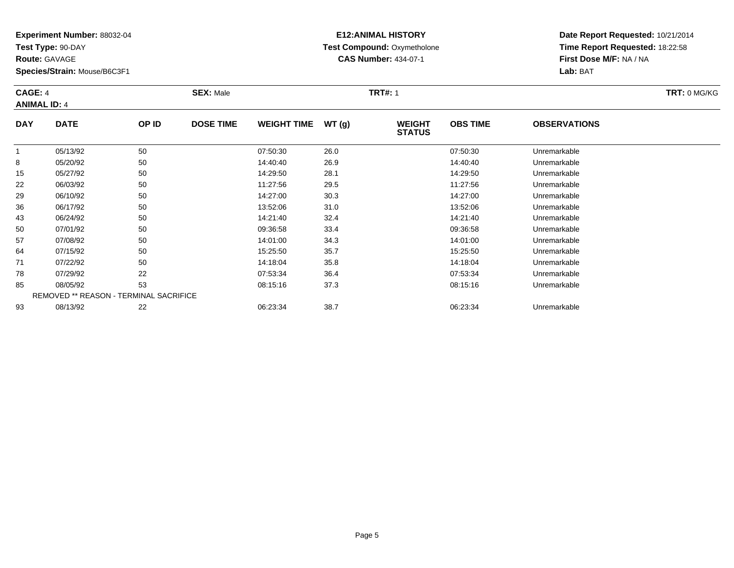**Experiment Number:** 88032-04
**Test Type:** 90-DAY
**Route:** GAVAGE
**Species/Strain:** Mouse/B6C3F1

**E12:ANIMAL HISTORY**
**Test Compound:** Oxymetholone
**CAS Number:** 434-07-1

**Date Report Requested:** 10/21/2014
**Time Report Requested:** 18:22:58
**First Dose M/F:** NA / NA
**Lab:** BAT

**CAGE:** 4
**ANIMAL ID:** 4
**SEX:** Male
**TRT#:** 1
**TRT:** 0 MG/KG

| DAY | DATE | OP ID | DOSE TIME | WEIGHT TIME | WT (g) | WEIGHT STATUS | OBS TIME | OBSERVATIONS |
|---|---|---|---|---|---|---|---|---|
| 1 | 05/13/92 | 50 | | 07:50:30 | 26.0 | | 07:50:30 | Unremarkable |
| 8 | 05/20/92 | 50 | | 14:40:40 | 26.9 | | 14:40:40 | Unremarkable |
| 15 | 05/27/92 | 50 | | 14:29:50 | 28.1 | | 14:29:50 | Unremarkable |
| 22 | 06/03/92 | 50 | | 11:27:56 | 29.5 | | 11:27:56 | Unremarkable |
| 29 | 06/10/92 | 50 | | 14:27:00 | 30.3 | | 14:27:00 | Unremarkable |
| 36 | 06/17/92 | 50 | | 13:52:06 | 31.0 | | 13:52:06 | Unremarkable |
| 43 | 06/24/92 | 50 | | 14:21:40 | 32.4 | | 14:21:40 | Unremarkable |
| 50 | 07/01/92 | 50 | | 09:36:58 | 33.4 | | 09:36:58 | Unremarkable |
| 57 | 07/08/92 | 50 | | 14:01:00 | 34.3 | | 14:01:00 | Unremarkable |
| 64 | 07/15/92 | 50 | | 15:25:50 | 35.7 | | 15:25:50 | Unremarkable |
| 71 | 07/22/92 | 50 | | 14:18:04 | 35.8 | | 14:18:04 | Unremarkable |
| 78 | 07/29/92 | 22 | | 07:53:34 | 36.4 | | 07:53:34 | Unremarkable |
| 85 | 08/05/92 | 53 | | 08:15:16 | 37.3 | | 08:15:16 | Unremarkable |
| REMOVED ** REASON - TERMINAL SACRIFICE | | | | | | | | |
| 93 | 08/13/92 | 22 | | 06:23:34 | 38.7 | | 06:23:34 | Unremarkable |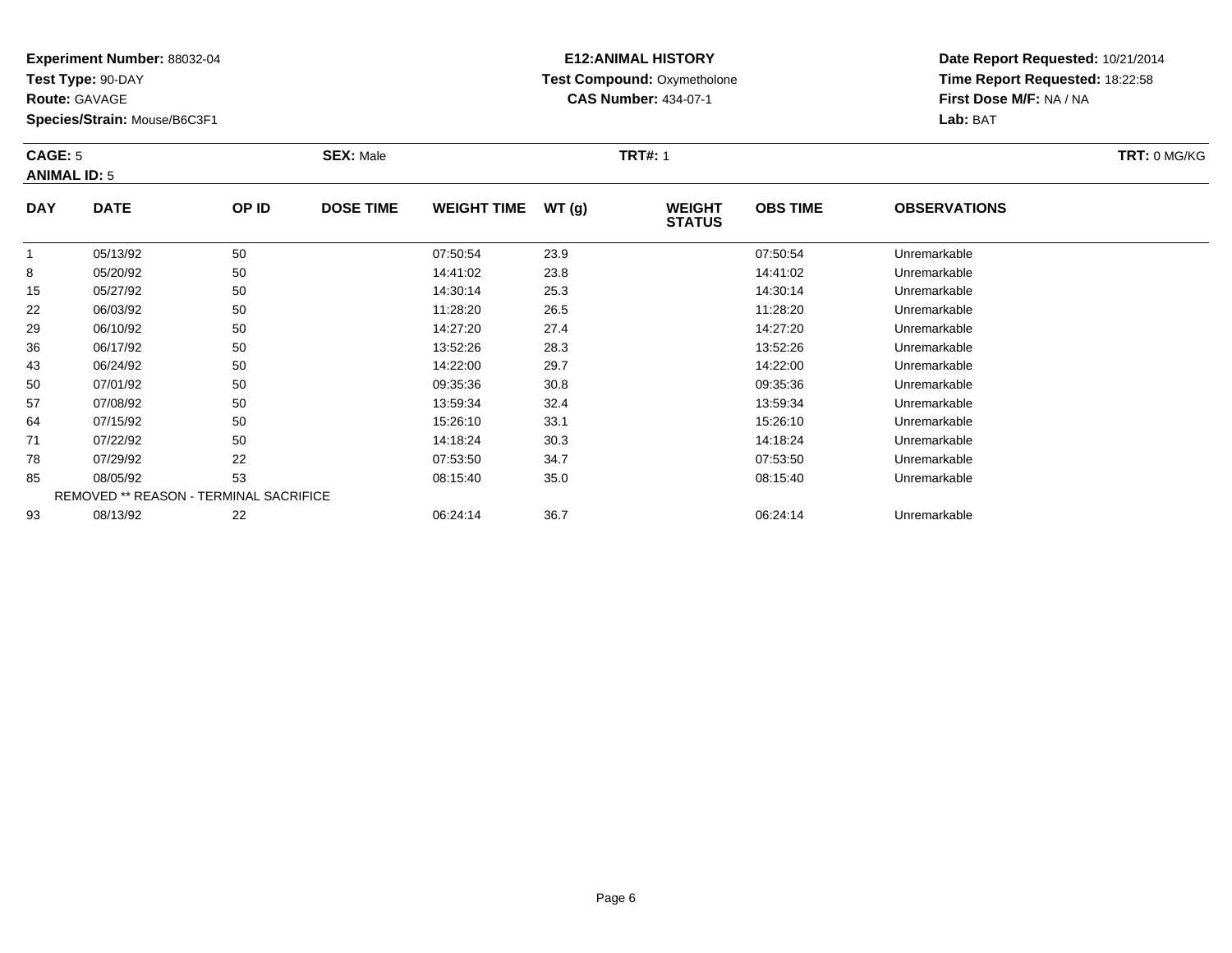**Experiment Number:** 88032-04
**Test Type:** 90-DAY
**Route:** GAVAGE
**Species/Strain:** Mouse/B6C3F1

**E12:ANIMAL HISTORY**
**Test Compound:** Oxymetholone
**CAS Number:** 434-07-1

**Date Report Requested:** 10/21/2014
**Time Report Requested:** 18:22:58
**First Dose M/F:** NA / NA
**Lab:** BAT

**CAGE:** 5 **SEX:** Male **TRT#:** 1 **TRT:** 0 MG/KG
**ANIMAL ID:** 5

| DAY | DATE | OP ID | DOSE TIME | WEIGHT TIME | WT (g) | WEIGHT STATUS | OBS TIME | OBSERVATIONS |
|---|---|---|---|---|---|---|---|---|
| 1 | 05/13/92 | 50 | | 07:50:54 | 23.9 | | 07:50:54 | Unremarkable |
| 8 | 05/20/92 | 50 | | 14:41:02 | 23.8 | | 14:41:02 | Unremarkable |
| 15 | 05/27/92 | 50 | | 14:30:14 | 25.3 | | 14:30:14 | Unremarkable |
| 22 | 06/03/92 | 50 | | 11:28:20 | 26.5 | | 11:28:20 | Unremarkable |
| 29 | 06/10/92 | 50 | | 14:27:20 | 27.4 | | 14:27:20 | Unremarkable |
| 36 | 06/17/92 | 50 | | 13:52:26 | 28.3 | | 13:52:26 | Unremarkable |
| 43 | 06/24/92 | 50 | | 14:22:00 | 29.7 | | 14:22:00 | Unremarkable |
| 50 | 07/01/92 | 50 | | 09:35:36 | 30.8 | | 09:35:36 | Unremarkable |
| 57 | 07/08/92 | 50 | | 13:59:34 | 32.4 | | 13:59:34 | Unremarkable |
| 64 | 07/15/92 | 50 | | 15:26:10 | 33.1 | | 15:26:10 | Unremarkable |
| 71 | 07/22/92 | 50 | | 14:18:24 | 30.3 | | 14:18:24 | Unremarkable |
| 78 | 07/29/92 | 22 | | 07:53:50 | 34.7 | | 07:53:50 | Unremarkable |
| 85 | 08/05/92 | 53 | | 08:15:40 | 35.0 | | 08:15:40 | Unremarkable |
| | REMOVED ** REASON - TERMINAL SACRIFICE | | | | | | | |
| 93 | 08/13/92 | 22 | | 06:24:14 | 36.7 | | 06:24:14 | Unremarkable |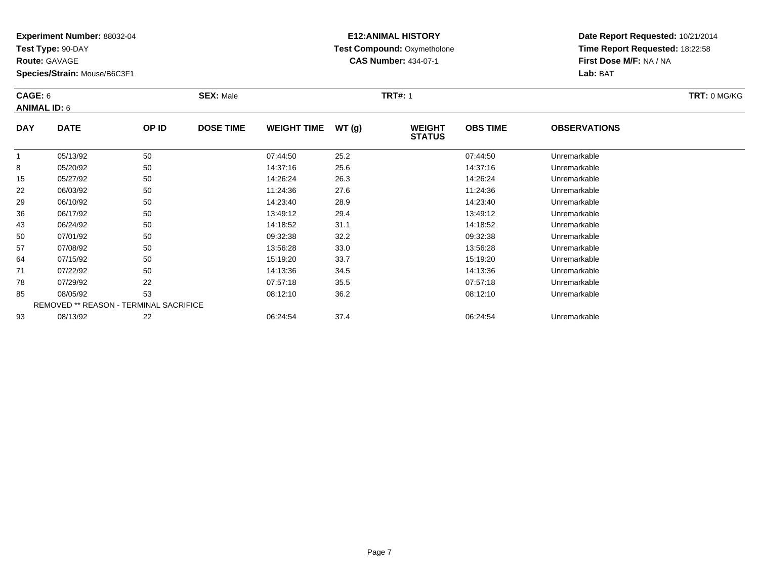**Experiment Number:** 88032-04
**Test Type:** 90-DAY
**Route:** GAVAGE
**Species/Strain:** Mouse/B6C3F1

**E12:ANIMAL HISTORY**
**Test Compound:** Oxymetholone
**CAS Number:** 434-07-1

**Date Report Requested:** 10/21/2014
**Time Report Requested:** 18:22:58
**First Dose M/F:** NA / NA
**Lab:** BAT

**CAGE:** 6 **SEX:** Male **TRT#:** 1 **TRT:** 0 MG/KG
**ANIMAL ID:** 6

| DAY | DATE | OP ID | DOSE TIME | WEIGHT TIME | WT (g) | WEIGHT STATUS | OBS TIME | OBSERVATIONS |
|---|---|---|---|---|---|---|---|---|
| 1 | 05/13/92 | 50 | | 07:44:50 | 25.2 | | 07:44:50 | Unremarkable |
| 8 | 05/20/92 | 50 | | 14:37:16 | 25.6 | | 14:37:16 | Unremarkable |
| 15 | 05/27/92 | 50 | | 14:26:24 | 26.3 | | 14:26:24 | Unremarkable |
| 22 | 06/03/92 | 50 | | 11:24:36 | 27.6 | | 11:24:36 | Unremarkable |
| 29 | 06/10/92 | 50 | | 14:23:40 | 28.9 | | 14:23:40 | Unremarkable |
| 36 | 06/17/92 | 50 | | 13:49:12 | 29.4 | | 13:49:12 | Unremarkable |
| 43 | 06/24/92 | 50 | | 14:18:52 | 31.1 | | 14:18:52 | Unremarkable |
| 50 | 07/01/92 | 50 | | 09:32:38 | 32.2 | | 09:32:38 | Unremarkable |
| 57 | 07/08/92 | 50 | | 13:56:28 | 33.0 | | 13:56:28 | Unremarkable |
| 64 | 07/15/92 | 50 | | 15:19:20 | 33.7 | | 15:19:20 | Unremarkable |
| 71 | 07/22/92 | 50 | | 14:13:36 | 34.5 | | 14:13:36 | Unremarkable |
| 78 | 07/29/92 | 22 | | 07:57:18 | 35.5 | | 07:57:18 | Unremarkable |
| 85 | 08/05/92 | 53 | | 08:12:10 | 36.2 | | 08:12:10 | Unremarkable |
| REMOVED ** REASON - TERMINAL SACRIFICE | | | | | | | | |
| 93 | 08/13/92 | 22 | | 06:24:54 | 37.4 | | 06:24:54 | Unremarkable |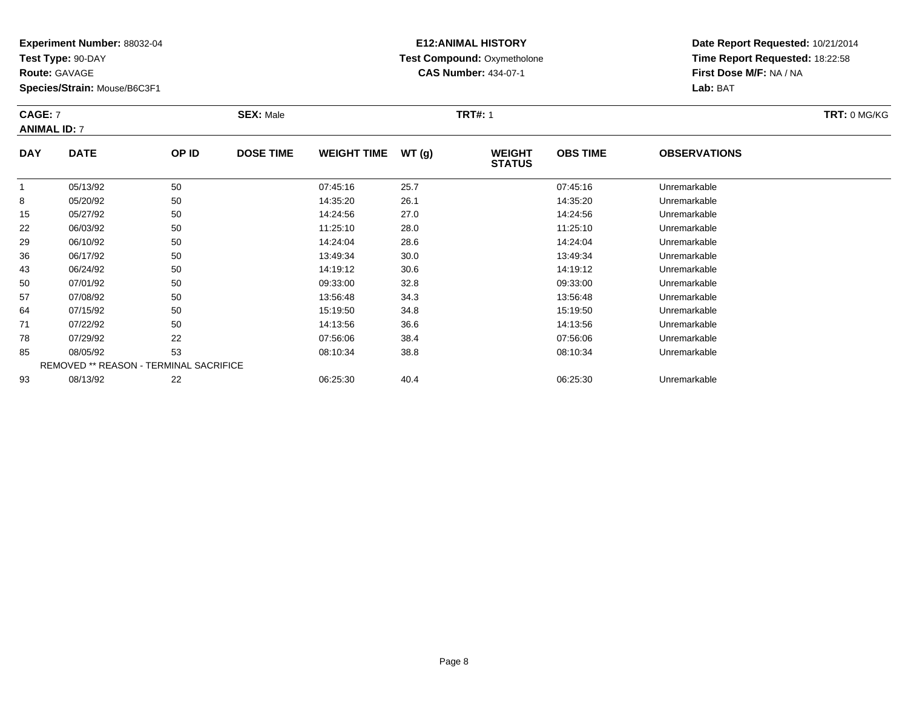**Experiment Number:** 88032-04
**Test Type:** 90-DAY
**Route:** GAVAGE
**Species/Strain:** Mouse/B6C3F1

**E12:ANIMAL HISTORY**
**Test Compound:** Oxymetholone
**CAS Number:** 434-07-1

**Date Report Requested:** 10/21/2014
**Time Report Requested:** 18:22:58
**First Dose M/F:** NA / NA
**Lab:** BAT

**CAGE:** 7 **SEX:** Male **TRT#:** 1 **TRT:** 0 MG/KG
**ANIMAL ID:** 7

| DAY | DATE | OP ID | DOSE TIME | WEIGHT TIME | WT (g) | WEIGHT STATUS | OBS TIME | OBSERVATIONS |
|---|---|---|---|---|---|---|---|---|
| 1 | 05/13/92 | 50 | | 07:45:16 | 25.7 | | 07:45:16 | Unremarkable |
| 8 | 05/20/92 | 50 | | 14:35:20 | 26.1 | | 14:35:20 | Unremarkable |
| 15 | 05/27/92 | 50 | | 14:24:56 | 27.0 | | 14:24:56 | Unremarkable |
| 22 | 06/03/92 | 50 | | 11:25:10 | 28.0 | | 11:25:10 | Unremarkable |
| 29 | 06/10/92 | 50 | | 14:24:04 | 28.6 | | 14:24:04 | Unremarkable |
| 36 | 06/17/92 | 50 | | 13:49:34 | 30.0 | | 13:49:34 | Unremarkable |
| 43 | 06/24/92 | 50 | | 14:19:12 | 30.6 | | 14:19:12 | Unremarkable |
| 50 | 07/01/92 | 50 | | 09:33:00 | 32.8 | | 09:33:00 | Unremarkable |
| 57 | 07/08/92 | 50 | | 13:56:48 | 34.3 | | 13:56:48 | Unremarkable |
| 64 | 07/15/92 | 50 | | 15:19:50 | 34.8 | | 15:19:50 | Unremarkable |
| 71 | 07/22/92 | 50 | | 14:13:56 | 36.6 | | 14:13:56 | Unremarkable |
| 78 | 07/29/92 | 22 | | 07:56:06 | 38.4 | | 07:56:06 | Unremarkable |
| 85 | 08/05/92 | 53 | | 08:10:34 | 38.8 | | 08:10:34 | Unremarkable |
| REMOVED ** REASON - TERMINAL SACRIFICE | | | | | | | | |
| 93 | 08/13/92 | 22 | | 06:25:30 | 40.4 | | 06:25:30 | Unremarkable |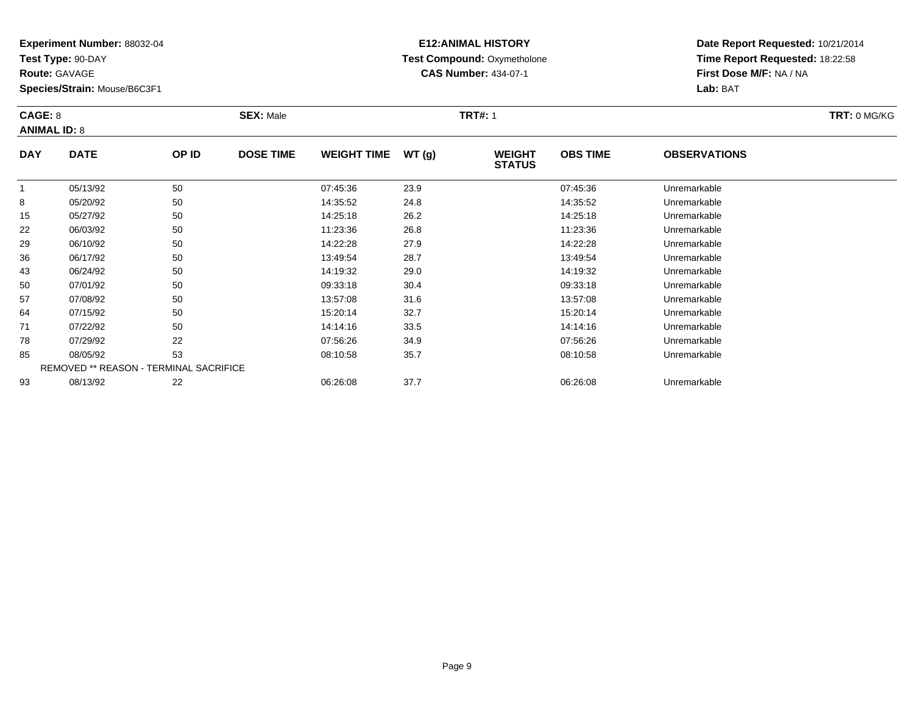**Experiment Number:** 88032-04
**Test Type:** 90-DAY
**Route:** GAVAGE
**Species/Strain:** Mouse/B6C3F1

**E12:ANIMAL HISTORY**
**Test Compound:** Oxymetholone
**CAS Number:** 434-07-1

**Date Report Requested:** 10/21/2014
**Time Report Requested:** 18:22:58
**First Dose M/F:** NA / NA
**Lab:** BAT

**CAGE:** 8 **SEX:** Male **TRT#:** 1 **TRT:** 0 MG/KG
**ANIMAL ID:** 8

| DAY | DATE | OP ID | DOSE TIME | WEIGHT TIME | WT (g) | WEIGHT STATUS | OBS TIME | OBSERVATIONS |
|---|---|---|---|---|---|---|---|---|
| 1 | 05/13/92 | 50 | | 07:45:36 | 23.9 | | 07:45:36 | Unremarkable |
| 8 | 05/20/92 | 50 | | 14:35:52 | 24.8 | | 14:35:52 | Unremarkable |
| 15 | 05/27/92 | 50 | | 14:25:18 | 26.2 | | 14:25:18 | Unremarkable |
| 22 | 06/03/92 | 50 | | 11:23:36 | 26.8 | | 11:23:36 | Unremarkable |
| 29 | 06/10/92 | 50 | | 14:22:28 | 27.9 | | 14:22:28 | Unremarkable |
| 36 | 06/17/92 | 50 | | 13:49:54 | 28.7 | | 13:49:54 | Unremarkable |
| 43 | 06/24/92 | 50 | | 14:19:32 | 29.0 | | 14:19:32 | Unremarkable |
| 50 | 07/01/92 | 50 | | 09:33:18 | 30.4 | | 09:33:18 | Unremarkable |
| 57 | 07/08/92 | 50 | | 13:57:08 | 31.6 | | 13:57:08 | Unremarkable |
| 64 | 07/15/92 | 50 | | 15:20:14 | 32.7 | | 15:20:14 | Unremarkable |
| 71 | 07/22/92 | 50 | | 14:14:16 | 33.5 | | 14:14:16 | Unremarkable |
| 78 | 07/29/92 | 22 | | 07:56:26 | 34.9 | | 07:56:26 | Unremarkable |
| 85 | 08/05/92 | 53 | | 08:10:58 | 35.7 | | 08:10:58 | Unremarkable |
| REMOVED ** REASON - TERMINAL SACRIFICE | | | | | | | | |
| 93 | 08/13/92 | 22 | | 06:26:08 | 37.7 | | 06:26:08 | Unremarkable |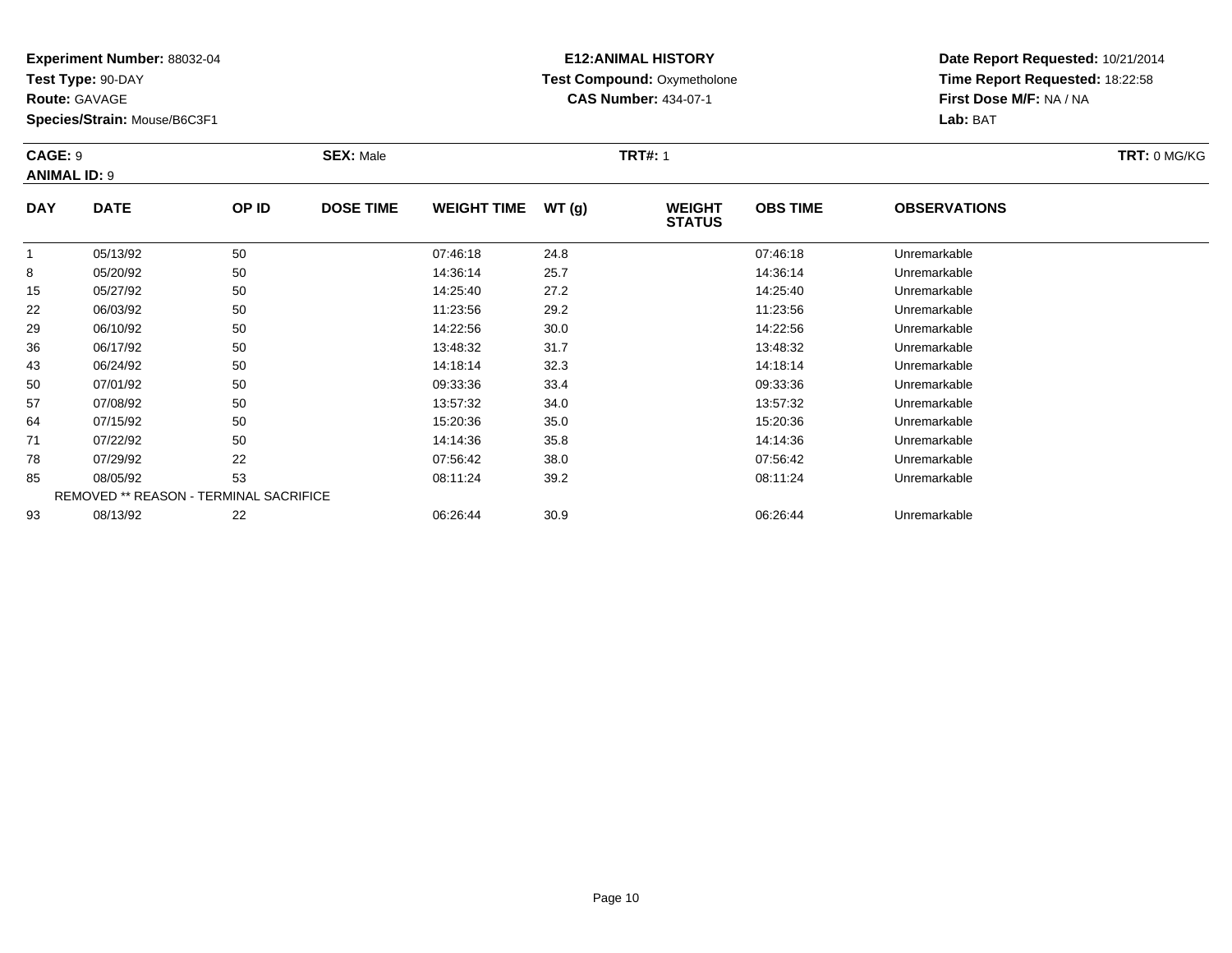**Experiment Number:** 88032-04
**Test Type:** 90-DAY
**Route:** GAVAGE
**Species/Strain:** Mouse/B6C3F1

**E12:ANIMAL HISTORY**
**Test Compound:** Oxymetholone
**CAS Number:** 434-07-1

**Date Report Requested:** 10/21/2014
**Time Report Requested:** 18:22:58
**First Dose M/F:** NA / NA
**Lab:** BAT

**CAGE:** 9 **SEX:** Male **TRT#:** 1 **TRT:** 0 MG/KG
**ANIMAL ID:** 9

| DAY | DATE | OP ID | DOSE TIME | WEIGHT TIME | WT (g) | WEIGHT STATUS | OBS TIME | OBSERVATIONS |
|---|---|---|---|---|---|---|---|---|
| 1 | 05/13/92 | 50 | | 07:46:18 | 24.8 | | 07:46:18 | Unremarkable |
| 8 | 05/20/92 | 50 | | 14:36:14 | 25.7 | | 14:36:14 | Unremarkable |
| 15 | 05/27/92 | 50 | | 14:25:40 | 27.2 | | 14:25:40 | Unremarkable |
| 22 | 06/03/92 | 50 | | 11:23:56 | 29.2 | | 11:23:56 | Unremarkable |
| 29 | 06/10/92 | 50 | | 14:22:56 | 30.0 | | 14:22:56 | Unremarkable |
| 36 | 06/17/92 | 50 | | 13:48:32 | 31.7 | | 13:48:32 | Unremarkable |
| 43 | 06/24/92 | 50 | | 14:18:14 | 32.3 | | 14:18:14 | Unremarkable |
| 50 | 07/01/92 | 50 | | 09:33:36 | 33.4 | | 09:33:36 | Unremarkable |
| 57 | 07/08/92 | 50 | | 13:57:32 | 34.0 | | 13:57:32 | Unremarkable |
| 64 | 07/15/92 | 50 | | 15:20:36 | 35.0 | | 15:20:36 | Unremarkable |
| 71 | 07/22/92 | 50 | | 14:14:36 | 35.8 | | 14:14:36 | Unremarkable |
| 78 | 07/29/92 | 22 | | 07:56:42 | 38.0 | | 07:56:42 | Unremarkable |
| 85 | 08/05/92 | 53 | | 08:11:24 | 39.2 | | 08:11:24 | Unremarkable |
| REMOVED ** REASON - TERMINAL SACRIFICE | | | | | | | | |
| 93 | 08/13/92 | 22 | | 06:26:44 | 30.9 | | 06:26:44 | Unremarkable |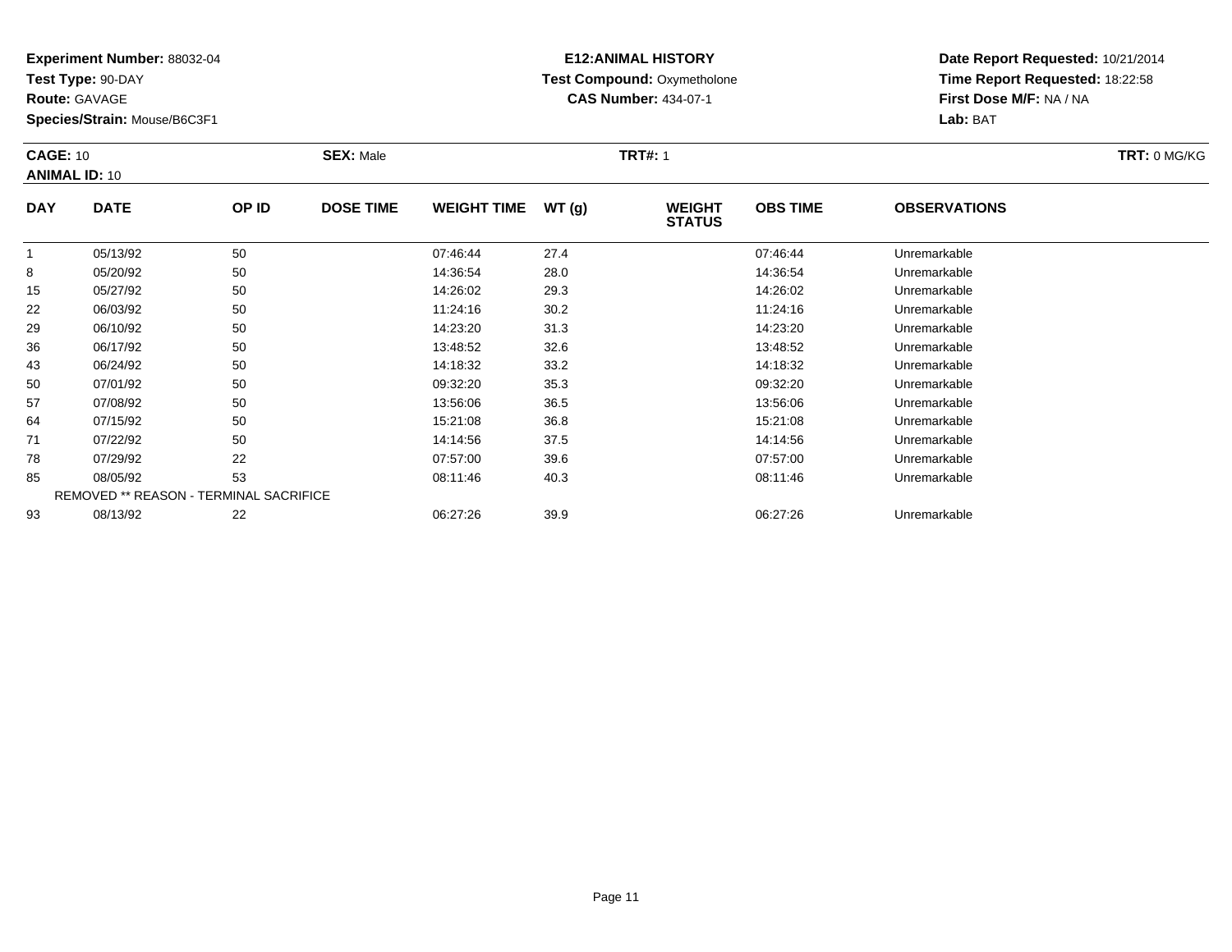**Experiment Number:** 88032-04
**Test Type:** 90-DAY
**Route:** GAVAGE
**Species/Strain:** Mouse/B6C3F1

**E12:ANIMAL HISTORY**
**Test Compound:** Oxymetholone
**CAS Number:** 434-07-1

**Date Report Requested:** 10/21/2014
**Time Report Requested:** 18:22:58
**First Dose M/F:** NA / NA
**Lab:** BAT

**CAGE:** 10 **SEX:** Male **TRT#:** 1 **TRT:** 0 MG/KG
**ANIMAL ID:** 10

| DAY | DATE | OP ID | DOSE TIME | WEIGHT TIME | WT (g) | WEIGHT STATUS | OBS TIME | OBSERVATIONS |
|---|---|---|---|---|---|---|---|---|
| 1 | 05/13/92 | 50 | | 07:46:44 | 27.4 | | 07:46:44 | Unremarkable |
| 8 | 05/20/92 | 50 | | 14:36:54 | 28.0 | | 14:36:54 | Unremarkable |
| 15 | 05/27/92 | 50 | | 14:26:02 | 29.3 | | 14:26:02 | Unremarkable |
| 22 | 06/03/92 | 50 | | 11:24:16 | 30.2 | | 11:24:16 | Unremarkable |
| 29 | 06/10/92 | 50 | | 14:23:20 | 31.3 | | 14:23:20 | Unremarkable |
| 36 | 06/17/92 | 50 | | 13:48:52 | 32.6 | | 13:48:52 | Unremarkable |
| 43 | 06/24/92 | 50 | | 14:18:32 | 33.2 | | 14:18:32 | Unremarkable |
| 50 | 07/01/92 | 50 | | 09:32:20 | 35.3 | | 09:32:20 | Unremarkable |
| 57 | 07/08/92 | 50 | | 13:56:06 | 36.5 | | 13:56:06 | Unremarkable |
| 64 | 07/15/92 | 50 | | 15:21:08 | 36.8 | | 15:21:08 | Unremarkable |
| 71 | 07/22/92 | 50 | | 14:14:56 | 37.5 | | 14:14:56 | Unremarkable |
| 78 | 07/29/92 | 22 | | 07:57:00 | 39.6 | | 07:57:00 | Unremarkable |
| 85 | 08/05/92 | 53 | | 08:11:46 | 40.3 | | 08:11:46 | Unremarkable |
| REMOVED ** REASON - TERMINAL SACRIFICE | | | | | | | | |
| 93 | 08/13/92 | 22 | | 06:27:26 | 39.9 | | 06:27:26 | Unremarkable |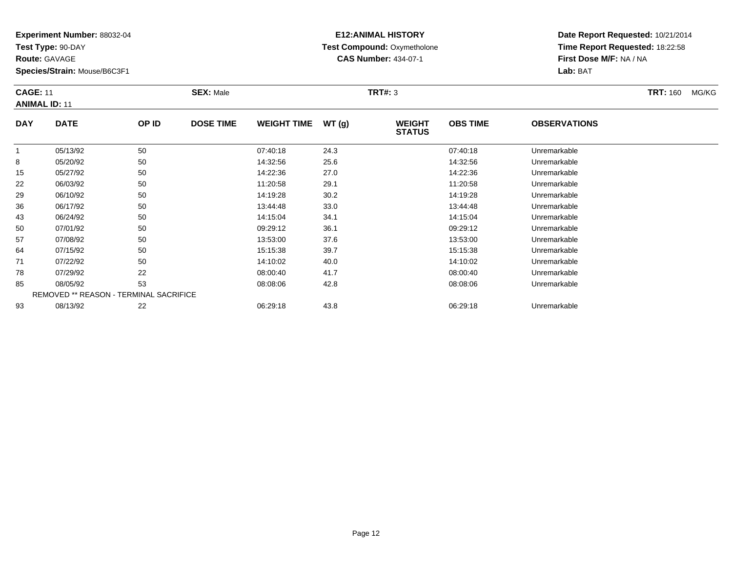**Experiment Number:** 88032-04
**Test Type:** 90-DAY
**Route:** GAVAGE
**Species/Strain:** Mouse/B6C3F1

**E12:ANIMAL HISTORY**
**Test Compound:** Oxymetholone
**CAS Number:** 434-07-1

**Date Report Requested:** 10/21/2014
**Time Report Requested:** 18:22:58
**First Dose M/F:** NA / NA
**Lab:** BAT

**CAGE:** 11 **SEX:** Male **TRT#:** 3 **TRT:** 160 MG/KG
**ANIMAL ID:** 11

| DAY | DATE | OP ID | DOSE TIME | WEIGHT TIME | WT (g) | WEIGHT STATUS | OBS TIME | OBSERVATIONS |
|---|---|---|---|---|---|---|---|---|
| 1 | 05/13/92 | 50 | | 07:40:18 | 24.3 | | 07:40:18 | Unremarkable |
| 8 | 05/20/92 | 50 | | 14:32:56 | 25.6 | | 14:32:56 | Unremarkable |
| 15 | 05/27/92 | 50 | | 14:22:36 | 27.0 | | 14:22:36 | Unremarkable |
| 22 | 06/03/92 | 50 | | 11:20:58 | 29.1 | | 11:20:58 | Unremarkable |
| 29 | 06/10/92 | 50 | | 14:19:28 | 30.2 | | 14:19:28 | Unremarkable |
| 36 | 06/17/92 | 50 | | 13:44:48 | 33.0 | | 13:44:48 | Unremarkable |
| 43 | 06/24/92 | 50 | | 14:15:04 | 34.1 | | 14:15:04 | Unremarkable |
| 50 | 07/01/92 | 50 | | 09:29:12 | 36.1 | | 09:29:12 | Unremarkable |
| 57 | 07/08/92 | 50 | | 13:53:00 | 37.6 | | 13:53:00 | Unremarkable |
| 64 | 07/15/92 | 50 | | 15:15:38 | 39.7 | | 15:15:38 | Unremarkable |
| 71 | 07/22/92 | 50 | | 14:10:02 | 40.0 | | 14:10:02 | Unremarkable |
| 78 | 07/29/92 | 22 | | 08:00:40 | 41.7 | | 08:00:40 | Unremarkable |
| 85 | 08/05/92 | 53 | | 08:08:06 | 42.8 | | 08:08:06 | Unremarkable |
| REMOVED ** REASON - TERMINAL SACRIFICE | | | | | | | | |
| 93 | 08/13/92 | 22 | | 06:29:18 | 43.8 | | 06:29:18 | Unremarkable |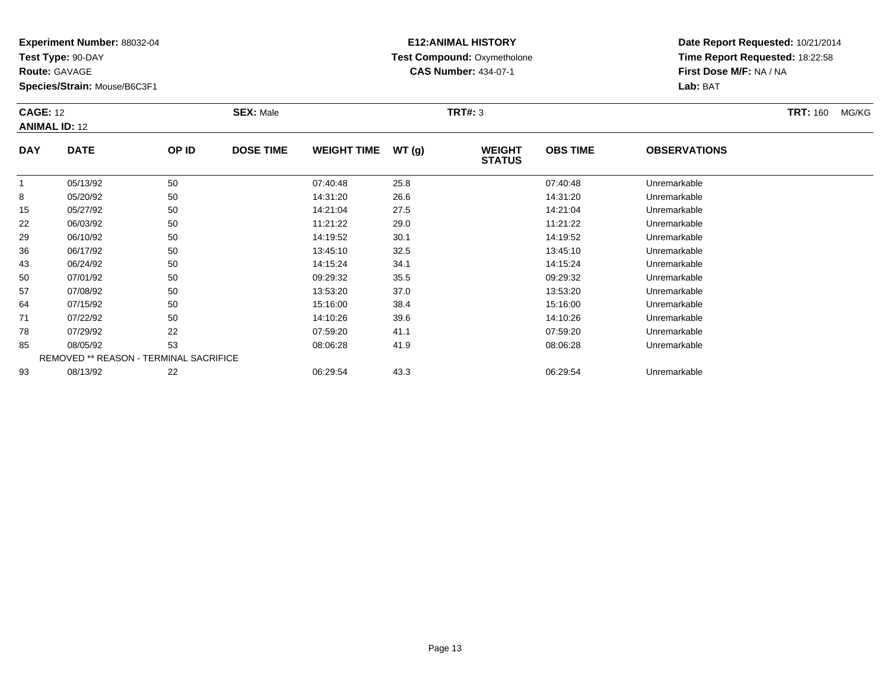**Experiment Number:** 88032-04
**Test Type:** 90-DAY
**Route:** GAVAGE
**Species/Strain:** Mouse/B6C3F1

**E12:ANIMAL HISTORY**
**Test Compound:** Oxymetholone
**CAS Number:** 434-07-1

**Date Report Requested:** 10/21/2014
**Time Report Requested:** 18:22:58
**First Dose M/F:** NA / NA
**Lab:** BAT

**CAGE:** 12 **SEX:** Male **TRT#:** 3 **TRT:** 160 MG/KG
**ANIMAL ID:** 12

| DAY | DATE | OP ID | DOSE TIME | WEIGHT TIME | WT (g) | WEIGHT STATUS | OBS TIME | OBSERVATIONS |
|---|---|---|---|---|---|---|---|---|
| 1 | 05/13/92 | 50 | | 07:40:48 | 25.8 | | 07:40:48 | Unremarkable |
| 8 | 05/20/92 | 50 | | 14:31:20 | 26.6 | | 14:31:20 | Unremarkable |
| 15 | 05/27/92 | 50 | | 14:21:04 | 27.5 | | 14:21:04 | Unremarkable |
| 22 | 06/03/92 | 50 | | 11:21:22 | 29.0 | | 11:21:22 | Unremarkable |
| 29 | 06/10/92 | 50 | | 14:19:52 | 30.1 | | 14:19:52 | Unremarkable |
| 36 | 06/17/92 | 50 | | 13:45:10 | 32.5 | | 13:45:10 | Unremarkable |
| 43 | 06/24/92 | 50 | | 14:15:24 | 34.1 | | 14:15:24 | Unremarkable |
| 50 | 07/01/92 | 50 | | 09:29:32 | 35.5 | | 09:29:32 | Unremarkable |
| 57 | 07/08/92 | 50 | | 13:53:20 | 37.0 | | 13:53:20 | Unremarkable |
| 64 | 07/15/92 | 50 | | 15:16:00 | 38.4 | | 15:16:00 | Unremarkable |
| 71 | 07/22/92 | 50 | | 14:10:26 | 39.6 | | 14:10:26 | Unremarkable |
| 78 | 07/29/92 | 22 | | 07:59:20 | 41.1 | | 07:59:20 | Unremarkable |
| 85 | 08/05/92 | 53 | | 08:06:28 | 41.9 | | 08:06:28 | Unremarkable |
| REMOVED ** REASON - TERMINAL SACRIFICE | | | | | | | | |
| 93 | 08/13/92 | 22 | | 06:29:54 | 43.3 | | 06:29:54 | Unremarkable |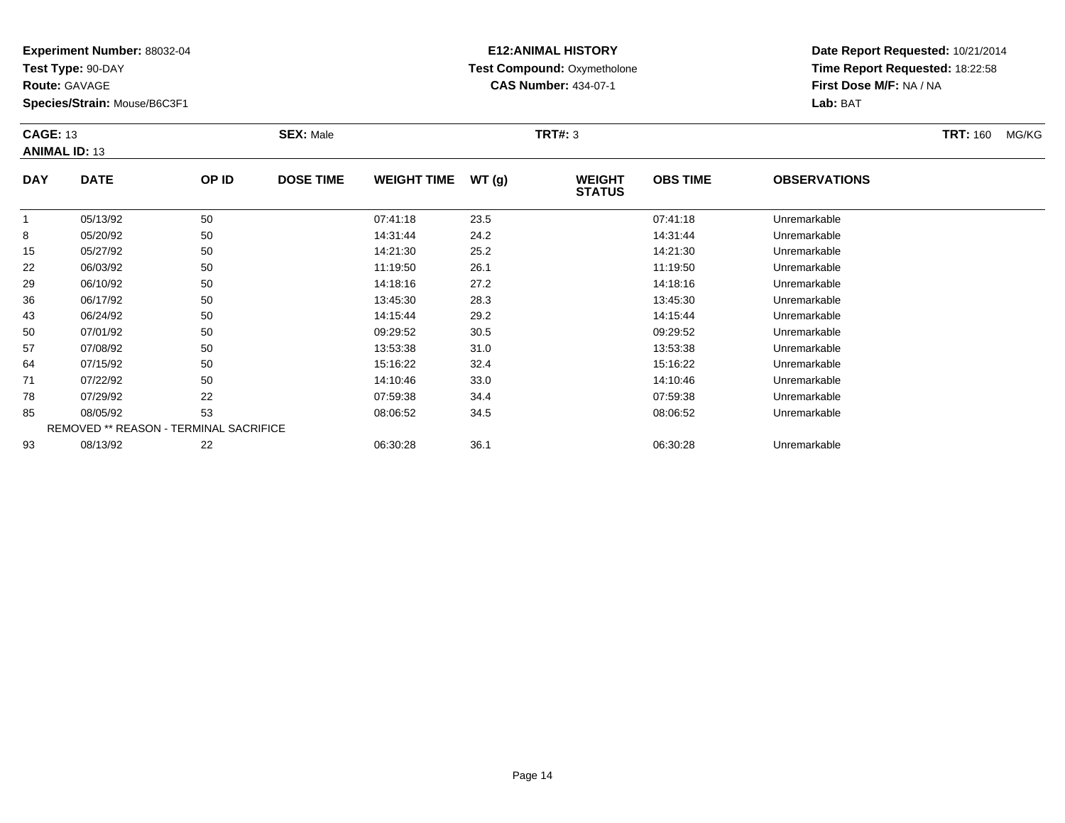**Experiment Number:** 88032-04
**Test Type:** 90-DAY
**Route:** GAVAGE
**Species/Strain:** Mouse/B6C3F1

**E12:ANIMAL HISTORY**
**Test Compound:** Oxymetholone
**CAS Number:** 434-07-1

**Date Report Requested:** 10/21/2014
**Time Report Requested:** 18:22:58
**First Dose M/F:** NA / NA
**Lab:** BAT

**CAGE:** 13 **SEX:** Male **TRT#:** 3 **TRT:** 160 MG/KG
**ANIMAL ID:** 13

| DAY | DATE | OP ID | DOSE TIME | WEIGHT TIME | WT (g) | WEIGHT STATUS | OBS TIME | OBSERVATIONS |
|---|---|---|---|---|---|---|---|---|
| 1 | 05/13/92 | 50 | | 07:41:18 | 23.5 | | 07:41:18 | Unremarkable |
| 8 | 05/20/92 | 50 | | 14:31:44 | 24.2 | | 14:31:44 | Unremarkable |
| 15 | 05/27/92 | 50 | | 14:21:30 | 25.2 | | 14:21:30 | Unremarkable |
| 22 | 06/03/92 | 50 | | 11:19:50 | 26.1 | | 11:19:50 | Unremarkable |
| 29 | 06/10/92 | 50 | | 14:18:16 | 27.2 | | 14:18:16 | Unremarkable |
| 36 | 06/17/92 | 50 | | 13:45:30 | 28.3 | | 13:45:30 | Unremarkable |
| 43 | 06/24/92 | 50 | | 14:15:44 | 29.2 | | 14:15:44 | Unremarkable |
| 50 | 07/01/92 | 50 | | 09:29:52 | 30.5 | | 09:29:52 | Unremarkable |
| 57 | 07/08/92 | 50 | | 13:53:38 | 31.0 | | 13:53:38 | Unremarkable |
| 64 | 07/15/92 | 50 | | 15:16:22 | 32.4 | | 15:16:22 | Unremarkable |
| 71 | 07/22/92 | 50 | | 14:10:46 | 33.0 | | 14:10:46 | Unremarkable |
| 78 | 07/29/92 | 22 | | 07:59:38 | 34.4 | | 07:59:38 | Unremarkable |
| 85 | 08/05/92 | 53 | | 08:06:52 | 34.5 | | 08:06:52 | Unremarkable |
| REMOVED ** REASON - TERMINAL SACRIFICE | | | | | | | | |
| 93 | 08/13/92 | 22 | | 06:30:28 | 36.1 | | 06:30:28 | Unremarkable |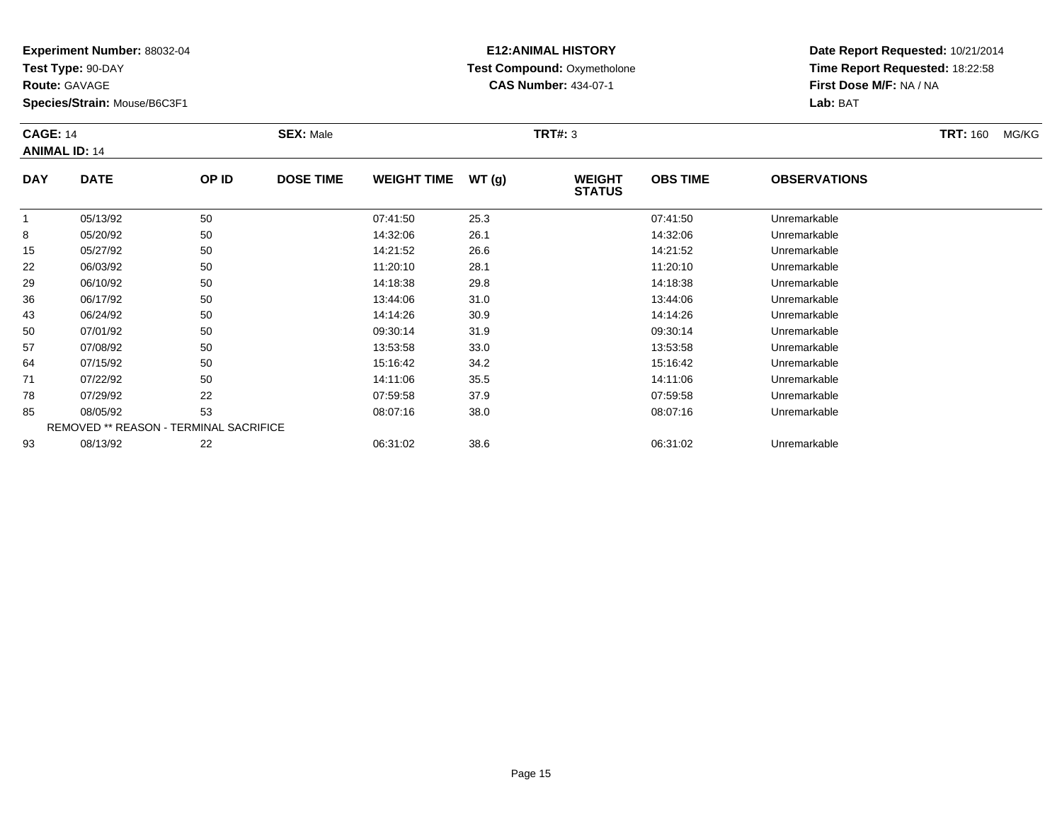**Experiment Number:** 88032-04
**Test Type:** 90-DAY
**Route:** GAVAGE
**Species/Strain:** Mouse/B6C3F1

**E12:ANIMAL HISTORY**
**Test Compound:** Oxymetholone
**CAS Number:** 434-07-1

**Date Report Requested:** 10/21/2014
**Time Report Requested:** 18:22:58
**First Dose M/F:** NA / NA
**Lab:** BAT

**CAGE:** 14 **SEX:** Male **TRT#:** 3 **TRT:** 160 MG/KG
**ANIMAL ID:** 14

| DAY | DATE | OP ID | DOSE TIME | WEIGHT TIME | WT (g) | WEIGHT STATUS | OBS TIME | OBSERVATIONS |
|---|---|---|---|---|---|---|---|---|
| 1 | 05/13/92 | 50 | | 07:41:50 | 25.3 | | 07:41:50 | Unremarkable |
| 8 | 05/20/92 | 50 | | 14:32:06 | 26.1 | | 14:32:06 | Unremarkable |
| 15 | 05/27/92 | 50 | | 14:21:52 | 26.6 | | 14:21:52 | Unremarkable |
| 22 | 06/03/92 | 50 | | 11:20:10 | 28.1 | | 11:20:10 | Unremarkable |
| 29 | 06/10/92 | 50 | | 14:18:38 | 29.8 | | 14:18:38 | Unremarkable |
| 36 | 06/17/92 | 50 | | 13:44:06 | 31.0 | | 13:44:06 | Unremarkable |
| 43 | 06/24/92 | 50 | | 14:14:26 | 30.9 | | 14:14:26 | Unremarkable |
| 50 | 07/01/92 | 50 | | 09:30:14 | 31.9 | | 09:30:14 | Unremarkable |
| 57 | 07/08/92 | 50 | | 13:53:58 | 33.0 | | 13:53:58 | Unremarkable |
| 64 | 07/15/92 | 50 | | 15:16:42 | 34.2 | | 15:16:42 | Unremarkable |
| 71 | 07/22/92 | 50 | | 14:11:06 | 35.5 | | 14:11:06 | Unremarkable |
| 78 | 07/29/92 | 22 | | 07:59:58 | 37.9 | | 07:59:58 | Unremarkable |
| 85 | 08/05/92 | 53 | | 08:07:16 | 38.0 | | 08:07:16 | Unremarkable |
| REMOVED ** REASON - TERMINAL SACRIFICE | | | | | | | | |
| 93 | 08/13/92 | 22 | | 06:31:02 | 38.6 | | 06:31:02 | Unremarkable |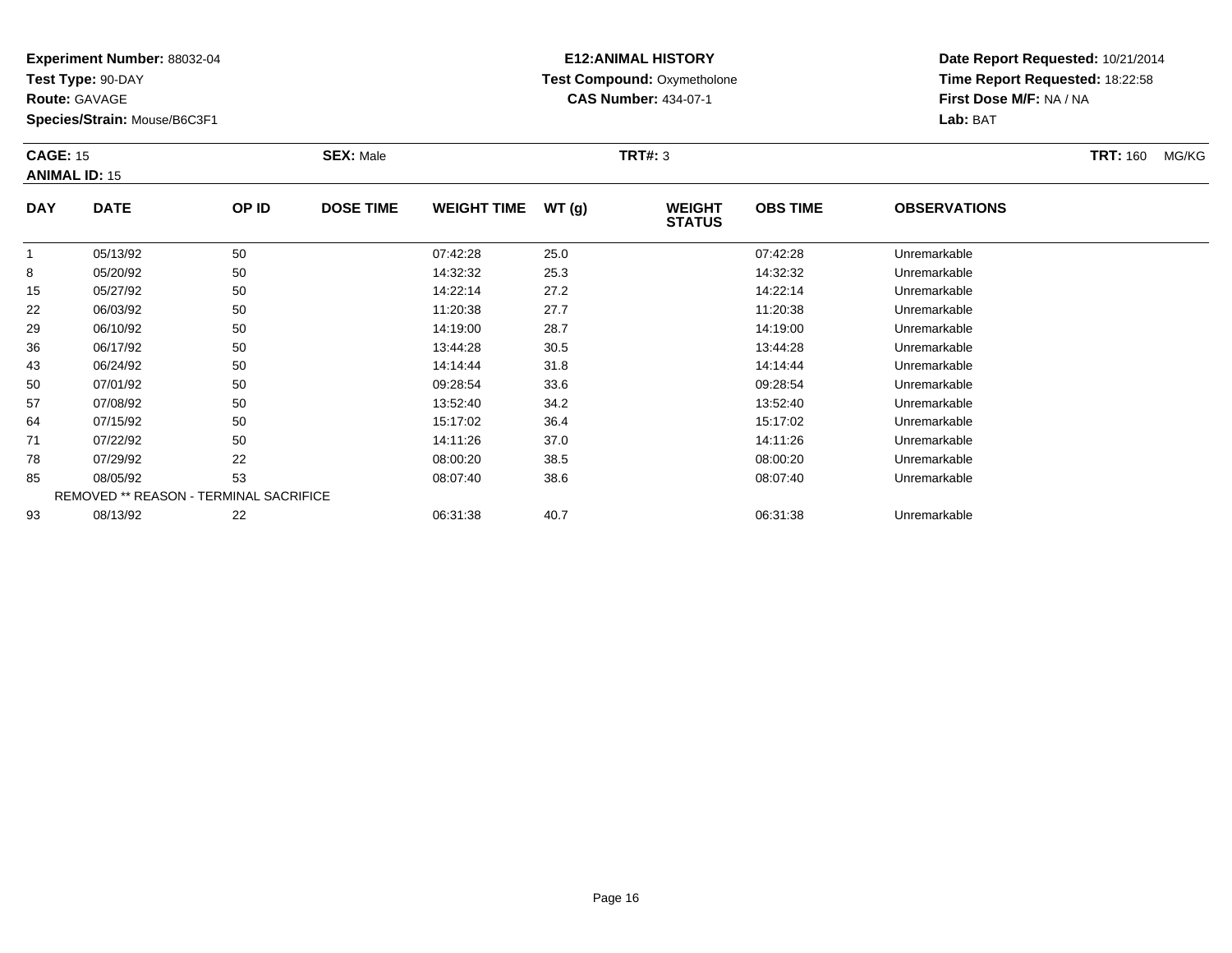**Experiment Number:** 88032-04
**Test Type:** 90-DAY
**Route:** GAVAGE
**Species/Strain:** Mouse/B6C3F1

**E12:ANIMAL HISTORY**
**Test Compound:** Oxymetholone
**CAS Number:** 434-07-1

**Date Report Requested:** 10/21/2014
**Time Report Requested:** 18:22:58
**First Dose M/F:** NA / NA
**Lab:** BAT

**CAGE:** 15 **SEX:** Male **TRT#:** 3 **TRT:** 160 MG/KG
**ANIMAL ID:** 15

| DAY | DATE | OP ID | DOSE TIME | WEIGHT TIME | WT (g) | WEIGHT STATUS | OBS TIME | OBSERVATIONS |
|---|---|---|---|---|---|---|---|---|
| 1 | 05/13/92 | 50 | | 07:42:28 | 25.0 | | 07:42:28 | Unremarkable |
| 8 | 05/20/92 | 50 | | 14:32:32 | 25.3 | | 14:32:32 | Unremarkable |
| 15 | 05/27/92 | 50 | | 14:22:14 | 27.2 | | 14:22:14 | Unremarkable |
| 22 | 06/03/92 | 50 | | 11:20:38 | 27.7 | | 11:20:38 | Unremarkable |
| 29 | 06/10/92 | 50 | | 14:19:00 | 28.7 | | 14:19:00 | Unremarkable |
| 36 | 06/17/92 | 50 | | 13:44:28 | 30.5 | | 13:44:28 | Unremarkable |
| 43 | 06/24/92 | 50 | | 14:14:44 | 31.8 | | 14:14:44 | Unremarkable |
| 50 | 07/01/92 | 50 | | 09:28:54 | 33.6 | | 09:28:54 | Unremarkable |
| 57 | 07/08/92 | 50 | | 13:52:40 | 34.2 | | 13:52:40 | Unremarkable |
| 64 | 07/15/92 | 50 | | 15:17:02 | 36.4 | | 15:17:02 | Unremarkable |
| 71 | 07/22/92 | 50 | | 14:11:26 | 37.0 | | 14:11:26 | Unremarkable |
| 78 | 07/29/92 | 22 | | 08:00:20 | 38.5 | | 08:00:20 | Unremarkable |
| 85 | 08/05/92 | 53 | | 08:07:40 | 38.6 | | 08:07:40 | Unremarkable |
| REMOVED ** REASON - TERMINAL SACRIFICE | | | | | | | | |
| 93 | 08/13/92 | 22 | | 06:31:38 | 40.7 | | 06:31:38 | Unremarkable |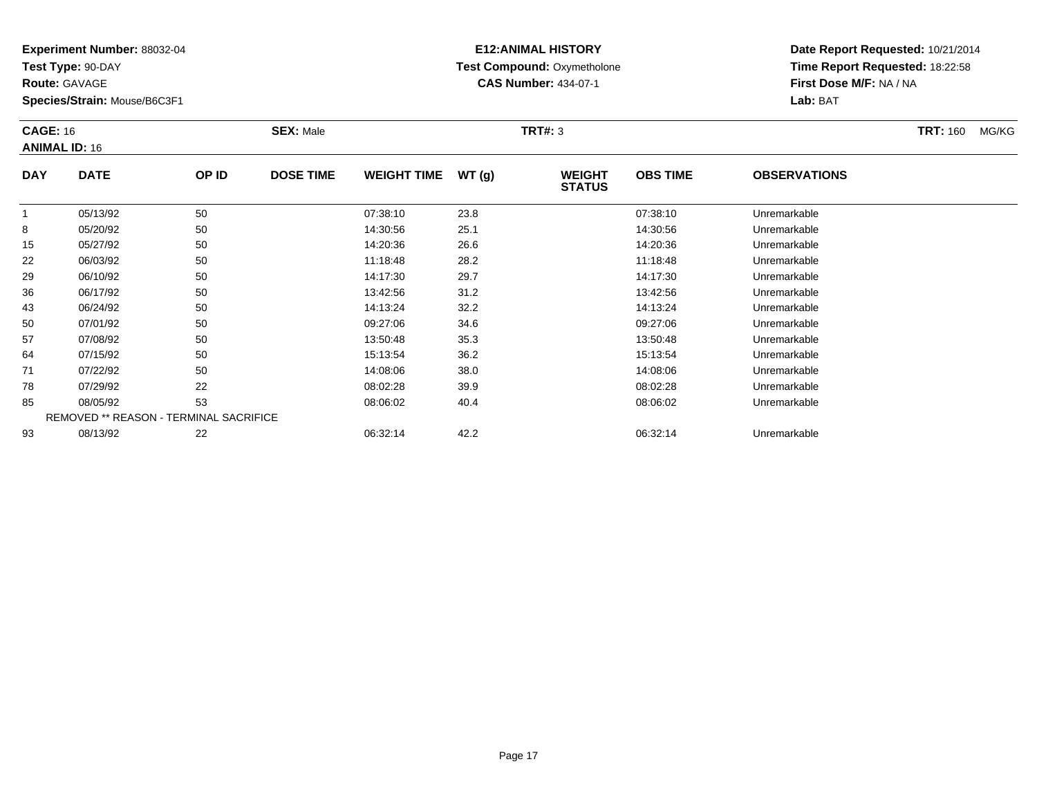**Experiment Number:** 88032-04
**Test Type:** 90-DAY
**Route:** GAVAGE
**Species/Strain:** Mouse/B6C3F1

**E12:ANIMAL HISTORY**
**Test Compound:** Oxymetholone
**CAS Number:** 434-07-1

**Date Report Requested:** 10/21/2014
**Time Report Requested:** 18:22:58
**First Dose M/F:** NA / NA
**Lab:** BAT

**CAGE:** 16 **SEX:** Male **TRT#:** 3 **TRT:** 160 MG/KG
**ANIMAL ID:** 16

| DAY | DATE | OP ID | DOSE TIME | WEIGHT TIME | WT (g) | WEIGHT STATUS | OBS TIME | OBSERVATIONS |
|---|---|---|---|---|---|---|---|---|
| 1 | 05/13/92 | 50 | | 07:38:10 | 23.8 | | 07:38:10 | Unremarkable |
| 8 | 05/20/92 | 50 | | 14:30:56 | 25.1 | | 14:30:56 | Unremarkable |
| 15 | 05/27/92 | 50 | | 14:20:36 | 26.6 | | 14:20:36 | Unremarkable |
| 22 | 06/03/92 | 50 | | 11:18:48 | 28.2 | | 11:18:48 | Unremarkable |
| 29 | 06/10/92 | 50 | | 14:17:30 | 29.7 | | 14:17:30 | Unremarkable |
| 36 | 06/17/92 | 50 | | 13:42:56 | 31.2 | | 13:42:56 | Unremarkable |
| 43 | 06/24/92 | 50 | | 14:13:24 | 32.2 | | 14:13:24 | Unremarkable |
| 50 | 07/01/92 | 50 | | 09:27:06 | 34.6 | | 09:27:06 | Unremarkable |
| 57 | 07/08/92 | 50 | | 13:50:48 | 35.3 | | 13:50:48 | Unremarkable |
| 64 | 07/15/92 | 50 | | 15:13:54 | 36.2 | | 15:13:54 | Unremarkable |
| 71 | 07/22/92 | 50 | | 14:08:06 | 38.0 | | 14:08:06 | Unremarkable |
| 78 | 07/29/92 | 22 | | 08:02:28 | 39.9 | | 08:02:28 | Unremarkable |
| 85 | 08/05/92 | 53 | | 08:06:02 | 40.4 | | 08:06:02 | Unremarkable |
| REMOVED ** REASON - TERMINAL SACRIFICE | | | | | | | | |
| 93 | 08/13/92 | 22 | | 06:32:14 | 42.2 | | 06:32:14 | Unremarkable |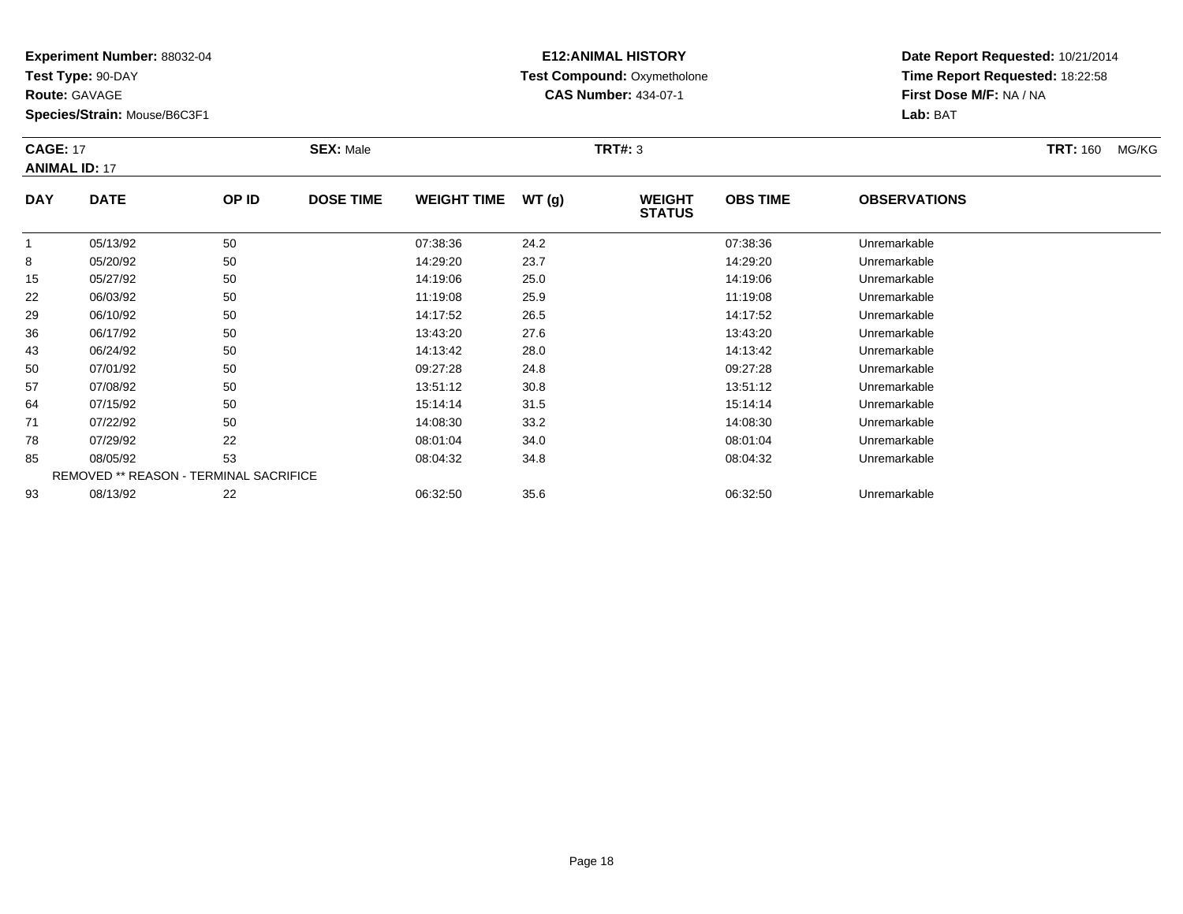**Experiment Number:** 88032-04
**Test Type:** 90-DAY
**Route:** GAVAGE
**Species/Strain:** Mouse/B6C3F1

**E12:ANIMAL HISTORY**
**Test Compound:** Oxymetholone
**CAS Number:** 434-07-1

**Date Report Requested:** 10/21/2014
**Time Report Requested:** 18:22:58
**First Dose M/F:** NA / NA
**Lab:** BAT

**CAGE:** 17 **SEX:** Male **TRT#:** 3 **TRT:** 160 MG/KG
**ANIMAL ID:** 17

| DAY | DATE | OP ID | DOSE TIME | WEIGHT TIME | WT (g) | WEIGHT STATUS | OBS TIME | OBSERVATIONS |
|---|---|---|---|---|---|---|---|---|
| 1 | 05/13/92 | 50 | | 07:38:36 | 24.2 | | 07:38:36 | Unremarkable |
| 8 | 05/20/92 | 50 | | 14:29:20 | 23.7 | | 14:29:20 | Unremarkable |
| 15 | 05/27/92 | 50 | | 14:19:06 | 25.0 | | 14:19:06 | Unremarkable |
| 22 | 06/03/92 | 50 | | 11:19:08 | 25.9 | | 11:19:08 | Unremarkable |
| 29 | 06/10/92 | 50 | | 14:17:52 | 26.5 | | 14:17:52 | Unremarkable |
| 36 | 06/17/92 | 50 | | 13:43:20 | 27.6 | | 13:43:20 | Unremarkable |
| 43 | 06/24/92 | 50 | | 14:13:42 | 28.0 | | 14:13:42 | Unremarkable |
| 50 | 07/01/92 | 50 | | 09:27:28 | 24.8 | | 09:27:28 | Unremarkable |
| 57 | 07/08/92 | 50 | | 13:51:12 | 30.8 | | 13:51:12 | Unremarkable |
| 64 | 07/15/92 | 50 | | 15:14:14 | 31.5 | | 15:14:14 | Unremarkable |
| 71 | 07/22/92 | 50 | | 14:08:30 | 33.2 | | 14:08:30 | Unremarkable |
| 78 | 07/29/92 | 22 | | 08:01:04 | 34.0 | | 08:01:04 | Unremarkable |
| 85 | 08/05/92 | 53 | | 08:04:32 | 34.8 | | 08:04:32 | Unremarkable |
| REMOVED ** REASON - TERMINAL SACRIFICE | | | | | | | | |
| 93 | 08/13/92 | 22 | | 06:32:50 | 35.6 | | 06:32:50 | Unremarkable |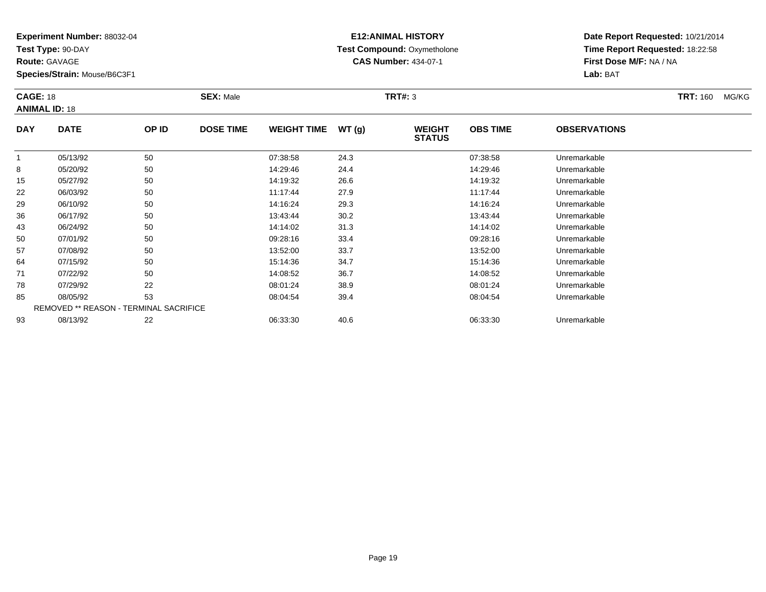**Experiment Number:** 88032-04
**Test Type:** 90-DAY
**Route:** GAVAGE
**Species/Strain:** Mouse/B6C3F1

**E12:ANIMAL HISTORY**
**Test Compound:** Oxymetholone
**CAS Number:** 434-07-1

**Date Report Requested:** 10/21/2014
**Time Report Requested:** 18:22:58
**First Dose M/F:** NA / NA
**Lab:** BAT

**CAGE:** 18 **SEX:** Male **TRT#:** 3 **TRT:** 160 MG/KG
**ANIMAL ID:** 18

| DAY | DATE | OP ID | DOSE TIME | WEIGHT TIME | WT (g) | WEIGHT STATUS | OBS TIME | OBSERVATIONS |
|---|---|---|---|---|---|---|---|---|
| 1 | 05/13/92 | 50 | | 07:38:58 | 24.3 | | 07:38:58 | Unremarkable |
| 8 | 05/20/92 | 50 | | 14:29:46 | 24.4 | | 14:29:46 | Unremarkable |
| 15 | 05/27/92 | 50 | | 14:19:32 | 26.6 | | 14:19:32 | Unremarkable |
| 22 | 06/03/92 | 50 | | 11:17:44 | 27.9 | | 11:17:44 | Unremarkable |
| 29 | 06/10/92 | 50 | | 14:16:24 | 29.3 | | 14:16:24 | Unremarkable |
| 36 | 06/17/92 | 50 | | 13:43:44 | 30.2 | | 13:43:44 | Unremarkable |
| 43 | 06/24/92 | 50 | | 14:14:02 | 31.3 | | 14:14:02 | Unremarkable |
| 50 | 07/01/92 | 50 | | 09:28:16 | 33.4 | | 09:28:16 | Unremarkable |
| 57 | 07/08/92 | 50 | | 13:52:00 | 33.7 | | 13:52:00 | Unremarkable |
| 64 | 07/15/92 | 50 | | 15:14:36 | 34.7 | | 15:14:36 | Unremarkable |
| 71 | 07/22/92 | 50 | | 14:08:52 | 36.7 | | 14:08:52 | Unremarkable |
| 78 | 07/29/92 | 22 | | 08:01:24 | 38.9 | | 08:01:24 | Unremarkable |
| 85 | 08/05/92 | 53 | | 08:04:54 | 39.4 | | 08:04:54 | Unremarkable |
| REMOVED ** REASON - TERMINAL SACRIFICE | | | | | | | | |
| 93 | 08/13/92 | 22 | | 06:33:30 | 40.6 | | 06:33:30 | Unremarkable |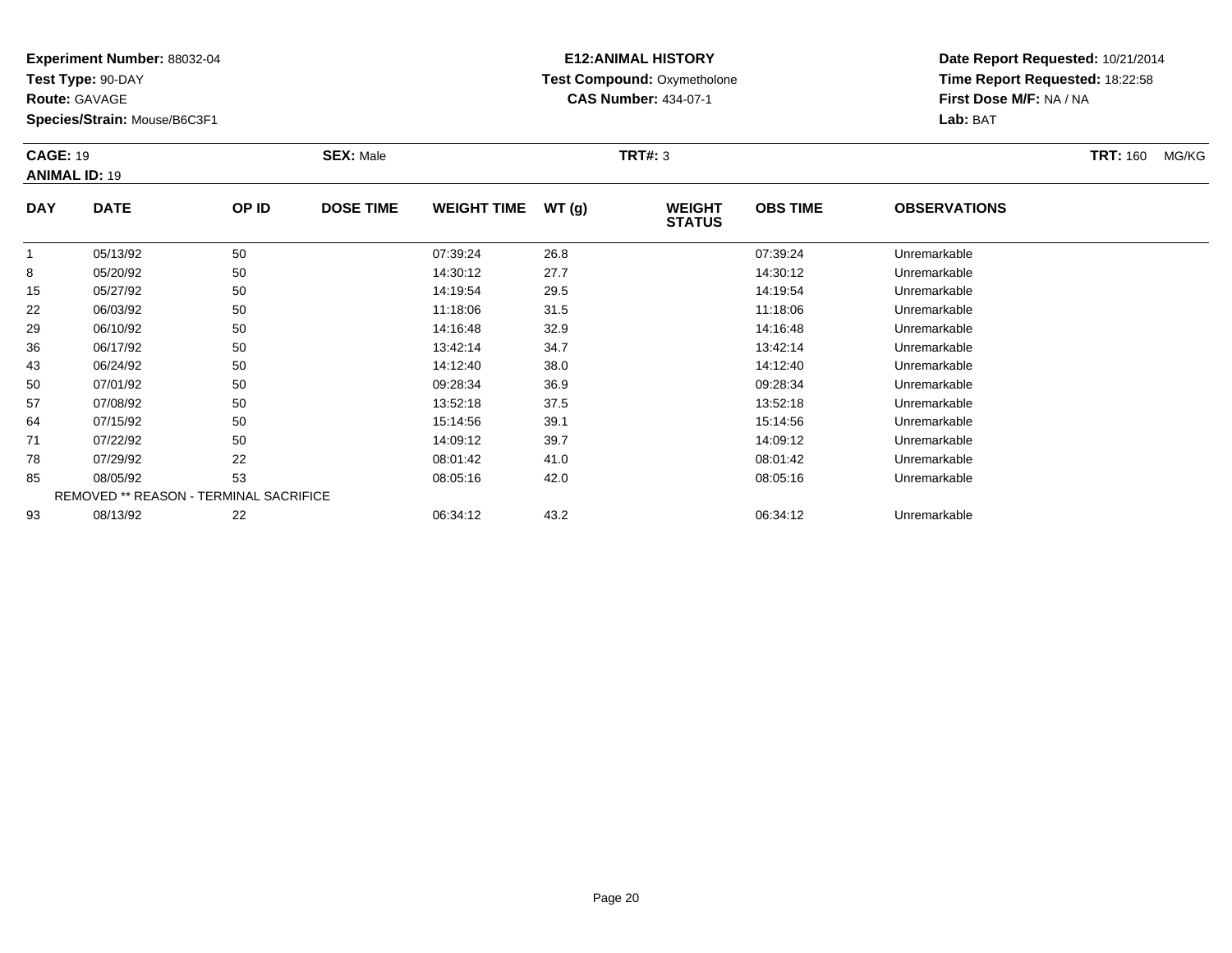**Experiment Number:** 88032-04
**Test Type:** 90-DAY
**Route:** GAVAGE
**Species/Strain:** Mouse/B6C3F1

**E12:ANIMAL HISTORY**
**Test Compound:** Oxymetholone
**CAS Number:** 434-07-1

**Date Report Requested:** 10/21/2014
**Time Report Requested:** 18:22:58
**First Dose M/F:** NA / NA
**Lab:** BAT

**CAGE:** 19 **SEX:** Male **TRT#:** 3 **TRT:** 160 MG/KG
**ANIMAL ID:** 19

| DAY | DATE | OP ID | DOSE TIME | WEIGHT TIME | WT (g) | WEIGHT STATUS | OBS TIME | OBSERVATIONS |
|---|---|---|---|---|---|---|---|---|
| 1 | 05/13/92 | 50 | | 07:39:24 | 26.8 | | 07:39:24 | Unremarkable |
| 8 | 05/20/92 | 50 | | 14:30:12 | 27.7 | | 14:30:12 | Unremarkable |
| 15 | 05/27/92 | 50 | | 14:19:54 | 29.5 | | 14:19:54 | Unremarkable |
| 22 | 06/03/92 | 50 | | 11:18:06 | 31.5 | | 11:18:06 | Unremarkable |
| 29 | 06/10/92 | 50 | | 14:16:48 | 32.9 | | 14:16:48 | Unremarkable |
| 36 | 06/17/92 | 50 | | 13:42:14 | 34.7 | | 13:42:14 | Unremarkable |
| 43 | 06/24/92 | 50 | | 14:12:40 | 38.0 | | 14:12:40 | Unremarkable |
| 50 | 07/01/92 | 50 | | 09:28:34 | 36.9 | | 09:28:34 | Unremarkable |
| 57 | 07/08/92 | 50 | | 13:52:18 | 37.5 | | 13:52:18 | Unremarkable |
| 64 | 07/15/92 | 50 | | 15:14:56 | 39.1 | | 15:14:56 | Unremarkable |
| 71 | 07/22/92 | 50 | | 14:09:12 | 39.7 | | 14:09:12 | Unremarkable |
| 78 | 07/29/92 | 22 | | 08:01:42 | 41.0 | | 08:01:42 | Unremarkable |
| 85 | 08/05/92 | 53 | | 08:05:16 | 42.0 | | 08:05:16 | Unremarkable |
| REMOVED ** REASON - TERMINAL SACRIFICE | | | | | | | | |
| 93 | 08/13/92 | 22 | | 06:34:12 | 43.2 | | 06:34:12 | Unremarkable |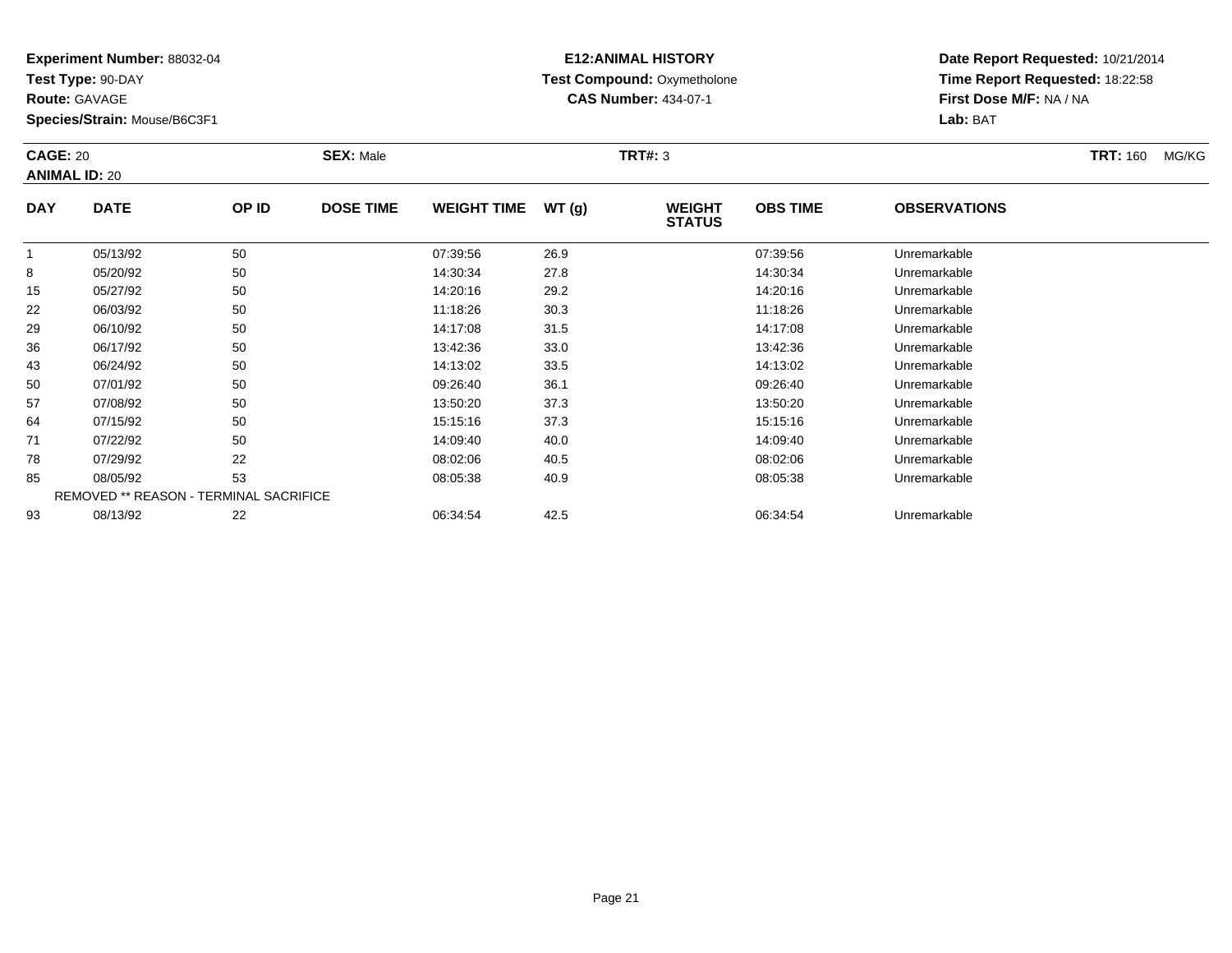**Experiment Number:** 88032-04
**Test Type:** 90-DAY
**Route:** GAVAGE
**Species/Strain:** Mouse/B6C3F1

**E12:ANIMAL HISTORY**
**Test Compound:** Oxymetholone
**CAS Number:** 434-07-1

**Date Report Requested:** 10/21/2014
**Time Report Requested:** 18:22:58
**First Dose M/F:** NA / NA
**Lab:** BAT

**CAGE:** 20 **SEX:** Male **TRT#:** 3 **TRT:** 160 MG/KG
**ANIMAL ID:** 20

| DAY | DATE | OP ID | DOSE TIME | WEIGHT TIME | WT (g) | WEIGHT STATUS | OBS TIME | OBSERVATIONS |
|---|---|---|---|---|---|---|---|---|
| 1 | 05/13/92 | 50 | | 07:39:56 | 26.9 | | 07:39:56 | Unremarkable |
| 8 | 05/20/92 | 50 | | 14:30:34 | 27.8 | | 14:30:34 | Unremarkable |
| 15 | 05/27/92 | 50 | | 14:20:16 | 29.2 | | 14:20:16 | Unremarkable |
| 22 | 06/03/92 | 50 | | 11:18:26 | 30.3 | | 11:18:26 | Unremarkable |
| 29 | 06/10/92 | 50 | | 14:17:08 | 31.5 | | 14:17:08 | Unremarkable |
| 36 | 06/17/92 | 50 | | 13:42:36 | 33.0 | | 13:42:36 | Unremarkable |
| 43 | 06/24/92 | 50 | | 14:13:02 | 33.5 | | 14:13:02 | Unremarkable |
| 50 | 07/01/92 | 50 | | 09:26:40 | 36.1 | | 09:26:40 | Unremarkable |
| 57 | 07/08/92 | 50 | | 13:50:20 | 37.3 | | 13:50:20 | Unremarkable |
| 64 | 07/15/92 | 50 | | 15:15:16 | 37.3 | | 15:15:16 | Unremarkable |
| 71 | 07/22/92 | 50 | | 14:09:40 | 40.0 | | 14:09:40 | Unremarkable |
| 78 | 07/29/92 | 22 | | 08:02:06 | 40.5 | | 08:02:06 | Unremarkable |
| 85 | 08/05/92 | 53 | | 08:05:38 | 40.9 | | 08:05:38 | Unremarkable |
| REMOVED ** REASON - TERMINAL SACRIFICE | | | | | | | | |
| 93 | 08/13/92 | 22 | | 06:34:54 | 42.5 | | 06:34:54 | Unremarkable |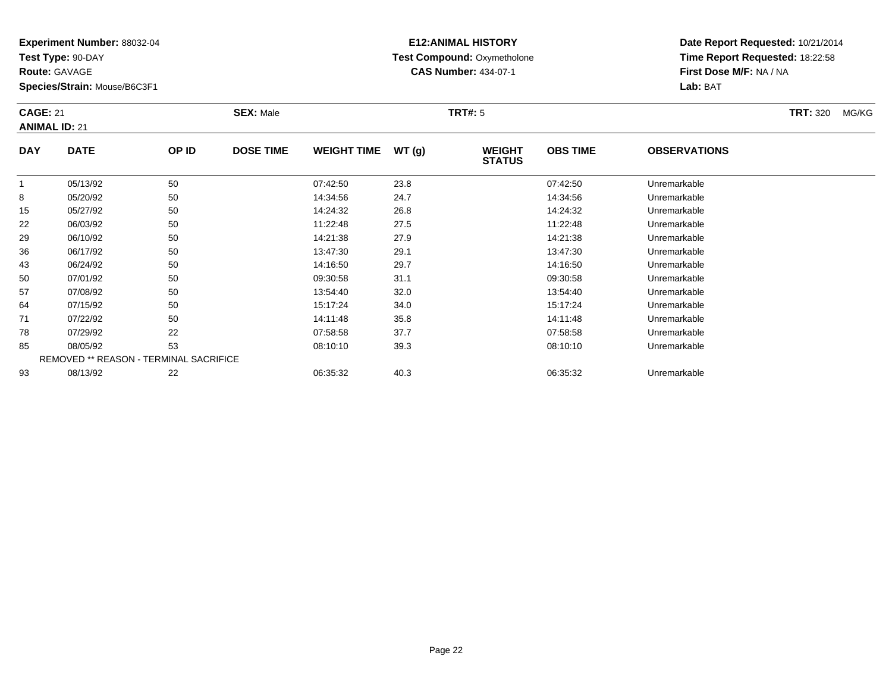**Experiment Number:** 88032-04
**Test Type:** 90-DAY
**Route:** GAVAGE
**Species/Strain:** Mouse/B6C3F1

**E12:ANIMAL HISTORY**
**Test Compound:** Oxymetholone
**CAS Number:** 434-07-1

**Date Report Requested:** 10/21/2014
**Time Report Requested:** 18:22:58
**First Dose M/F:** NA / NA
**Lab:** BAT

**CAGE:** 21 **SEX:** Male **TRT#:** 5 **TRT:** 320 MG/KG
**ANIMAL ID:** 21

| DAY | DATE | OP ID | DOSE TIME | WEIGHT TIME | WT (g) | WEIGHT STATUS | OBS TIME | OBSERVATIONS |
|---|---|---|---|---|---|---|---|---|
| 1 | 05/13/92 | 50 | | 07:42:50 | 23.8 | | 07:42:50 | Unremarkable |
| 8 | 05/20/92 | 50 | | 14:34:56 | 24.7 | | 14:34:56 | Unremarkable |
| 15 | 05/27/92 | 50 | | 14:24:32 | 26.8 | | 14:24:32 | Unremarkable |
| 22 | 06/03/92 | 50 | | 11:22:48 | 27.5 | | 11:22:48 | Unremarkable |
| 29 | 06/10/92 | 50 | | 14:21:38 | 27.9 | | 14:21:38 | Unremarkable |
| 36 | 06/17/92 | 50 | | 13:47:30 | 29.1 | | 13:47:30 | Unremarkable |
| 43 | 06/24/92 | 50 | | 14:16:50 | 29.7 | | 14:16:50 | Unremarkable |
| 50 | 07/01/92 | 50 | | 09:30:58 | 31.1 | | 09:30:58 | Unremarkable |
| 57 | 07/08/92 | 50 | | 13:54:40 | 32.0 | | 13:54:40 | Unremarkable |
| 64 | 07/15/92 | 50 | | 15:17:24 | 34.0 | | 15:17:24 | Unremarkable |
| 71 | 07/22/92 | 50 | | 14:11:48 | 35.8 | | 14:11:48 | Unremarkable |
| 78 | 07/29/92 | 22 | | 07:58:58 | 37.7 | | 07:58:58 | Unremarkable |
| 85 | 08/05/92 | 53 | | 08:10:10 | 39.3 | | 08:10:10 | Unremarkable |
| REMOVED ** REASON - TERMINAL SACRIFICE | | | | | | | | |
| 93 | 08/13/92 | 22 | | 06:35:32 | 40.3 | | 06:35:32 | Unremarkable |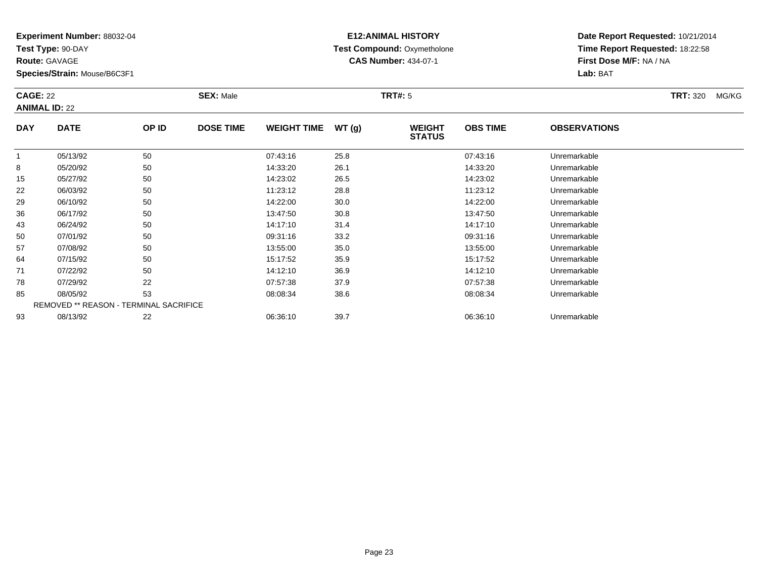**Experiment Number:** 88032-04
**Test Type:** 90-DAY
**Route:** GAVAGE
**Species/Strain:** Mouse/B6C3F1

**E12:ANIMAL HISTORY**
**Test Compound:** Oxymetholone
**CAS Number:** 434-07-1

**Date Report Requested:** 10/21/2014
**Time Report Requested:** 18:22:58
**First Dose M/F:** NA / NA
**Lab:** BAT

**CAGE:** 22 **SEX:** Male **TRT#:** 5 **TRT:** 320 MG/KG
**ANIMAL ID:** 22

| DAY | DATE | OP ID | DOSE TIME | WEIGHT TIME | WT (g) | WEIGHT STATUS | OBS TIME | OBSERVATIONS |
|---|---|---|---|---|---|---|---|---|
| 1 | 05/13/92 | 50 | | 07:43:16 | 25.8 | | 07:43:16 | Unremarkable |
| 8 | 05/20/92 | 50 | | 14:33:20 | 26.1 | | 14:33:20 | Unremarkable |
| 15 | 05/27/92 | 50 | | 14:23:02 | 26.5 | | 14:23:02 | Unremarkable |
| 22 | 06/03/92 | 50 | | 11:23:12 | 28.8 | | 11:23:12 | Unremarkable |
| 29 | 06/10/92 | 50 | | 14:22:00 | 30.0 | | 14:22:00 | Unremarkable |
| 36 | 06/17/92 | 50 | | 13:47:50 | 30.8 | | 13:47:50 | Unremarkable |
| 43 | 06/24/92 | 50 | | 14:17:10 | 31.4 | | 14:17:10 | Unremarkable |
| 50 | 07/01/92 | 50 | | 09:31:16 | 33.2 | | 09:31:16 | Unremarkable |
| 57 | 07/08/92 | 50 | | 13:55:00 | 35.0 | | 13:55:00 | Unremarkable |
| 64 | 07/15/92 | 50 | | 15:17:52 | 35.9 | | 15:17:52 | Unremarkable |
| 71 | 07/22/92 | 50 | | 14:12:10 | 36.9 | | 14:12:10 | Unremarkable |
| 78 | 07/29/92 | 22 | | 07:57:38 | 37.9 | | 07:57:38 | Unremarkable |
| 85 | 08/05/92 | 53 | | 08:08:34 | 38.6 | | 08:08:34 | Unremarkable |
| REMOVED ** REASON - TERMINAL SACRIFICE | | | | | | | | |
| 93 | 08/13/92 | 22 | | 06:36:10 | 39.7 | | 06:36:10 | Unremarkable |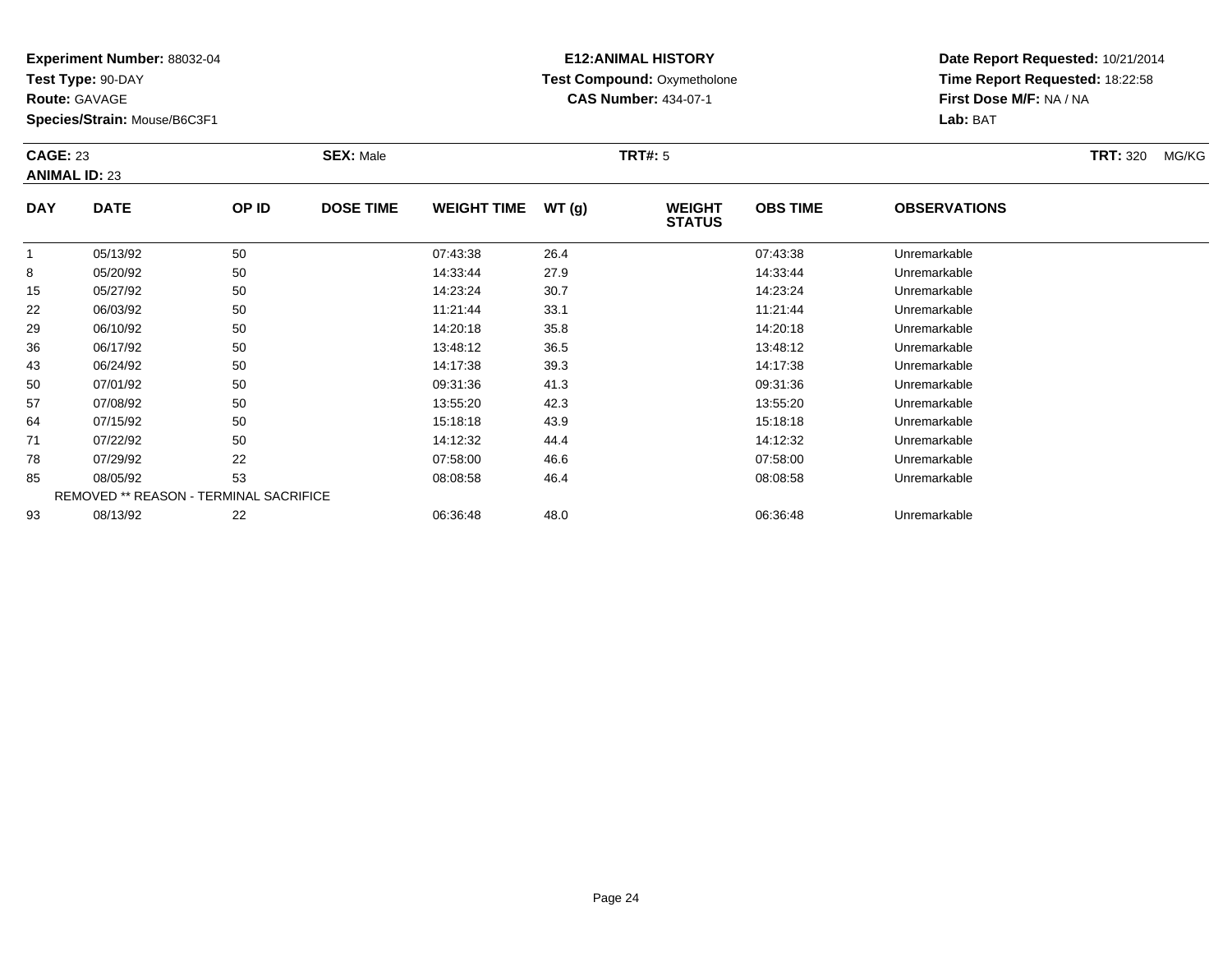**Experiment Number:** 88032-04
**Test Type:** 90-DAY
**Route:** GAVAGE
**Species/Strain:** Mouse/B6C3F1

**E12:ANIMAL HISTORY**
**Test Compound:** Oxymetholone
**CAS Number:** 434-07-1

**Date Report Requested:** 10/21/2014
**Time Report Requested:** 18:22:58
**First Dose M/F:** NA / NA
**Lab:** BAT

**CAGE:** 23 **SEX:** Male **TRT#:** 5 **TRT:** 320 MG/KG
**ANIMAL ID:** 23

| DAY | DATE | OP ID | DOSE TIME | WEIGHT TIME | WT (g) | WEIGHT STATUS | OBS TIME | OBSERVATIONS |
|---|---|---|---|---|---|---|---|---|
| 1 | 05/13/92 | 50 | | 07:43:38 | 26.4 | | 07:43:38 | Unremarkable |
| 8 | 05/20/92 | 50 | | 14:33:44 | 27.9 | | 14:33:44 | Unremarkable |
| 15 | 05/27/92 | 50 | | 14:23:24 | 30.7 | | 14:23:24 | Unremarkable |
| 22 | 06/03/92 | 50 | | 11:21:44 | 33.1 | | 11:21:44 | Unremarkable |
| 29 | 06/10/92 | 50 | | 14:20:18 | 35.8 | | 14:20:18 | Unremarkable |
| 36 | 06/17/92 | 50 | | 13:48:12 | 36.5 | | 13:48:12 | Unremarkable |
| 43 | 06/24/92 | 50 | | 14:17:38 | 39.3 | | 14:17:38 | Unremarkable |
| 50 | 07/01/92 | 50 | | 09:31:36 | 41.3 | | 09:31:36 | Unremarkable |
| 57 | 07/08/92 | 50 | | 13:55:20 | 42.3 | | 13:55:20 | Unremarkable |
| 64 | 07/15/92 | 50 | | 15:18:18 | 43.9 | | 15:18:18 | Unremarkable |
| 71 | 07/22/92 | 50 | | 14:12:32 | 44.4 | | 14:12:32 | Unremarkable |
| 78 | 07/29/92 | 22 | | 07:58:00 | 46.6 | | 07:58:00 | Unremarkable |
| 85 | 08/05/92 | 53 | | 08:08:58 | 46.4 | | 08:08:58 | Unremarkable |
| REMOVED ** REASON - TERMINAL SACRIFICE | | | | | | | | |
| 93 | 08/13/92 | 22 | | 06:36:48 | 48.0 | | 06:36:48 | Unremarkable |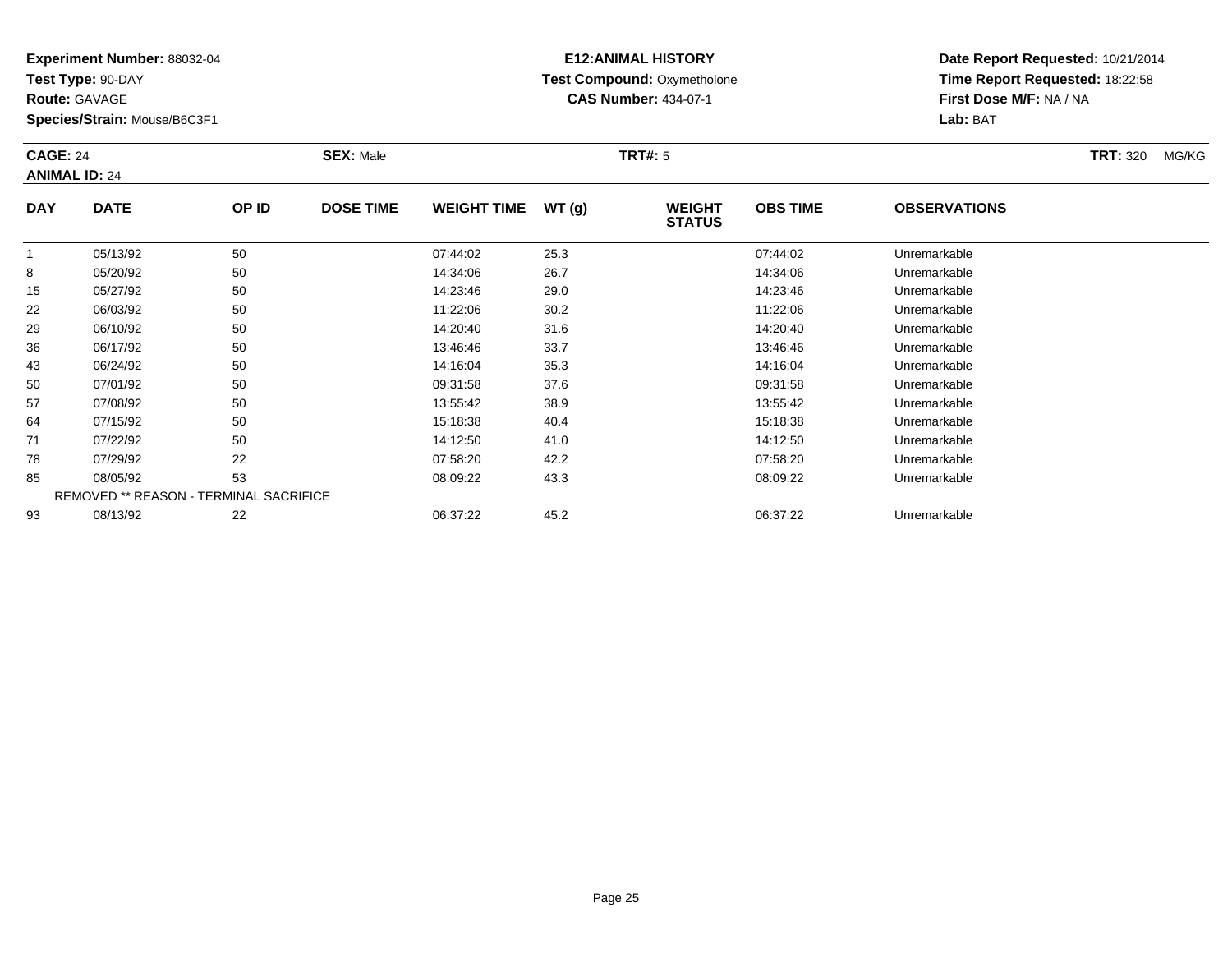**Experiment Number:** 88032-04
**Test Type:** 90-DAY
**Route:** GAVAGE
**Species/Strain:** Mouse/B6C3F1

**E12:ANIMAL HISTORY**
**Test Compound:** Oxymetholone
**CAS Number:** 434-07-1

**Date Report Requested:** 10/21/2014
**Time Report Requested:** 18:22:58
**First Dose M/F:** NA / NA
**Lab:** BAT

**CAGE:** 24 **SEX:** Male **TRT#:** 5 **TRT:** 320 MG/KG
**ANIMAL ID:** 24

| DAY | DATE | OP ID | DOSE TIME | WEIGHT TIME | WT (g) | WEIGHT STATUS | OBS TIME | OBSERVATIONS |
|---|---|---|---|---|---|---|---|---|
| 1 | 05/13/92 | 50 | | 07:44:02 | 25.3 | | 07:44:02 | Unremarkable |
| 8 | 05/20/92 | 50 | | 14:34:06 | 26.7 | | 14:34:06 | Unremarkable |
| 15 | 05/27/92 | 50 | | 14:23:46 | 29.0 | | 14:23:46 | Unremarkable |
| 22 | 06/03/92 | 50 | | 11:22:06 | 30.2 | | 11:22:06 | Unremarkable |
| 29 | 06/10/92 | 50 | | 14:20:40 | 31.6 | | 14:20:40 | Unremarkable |
| 36 | 06/17/92 | 50 | | 13:46:46 | 33.7 | | 13:46:46 | Unremarkable |
| 43 | 06/24/92 | 50 | | 14:16:04 | 35.3 | | 14:16:04 | Unremarkable |
| 50 | 07/01/92 | 50 | | 09:31:58 | 37.6 | | 09:31:58 | Unremarkable |
| 57 | 07/08/92 | 50 | | 13:55:42 | 38.9 | | 13:55:42 | Unremarkable |
| 64 | 07/15/92 | 50 | | 15:18:38 | 40.4 | | 15:18:38 | Unremarkable |
| 71 | 07/22/92 | 50 | | 14:12:50 | 41.0 | | 14:12:50 | Unremarkable |
| 78 | 07/29/92 | 22 | | 07:58:20 | 42.2 | | 07:58:20 | Unremarkable |
| 85 | 08/05/92 | 53 | | 08:09:22 | 43.3 | | 08:09:22 | Unremarkable |
| REMOVED ** REASON - TERMINAL SACRIFICE | | | | | | | | |
| 93 | 08/13/92 | 22 | | 06:37:22 | 45.2 | | 06:37:22 | Unremarkable |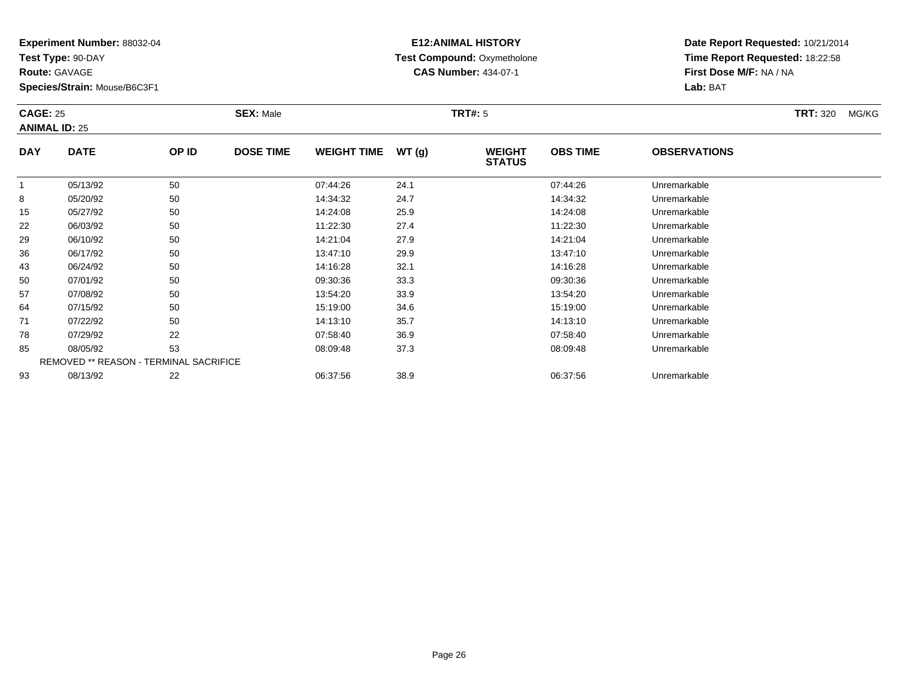**Experiment Number:** 88032-04
**Test Type:** 90-DAY
**Route:** GAVAGE
**Species/Strain:** Mouse/B6C3F1

**E12:ANIMAL HISTORY**
**Test Compound:** Oxymetholone
**CAS Number:** 434-07-1

**Date Report Requested:** 10/21/2014
**Time Report Requested:** 18:22:58
**First Dose M/F:** NA / NA
**Lab:** BAT

**CAGE:** 25 **SEX:** Male **TRT#:** 5 **TRT:** 320 MG/KG
**ANIMAL ID:** 25

| DAY | DATE | OP ID | DOSE TIME | WEIGHT TIME | WT (g) | WEIGHT STATUS | OBS TIME | OBSERVATIONS |
|---|---|---|---|---|---|---|---|---|
| 1 | 05/13/92 | 50 | | 07:44:26 | 24.1 | | 07:44:26 | Unremarkable |
| 8 | 05/20/92 | 50 | | 14:34:32 | 24.7 | | 14:34:32 | Unremarkable |
| 15 | 05/27/92 | 50 | | 14:24:08 | 25.9 | | 14:24:08 | Unremarkable |
| 22 | 06/03/92 | 50 | | 11:22:30 | 27.4 | | 11:22:30 | Unremarkable |
| 29 | 06/10/92 | 50 | | 14:21:04 | 27.9 | | 14:21:04 | Unremarkable |
| 36 | 06/17/92 | 50 | | 13:47:10 | 29.9 | | 13:47:10 | Unremarkable |
| 43 | 06/24/92 | 50 | | 14:16:28 | 32.1 | | 14:16:28 | Unremarkable |
| 50 | 07/01/92 | 50 | | 09:30:36 | 33.3 | | 09:30:36 | Unremarkable |
| 57 | 07/08/92 | 50 | | 13:54:20 | 33.9 | | 13:54:20 | Unremarkable |
| 64 | 07/15/92 | 50 | | 15:19:00 | 34.6 | | 15:19:00 | Unremarkable |
| 71 | 07/22/92 | 50 | | 14:13:10 | 35.7 | | 14:13:10 | Unremarkable |
| 78 | 07/29/92 | 22 | | 07:58:40 | 36.9 | | 07:58:40 | Unremarkable |
| 85 | 08/05/92 | 53 | | 08:09:48 | 37.3 | | 08:09:48 | Unremarkable |
| REMOVED ** REASON - TERMINAL SACRIFICE | | | | | | | | |
| 93 | 08/13/92 | 22 | | 06:37:56 | 38.9 | | 06:37:56 | Unremarkable |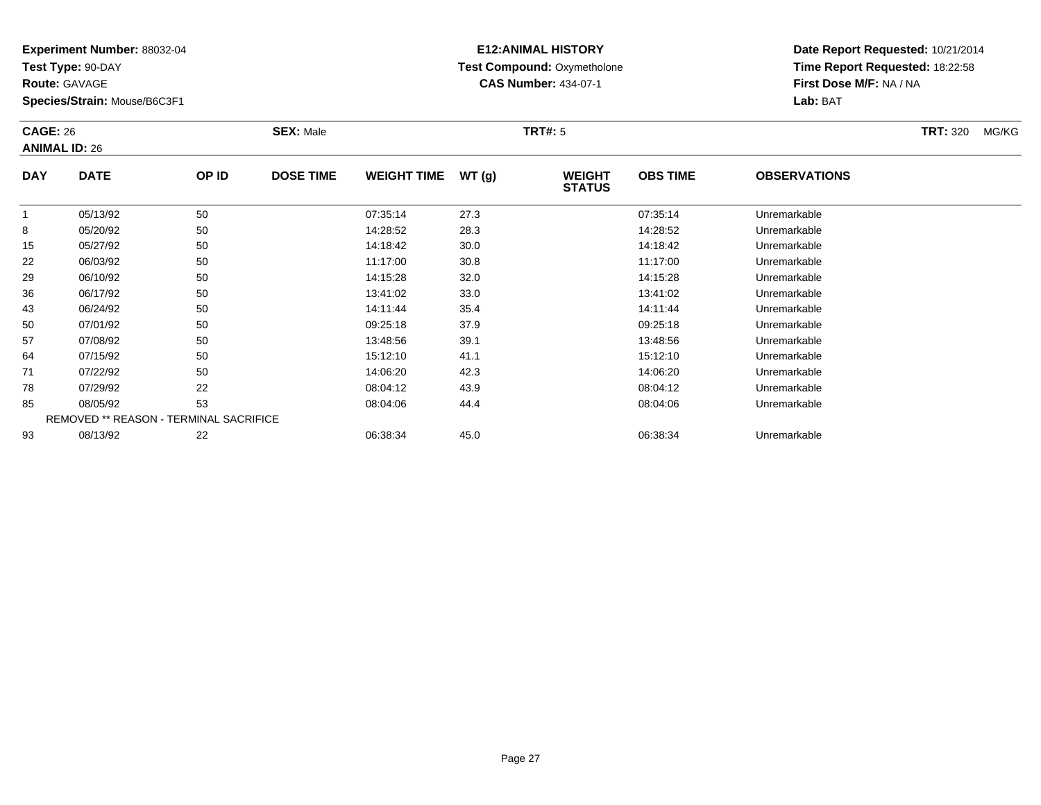**Experiment Number:** 88032-04
**Test Type:** 90-DAY
**Route:** GAVAGE
**Species/Strain:** Mouse/B6C3F1

**E12:ANIMAL HISTORY**
**Test Compound:** Oxymetholone
**CAS Number:** 434-07-1

**Date Report Requested:** 10/21/2014
**Time Report Requested:** 18:22:58
**First Dose M/F:** NA / NA
**Lab:** BAT

**CAGE:** 26 **SEX:** Male **TRT#:** 5 **TRT:** 320 MG/KG
**ANIMAL ID:** 26

| DAY | DATE | OP ID | DOSE TIME | WEIGHT TIME | WT (g) | WEIGHT STATUS | OBS TIME | OBSERVATIONS |
|---|---|---|---|---|---|---|---|---|
| 1 | 05/13/92 | 50 | | 07:35:14 | 27.3 | | 07:35:14 | Unremarkable |
| 8 | 05/20/92 | 50 | | 14:28:52 | 28.3 | | 14:28:52 | Unremarkable |
| 15 | 05/27/92 | 50 | | 14:18:42 | 30.0 | | 14:18:42 | Unremarkable |
| 22 | 06/03/92 | 50 | | 11:17:00 | 30.8 | | 11:17:00 | Unremarkable |
| 29 | 06/10/92 | 50 | | 14:15:28 | 32.0 | | 14:15:28 | Unremarkable |
| 36 | 06/17/92 | 50 | | 13:41:02 | 33.0 | | 13:41:02 | Unremarkable |
| 43 | 06/24/92 | 50 | | 14:11:44 | 35.4 | | 14:11:44 | Unremarkable |
| 50 | 07/01/92 | 50 | | 09:25:18 | 37.9 | | 09:25:18 | Unremarkable |
| 57 | 07/08/92 | 50 | | 13:48:56 | 39.1 | | 13:48:56 | Unremarkable |
| 64 | 07/15/92 | 50 | | 15:12:10 | 41.1 | | 15:12:10 | Unremarkable |
| 71 | 07/22/92 | 50 | | 14:06:20 | 42.3 | | 14:06:20 | Unremarkable |
| 78 | 07/29/92 | 22 | | 08:04:12 | 43.9 | | 08:04:12 | Unremarkable |
| 85 | 08/05/92 | 53 | | 08:04:06 | 44.4 | | 08:04:06 | Unremarkable |
| REMOVED ** REASON - TERMINAL SACRIFICE | | | | | | | | |
| 93 | 08/13/92 | 22 | | 06:38:34 | 45.0 | | 06:38:34 | Unremarkable |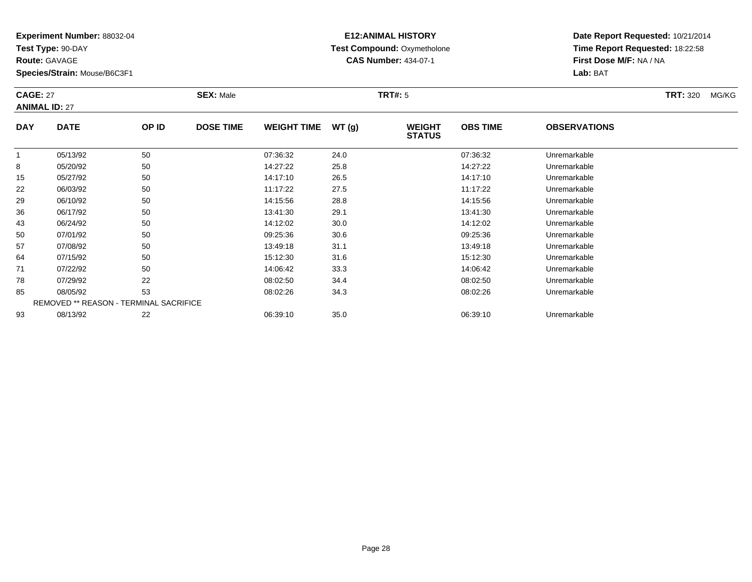**Experiment Number:** 88032-04
**Test Type:** 90-DAY
**Route:** GAVAGE
**Species/Strain:** Mouse/B6C3F1

**E12:ANIMAL HISTORY**
**Test Compound:** Oxymetholone
**CAS Number:** 434-07-1

**Date Report Requested:** 10/21/2014
**Time Report Requested:** 18:22:58
**First Dose M/F:** NA / NA
**Lab:** BAT

**CAGE:** 27 **SEX:** Male **TRT#:** 5 **TRT:** 320 MG/KG
**ANIMAL ID:** 27

| DAY | DATE | OP ID | DOSE TIME | WEIGHT TIME | WT (g) | WEIGHT STATUS | OBS TIME | OBSERVATIONS |
|---|---|---|---|---|---|---|---|---|
| 1 | 05/13/92 | 50 | | 07:36:32 | 24.0 | | 07:36:32 | Unremarkable |
| 8 | 05/20/92 | 50 | | 14:27:22 | 25.8 | | 14:27:22 | Unremarkable |
| 15 | 05/27/92 | 50 | | 14:17:10 | 26.5 | | 14:17:10 | Unremarkable |
| 22 | 06/03/92 | 50 | | 11:17:22 | 27.5 | | 11:17:22 | Unremarkable |
| 29 | 06/10/92 | 50 | | 14:15:56 | 28.8 | | 14:15:56 | Unremarkable |
| 36 | 06/17/92 | 50 | | 13:41:30 | 29.1 | | 13:41:30 | Unremarkable |
| 43 | 06/24/92 | 50 | | 14:12:02 | 30.0 | | 14:12:02 | Unremarkable |
| 50 | 07/01/92 | 50 | | 09:25:36 | 30.6 | | 09:25:36 | Unremarkable |
| 57 | 07/08/92 | 50 | | 13:49:18 | 31.1 | | 13:49:18 | Unremarkable |
| 64 | 07/15/92 | 50 | | 15:12:30 | 31.6 | | 15:12:30 | Unremarkable |
| 71 | 07/22/92 | 50 | | 14:06:42 | 33.3 | | 14:06:42 | Unremarkable |
| 78 | 07/29/92 | 22 | | 08:02:50 | 34.4 | | 08:02:50 | Unremarkable |
| 85 | 08/05/92 | 53 | | 08:02:26 | 34.3 | | 08:02:26 | Unremarkable |
| REMOVED ** REASON - TERMINAL SACRIFICE | | | | | | | | |
| 93 | 08/13/92 | 22 | | 06:39:10 | 35.0 | | 06:39:10 | Unremarkable |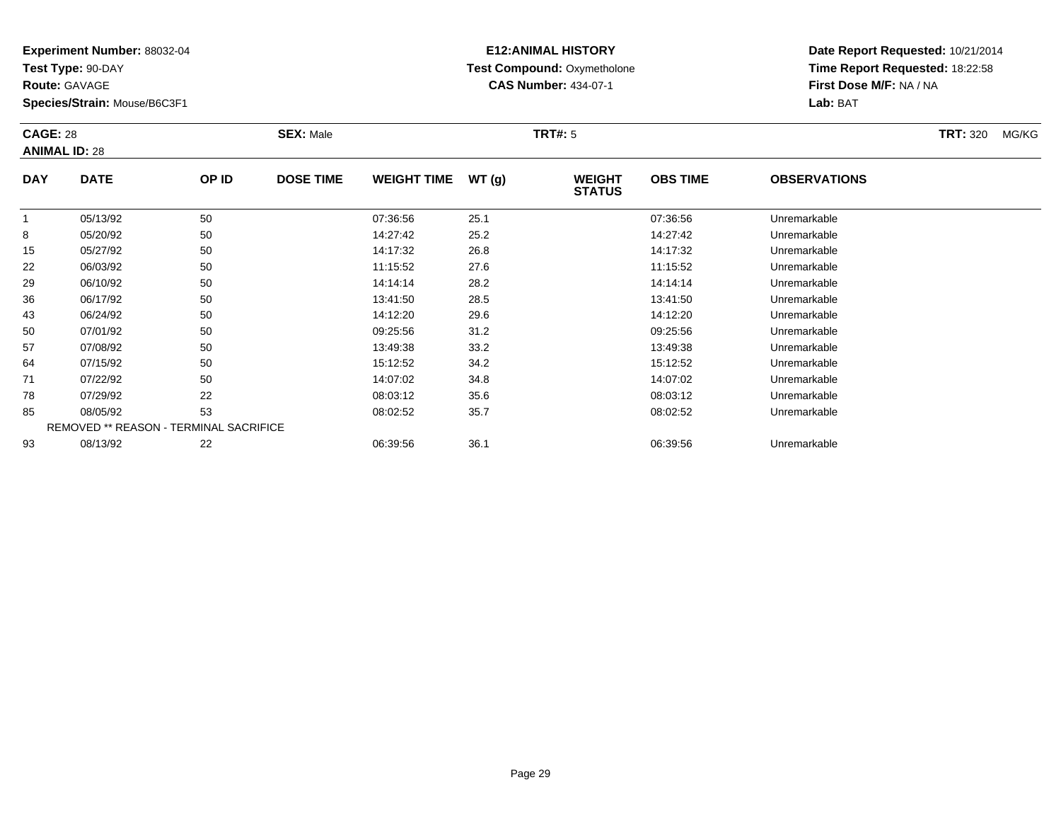**Experiment Number:** 88032-04
**Test Type:** 90-DAY
**Route:** GAVAGE
**Species/Strain:** Mouse/B6C3F1

**E12:ANIMAL HISTORY**
**Test Compound:** Oxymetholone
**CAS Number:** 434-07-1

**Date Report Requested:** 10/21/2014
**Time Report Requested:** 18:22:58
**First Dose M/F:** NA / NA
**Lab:** BAT

**CAGE:** 28 **SEX:** Male **TRT#:** 5 **TRT:** 320 MG/KG
**ANIMAL ID:** 28

| DAY | DATE | OP ID | DOSE TIME | WEIGHT TIME | WT (g) | WEIGHT STATUS | OBS TIME | OBSERVATIONS |
|---|---|---|---|---|---|---|---|---|
| 1 | 05/13/92 | 50 | | 07:36:56 | 25.1 | | 07:36:56 | Unremarkable |
| 8 | 05/20/92 | 50 | | 14:27:42 | 25.2 | | 14:27:42 | Unremarkable |
| 15 | 05/27/92 | 50 | | 14:17:32 | 26.8 | | 14:17:32 | Unremarkable |
| 22 | 06/03/92 | 50 | | 11:15:52 | 27.6 | | 11:15:52 | Unremarkable |
| 29 | 06/10/92 | 50 | | 14:14:14 | 28.2 | | 14:14:14 | Unremarkable |
| 36 | 06/17/92 | 50 | | 13:41:50 | 28.5 | | 13:41:50 | Unremarkable |
| 43 | 06/24/92 | 50 | | 14:12:20 | 29.6 | | 14:12:20 | Unremarkable |
| 50 | 07/01/92 | 50 | | 09:25:56 | 31.2 | | 09:25:56 | Unremarkable |
| 57 | 07/08/92 | 50 | | 13:49:38 | 33.2 | | 13:49:38 | Unremarkable |
| 64 | 07/15/92 | 50 | | 15:12:52 | 34.2 | | 15:12:52 | Unremarkable |
| 71 | 07/22/92 | 50 | | 14:07:02 | 34.8 | | 14:07:02 | Unremarkable |
| 78 | 07/29/92 | 22 | | 08:03:12 | 35.6 | | 08:03:12 | Unremarkable |
| 85 | 08/05/92 | 53 | | 08:02:52 | 35.7 | | 08:02:52 | Unremarkable |
| REMOVED ** REASON - TERMINAL SACRIFICE | | | | | | | | |
| 93 | 08/13/92 | 22 | | 06:39:56 | 36.1 | | 06:39:56 | Unremarkable |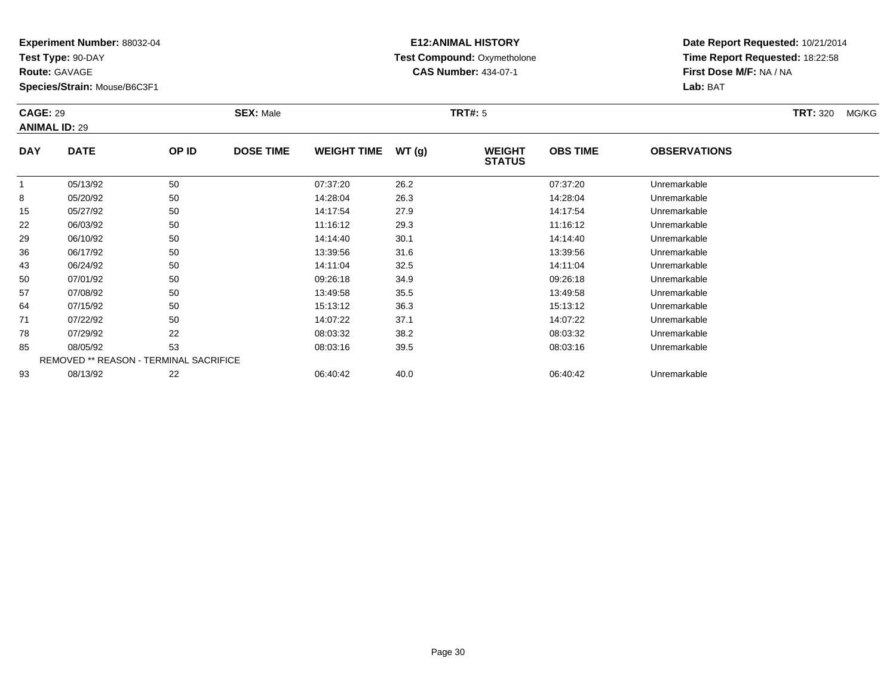**Experiment Number:** 88032-04
**Test Type:** 90-DAY
**Route:** GAVAGE
**Species/Strain:** Mouse/B6C3F1

**E12:ANIMAL HISTORY**
**Test Compound:** Oxymetholone
**CAS Number:** 434-07-1

**Date Report Requested:** 10/21/2014
**Time Report Requested:** 18:22:58
**First Dose M/F:** NA / NA
**Lab:** BAT

**CAGE:** 29 **SEX:** Male **TRT#:** 5 **TRT:** 320 MG/KG
**ANIMAL ID:** 29

| DAY | DATE | OP ID | DOSE TIME | WEIGHT TIME | WT (g) | WEIGHT STATUS | OBS TIME | OBSERVATIONS |
|---|---|---|---|---|---|---|---|---|
| 1 | 05/13/92 | 50 | | 07:37:20 | 26.2 | | 07:37:20 | Unremarkable |
| 8 | 05/20/92 | 50 | | 14:28:04 | 26.3 | | 14:28:04 | Unremarkable |
| 15 | 05/27/92 | 50 | | 14:17:54 | 27.9 | | 14:17:54 | Unremarkable |
| 22 | 06/03/92 | 50 | | 11:16:12 | 29.3 | | 11:16:12 | Unremarkable |
| 29 | 06/10/92 | 50 | | 14:14:40 | 30.1 | | 14:14:40 | Unremarkable |
| 36 | 06/17/92 | 50 | | 13:39:56 | 31.6 | | 13:39:56 | Unremarkable |
| 43 | 06/24/92 | 50 | | 14:11:04 | 32.5 | | 14:11:04 | Unremarkable |
| 50 | 07/01/92 | 50 | | 09:26:18 | 34.9 | | 09:26:18 | Unremarkable |
| 57 | 07/08/92 | 50 | | 13:49:58 | 35.5 | | 13:49:58 | Unremarkable |
| 64 | 07/15/92 | 50 | | 15:13:12 | 36.3 | | 15:13:12 | Unremarkable |
| 71 | 07/22/92 | 50 | | 14:07:22 | 37.1 | | 14:07:22 | Unremarkable |
| 78 | 07/29/92 | 22 | | 08:03:32 | 38.2 | | 08:03:32 | Unremarkable |
| 85 | 08/05/92 | 53 | | 08:03:16 | 39.5 | | 08:03:16 | Unremarkable |
| REMOVED ** REASON - TERMINAL SACRIFICE | | | | | | | | |
| 93 | 08/13/92 | 22 | | 06:40:42 | 40.0 | | 06:40:42 | Unremarkable |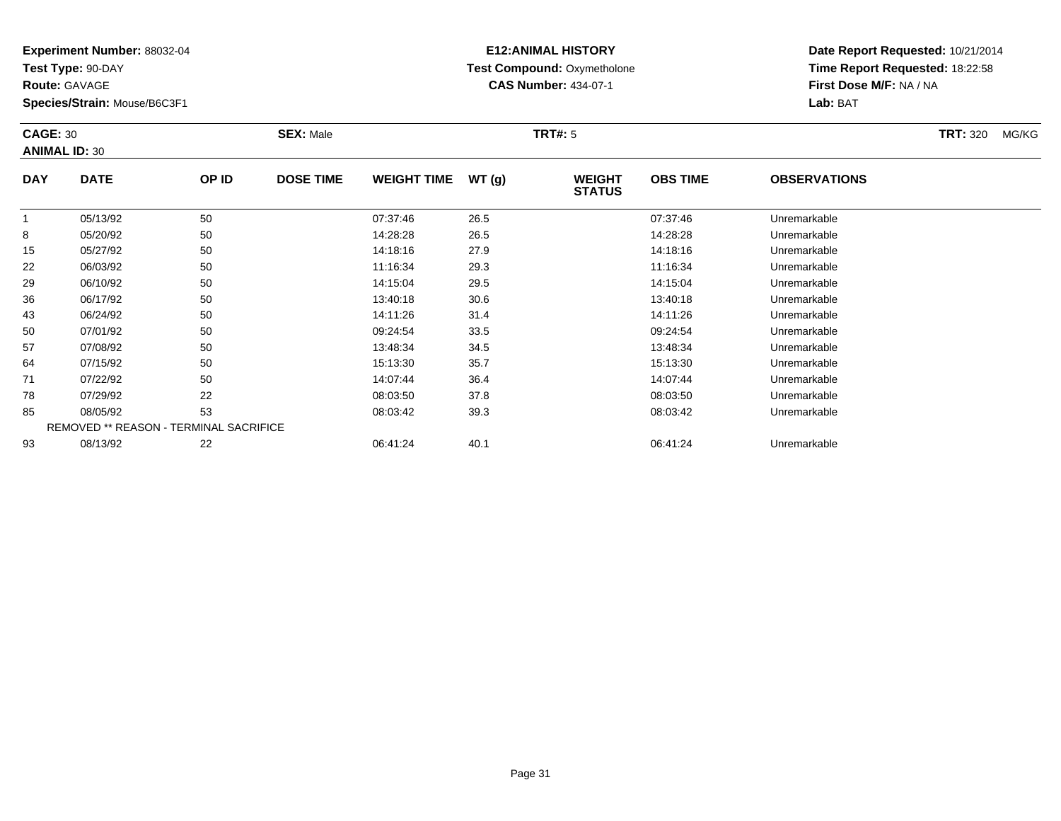**Experiment Number:** 88032-04
**Test Type:** 90-DAY
**Route:** GAVAGE
**Species/Strain:** Mouse/B6C3F1

**E12:ANIMAL HISTORY**
**Test Compound:** Oxymetholone
**CAS Number:** 434-07-1

**Date Report Requested:** 10/21/2014
**Time Report Requested:** 18:22:58
**First Dose M/F:** NA / NA
**Lab:** BAT

**CAGE:** 30 **SEX:** Male **TRT#:** 5 **TRT:** 320 MG/KG
**ANIMAL ID:** 30

| DAY | DATE | OP ID | DOSE TIME | WEIGHT TIME | WT (g) | WEIGHT STATUS | OBS TIME | OBSERVATIONS |
|---|---|---|---|---|---|---|---|---|
| 1 | 05/13/92 | 50 | | 07:37:46 | 26.5 | | 07:37:46 | Unremarkable |
| 8 | 05/20/92 | 50 | | 14:28:28 | 26.5 | | 14:28:28 | Unremarkable |
| 15 | 05/27/92 | 50 | | 14:18:16 | 27.9 | | 14:18:16 | Unremarkable |
| 22 | 06/03/92 | 50 | | 11:16:34 | 29.3 | | 11:16:34 | Unremarkable |
| 29 | 06/10/92 | 50 | | 14:15:04 | 29.5 | | 14:15:04 | Unremarkable |
| 36 | 06/17/92 | 50 | | 13:40:18 | 30.6 | | 13:40:18 | Unremarkable |
| 43 | 06/24/92 | 50 | | 14:11:26 | 31.4 | | 14:11:26 | Unremarkable |
| 50 | 07/01/92 | 50 | | 09:24:54 | 33.5 | | 09:24:54 | Unremarkable |
| 57 | 07/08/92 | 50 | | 13:48:34 | 34.5 | | 13:48:34 | Unremarkable |
| 64 | 07/15/92 | 50 | | 15:13:30 | 35.7 | | 15:13:30 | Unremarkable |
| 71 | 07/22/92 | 50 | | 14:07:44 | 36.4 | | 14:07:44 | Unremarkable |
| 78 | 07/29/92 | 22 | | 08:03:50 | 37.8 | | 08:03:50 | Unremarkable |
| 85 | 08/05/92 | 53 | | 08:03:42 | 39.3 | | 08:03:42 | Unremarkable |
| REMOVED ** REASON - TERMINAL SACRIFICE | | | | | | | | |
| 93 | 08/13/92 | 22 | | 06:41:24 | 40.1 | | 06:41:24 | Unremarkable |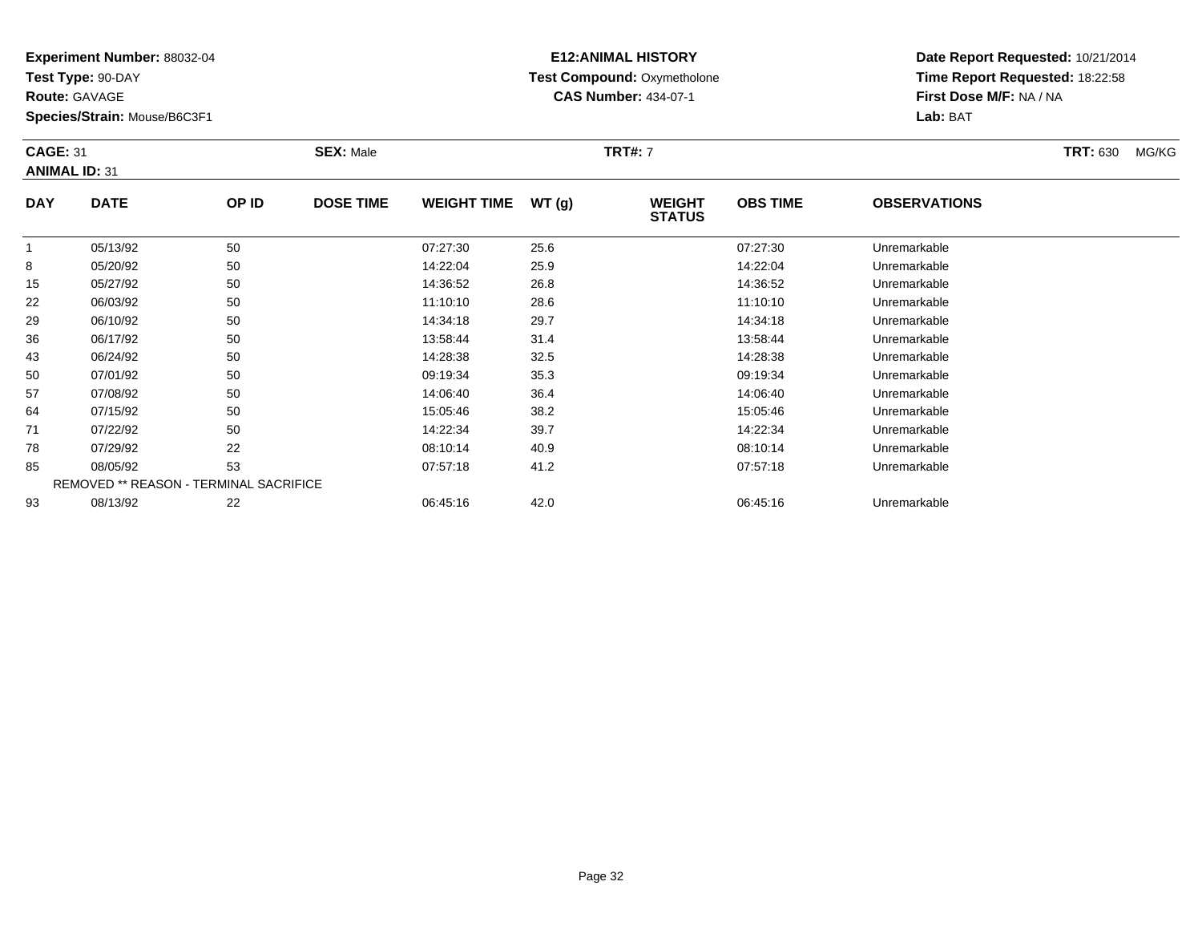**Experiment Number:** 88032-04
**Test Type:** 90-DAY
**Route:** GAVAGE
**Species/Strain:** Mouse/B6C3F1

**E12:ANIMAL HISTORY**
**Test Compound:** Oxymetholone
**CAS Number:** 434-07-1

**Date Report Requested:** 10/21/2014
**Time Report Requested:** 18:22:58
**First Dose M/F:** NA / NA
**Lab:** BAT

**CAGE:** 31 **SEX:** Male **TRT#:** 7 **TRT:** 630 MG/KG
**ANIMAL ID:** 31

| DAY | DATE | OP ID | DOSE TIME | WEIGHT TIME | WT (g) | WEIGHT STATUS | OBS TIME | OBSERVATIONS |
|---|---|---|---|---|---|---|---|---|
| 1 | 05/13/92 | 50 | | 07:27:30 | 25.6 | | 07:27:30 | Unremarkable |
| 8 | 05/20/92 | 50 | | 14:22:04 | 25.9 | | 14:22:04 | Unremarkable |
| 15 | 05/27/92 | 50 | | 14:36:52 | 26.8 | | 14:36:52 | Unremarkable |
| 22 | 06/03/92 | 50 | | 11:10:10 | 28.6 | | 11:10:10 | Unremarkable |
| 29 | 06/10/92 | 50 | | 14:34:18 | 29.7 | | 14:34:18 | Unremarkable |
| 36 | 06/17/92 | 50 | | 13:58:44 | 31.4 | | 13:58:44 | Unremarkable |
| 43 | 06/24/92 | 50 | | 14:28:38 | 32.5 | | 14:28:38 | Unremarkable |
| 50 | 07/01/92 | 50 | | 09:19:34 | 35.3 | | 09:19:34 | Unremarkable |
| 57 | 07/08/92 | 50 | | 14:06:40 | 36.4 | | 14:06:40 | Unremarkable |
| 64 | 07/15/92 | 50 | | 15:05:46 | 38.2 | | 15:05:46 | Unremarkable |
| 71 | 07/22/92 | 50 | | 14:22:34 | 39.7 | | 14:22:34 | Unremarkable |
| 78 | 07/29/92 | 22 | | 08:10:14 | 40.9 | | 08:10:14 | Unremarkable |
| 85 | 08/05/92 | 53 | | 07:57:18 | 41.2 | | 07:57:18 | Unremarkable |
| REMOVED ** REASON - TERMINAL SACRIFICE | | | | | | | | |
| 93 | 08/13/92 | 22 | | 06:45:16 | 42.0 | | 06:45:16 | Unremarkable |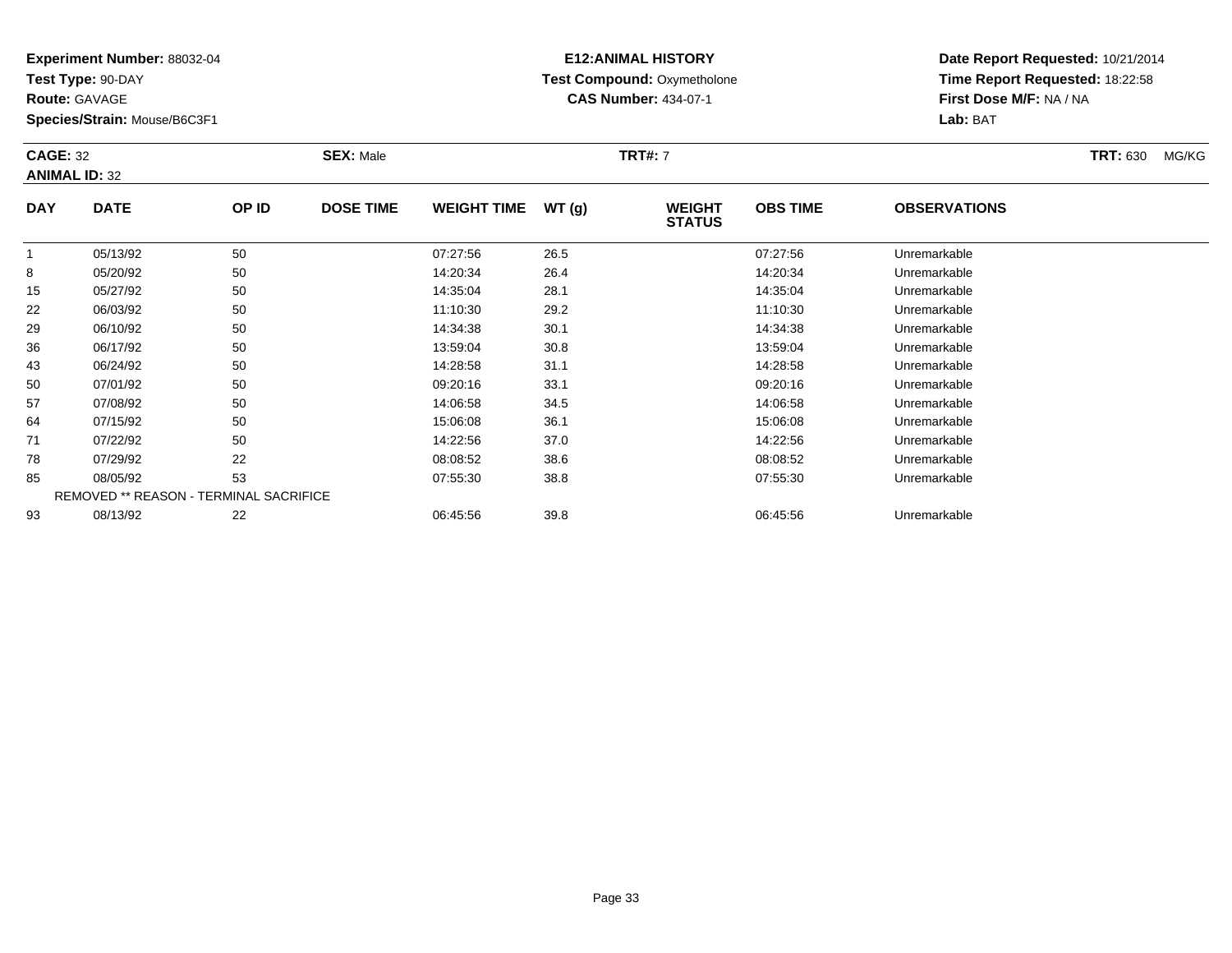**Experiment Number:** 88032-04
**Test Type:** 90-DAY
**Route:** GAVAGE
**Species/Strain:** Mouse/B6C3F1

**E12:ANIMAL HISTORY**
**Test Compound:** Oxymetholone
**CAS Number:** 434-07-1

**Date Report Requested:** 10/21/2014
**Time Report Requested:** 18:22:58
**First Dose M/F:** NA / NA
**Lab:** BAT

**CAGE:** 32 **SEX:** Male **TRT#:** 7 **TRT:** 630 MG/KG
**ANIMAL ID:** 32

| DAY | DATE | OP ID | DOSE TIME | WEIGHT TIME | WT (g) | WEIGHT STATUS | OBS TIME | OBSERVATIONS |
|---|---|---|---|---|---|---|---|---|
| 1 | 05/13/92 | 50 | | 07:27:56 | 26.5 | | 07:27:56 | Unremarkable |
| 8 | 05/20/92 | 50 | | 14:20:34 | 26.4 | | 14:20:34 | Unremarkable |
| 15 | 05/27/92 | 50 | | 14:35:04 | 28.1 | | 14:35:04 | Unremarkable |
| 22 | 06/03/92 | 50 | | 11:10:30 | 29.2 | | 11:10:30 | Unremarkable |
| 29 | 06/10/92 | 50 | | 14:34:38 | 30.1 | | 14:34:38 | Unremarkable |
| 36 | 06/17/92 | 50 | | 13:59:04 | 30.8 | | 13:59:04 | Unremarkable |
| 43 | 06/24/92 | 50 | | 14:28:58 | 31.1 | | 14:28:58 | Unremarkable |
| 50 | 07/01/92 | 50 | | 09:20:16 | 33.1 | | 09:20:16 | Unremarkable |
| 57 | 07/08/92 | 50 | | 14:06:58 | 34.5 | | 14:06:58 | Unremarkable |
| 64 | 07/15/92 | 50 | | 15:06:08 | 36.1 | | 15:06:08 | Unremarkable |
| 71 | 07/22/92 | 50 | | 14:22:56 | 37.0 | | 14:22:56 | Unremarkable |
| 78 | 07/29/92 | 22 | | 08:08:52 | 38.6 | | 08:08:52 | Unremarkable |
| 85 | 08/05/92 | 53 | | 07:55:30 | 38.8 | | 07:55:30 | Unremarkable |
| REMOVED ** REASON - TERMINAL SACRIFICE | | | | | | | | |
| 93 | 08/13/92 | 22 | | 06:45:56 | 39.8 | | 06:45:56 | Unremarkable |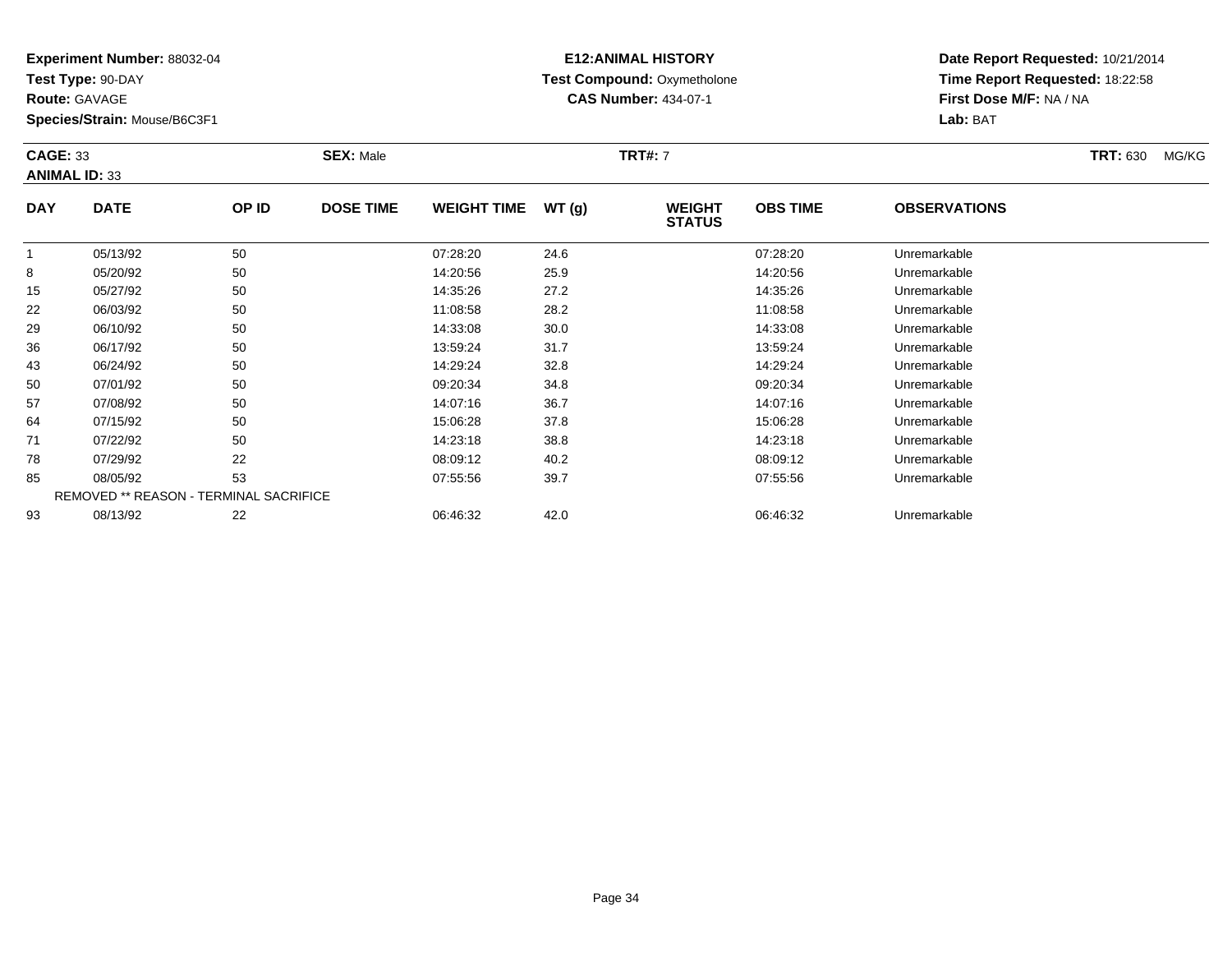**Experiment Number:** 88032-04
**Test Type:** 90-DAY
**Route:** GAVAGE
**Species/Strain:** Mouse/B6C3F1

**E12:ANIMAL HISTORY**
**Test Compound:** Oxymetholone
**CAS Number:** 434-07-1

**Date Report Requested:** 10/21/2014
**Time Report Requested:** 18:22:58
**First Dose M/F:** NA / NA
**Lab:** BAT

**CAGE:** 33 **SEX:** Male **TRT#:** 7 **TRT:** 630 MG/KG
**ANIMAL ID:** 33

| DAY | DATE | OP ID | DOSE TIME | WEIGHT TIME | WT (g) | WEIGHT STATUS | OBS TIME | OBSERVATIONS |
|---|---|---|---|---|---|---|---|---|
| 1 | 05/13/92 | 50 | | 07:28:20 | 24.6 | | 07:28:20 | Unremarkable |
| 8 | 05/20/92 | 50 | | 14:20:56 | 25.9 | | 14:20:56 | Unremarkable |
| 15 | 05/27/92 | 50 | | 14:35:26 | 27.2 | | 14:35:26 | Unremarkable |
| 22 | 06/03/92 | 50 | | 11:08:58 | 28.2 | | 11:08:58 | Unremarkable |
| 29 | 06/10/92 | 50 | | 14:33:08 | 30.0 | | 14:33:08 | Unremarkable |
| 36 | 06/17/92 | 50 | | 13:59:24 | 31.7 | | 13:59:24 | Unremarkable |
| 43 | 06/24/92 | 50 | | 14:29:24 | 32.8 | | 14:29:24 | Unremarkable |
| 50 | 07/01/92 | 50 | | 09:20:34 | 34.8 | | 09:20:34 | Unremarkable |
| 57 | 07/08/92 | 50 | | 14:07:16 | 36.7 | | 14:07:16 | Unremarkable |
| 64 | 07/15/92 | 50 | | 15:06:28 | 37.8 | | 15:06:28 | Unremarkable |
| 71 | 07/22/92 | 50 | | 14:23:18 | 38.8 | | 14:23:18 | Unremarkable |
| 78 | 07/29/92 | 22 | | 08:09:12 | 40.2 | | 08:09:12 | Unremarkable |
| 85 | 08/05/92 | 53 | | 07:55:56 | 39.7 | | 07:55:56 | Unremarkable |
| REMOVED ** REASON - TERMINAL SACRIFICE | | | | | | | | |
| 93 | 08/13/92 | 22 | | 06:46:32 | 42.0 | | 06:46:32 | Unremarkable |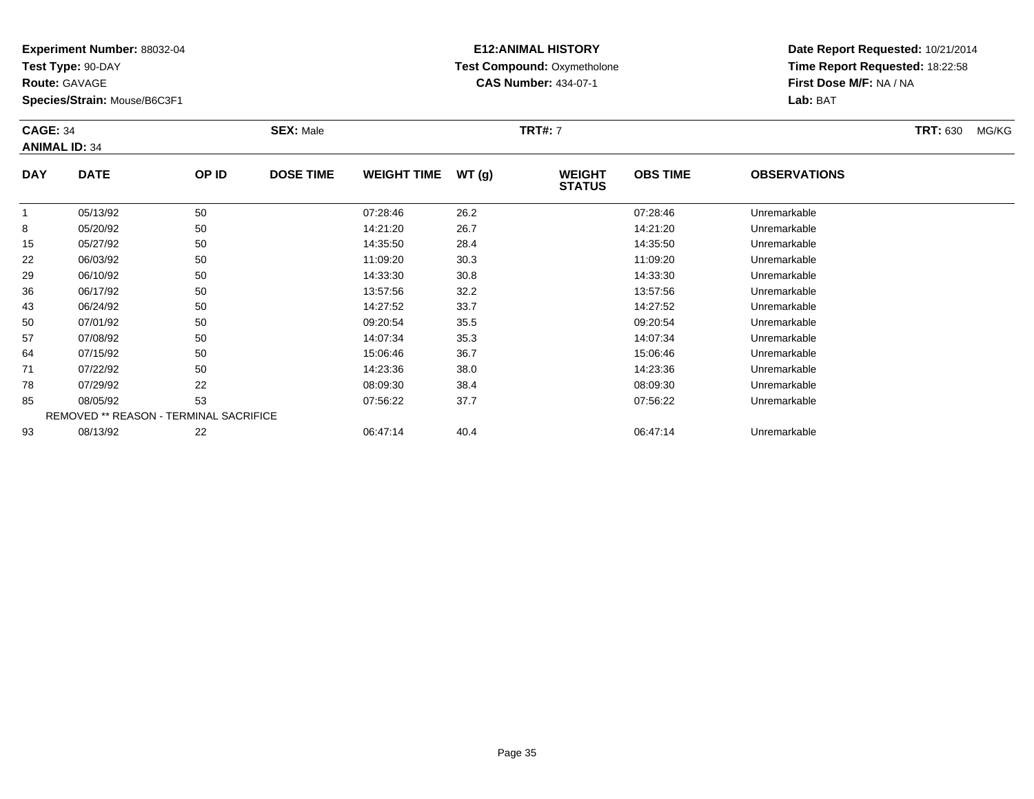**Experiment Number:** 88032-04
**Test Type:** 90-DAY
**Route:** GAVAGE
**Species/Strain:** Mouse/B6C3F1

**E12:ANIMAL HISTORY**
**Test Compound:** Oxymetholone
**CAS Number:** 434-07-1

**Date Report Requested:** 10/21/2014
**Time Report Requested:** 18:22:58
**First Dose M/F:** NA / NA
**Lab:** BAT

**CAGE:** 34 **SEX:** Male **TRT#:** 7 **TRT:** 630 MG/KG
**ANIMAL ID:** 34

| DAY | DATE | OP ID | DOSE TIME | WEIGHT TIME | WT (g) | WEIGHT STATUS | OBS TIME | OBSERVATIONS |
|---|---|---|---|---|---|---|---|---|
| 1 | 05/13/92 | 50 | | 07:28:46 | 26.2 | | 07:28:46 | Unremarkable |
| 8 | 05/20/92 | 50 | | 14:21:20 | 26.7 | | 14:21:20 | Unremarkable |
| 15 | 05/27/92 | 50 | | 14:35:50 | 28.4 | | 14:35:50 | Unremarkable |
| 22 | 06/03/92 | 50 | | 11:09:20 | 30.3 | | 11:09:20 | Unremarkable |
| 29 | 06/10/92 | 50 | | 14:33:30 | 30.8 | | 14:33:30 | Unremarkable |
| 36 | 06/17/92 | 50 | | 13:57:56 | 32.2 | | 13:57:56 | Unremarkable |
| 43 | 06/24/92 | 50 | | 14:27:52 | 33.7 | | 14:27:52 | Unremarkable |
| 50 | 07/01/92 | 50 | | 09:20:54 | 35.5 | | 09:20:54 | Unremarkable |
| 57 | 07/08/92 | 50 | | 14:07:34 | 35.3 | | 14:07:34 | Unremarkable |
| 64 | 07/15/92 | 50 | | 15:06:46 | 36.7 | | 15:06:46 | Unremarkable |
| 71 | 07/22/92 | 50 | | 14:23:36 | 38.0 | | 14:23:36 | Unremarkable |
| 78 | 07/29/92 | 22 | | 08:09:30 | 38.4 | | 08:09:30 | Unremarkable |
| 85 | 08/05/92 | 53 | | 07:56:22 | 37.7 | | 07:56:22 | Unremarkable |
| REMOVED ** REASON - TERMINAL SACRIFICE | | | | | | | | |
| 93 | 08/13/92 | 22 | | 06:47:14 | 40.4 | | 06:47:14 | Unremarkable |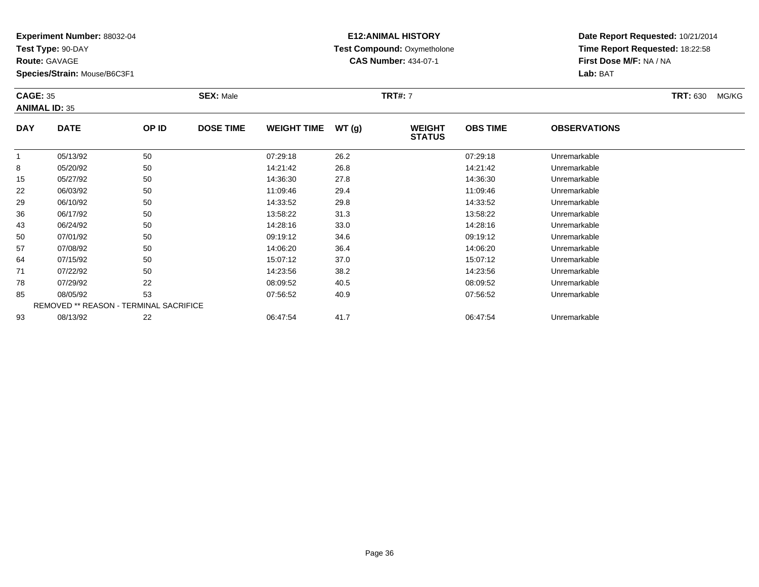**Experiment Number:** 88032-04
**Test Type:** 90-DAY
**Route:** GAVAGE
**Species/Strain:** Mouse/B6C3F1

**E12:ANIMAL HISTORY**
**Test Compound:** Oxymetholone
**CAS Number:** 434-07-1

**Date Report Requested:** 10/21/2014
**Time Report Requested:** 18:22:58
**First Dose M/F:** NA / NA
**Lab:** BAT

**CAGE:** 35 **SEX:** Male **TRT#:** 7 **TRT:** 630 MG/KG
**ANIMAL ID:** 35

| DAY | DATE | OP ID | DOSE TIME | WEIGHT TIME | WT (g) | WEIGHT STATUS | OBS TIME | OBSERVATIONS |
|---|---|---|---|---|---|---|---|---|
| 1 | 05/13/92 | 50 | | 07:29:18 | 26.2 | | 07:29:18 | Unremarkable |
| 8 | 05/20/92 | 50 | | 14:21:42 | 26.8 | | 14:21:42 | Unremarkable |
| 15 | 05/27/92 | 50 | | 14:36:30 | 27.8 | | 14:36:30 | Unremarkable |
| 22 | 06/03/92 | 50 | | 11:09:46 | 29.4 | | 11:09:46 | Unremarkable |
| 29 | 06/10/92 | 50 | | 14:33:52 | 29.8 | | 14:33:52 | Unremarkable |
| 36 | 06/17/92 | 50 | | 13:58:22 | 31.3 | | 13:58:22 | Unremarkable |
| 43 | 06/24/92 | 50 | | 14:28:16 | 33.0 | | 14:28:16 | Unremarkable |
| 50 | 07/01/92 | 50 | | 09:19:12 | 34.6 | | 09:19:12 | Unremarkable |
| 57 | 07/08/92 | 50 | | 14:06:20 | 36.4 | | 14:06:20 | Unremarkable |
| 64 | 07/15/92 | 50 | | 15:07:12 | 37.0 | | 15:07:12 | Unremarkable |
| 71 | 07/22/92 | 50 | | 14:23:56 | 38.2 | | 14:23:56 | Unremarkable |
| 78 | 07/29/92 | 22 | | 08:09:52 | 40.5 | | 08:09:52 | Unremarkable |
| 85 | 08/05/92 | 53 | | 07:56:52 | 40.9 | | 07:56:52 | Unremarkable |
| REMOVED ** REASON - TERMINAL SACRIFICE | | | | | | | | |
| 93 | 08/13/92 | 22 | | 06:47:54 | 41.7 | | 06:47:54 | Unremarkable |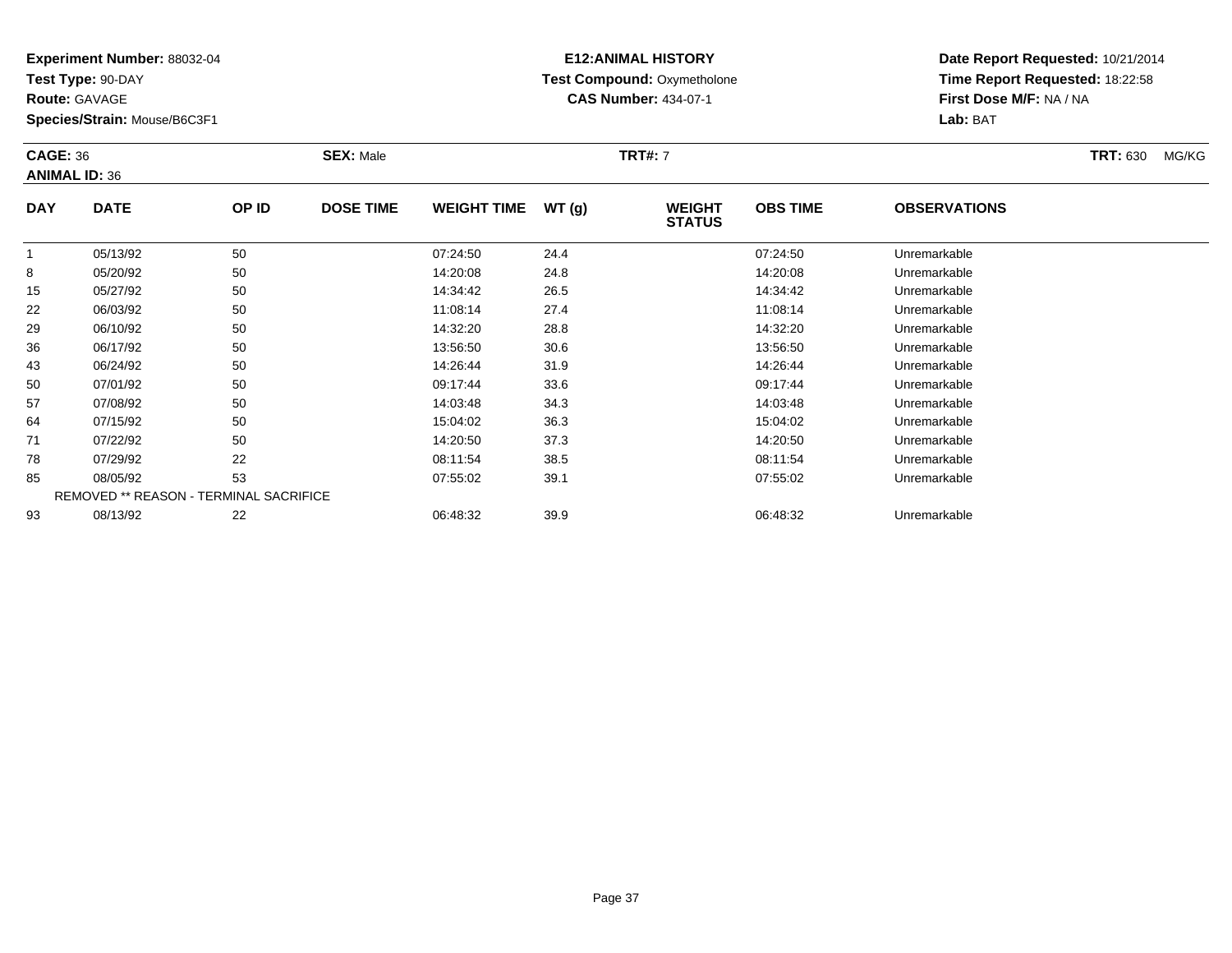**Experiment Number:** 88032-04
**Test Type:** 90-DAY
**Route:** GAVAGE
**Species/Strain:** Mouse/B6C3F1

**E12:ANIMAL HISTORY**
**Test Compound:** Oxymetholone
**CAS Number:** 434-07-1

**Date Report Requested:** 10/21/2014
**Time Report Requested:** 18:22:58
**First Dose M/F:** NA / NA
**Lab:** BAT

**CAGE:** 36 **SEX:** Male **TRT#:** 7 **TRT:** 630 MG/KG
**ANIMAL ID:** 36

| DAY | DATE | OP ID | DOSE TIME | WEIGHT TIME | WT (g) | WEIGHT STATUS | OBS TIME | OBSERVATIONS |
|---|---|---|---|---|---|---|---|---|
| 1 | 05/13/92 | 50 | | 07:24:50 | 24.4 | | 07:24:50 | Unremarkable |
| 8 | 05/20/92 | 50 | | 14:20:08 | 24.8 | | 14:20:08 | Unremarkable |
| 15 | 05/27/92 | 50 | | 14:34:42 | 26.5 | | 14:34:42 | Unremarkable |
| 22 | 06/03/92 | 50 | | 11:08:14 | 27.4 | | 11:08:14 | Unremarkable |
| 29 | 06/10/92 | 50 | | 14:32:20 | 28.8 | | 14:32:20 | Unremarkable |
| 36 | 06/17/92 | 50 | | 13:56:50 | 30.6 | | 13:56:50 | Unremarkable |
| 43 | 06/24/92 | 50 | | 14:26:44 | 31.9 | | 14:26:44 | Unremarkable |
| 50 | 07/01/92 | 50 | | 09:17:44 | 33.6 | | 09:17:44 | Unremarkable |
| 57 | 07/08/92 | 50 | | 14:03:48 | 34.3 | | 14:03:48 | Unremarkable |
| 64 | 07/15/92 | 50 | | 15:04:02 | 36.3 | | 15:04:02 | Unremarkable |
| 71 | 07/22/92 | 50 | | 14:20:50 | 37.3 | | 14:20:50 | Unremarkable |
| 78 | 07/29/92 | 22 | | 08:11:54 | 38.5 | | 08:11:54 | Unremarkable |
| 85 | 08/05/92 | 53 | | 07:55:02 | 39.1 | | 07:55:02 | Unremarkable |
| REMOVED ** REASON - TERMINAL SACRIFICE | | | | | | | | |
| 93 | 08/13/92 | 22 | | 06:48:32 | 39.9 | | 06:48:32 | Unremarkable |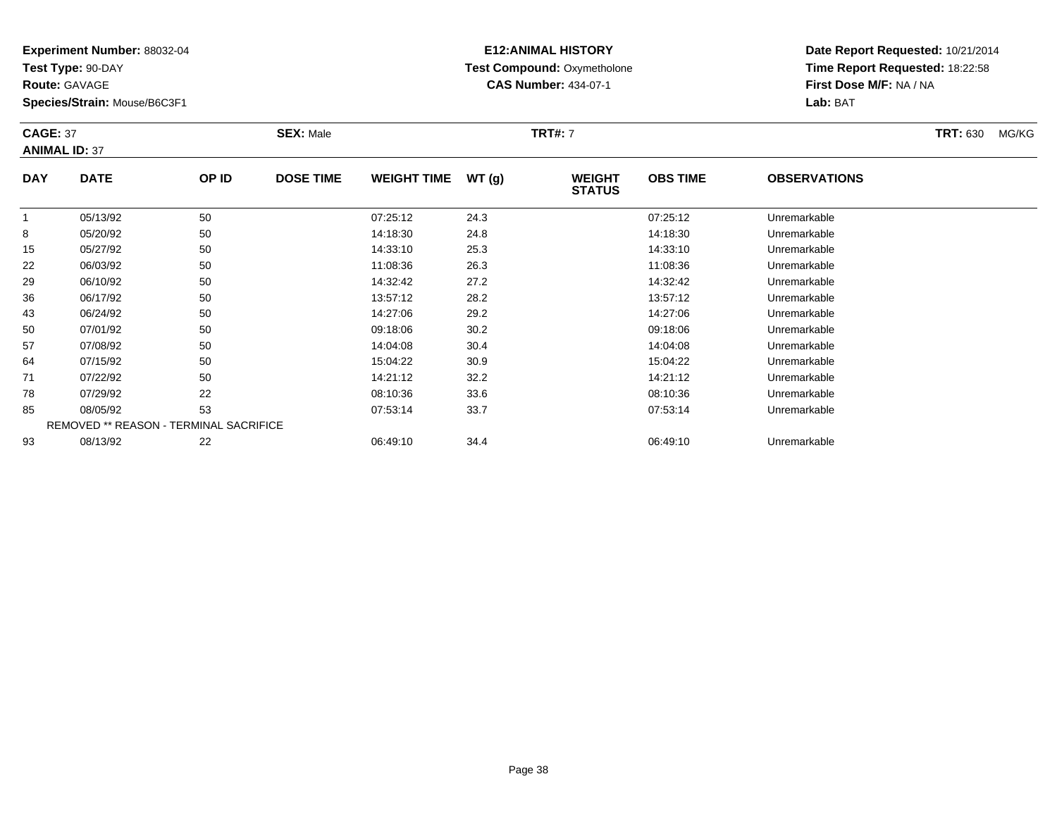**Experiment Number:** 88032-04
**Test Type:** 90-DAY
**Route:** GAVAGE
**Species/Strain:** Mouse/B6C3F1

**E12:ANIMAL HISTORY**
**Test Compound:** Oxymetholone
**CAS Number:** 434-07-1

**Date Report Requested:** 10/21/2014
**Time Report Requested:** 18:22:58
**First Dose M/F:** NA / NA
**Lab:** BAT

**CAGE:** 37 **SEX:** Male **TRT#:** 7 **TRT:** 630 MG/KG
**ANIMAL ID:** 37

| DAY | DATE | OP ID | DOSE TIME | WEIGHT TIME | WT (g) | WEIGHT STATUS | OBS TIME | OBSERVATIONS |
|---|---|---|---|---|---|---|---|---|
| 1 | 05/13/92 | 50 | | 07:25:12 | 24.3 | | 07:25:12 | Unremarkable |
| 8 | 05/20/92 | 50 | | 14:18:30 | 24.8 | | 14:18:30 | Unremarkable |
| 15 | 05/27/92 | 50 | | 14:33:10 | 25.3 | | 14:33:10 | Unremarkable |
| 22 | 06/03/92 | 50 | | 11:08:36 | 26.3 | | 11:08:36 | Unremarkable |
| 29 | 06/10/92 | 50 | | 14:32:42 | 27.2 | | 14:32:42 | Unremarkable |
| 36 | 06/17/92 | 50 | | 13:57:12 | 28.2 | | 13:57:12 | Unremarkable |
| 43 | 06/24/92 | 50 | | 14:27:06 | 29.2 | | 14:27:06 | Unremarkable |
| 50 | 07/01/92 | 50 | | 09:18:06 | 30.2 | | 09:18:06 | Unremarkable |
| 57 | 07/08/92 | 50 | | 14:04:08 | 30.4 | | 14:04:08 | Unremarkable |
| 64 | 07/15/92 | 50 | | 15:04:22 | 30.9 | | 15:04:22 | Unremarkable |
| 71 | 07/22/92 | 50 | | 14:21:12 | 32.2 | | 14:21:12 | Unremarkable |
| 78 | 07/29/92 | 22 | | 08:10:36 | 33.6 | | 08:10:36 | Unremarkable |
| 85 | 08/05/92 | 53 | | 07:53:14 | 33.7 | | 07:53:14 | Unremarkable |
| REMOVED ** REASON - TERMINAL SACRIFICE | | | | | | | | |
| 93 | 08/13/92 | 22 | | 06:49:10 | 34.4 | | 06:49:10 | Unremarkable |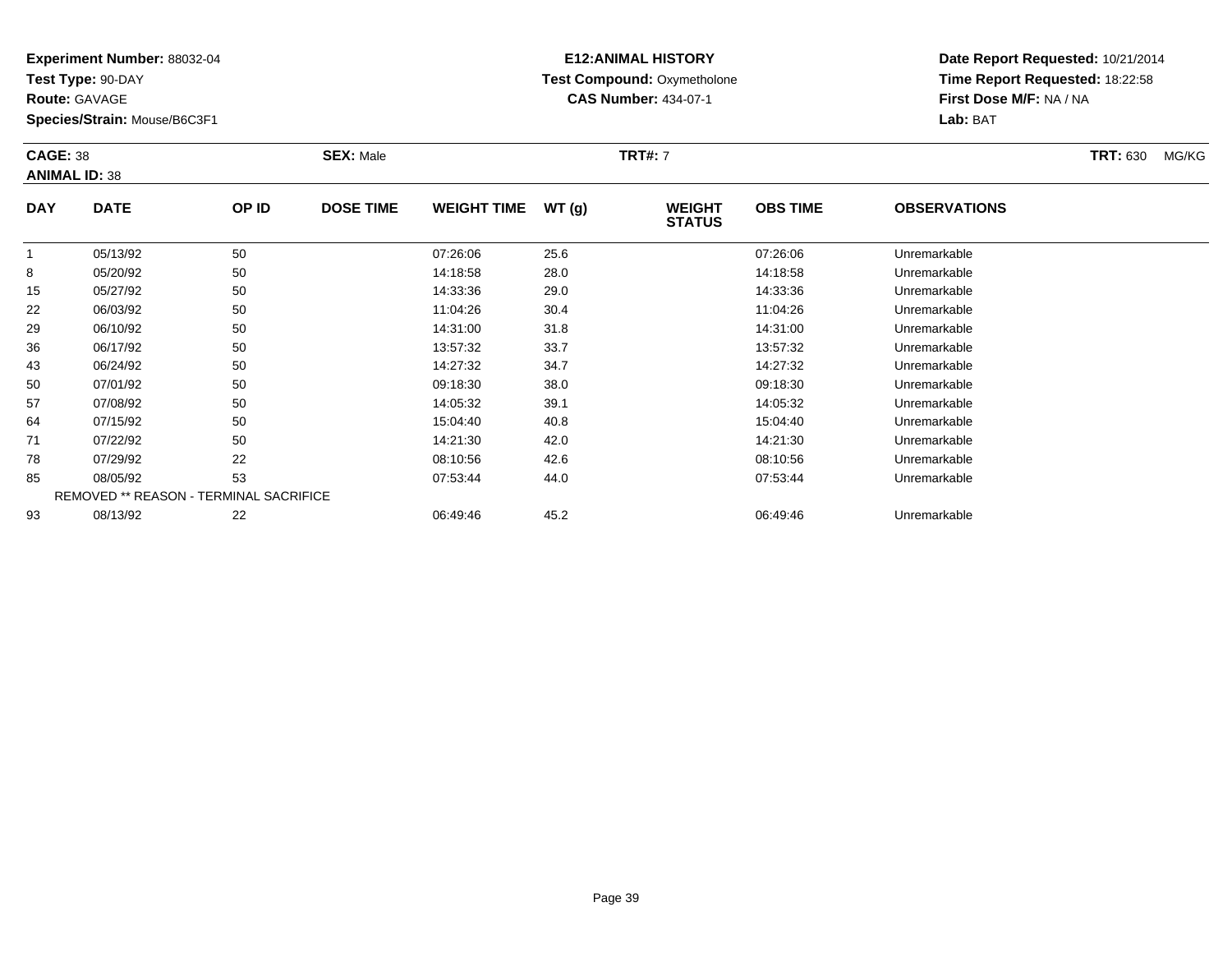**Experiment Number:** 88032-04
**Test Type:** 90-DAY
**Route:** GAVAGE
**Species/Strain:** Mouse/B6C3F1

**E12:ANIMAL HISTORY**
**Test Compound:** Oxymetholone
**CAS Number:** 434-07-1

**Date Report Requested:** 10/21/2014
**Time Report Requested:** 18:22:58
**First Dose M/F:** NA / NA
**Lab:** BAT

**CAGE:** 38 **SEX:** Male **TRT#:** 7 **TRT:** 630 MG/KG
**ANIMAL ID:** 38

| DAY | DATE | OP ID | DOSE TIME | WEIGHT TIME | WT (g) | WEIGHT STATUS | OBS TIME | OBSERVATIONS |
|---|---|---|---|---|---|---|---|---|
| 1 | 05/13/92 | 50 | | 07:26:06 | 25.6 | | 07:26:06 | Unremarkable |
| 8 | 05/20/92 | 50 | | 14:18:58 | 28.0 | | 14:18:58 | Unremarkable |
| 15 | 05/27/92 | 50 | | 14:33:36 | 29.0 | | 14:33:36 | Unremarkable |
| 22 | 06/03/92 | 50 | | 11:04:26 | 30.4 | | 11:04:26 | Unremarkable |
| 29 | 06/10/92 | 50 | | 14:31:00 | 31.8 | | 14:31:00 | Unremarkable |
| 36 | 06/17/92 | 50 | | 13:57:32 | 33.7 | | 13:57:32 | Unremarkable |
| 43 | 06/24/92 | 50 | | 14:27:32 | 34.7 | | 14:27:32 | Unremarkable |
| 50 | 07/01/92 | 50 | | 09:18:30 | 38.0 | | 09:18:30 | Unremarkable |
| 57 | 07/08/92 | 50 | | 14:05:32 | 39.1 | | 14:05:32 | Unremarkable |
| 64 | 07/15/92 | 50 | | 15:04:40 | 40.8 | | 15:04:40 | Unremarkable |
| 71 | 07/22/92 | 50 | | 14:21:30 | 42.0 | | 14:21:30 | Unremarkable |
| 78 | 07/29/92 | 22 | | 08:10:56 | 42.6 | | 08:10:56 | Unremarkable |
| 85 | 08/05/92 | 53 | | 07:53:44 | 44.0 | | 07:53:44 | Unremarkable |
| REMOVED ** REASON - TERMINAL SACRIFICE | | | | | | | | |
| 93 | 08/13/92 | 22 | | 06:49:46 | 45.2 | | 06:49:46 | Unremarkable |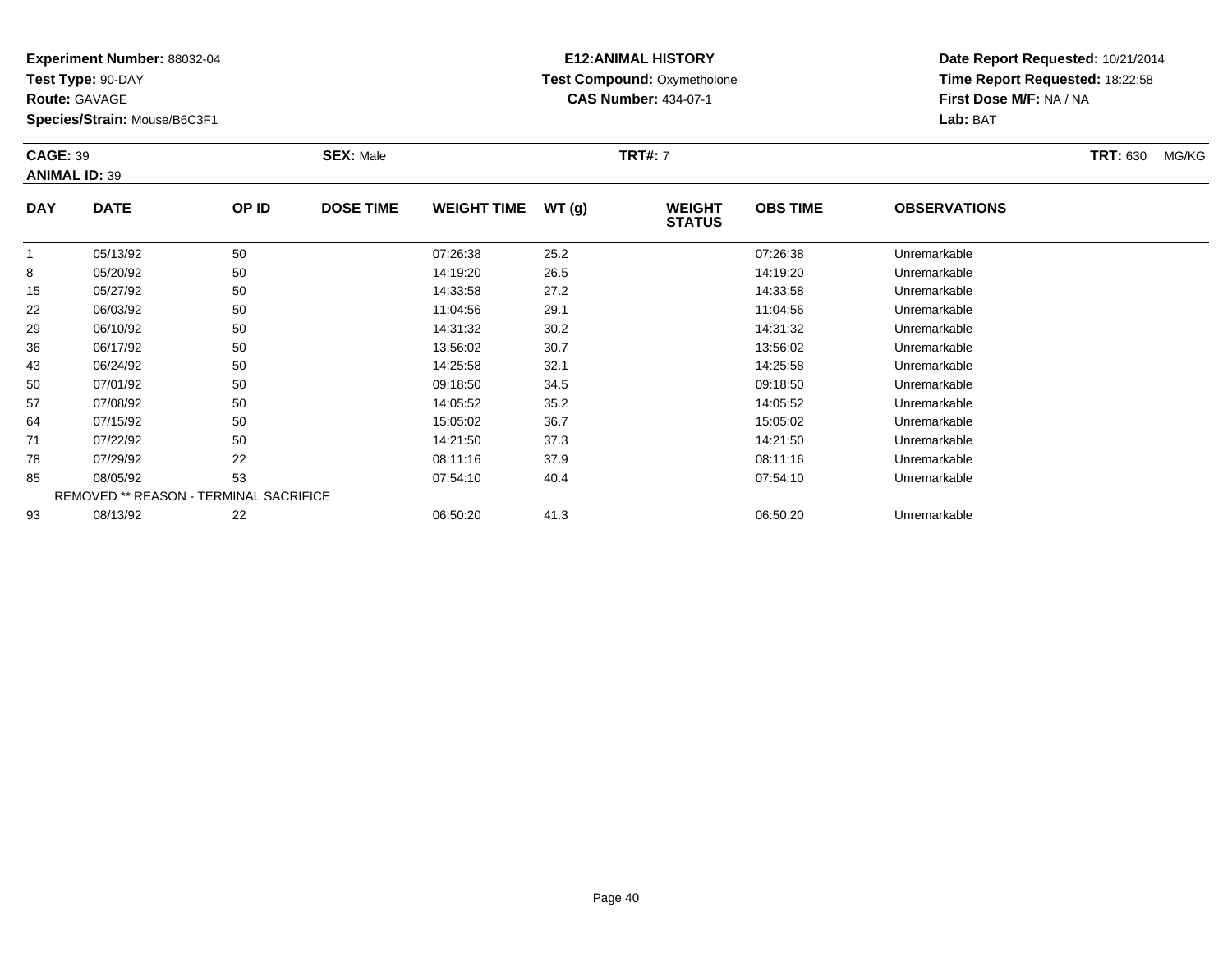**Experiment Number:** 88032-04
**Test Type:** 90-DAY
**Route:** GAVAGE
**Species/Strain:** Mouse/B6C3F1

**E12:ANIMAL HISTORY**
**Test Compound:** Oxymetholone
**CAS Number:** 434-07-1

**Date Report Requested:** 10/21/2014
**Time Report Requested:** 18:22:58
**First Dose M/F:** NA / NA
**Lab:** BAT

**CAGE:** 39 **SEX:** Male **TRT#:** 7 **TRT:** 630 MG/KG
**ANIMAL ID:** 39

| DAY | DATE | OP ID | DOSE TIME | WEIGHT TIME | WT (g) | WEIGHT STATUS | OBS TIME | OBSERVATIONS |
|---|---|---|---|---|---|---|---|---|
| 1 | 05/13/92 | 50 | | 07:26:38 | 25.2 | | 07:26:38 | Unremarkable |
| 8 | 05/20/92 | 50 | | 14:19:20 | 26.5 | | 14:19:20 | Unremarkable |
| 15 | 05/27/92 | 50 | | 14:33:58 | 27.2 | | 14:33:58 | Unremarkable |
| 22 | 06/03/92 | 50 | | 11:04:56 | 29.1 | | 11:04:56 | Unremarkable |
| 29 | 06/10/92 | 50 | | 14:31:32 | 30.2 | | 14:31:32 | Unremarkable |
| 36 | 06/17/92 | 50 | | 13:56:02 | 30.7 | | 13:56:02 | Unremarkable |
| 43 | 06/24/92 | 50 | | 14:25:58 | 32.1 | | 14:25:58 | Unremarkable |
| 50 | 07/01/92 | 50 | | 09:18:50 | 34.5 | | 09:18:50 | Unremarkable |
| 57 | 07/08/92 | 50 | | 14:05:52 | 35.2 | | 14:05:52 | Unremarkable |
| 64 | 07/15/92 | 50 | | 15:05:02 | 36.7 | | 15:05:02 | Unremarkable |
| 71 | 07/22/92 | 50 | | 14:21:50 | 37.3 | | 14:21:50 | Unremarkable |
| 78 | 07/29/92 | 22 | | 08:11:16 | 37.9 | | 08:11:16 | Unremarkable |
| 85 | 08/05/92 | 53 | | 07:54:10 | 40.4 | | 07:54:10 | Unremarkable |
| REMOVED ** REASON - TERMINAL SACRIFICE | | | | | | | | |
| 93 | 08/13/92 | 22 | | 06:50:20 | 41.3 | | 06:50:20 | Unremarkable |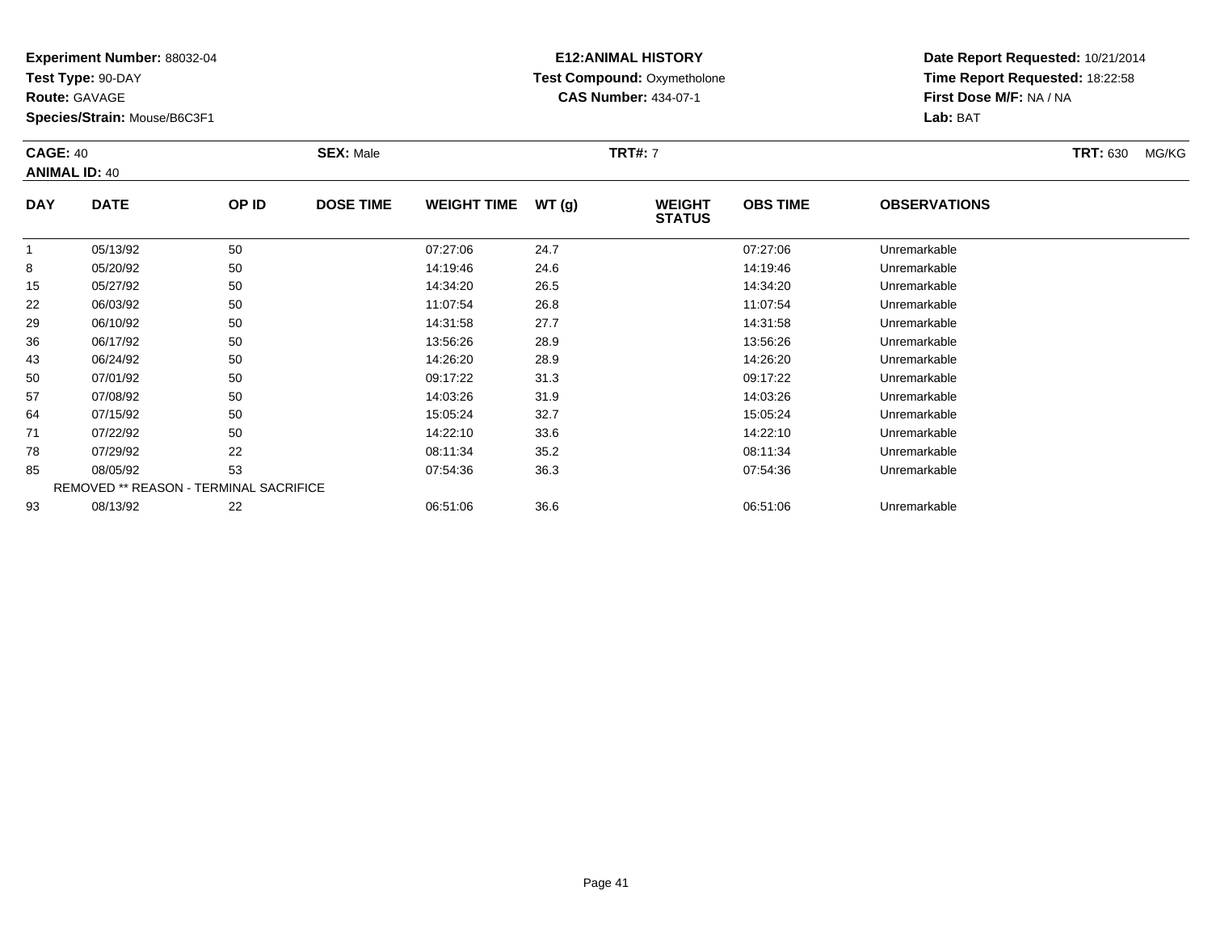**Experiment Number:** 88032-04
**Test Type:** 90-DAY
**Route:** GAVAGE
**Species/Strain:** Mouse/B6C3F1

**E12:ANIMAL HISTORY**
**Test Compound:** Oxymetholone
**CAS Number:** 434-07-1

**Date Report Requested:** 10/21/2014
**Time Report Requested:** 18:22:58
**First Dose M/F:** NA / NA
**Lab:** BAT

**CAGE:** 40 **SEX:** Male **TRT#:** 7 **TRT:** 630 MG/KG
**ANIMAL ID:** 40

| DAY | DATE | OP ID | DOSE TIME | WEIGHT TIME | WT (g) | WEIGHT STATUS | OBS TIME | OBSERVATIONS |
|---|---|---|---|---|---|---|---|---|
| 1 | 05/13/92 | 50 | | 07:27:06 | 24.7 | | 07:27:06 | Unremarkable |
| 8 | 05/20/92 | 50 | | 14:19:46 | 24.6 | | 14:19:46 | Unremarkable |
| 15 | 05/27/92 | 50 | | 14:34:20 | 26.5 | | 14:34:20 | Unremarkable |
| 22 | 06/03/92 | 50 | | 11:07:54 | 26.8 | | 11:07:54 | Unremarkable |
| 29 | 06/10/92 | 50 | | 14:31:58 | 27.7 | | 14:31:58 | Unremarkable |
| 36 | 06/17/92 | 50 | | 13:56:26 | 28.9 | | 13:56:26 | Unremarkable |
| 43 | 06/24/92 | 50 | | 14:26:20 | 28.9 | | 14:26:20 | Unremarkable |
| 50 | 07/01/92 | 50 | | 09:17:22 | 31.3 | | 09:17:22 | Unremarkable |
| 57 | 07/08/92 | 50 | | 14:03:26 | 31.9 | | 14:03:26 | Unremarkable |
| 64 | 07/15/92 | 50 | | 15:05:24 | 32.7 | | 15:05:24 | Unremarkable |
| 71 | 07/22/92 | 50 | | 14:22:10 | 33.6 | | 14:22:10 | Unremarkable |
| 78 | 07/29/92 | 22 | | 08:11:34 | 35.2 | | 08:11:34 | Unremarkable |
| 85 | 08/05/92 | 53 | | 07:54:36 | 36.3 | | 07:54:36 | Unremarkable |
| REMOVED ** REASON - TERMINAL SACRIFICE | | | | | | | | |
| 93 | 08/13/92 | 22 | | 06:51:06 | 36.6 | | 06:51:06 | Unremarkable |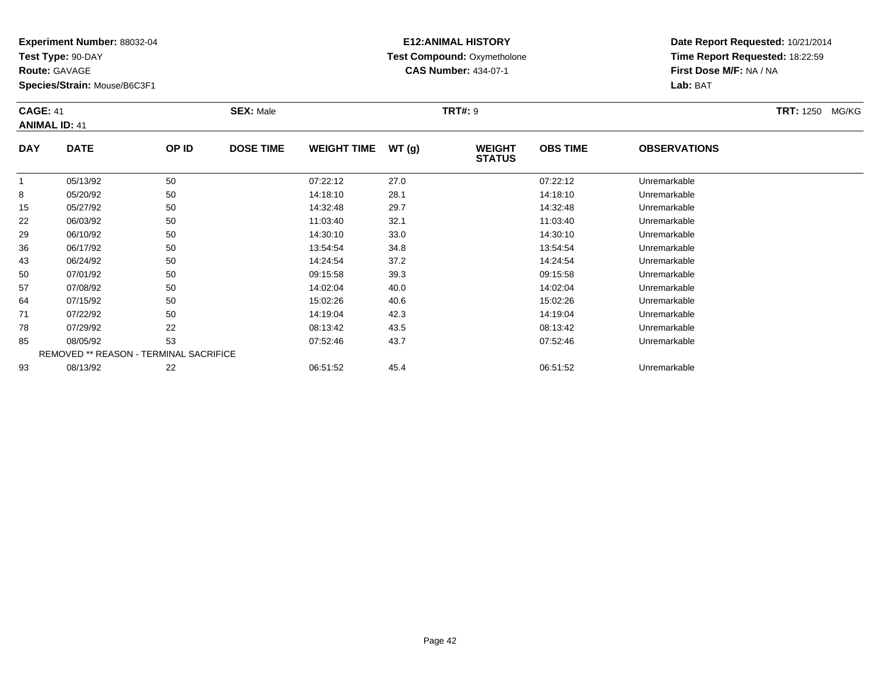**Experiment Number:** 88032-04
**Test Type:** 90-DAY
**Route:** GAVAGE
**Species/Strain:** Mouse/B6C3F1

**E12:ANIMAL HISTORY**
**Test Compound:** Oxymetholone
**CAS Number:** 434-07-1

**Date Report Requested:** 10/21/2014
**Time Report Requested:** 18:22:59
**First Dose M/F:** NA / NA
**Lab:** BAT

**CAGE:** 41 **SEX:** Male **TRT#:** 9 **TRT:** 1250 MG/KG
**ANIMAL ID:** 41

| DAY | DATE | OP ID | DOSE TIME | WEIGHT TIME | WT (g) | WEIGHT STATUS | OBS TIME | OBSERVATIONS |
|---|---|---|---|---|---|---|---|---|
| 1 | 05/13/92 | 50 | | 07:22:12 | 27.0 | | 07:22:12 | Unremarkable |
| 8 | 05/20/92 | 50 | | 14:18:10 | 28.1 | | 14:18:10 | Unremarkable |
| 15 | 05/27/92 | 50 | | 14:32:48 | 29.7 | | 14:32:48 | Unremarkable |
| 22 | 06/03/92 | 50 | | 11:03:40 | 32.1 | | 11:03:40 | Unremarkable |
| 29 | 06/10/92 | 50 | | 14:30:10 | 33.0 | | 14:30:10 | Unremarkable |
| 36 | 06/17/92 | 50 | | 13:54:54 | 34.8 | | 13:54:54 | Unremarkable |
| 43 | 06/24/92 | 50 | | 14:24:54 | 37.2 | | 14:24:54 | Unremarkable |
| 50 | 07/01/92 | 50 | | 09:15:58 | 39.3 | | 09:15:58 | Unremarkable |
| 57 | 07/08/92 | 50 | | 14:02:04 | 40.0 | | 14:02:04 | Unremarkable |
| 64 | 07/15/92 | 50 | | 15:02:26 | 40.6 | | 15:02:26 | Unremarkable |
| 71 | 07/22/92 | 50 | | 14:19:04 | 42.3 | | 14:19:04 | Unremarkable |
| 78 | 07/29/92 | 22 | | 08:13:42 | 43.5 | | 08:13:42 | Unremarkable |
| 85 | 08/05/92 | 53 | | 07:52:46 | 43.7 | | 07:52:46 | Unremarkable |
| REMOVED ** REASON - TERMINAL SACRIFICE | | | | | | | | |
| 93 | 08/13/92 | 22 | | 06:51:52 | 45.4 | | 06:51:52 | Unremarkable |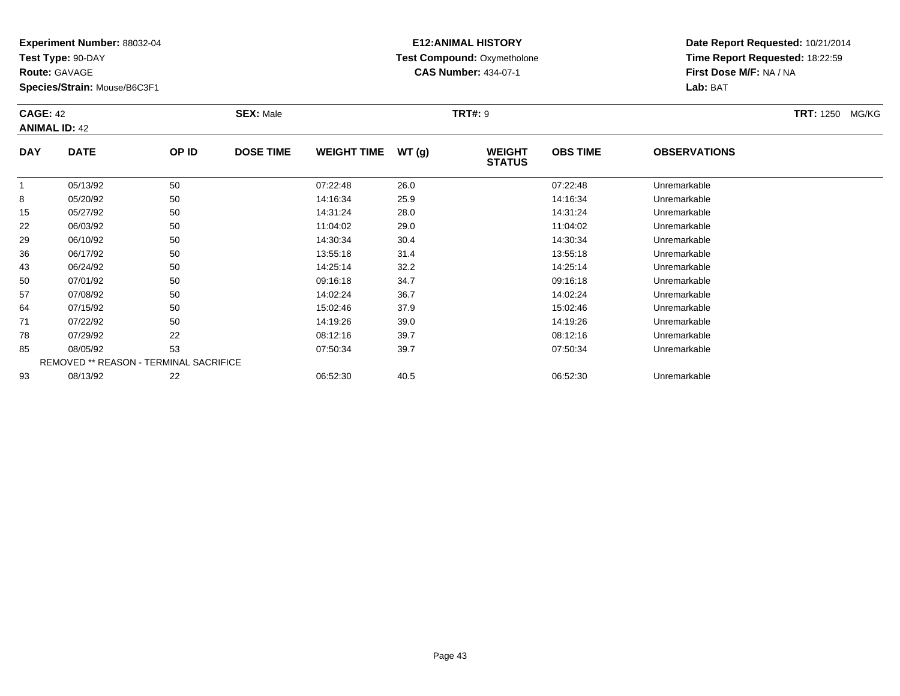**Experiment Number:** 88032-04
**Test Type:** 90-DAY
**Route:** GAVAGE
**Species/Strain:** Mouse/B6C3F1

**E12:ANIMAL HISTORY**
**Test Compound:** Oxymetholone
**CAS Number:** 434-07-1

**Date Report Requested:** 10/21/2014
**Time Report Requested:** 18:22:59
**First Dose M/F:** NA / NA
**Lab:** BAT

**CAGE:** 42 **SEX:** Male **TRT#:** 9 **TRT:** 1250 MG/KG
**ANIMAL ID:** 42

| DAY | DATE | OP ID | DOSE TIME | WEIGHT TIME | WT (g) | WEIGHT STATUS | OBS TIME | OBSERVATIONS |
|---|---|---|---|---|---|---|---|---|
| 1 | 05/13/92 | 50 | | 07:22:48 | 26.0 | | 07:22:48 | Unremarkable |
| 8 | 05/20/92 | 50 | | 14:16:34 | 25.9 | | 14:16:34 | Unremarkable |
| 15 | 05/27/92 | 50 | | 14:31:24 | 28.0 | | 14:31:24 | Unremarkable |
| 22 | 06/03/92 | 50 | | 11:04:02 | 29.0 | | 11:04:02 | Unremarkable |
| 29 | 06/10/92 | 50 | | 14:30:34 | 30.4 | | 14:30:34 | Unremarkable |
| 36 | 06/17/92 | 50 | | 13:55:18 | 31.4 | | 13:55:18 | Unremarkable |
| 43 | 06/24/92 | 50 | | 14:25:14 | 32.2 | | 14:25:14 | Unremarkable |
| 50 | 07/01/92 | 50 | | 09:16:18 | 34.7 | | 09:16:18 | Unremarkable |
| 57 | 07/08/92 | 50 | | 14:02:24 | 36.7 | | 14:02:24 | Unremarkable |
| 64 | 07/15/92 | 50 | | 15:02:46 | 37.9 | | 15:02:46 | Unremarkable |
| 71 | 07/22/92 | 50 | | 14:19:26 | 39.0 | | 14:19:26 | Unremarkable |
| 78 | 07/29/92 | 22 | | 08:12:16 | 39.7 | | 08:12:16 | Unremarkable |
| 85 | 08/05/92 | 53 | | 07:50:34 | 39.7 | | 07:50:34 | Unremarkable |
| REMOVED ** REASON - TERMINAL SACRIFICE | | | | | | | | |
| 93 | 08/13/92 | 22 | | 06:52:30 | 40.5 | | 06:52:30 | Unremarkable |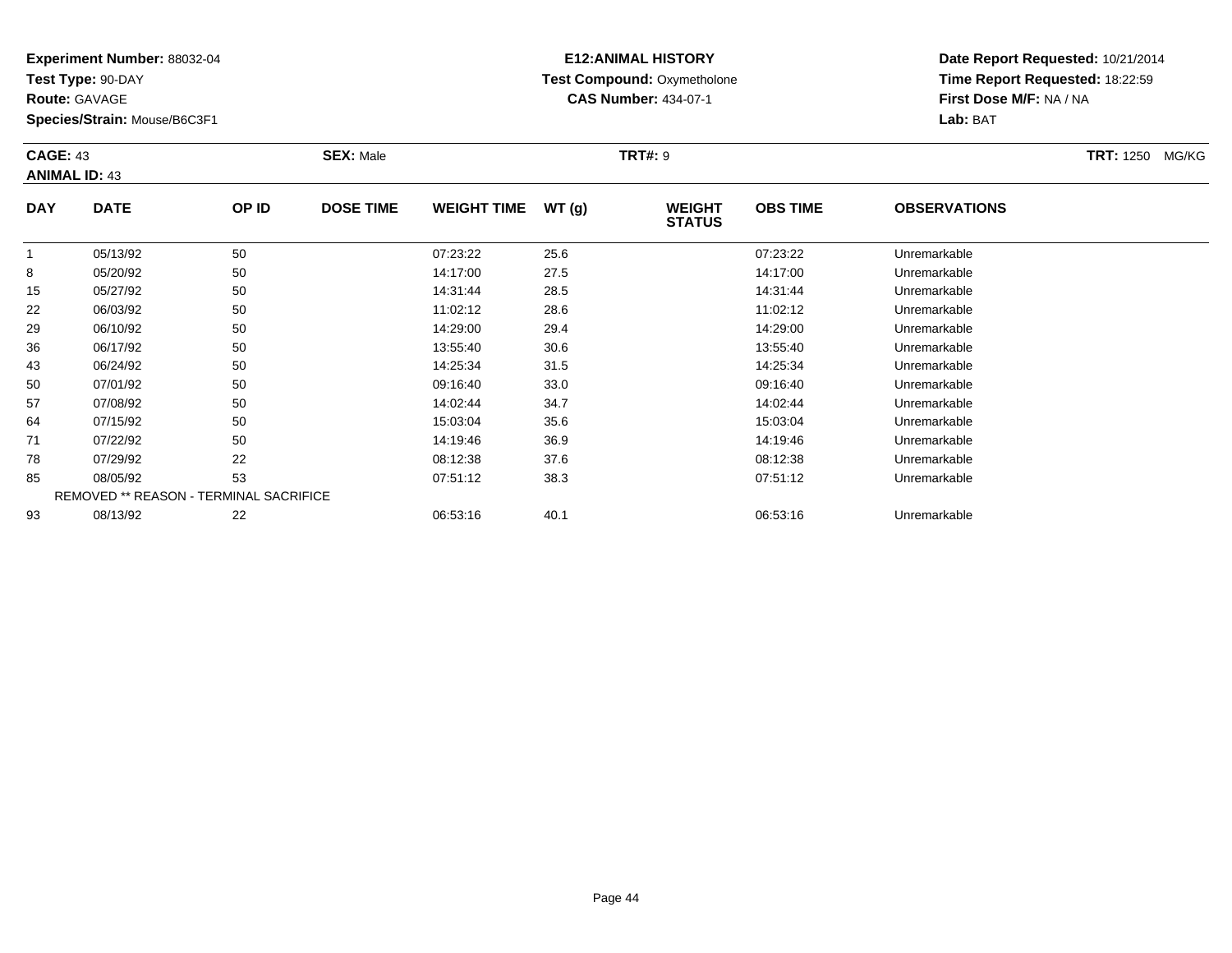**Experiment Number:** 88032-04
**Test Type:** 90-DAY
**Route:** GAVAGE
**Species/Strain:** Mouse/B6C3F1

**E12:ANIMAL HISTORY**
**Test Compound:** Oxymetholone
**CAS Number:** 434-07-1

**Date Report Requested:** 10/21/2014
**Time Report Requested:** 18:22:59
**First Dose M/F:** NA / NA
**Lab:** BAT

**CAGE:** 43 **SEX:** Male **TRT#:** 9 **TRT:** 1250 MG/KG
**ANIMAL ID:** 43

| DAY | DATE | OP ID | DOSE TIME | WEIGHT TIME | WT (g) | WEIGHT STATUS | OBS TIME | OBSERVATIONS |
|---|---|---|---|---|---|---|---|---|
| 1 | 05/13/92 | 50 | | 07:23:22 | 25.6 | | 07:23:22 | Unremarkable |
| 8 | 05/20/92 | 50 | | 14:17:00 | 27.5 | | 14:17:00 | Unremarkable |
| 15 | 05/27/92 | 50 | | 14:31:44 | 28.5 | | 14:31:44 | Unremarkable |
| 22 | 06/03/92 | 50 | | 11:02:12 | 28.6 | | 11:02:12 | Unremarkable |
| 29 | 06/10/92 | 50 | | 14:29:00 | 29.4 | | 14:29:00 | Unremarkable |
| 36 | 06/17/92 | 50 | | 13:55:40 | 30.6 | | 13:55:40 | Unremarkable |
| 43 | 06/24/92 | 50 | | 14:25:34 | 31.5 | | 14:25:34 | Unremarkable |
| 50 | 07/01/92 | 50 | | 09:16:40 | 33.0 | | 09:16:40 | Unremarkable |
| 57 | 07/08/92 | 50 | | 14:02:44 | 34.7 | | 14:02:44 | Unremarkable |
| 64 | 07/15/92 | 50 | | 15:03:04 | 35.6 | | 15:03:04 | Unremarkable |
| 71 | 07/22/92 | 50 | | 14:19:46 | 36.9 | | 14:19:46 | Unremarkable |
| 78 | 07/29/92 | 22 | | 08:12:38 | 37.6 | | 08:12:38 | Unremarkable |
| 85 | 08/05/92 | 53 | | 07:51:12 | 38.3 | | 07:51:12 | Unremarkable |
| REMOVED ** REASON - TERMINAL SACRIFICE | | | | | | | | |
| 93 | 08/13/92 | 22 | | 06:53:16 | 40.1 | | 06:53:16 | Unremarkable |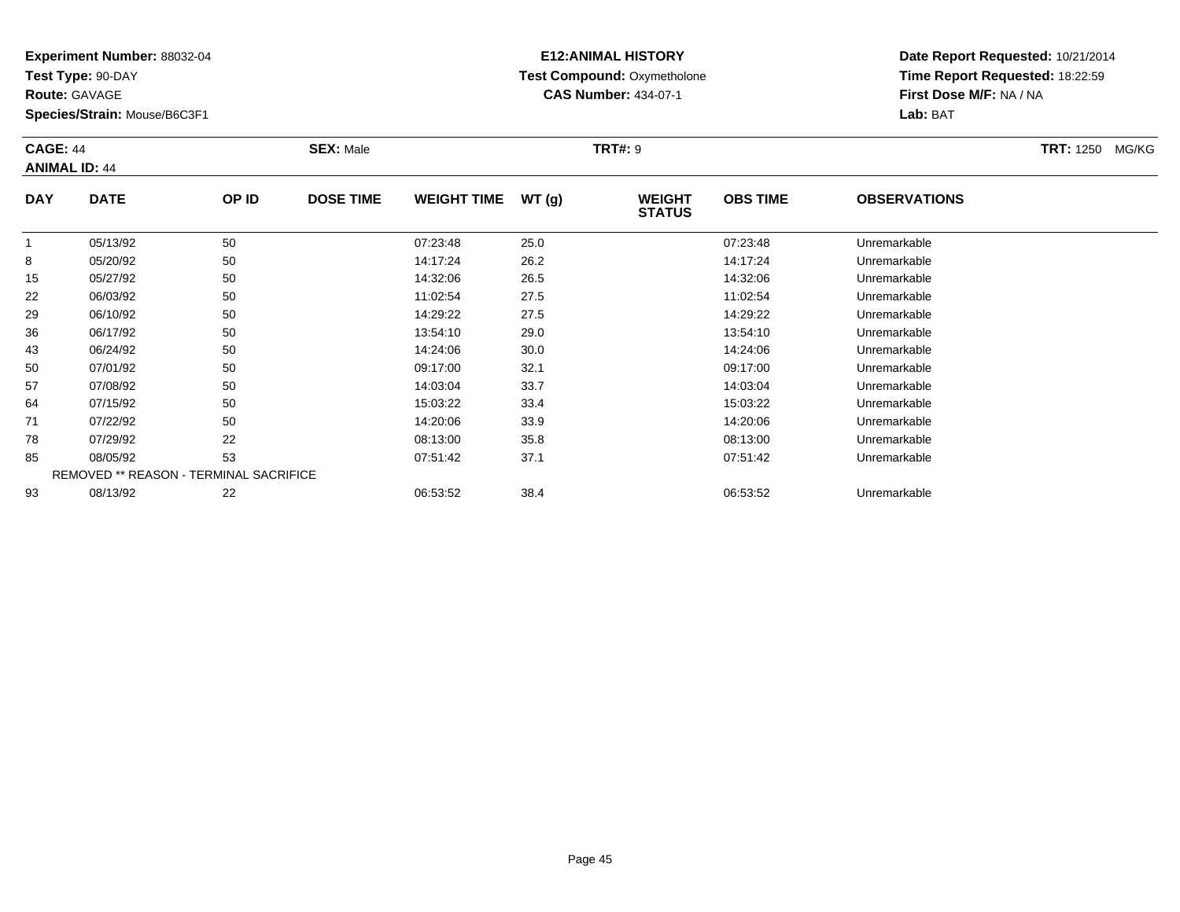**Experiment Number:** 88032-04
**Test Type:** 90-DAY
**Route:** GAVAGE
**Species/Strain:** Mouse/B6C3F1

**E12:ANIMAL HISTORY**
**Test Compound:** Oxymetholone
**CAS Number:** 434-07-1

**Date Report Requested:** 10/21/2014
**Time Report Requested:** 18:22:59
**First Dose M/F:** NA / NA
**Lab:** BAT

**CAGE:** 44 **SEX:** Male **TRT#:** 9 **TRT:** 1250 MG/KG
**ANIMAL ID:** 44

| DAY | DATE | OP ID | DOSE TIME | WEIGHT TIME | WT (g) | WEIGHT STATUS | OBS TIME | OBSERVATIONS |
|---|---|---|---|---|---|---|---|---|
| 1 | 05/13/92 | 50 | | 07:23:48 | 25.0 | | 07:23:48 | Unremarkable |
| 8 | 05/20/92 | 50 | | 14:17:24 | 26.2 | | 14:17:24 | Unremarkable |
| 15 | 05/27/92 | 50 | | 14:32:06 | 26.5 | | 14:32:06 | Unremarkable |
| 22 | 06/03/92 | 50 | | 11:02:54 | 27.5 | | 11:02:54 | Unremarkable |
| 29 | 06/10/92 | 50 | | 14:29:22 | 27.5 | | 14:29:22 | Unremarkable |
| 36 | 06/17/92 | 50 | | 13:54:10 | 29.0 | | 13:54:10 | Unremarkable |
| 43 | 06/24/92 | 50 | | 14:24:06 | 30.0 | | 14:24:06 | Unremarkable |
| 50 | 07/01/92 | 50 | | 09:17:00 | 32.1 | | 09:17:00 | Unremarkable |
| 57 | 07/08/92 | 50 | | 14:03:04 | 33.7 | | 14:03:04 | Unremarkable |
| 64 | 07/15/92 | 50 | | 15:03:22 | 33.4 | | 15:03:22 | Unremarkable |
| 71 | 07/22/92 | 50 | | 14:20:06 | 33.9 | | 14:20:06 | Unremarkable |
| 78 | 07/29/92 | 22 | | 08:13:00 | 35.8 | | 08:13:00 | Unremarkable |
| 85 | 08/05/92 | 53 | | 07:51:42 | 37.1 | | 07:51:42 | Unremarkable |
| REMOVED ** REASON - TERMINAL SACRIFICE | | | | | | | | |
| 93 | 08/13/92 | 22 | | 06:53:52 | 38.4 | | 06:53:52 | Unremarkable |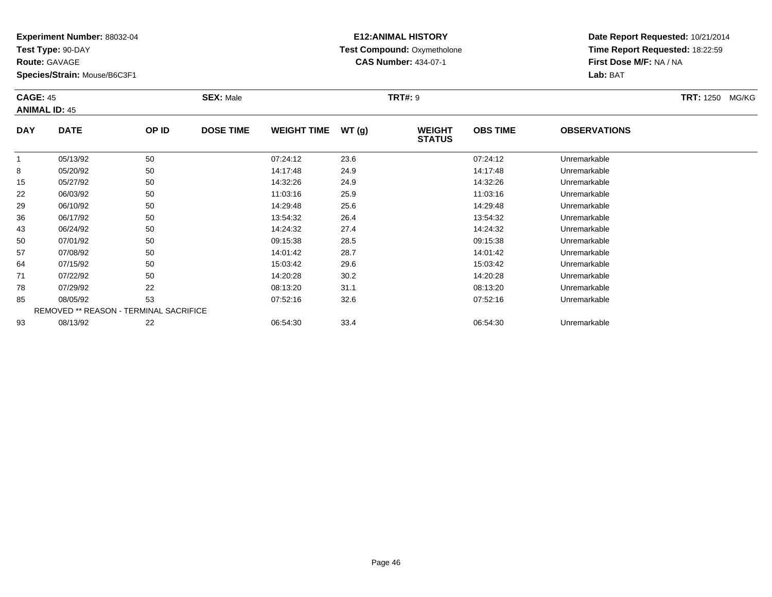**Experiment Number:** 88032-04
**Test Type:** 90-DAY
**Route:** GAVAGE
**Species/Strain:** Mouse/B6C3F1

**E12:ANIMAL HISTORY**
**Test Compound:** Oxymetholone
**CAS Number:** 434-07-1

**Date Report Requested:** 10/21/2014
**Time Report Requested:** 18:22:59
**First Dose M/F:** NA / NA
**Lab:** BAT

**CAGE:** 45 **SEX:** Male **TRT#:** 9 **TRT:** 1250 MG/KG
**ANIMAL ID:** 45

| DAY | DATE | OP ID | DOSE TIME | WEIGHT TIME | WT (g) | WEIGHT STATUS | OBS TIME | OBSERVATIONS |
|---|---|---|---|---|---|---|---|---|
| 1 | 05/13/92 | 50 | | 07:24:12 | 23.6 | | 07:24:12 | Unremarkable |
| 8 | 05/20/92 | 50 | | 14:17:48 | 24.9 | | 14:17:48 | Unremarkable |
| 15 | 05/27/92 | 50 | | 14:32:26 | 24.9 | | 14:32:26 | Unremarkable |
| 22 | 06/03/92 | 50 | | 11:03:16 | 25.9 | | 11:03:16 | Unremarkable |
| 29 | 06/10/92 | 50 | | 14:29:48 | 25.6 | | 14:29:48 | Unremarkable |
| 36 | 06/17/92 | 50 | | 13:54:32 | 26.4 | | 13:54:32 | Unremarkable |
| 43 | 06/24/92 | 50 | | 14:24:32 | 27.4 | | 14:24:32 | Unremarkable |
| 50 | 07/01/92 | 50 | | 09:15:38 | 28.5 | | 09:15:38 | Unremarkable |
| 57 | 07/08/92 | 50 | | 14:01:42 | 28.7 | | 14:01:42 | Unremarkable |
| 64 | 07/15/92 | 50 | | 15:03:42 | 29.6 | | 15:03:42 | Unremarkable |
| 71 | 07/22/92 | 50 | | 14:20:28 | 30.2 | | 14:20:28 | Unremarkable |
| 78 | 07/29/92 | 22 | | 08:13:20 | 31.1 | | 08:13:20 | Unremarkable |
| 85 | 08/05/92 | 53 | | 07:52:16 | 32.6 | | 07:52:16 | Unremarkable |
| REMOVED ** REASON - TERMINAL SACRIFICE | | | | | | | | |
| 93 | 08/13/92 | 22 | | 06:54:30 | 33.4 | | 06:54:30 | Unremarkable |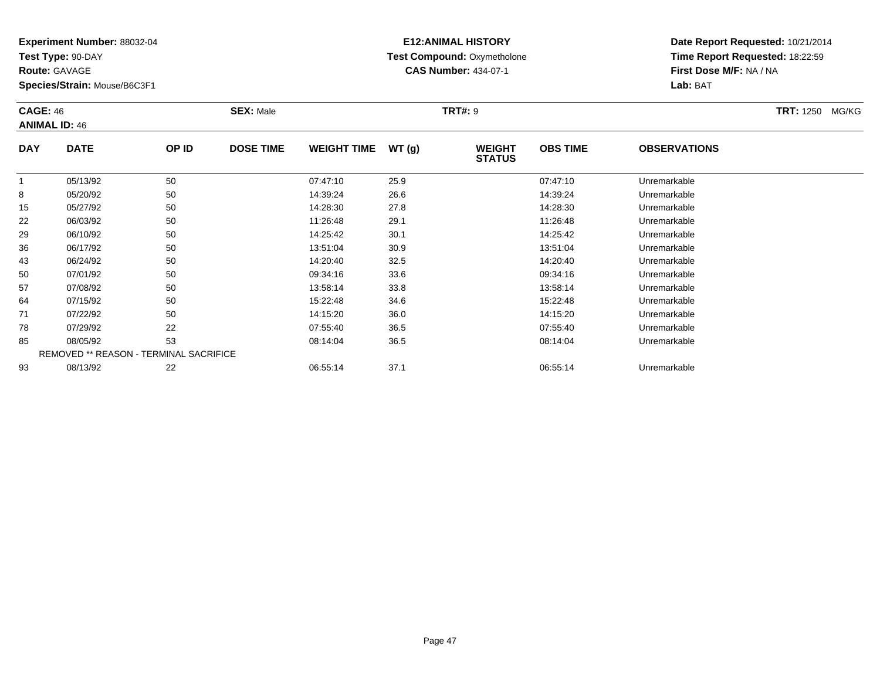**Experiment Number:** 88032-04
**Test Type:** 90-DAY
**Route:** GAVAGE
**Species/Strain:** Mouse/B6C3F1

**E12:ANIMAL HISTORY**
**Test Compound:** Oxymetholone
**CAS Number:** 434-07-1

**Date Report Requested:** 10/21/2014
**Time Report Requested:** 18:22:59
**First Dose M/F:** NA / NA
**Lab:** BAT

**CAGE:** 46 **SEX:** Male **TRT#:** 9 **TRT:** 1250 MG/KG
**ANIMAL ID:** 46

| DAY | DATE | OP ID | DOSE TIME | WEIGHT TIME | WT (g) | WEIGHT STATUS | OBS TIME | OBSERVATIONS |
|---|---|---|---|---|---|---|---|---|
| 1 | 05/13/92 | 50 | | 07:47:10 | 25.9 | | 07:47:10 | Unremarkable |
| 8 | 05/20/92 | 50 | | 14:39:24 | 26.6 | | 14:39:24 | Unremarkable |
| 15 | 05/27/92 | 50 | | 14:28:30 | 27.8 | | 14:28:30 | Unremarkable |
| 22 | 06/03/92 | 50 | | 11:26:48 | 29.1 | | 11:26:48 | Unremarkable |
| 29 | 06/10/92 | 50 | | 14:25:42 | 30.1 | | 14:25:42 | Unremarkable |
| 36 | 06/17/92 | 50 | | 13:51:04 | 30.9 | | 13:51:04 | Unremarkable |
| 43 | 06/24/92 | 50 | | 14:20:40 | 32.5 | | 14:20:40 | Unremarkable |
| 50 | 07/01/92 | 50 | | 09:34:16 | 33.6 | | 09:34:16 | Unremarkable |
| 57 | 07/08/92 | 50 | | 13:58:14 | 33.8 | | 13:58:14 | Unremarkable |
| 64 | 07/15/92 | 50 | | 15:22:48 | 34.6 | | 15:22:48 | Unremarkable |
| 71 | 07/22/92 | 50 | | 14:15:20 | 36.0 | | 14:15:20 | Unremarkable |
| 78 | 07/29/92 | 22 | | 07:55:40 | 36.5 | | 07:55:40 | Unremarkable |
| 85 | 08/05/92 | 53 | | 08:14:04 | 36.5 | | 08:14:04 | Unremarkable |
| REMOVED ** REASON - TERMINAL SACRIFICE | | | | | | | | |
| 93 | 08/13/92 | 22 | | 06:55:14 | 37.1 | | 06:55:14 | Unremarkable |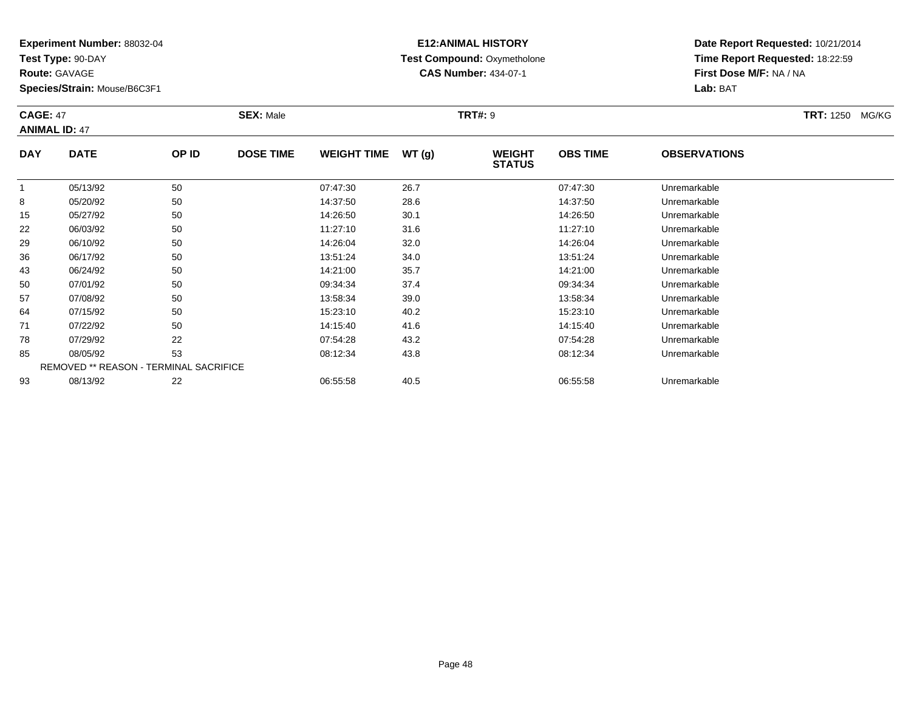**Experiment Number:** 88032-04
**Test Type:** 90-DAY
**Route:** GAVAGE
**Species/Strain:** Mouse/B6C3F1

**E12:ANIMAL HISTORY**
**Test Compound:** Oxymetholone
**CAS Number:** 434-07-1

**Date Report Requested:** 10/21/2014
**Time Report Requested:** 18:22:59
**First Dose M/F:** NA / NA
**Lab:** BAT

**CAGE:** 47 **SEX:** Male **TRT#:** 9 **TRT:** 1250 MG/KG
**ANIMAL ID:** 47

| DAY | DATE | OP ID | DOSE TIME | WEIGHT TIME | WT (g) | WEIGHT STATUS | OBS TIME | OBSERVATIONS |
|---|---|---|---|---|---|---|---|---|
| 1 | 05/13/92 | 50 | | 07:47:30 | 26.7 | | 07:47:30 | Unremarkable |
| 8 | 05/20/92 | 50 | | 14:37:50 | 28.6 | | 14:37:50 | Unremarkable |
| 15 | 05/27/92 | 50 | | 14:26:50 | 30.1 | | 14:26:50 | Unremarkable |
| 22 | 06/03/92 | 50 | | 11:27:10 | 31.6 | | 11:27:10 | Unremarkable |
| 29 | 06/10/92 | 50 | | 14:26:04 | 32.0 | | 14:26:04 | Unremarkable |
| 36 | 06/17/92 | 50 | | 13:51:24 | 34.0 | | 13:51:24 | Unremarkable |
| 43 | 06/24/92 | 50 | | 14:21:00 | 35.7 | | 14:21:00 | Unremarkable |
| 50 | 07/01/92 | 50 | | 09:34:34 | 37.4 | | 09:34:34 | Unremarkable |
| 57 | 07/08/92 | 50 | | 13:58:34 | 39.0 | | 13:58:34 | Unremarkable |
| 64 | 07/15/92 | 50 | | 15:23:10 | 40.2 | | 15:23:10 | Unremarkable |
| 71 | 07/22/92 | 50 | | 14:15:40 | 41.6 | | 14:15:40 | Unremarkable |
| 78 | 07/29/92 | 22 | | 07:54:28 | 43.2 | | 07:54:28 | Unremarkable |
| 85 | 08/05/92 | 53 | | 08:12:34 | 43.8 | | 08:12:34 | Unremarkable |
| REMOVED ** REASON - TERMINAL SACRIFICE | | | | | | | | |
| 93 | 08/13/92 | 22 | | 06:55:58 | 40.5 | | 06:55:58 | Unremarkable |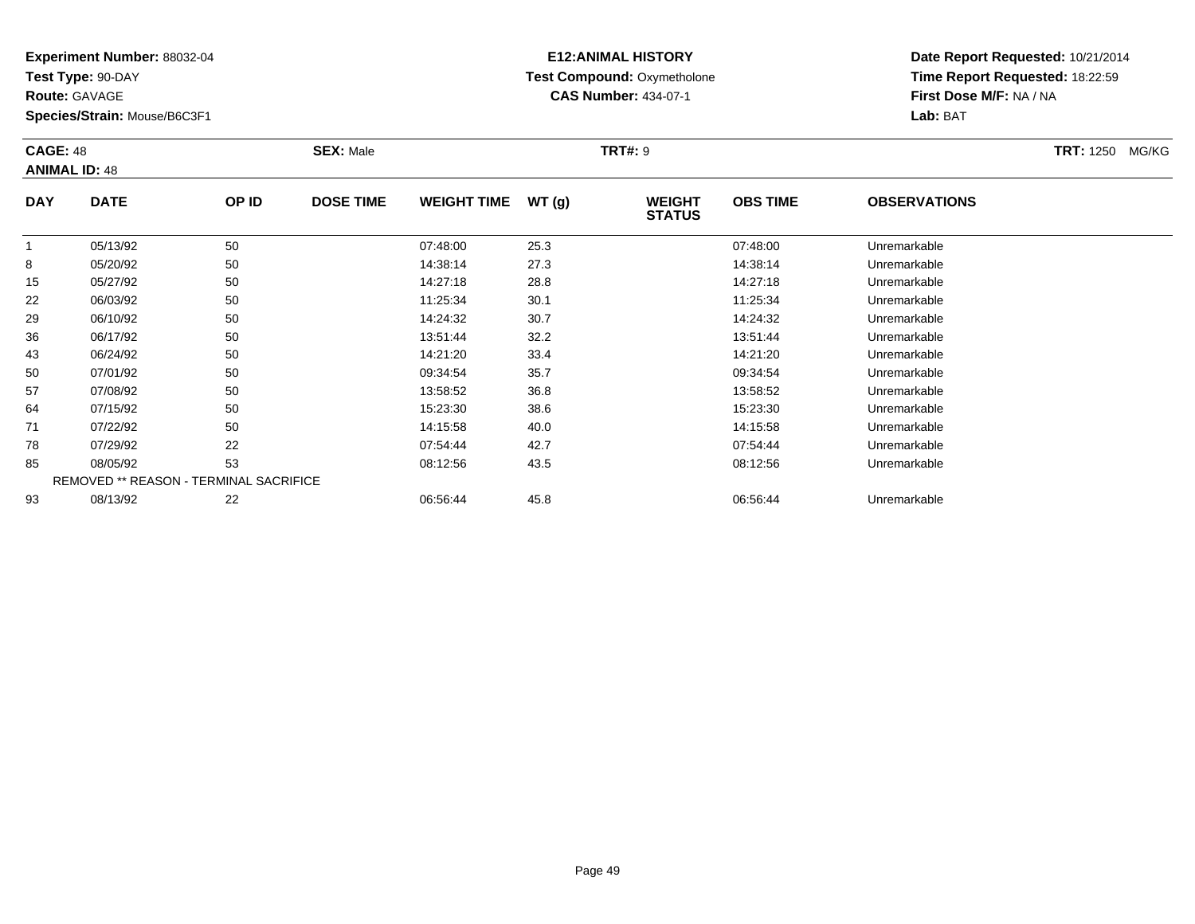**Experiment Number:** 88032-04
**Test Type:** 90-DAY
**Route:** GAVAGE
**Species/Strain:** Mouse/B6C3F1

**E12:ANIMAL HISTORY**
**Test Compound:** Oxymetholone
**CAS Number:** 434-07-1

**Date Report Requested:** 10/21/2014
**Time Report Requested:** 18:22:59
**First Dose M/F:** NA / NA
**Lab:** BAT

**CAGE:** 48 **SEX:** Male **TRT#:** 9 **TRT:** 1250 MG/KG
**ANIMAL ID:** 48

| DAY | DATE | OP ID | DOSE TIME | WEIGHT TIME | WT (g) | WEIGHT STATUS | OBS TIME | OBSERVATIONS |
|---|---|---|---|---|---|---|---|---|
| 1 | 05/13/92 | 50 | | 07:48:00 | 25.3 | | 07:48:00 | Unremarkable |
| 8 | 05/20/92 | 50 | | 14:38:14 | 27.3 | | 14:38:14 | Unremarkable |
| 15 | 05/27/92 | 50 | | 14:27:18 | 28.8 | | 14:27:18 | Unremarkable |
| 22 | 06/03/92 | 50 | | 11:25:34 | 30.1 | | 11:25:34 | Unremarkable |
| 29 | 06/10/92 | 50 | | 14:24:32 | 30.7 | | 14:24:32 | Unremarkable |
| 36 | 06/17/92 | 50 | | 13:51:44 | 32.2 | | 13:51:44 | Unremarkable |
| 43 | 06/24/92 | 50 | | 14:21:20 | 33.4 | | 14:21:20 | Unremarkable |
| 50 | 07/01/92 | 50 | | 09:34:54 | 35.7 | | 09:34:54 | Unremarkable |
| 57 | 07/08/92 | 50 | | 13:58:52 | 36.8 | | 13:58:52 | Unremarkable |
| 64 | 07/15/92 | 50 | | 15:23:30 | 38.6 | | 15:23:30 | Unremarkable |
| 71 | 07/22/92 | 50 | | 14:15:58 | 40.0 | | 14:15:58 | Unremarkable |
| 78 | 07/29/92 | 22 | | 07:54:44 | 42.7 | | 07:54:44 | Unremarkable |
| 85 | 08/05/92 | 53 | | 08:12:56 | 43.5 | | 08:12:56 | Unremarkable |
| REMOVED ** REASON - TERMINAL SACRIFICE | | | | | | | | |
| 93 | 08/13/92 | 22 | | 06:56:44 | 45.8 | | 06:56:44 | Unremarkable |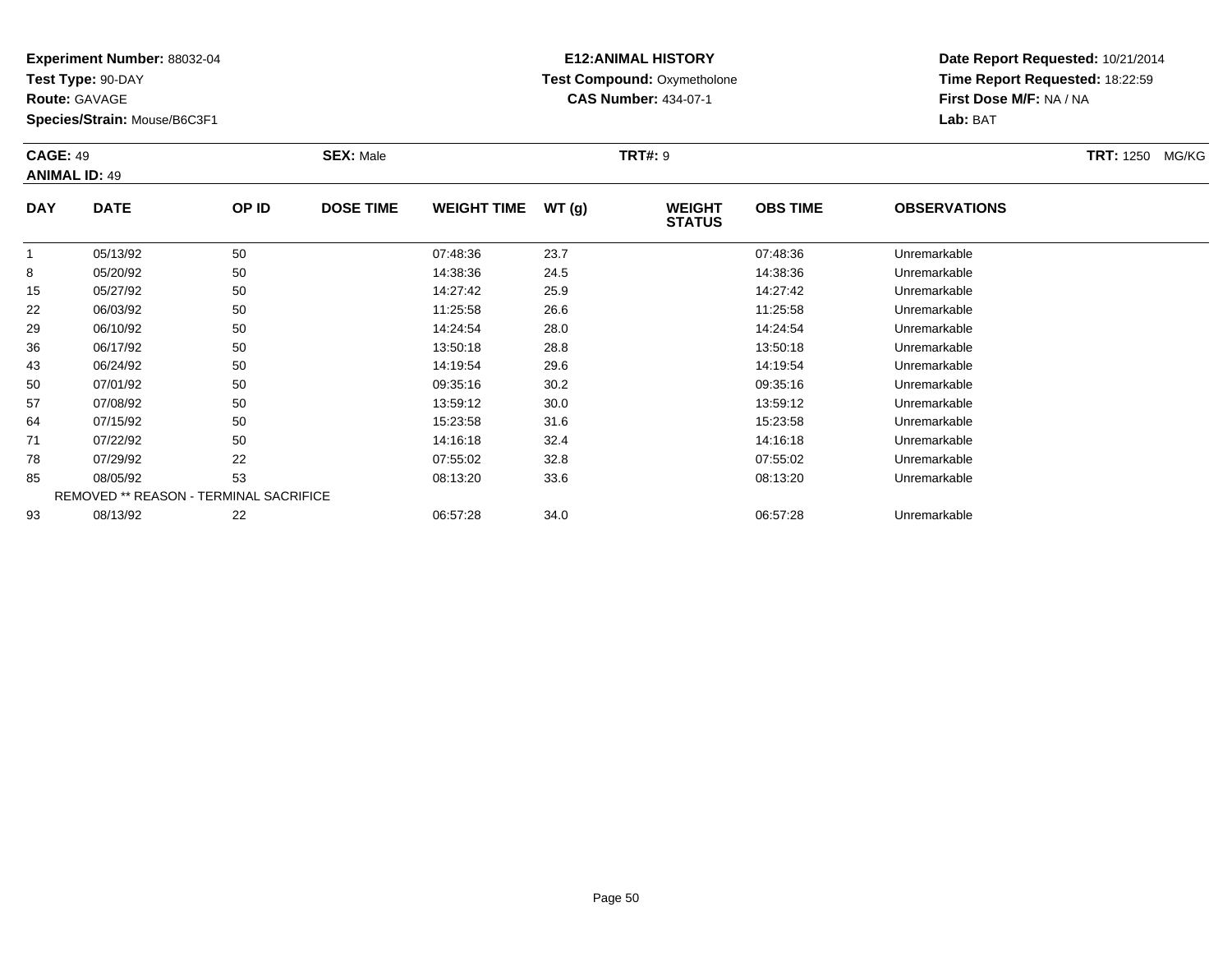**Experiment Number:** 88032-04
**Test Type:** 90-DAY
**Route:** GAVAGE
**Species/Strain:** Mouse/B6C3F1

**E12:ANIMAL HISTORY**
**Test Compound:** Oxymetholone
**CAS Number:** 434-07-1

**Date Report Requested:** 10/21/2014
**Time Report Requested:** 18:22:59
**First Dose M/F:** NA / NA
**Lab:** BAT

**CAGE:** 49 **SEX:** Male **TRT#:** 9 **TRT:** 1250 MG/KG
**ANIMAL ID:** 49

| DAY | DATE | OP ID | DOSE TIME | WEIGHT TIME | WT (g) | WEIGHT STATUS | OBS TIME | OBSERVATIONS |
|---|---|---|---|---|---|---|---|---|
| 1 | 05/13/92 | 50 | | 07:48:36 | 23.7 | | 07:48:36 | Unremarkable |
| 8 | 05/20/92 | 50 | | 14:38:36 | 24.5 | | 14:38:36 | Unremarkable |
| 15 | 05/27/92 | 50 | | 14:27:42 | 25.9 | | 14:27:42 | Unremarkable |
| 22 | 06/03/92 | 50 | | 11:25:58 | 26.6 | | 11:25:58 | Unremarkable |
| 29 | 06/10/92 | 50 | | 14:24:54 | 28.0 | | 14:24:54 | Unremarkable |
| 36 | 06/17/92 | 50 | | 13:50:18 | 28.8 | | 13:50:18 | Unremarkable |
| 43 | 06/24/92 | 50 | | 14:19:54 | 29.6 | | 14:19:54 | Unremarkable |
| 50 | 07/01/92 | 50 | | 09:35:16 | 30.2 | | 09:35:16 | Unremarkable |
| 57 | 07/08/92 | 50 | | 13:59:12 | 30.0 | | 13:59:12 | Unremarkable |
| 64 | 07/15/92 | 50 | | 15:23:58 | 31.6 | | 15:23:58 | Unremarkable |
| 71 | 07/22/92 | 50 | | 14:16:18 | 32.4 | | 14:16:18 | Unremarkable |
| 78 | 07/29/92 | 22 | | 07:55:02 | 32.8 | | 07:55:02 | Unremarkable |
| 85 | 08/05/92 | 53 | | 08:13:20 | 33.6 | | 08:13:20 | Unremarkable |
| REMOVED ** REASON - TERMINAL SACRIFICE | | | | | | | | |
| 93 | 08/13/92 | 22 | | 06:57:28 | 34.0 | | 06:57:28 | Unremarkable |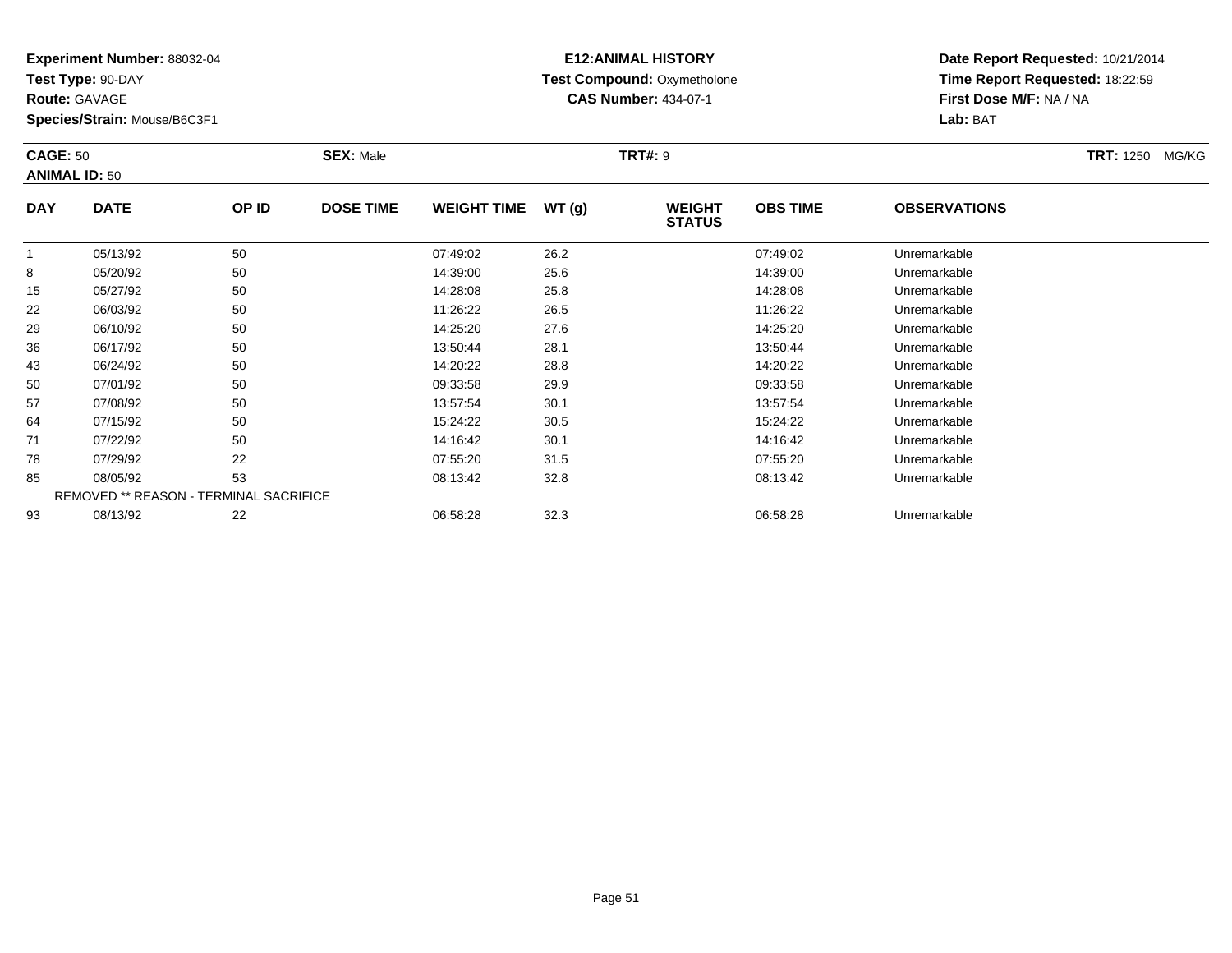**Experiment Number:** 88032-04
**Test Type:** 90-DAY
**Route:** GAVAGE
**Species/Strain:** Mouse/B6C3F1

**E12:ANIMAL HISTORY**
**Test Compound:** Oxymetholone
**CAS Number:** 434-07-1

**Date Report Requested:** 10/21/2014
**Time Report Requested:** 18:22:59
**First Dose M/F:** NA / NA
**Lab:** BAT

**CAGE:** 50 **SEX:** Male **TRT#:** 9 **TRT:** 1250 MG/KG
**ANIMAL ID:** 50

| DAY | DATE | OP ID | DOSE TIME | WEIGHT TIME | WT (g) | WEIGHT STATUS | OBS TIME | OBSERVATIONS |
|---|---|---|---|---|---|---|---|---|
| 1 | 05/13/92 | 50 | | 07:49:02 | 26.2 | | 07:49:02 | Unremarkable |
| 8 | 05/20/92 | 50 | | 14:39:00 | 25.6 | | 14:39:00 | Unremarkable |
| 15 | 05/27/92 | 50 | | 14:28:08 | 25.8 | | 14:28:08 | Unremarkable |
| 22 | 06/03/92 | 50 | | 11:26:22 | 26.5 | | 11:26:22 | Unremarkable |
| 29 | 06/10/92 | 50 | | 14:25:20 | 27.6 | | 14:25:20 | Unremarkable |
| 36 | 06/17/92 | 50 | | 13:50:44 | 28.1 | | 13:50:44 | Unremarkable |
| 43 | 06/24/92 | 50 | | 14:20:22 | 28.8 | | 14:20:22 | Unremarkable |
| 50 | 07/01/92 | 50 | | 09:33:58 | 29.9 | | 09:33:58 | Unremarkable |
| 57 | 07/08/92 | 50 | | 13:57:54 | 30.1 | | 13:57:54 | Unremarkable |
| 64 | 07/15/92 | 50 | | 15:24:22 | 30.5 | | 15:24:22 | Unremarkable |
| 71 | 07/22/92 | 50 | | 14:16:42 | 30.1 | | 14:16:42 | Unremarkable |
| 78 | 07/29/92 | 22 | | 07:55:20 | 31.5 | | 07:55:20 | Unremarkable |
| 85 | 08/05/92 | 53 | | 08:13:42 | 32.8 | | 08:13:42 | Unremarkable |
| REMOVED ** REASON - TERMINAL SACRIFICE | | | | | | | | |
| 93 | 08/13/92 | 22 | | 06:58:28 | 32.3 | | 06:58:28 | Unremarkable |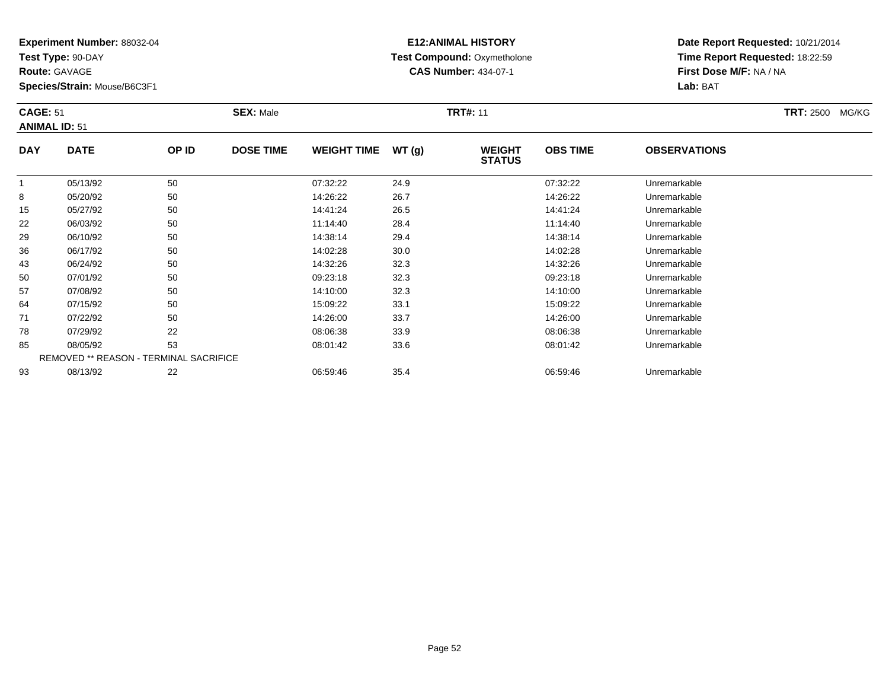**Experiment Number:** 88032-04
**Test Type:** 90-DAY
**Route:** GAVAGE
**Species/Strain:** Mouse/B6C3F1

**E12:ANIMAL HISTORY**
**Test Compound:** Oxymetholone
**CAS Number:** 434-07-1

**Date Report Requested:** 10/21/2014
**Time Report Requested:** 18:22:59
**First Dose M/F:** NA / NA
**Lab:** BAT

**CAGE:** 51 **SEX:** Male **TRT#:** 11 **TRT:** 2500 MG/KG
**ANIMAL ID:** 51

| DAY | DATE | OP ID | DOSE TIME | WEIGHT TIME | WT (g) | WEIGHT STATUS | OBS TIME | OBSERVATIONS |
|---|---|---|---|---|---|---|---|---|
| 1 | 05/13/92 | 50 | | 07:32:22 | 24.9 | | 07:32:22 | Unremarkable |
| 8 | 05/20/92 | 50 | | 14:26:22 | 26.7 | | 14:26:22 | Unremarkable |
| 15 | 05/27/92 | 50 | | 14:41:24 | 26.5 | | 14:41:24 | Unremarkable |
| 22 | 06/03/92 | 50 | | 11:14:40 | 28.4 | | 11:14:40 | Unremarkable |
| 29 | 06/10/92 | 50 | | 14:38:14 | 29.4 | | 14:38:14 | Unremarkable |
| 36 | 06/17/92 | 50 | | 14:02:28 | 30.0 | | 14:02:28 | Unremarkable |
| 43 | 06/24/92 | 50 | | 14:32:26 | 32.3 | | 14:32:26 | Unremarkable |
| 50 | 07/01/92 | 50 | | 09:23:18 | 32.3 | | 09:23:18 | Unremarkable |
| 57 | 07/08/92 | 50 | | 14:10:00 | 32.3 | | 14:10:00 | Unremarkable |
| 64 | 07/15/92 | 50 | | 15:09:22 | 33.1 | | 15:09:22 | Unremarkable |
| 71 | 07/22/92 | 50 | | 14:26:00 | 33.7 | | 14:26:00 | Unremarkable |
| 78 | 07/29/92 | 22 | | 08:06:38 | 33.9 | | 08:06:38 | Unremarkable |
| 85 | 08/05/92 | 53 | | 08:01:42 | 33.6 | | 08:01:42 | Unremarkable |
| REMOVED ** REASON - TERMINAL SACRIFICE | | | | | | | | |
| 93 | 08/13/92 | 22 | | 06:59:46 | 35.4 | | 06:59:46 | Unremarkable |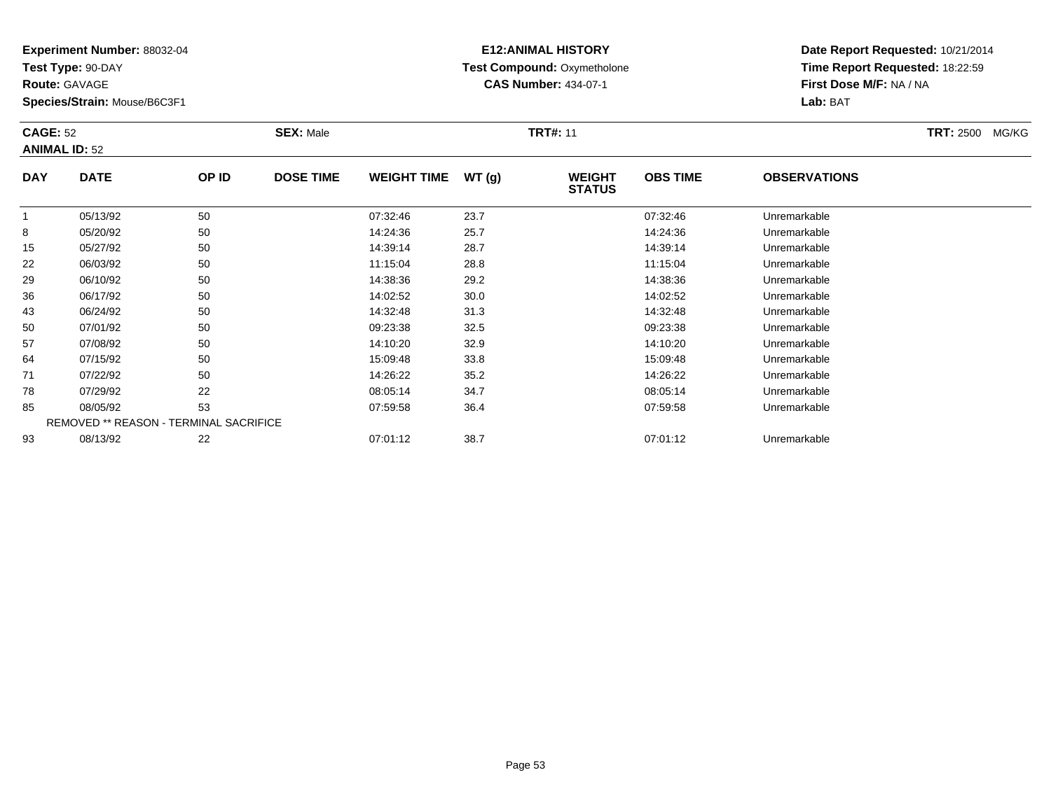**Experiment Number:** 88032-04
**Test Type:** 90-DAY
**Route:** GAVAGE
**Species/Strain:** Mouse/B6C3F1

**E12:ANIMAL HISTORY**
**Test Compound:** Oxymetholone
**CAS Number:** 434-07-1

**Date Report Requested:** 10/21/2014
**Time Report Requested:** 18:22:59
**First Dose M/F:** NA / NA
**Lab:** BAT

**CAGE:** 52
**ANIMAL ID:** 52
**SEX:** Male
**TRT#:** 11
**TRT:** 2500 MG/KG

| DAY | DATE | OP ID | DOSE TIME | WEIGHT TIME | WT (g) | WEIGHT STATUS | OBS TIME | OBSERVATIONS |
|---|---|---|---|---|---|---|---|---|
| 1 | 05/13/92 | 50 | | 07:32:46 | 23.7 | | 07:32:46 | Unremarkable |
| 8 | 05/20/92 | 50 | | 14:24:36 | 25.7 | | 14:24:36 | Unremarkable |
| 15 | 05/27/92 | 50 | | 14:39:14 | 28.7 | | 14:39:14 | Unremarkable |
| 22 | 06/03/92 | 50 | | 11:15:04 | 28.8 | | 11:15:04 | Unremarkable |
| 29 | 06/10/92 | 50 | | 14:38:36 | 29.2 | | 14:38:36 | Unremarkable |
| 36 | 06/17/92 | 50 | | 14:02:52 | 30.0 | | 14:02:52 | Unremarkable |
| 43 | 06/24/92 | 50 | | 14:32:48 | 31.3 | | 14:32:48 | Unremarkable |
| 50 | 07/01/92 | 50 | | 09:23:38 | 32.5 | | 09:23:38 | Unremarkable |
| 57 | 07/08/92 | 50 | | 14:10:20 | 32.9 | | 14:10:20 | Unremarkable |
| 64 | 07/15/92 | 50 | | 15:09:48 | 33.8 | | 15:09:48 | Unremarkable |
| 71 | 07/22/92 | 50 | | 14:26:22 | 35.2 | | 14:26:22 | Unremarkable |
| 78 | 07/29/92 | 22 | | 08:05:14 | 34.7 | | 08:05:14 | Unremarkable |
| 85 | 08/05/92 | 53 | | 07:59:58 | 36.4 | | 07:59:58 | Unremarkable |
| REMOVED ** REASON - TERMINAL SACRIFICE | | | | | | | | |
| 93 | 08/13/92 | 22 | | 07:01:12 | 38.7 | | 07:01:12 | Unremarkable |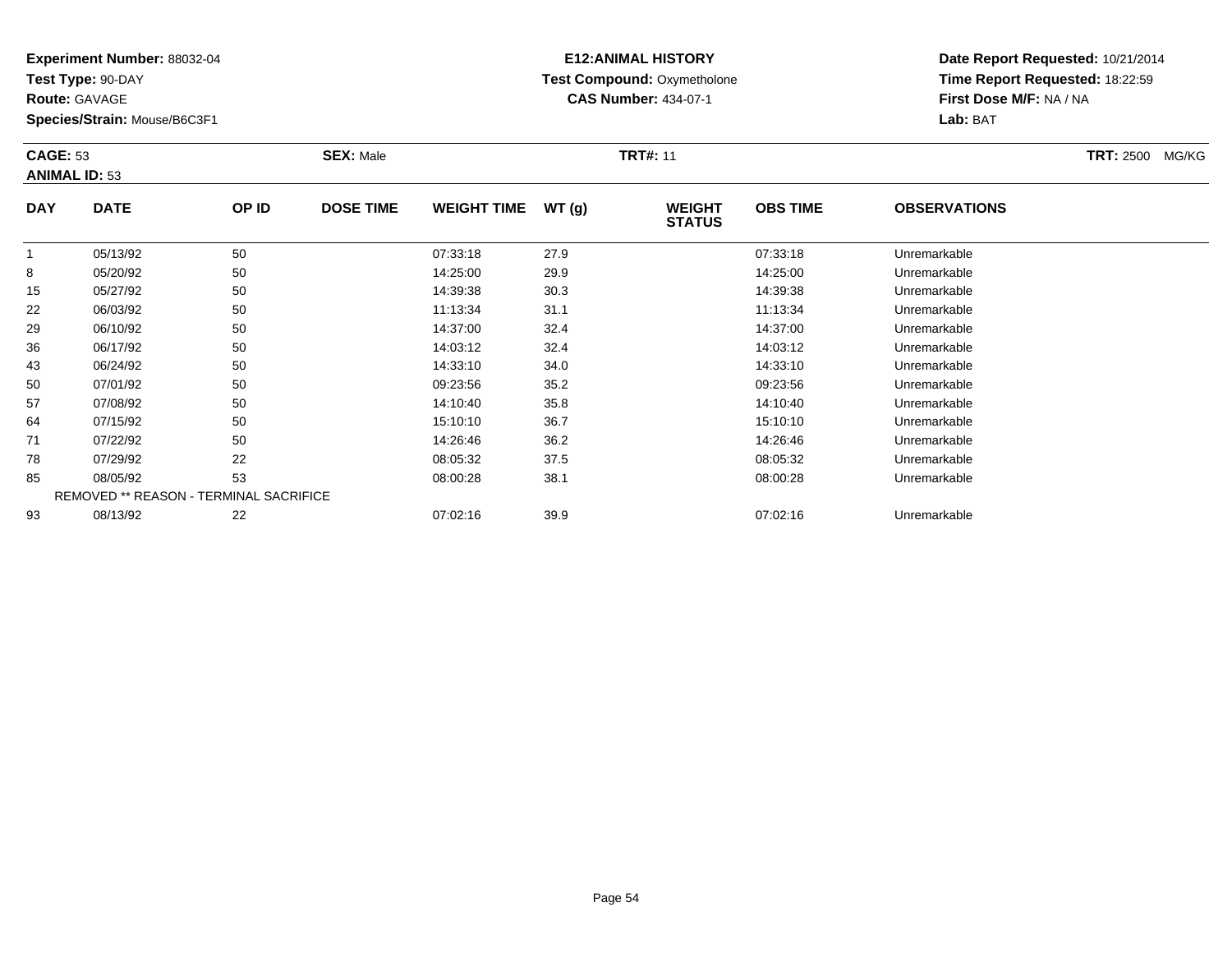**Experiment Number:** 88032-04
**Test Type:** 90-DAY
**Route:** GAVAGE
**Species/Strain:** Mouse/B6C3F1

**E12:ANIMAL HISTORY**
**Test Compound:** Oxymetholone
**CAS Number:** 434-07-1

**Date Report Requested:** 10/21/2014
**Time Report Requested:** 18:22:59
**First Dose M/F:** NA / NA
**Lab:** BAT

**CAGE:** 53 **SEX:** Male **TRT#:** 11 **TRT:** 2500 MG/KG
**ANIMAL ID:** 53

| DAY | DATE | OP ID | DOSE TIME | WEIGHT TIME | WT (g) | WEIGHT STATUS | OBS TIME | OBSERVATIONS |
|---|---|---|---|---|---|---|---|---|
| 1 | 05/13/92 | 50 | | 07:33:18 | 27.9 | | 07:33:18 | Unremarkable |
| 8 | 05/20/92 | 50 | | 14:25:00 | 29.9 | | 14:25:00 | Unremarkable |
| 15 | 05/27/92 | 50 | | 14:39:38 | 30.3 | | 14:39:38 | Unremarkable |
| 22 | 06/03/92 | 50 | | 11:13:34 | 31.1 | | 11:13:34 | Unremarkable |
| 29 | 06/10/92 | 50 | | 14:37:00 | 32.4 | | 14:37:00 | Unremarkable |
| 36 | 06/17/92 | 50 | | 14:03:12 | 32.4 | | 14:03:12 | Unremarkable |
| 43 | 06/24/92 | 50 | | 14:33:10 | 34.0 | | 14:33:10 | Unremarkable |
| 50 | 07/01/92 | 50 | | 09:23:56 | 35.2 | | 09:23:56 | Unremarkable |
| 57 | 07/08/92 | 50 | | 14:10:40 | 35.8 | | 14:10:40 | Unremarkable |
| 64 | 07/15/92 | 50 | | 15:10:10 | 36.7 | | 15:10:10 | Unremarkable |
| 71 | 07/22/92 | 50 | | 14:26:46 | 36.2 | | 14:26:46 | Unremarkable |
| 78 | 07/29/92 | 22 | | 08:05:32 | 37.5 | | 08:05:32 | Unremarkable |
| 85 | 08/05/92 | 53 | | 08:00:28 | 38.1 | | 08:00:28 | Unremarkable |
| REMOVED ** REASON - TERMINAL SACRIFICE | | | | | | | | |
| 93 | 08/13/92 | 22 | | 07:02:16 | 39.9 | | 07:02:16 | Unremarkable |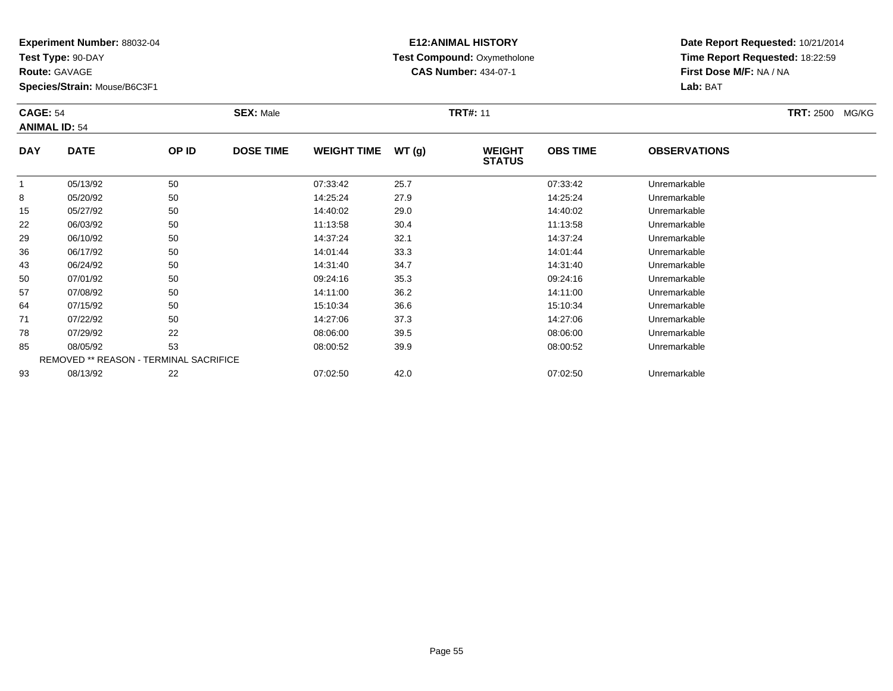**Experiment Number:** 88032-04
**Test Type:** 90-DAY
**Route:** GAVAGE
**Species/Strain:** Mouse/B6C3F1

**E12:ANIMAL HISTORY**
**Test Compound:** Oxymetholone
**CAS Number:** 434-07-1

**Date Report Requested:** 10/21/2014
**Time Report Requested:** 18:22:59
**First Dose M/F:** NA / NA
**Lab:** BAT

**CAGE:** 54 **SEX:** Male **TRT#:** 11 **TRT:** 2500 MG/KG
**ANIMAL ID:** 54

| DAY | DATE | OP ID | DOSE TIME | WEIGHT TIME | WT (g) | WEIGHT STATUS | OBS TIME | OBSERVATIONS |
|---|---|---|---|---|---|---|---|---|
| 1 | 05/13/92 | 50 | | 07:33:42 | 25.7 | | 07:33:42 | Unremarkable |
| 8 | 05/20/92 | 50 | | 14:25:24 | 27.9 | | 14:25:24 | Unremarkable |
| 15 | 05/27/92 | 50 | | 14:40:02 | 29.0 | | 14:40:02 | Unremarkable |
| 22 | 06/03/92 | 50 | | 11:13:58 | 30.4 | | 11:13:58 | Unremarkable |
| 29 | 06/10/92 | 50 | | 14:37:24 | 32.1 | | 14:37:24 | Unremarkable |
| 36 | 06/17/92 | 50 | | 14:01:44 | 33.3 | | 14:01:44 | Unremarkable |
| 43 | 06/24/92 | 50 | | 14:31:40 | 34.7 | | 14:31:40 | Unremarkable |
| 50 | 07/01/92 | 50 | | 09:24:16 | 35.3 | | 09:24:16 | Unremarkable |
| 57 | 07/08/92 | 50 | | 14:11:00 | 36.2 | | 14:11:00 | Unremarkable |
| 64 | 07/15/92 | 50 | | 15:10:34 | 36.6 | | 15:10:34 | Unremarkable |
| 71 | 07/22/92 | 50 | | 14:27:06 | 37.3 | | 14:27:06 | Unremarkable |
| 78 | 07/29/92 | 22 | | 08:06:00 | 39.5 | | 08:06:00 | Unremarkable |
| 85 | 08/05/92 | 53 | | 08:00:52 | 39.9 | | 08:00:52 | Unremarkable |
| REMOVED ** REASON - TERMINAL SACRIFICE | | | | | | | | |
| 93 | 08/13/92 | 22 | | 07:02:50 | 42.0 | | 07:02:50 | Unremarkable |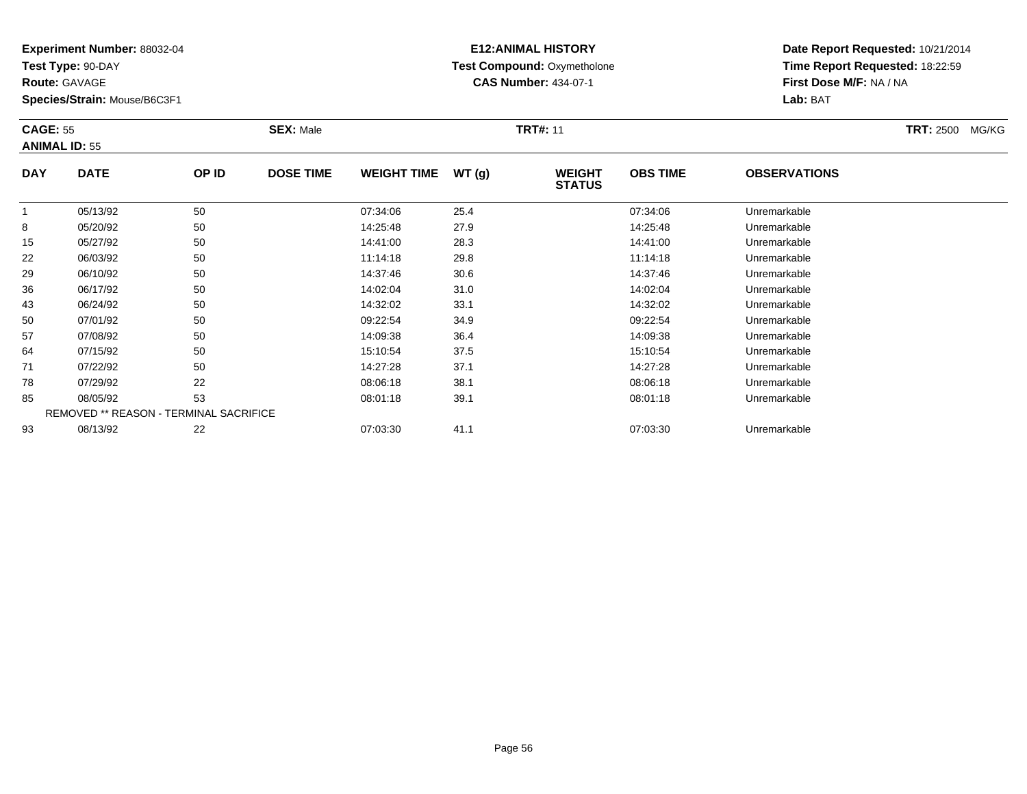**Experiment Number:** 88032-04
**Test Type:** 90-DAY
**Route:** GAVAGE
**Species/Strain:** Mouse/B6C3F1

**E12:ANIMAL HISTORY**
**Test Compound:** Oxymetholone
**CAS Number:** 434-07-1

**Date Report Requested:** 10/21/2014
**Time Report Requested:** 18:22:59
**First Dose M/F:** NA / NA
**Lab:** BAT

**CAGE:** 55
**ANIMAL ID:** 55
**SEX:** Male
**TRT#:** 11
**TRT:** 2500 MG/KG

| DAY | DATE | OP ID | DOSE TIME | WEIGHT TIME | WT (g) | WEIGHT STATUS | OBS TIME | OBSERVATIONS |
|---|---|---|---|---|---|---|---|---|
| 1 | 05/13/92 | 50 | | 07:34:06 | 25.4 | | 07:34:06 | Unremarkable |
| 8 | 05/20/92 | 50 | | 14:25:48 | 27.9 | | 14:25:48 | Unremarkable |
| 15 | 05/27/92 | 50 | | 14:41:00 | 28.3 | | 14:41:00 | Unremarkable |
| 22 | 06/03/92 | 50 | | 11:14:18 | 29.8 | | 11:14:18 | Unremarkable |
| 29 | 06/10/92 | 50 | | 14:37:46 | 30.6 | | 14:37:46 | Unremarkable |
| 36 | 06/17/92 | 50 | | 14:02:04 | 31.0 | | 14:02:04 | Unremarkable |
| 43 | 06/24/92 | 50 | | 14:32:02 | 33.1 | | 14:32:02 | Unremarkable |
| 50 | 07/01/92 | 50 | | 09:22:54 | 34.9 | | 09:22:54 | Unremarkable |
| 57 | 07/08/92 | 50 | | 14:09:38 | 36.4 | | 14:09:38 | Unremarkable |
| 64 | 07/15/92 | 50 | | 15:10:54 | 37.5 | | 15:10:54 | Unremarkable |
| 71 | 07/22/92 | 50 | | 14:27:28 | 37.1 | | 14:27:28 | Unremarkable |
| 78 | 07/29/92 | 22 | | 08:06:18 | 38.1 | | 08:06:18 | Unremarkable |
| 85 | 08/05/92 | 53 | | 08:01:18 | 39.1 | | 08:01:18 | Unremarkable |
| REMOVED ** REASON - TERMINAL SACRIFICE | | | | | | | | |
| 93 | 08/13/92 | 22 | | 07:03:30 | 41.1 | | 07:03:30 | Unremarkable |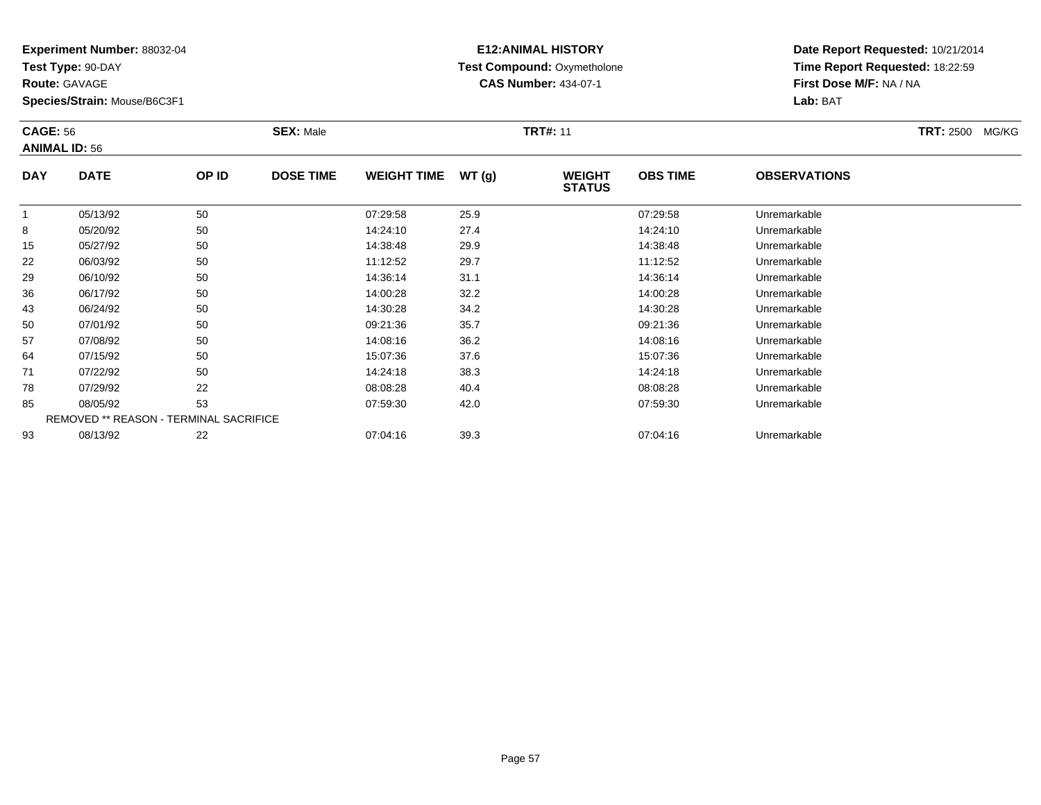**Experiment Number:** 88032-04
**Test Type:** 90-DAY
**Route:** GAVAGE
**Species/Strain:** Mouse/B6C3F1

**E12:ANIMAL HISTORY**
**Test Compound:** Oxymetholone
**CAS Number:** 434-07-1

**Date Report Requested:** 10/21/2014
**Time Report Requested:** 18:22:59
**First Dose M/F:** NA / NA
**Lab:** BAT

**CAGE:** 56
**ANIMAL ID:** 56
**SEX:** Male
**TRT#:** 11
**TRT:** 2500 MG/KG

| DAY | DATE | OP ID | DOSE TIME | WEIGHT TIME | WT (g) | WEIGHT STATUS | OBS TIME | OBSERVATIONS |
|---|---|---|---|---|---|---|---|---|
| 1 | 05/13/92 | 50 | | 07:29:58 | 25.9 | | 07:29:58 | Unremarkable |
| 8 | 05/20/92 | 50 | | 14:24:10 | 27.4 | | 14:24:10 | Unremarkable |
| 15 | 05/27/92 | 50 | | 14:38:48 | 29.9 | | 14:38:48 | Unremarkable |
| 22 | 06/03/92 | 50 | | 11:12:52 | 29.7 | | 11:12:52 | Unremarkable |
| 29 | 06/10/92 | 50 | | 14:36:14 | 31.1 | | 14:36:14 | Unremarkable |
| 36 | 06/17/92 | 50 | | 14:00:28 | 32.2 | | 14:00:28 | Unremarkable |
| 43 | 06/24/92 | 50 | | 14:30:28 | 34.2 | | 14:30:28 | Unremarkable |
| 50 | 07/01/92 | 50 | | 09:21:36 | 35.7 | | 09:21:36 | Unremarkable |
| 57 | 07/08/92 | 50 | | 14:08:16 | 36.2 | | 14:08:16 | Unremarkable |
| 64 | 07/15/92 | 50 | | 15:07:36 | 37.6 | | 15:07:36 | Unremarkable |
| 71 | 07/22/92 | 50 | | 14:24:18 | 38.3 | | 14:24:18 | Unremarkable |
| 78 | 07/29/92 | 22 | | 08:08:28 | 40.4 | | 08:08:28 | Unremarkable |
| 85 | 08/05/92 | 53 | | 07:59:30 | 42.0 | | 07:59:30 | Unremarkable |
| REMOVED ** REASON - TERMINAL SACRIFICE | | | | | | | | |
| 93 | 08/13/92 | 22 | | 07:04:16 | 39.3 | | 07:04:16 | Unremarkable |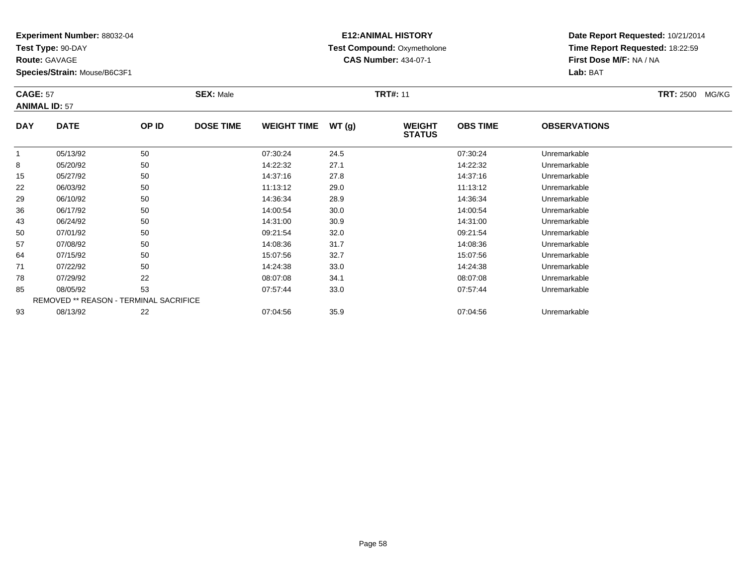**Experiment Number:** 88032-04
**Test Type:** 90-DAY
**Route:** GAVAGE
**Species/Strain:** Mouse/B6C3F1

**E12:ANIMAL HISTORY**
**Test Compound:** Oxymetholone
**CAS Number:** 434-07-1

**Date Report Requested:** 10/21/2014
**Time Report Requested:** 18:22:59
**First Dose M/F:** NA / NA
**Lab:** BAT

**CAGE:** 57 **SEX:** Male **TRT#:** 11 **TRT:** 2500 MG/KG
**ANIMAL ID:** 57

| DAY | DATE | OP ID | DOSE TIME | WEIGHT TIME | WT (g) | WEIGHT STATUS | OBS TIME | OBSERVATIONS |
|---|---|---|---|---|---|---|---|---|
| 1 | 05/13/92 | 50 | | 07:30:24 | 24.5 | | 07:30:24 | Unremarkable |
| 8 | 05/20/92 | 50 | | 14:22:32 | 27.1 | | 14:22:32 | Unremarkable |
| 15 | 05/27/92 | 50 | | 14:37:16 | 27.8 | | 14:37:16 | Unremarkable |
| 22 | 06/03/92 | 50 | | 11:13:12 | 29.0 | | 11:13:12 | Unremarkable |
| 29 | 06/10/92 | 50 | | 14:36:34 | 28.9 | | 14:36:34 | Unremarkable |
| 36 | 06/17/92 | 50 | | 14:00:54 | 30.0 | | 14:00:54 | Unremarkable |
| 43 | 06/24/92 | 50 | | 14:31:00 | 30.9 | | 14:31:00 | Unremarkable |
| 50 | 07/01/92 | 50 | | 09:21:54 | 32.0 | | 09:21:54 | Unremarkable |
| 57 | 07/08/92 | 50 | | 14:08:36 | 31.7 | | 14:08:36 | Unremarkable |
| 64 | 07/15/92 | 50 | | 15:07:56 | 32.7 | | 15:07:56 | Unremarkable |
| 71 | 07/22/92 | 50 | | 14:24:38 | 33.0 | | 14:24:38 | Unremarkable |
| 78 | 07/29/92 | 22 | | 08:07:08 | 34.1 | | 08:07:08 | Unremarkable |
| 85 | 08/05/92 | 53 | | 07:57:44 | 33.0 | | 07:57:44 | Unremarkable |
| REMOVED ** REASON - TERMINAL SACRIFICE | | | | | | | | |
| 93 | 08/13/92 | 22 | | 07:04:56 | 35.9 | | 07:04:56 | Unremarkable |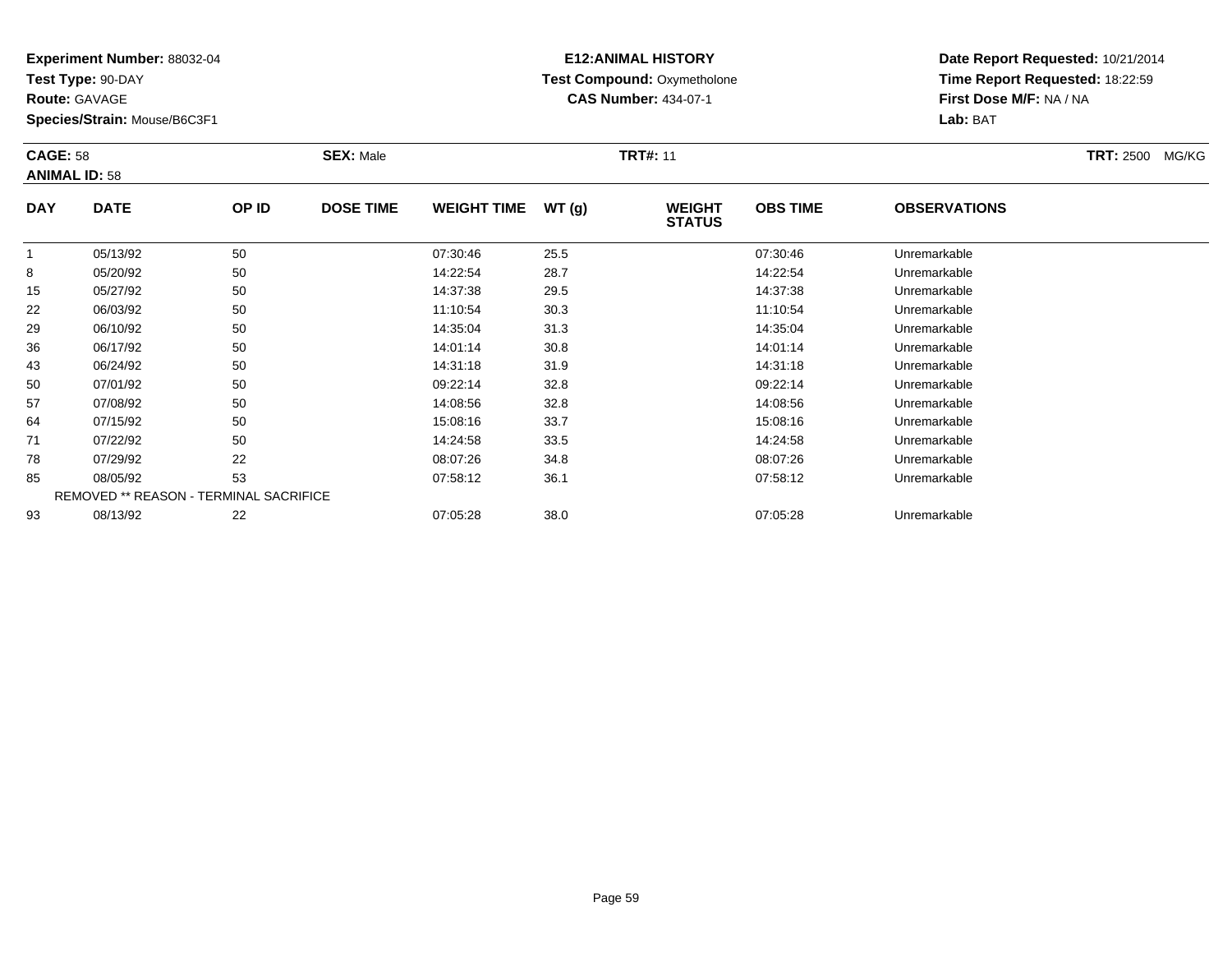**Experiment Number:** 88032-04
**Test Type:** 90-DAY
**Route:** GAVAGE
**Species/Strain:** Mouse/B6C3F1

**E12:ANIMAL HISTORY**
**Test Compound:** Oxymetholone
**CAS Number:** 434-07-1

**Date Report Requested:** 10/21/2014
**Time Report Requested:** 18:22:59
**First Dose M/F:** NA / NA
**Lab:** BAT

**CAGE:** 58 **SEX:** Male **TRT#:** 11 **TRT:** 2500 MG/KG
**ANIMAL ID:** 58

| DAY | DATE | OP ID | DOSE TIME | WEIGHT TIME | WT (g) | WEIGHT STATUS | OBS TIME | OBSERVATIONS |
|---|---|---|---|---|---|---|---|---|
| 1 | 05/13/92 | 50 | | 07:30:46 | 25.5 | | 07:30:46 | Unremarkable |
| 8 | 05/20/92 | 50 | | 14:22:54 | 28.7 | | 14:22:54 | Unremarkable |
| 15 | 05/27/92 | 50 | | 14:37:38 | 29.5 | | 14:37:38 | Unremarkable |
| 22 | 06/03/92 | 50 | | 11:10:54 | 30.3 | | 11:10:54 | Unremarkable |
| 29 | 06/10/92 | 50 | | 14:35:04 | 31.3 | | 14:35:04 | Unremarkable |
| 36 | 06/17/92 | 50 | | 14:01:14 | 30.8 | | 14:01:14 | Unremarkable |
| 43 | 06/24/92 | 50 | | 14:31:18 | 31.9 | | 14:31:18 | Unremarkable |
| 50 | 07/01/92 | 50 | | 09:22:14 | 32.8 | | 09:22:14 | Unremarkable |
| 57 | 07/08/92 | 50 | | 14:08:56 | 32.8 | | 14:08:56 | Unremarkable |
| 64 | 07/15/92 | 50 | | 15:08:16 | 33.7 | | 15:08:16 | Unremarkable |
| 71 | 07/22/92 | 50 | | 14:24:58 | 33.5 | | 14:24:58 | Unremarkable |
| 78 | 07/29/92 | 22 | | 08:07:26 | 34.8 | | 08:07:26 | Unremarkable |
| 85 | 08/05/92 | 53 | | 07:58:12 | 36.1 | | 07:58:12 | Unremarkable |
| REMOVED ** REASON - TERMINAL SACRIFICE | | | | | | | | |
| 93 | 08/13/92 | 22 | | 07:05:28 | 38.0 | | 07:05:28 | Unremarkable |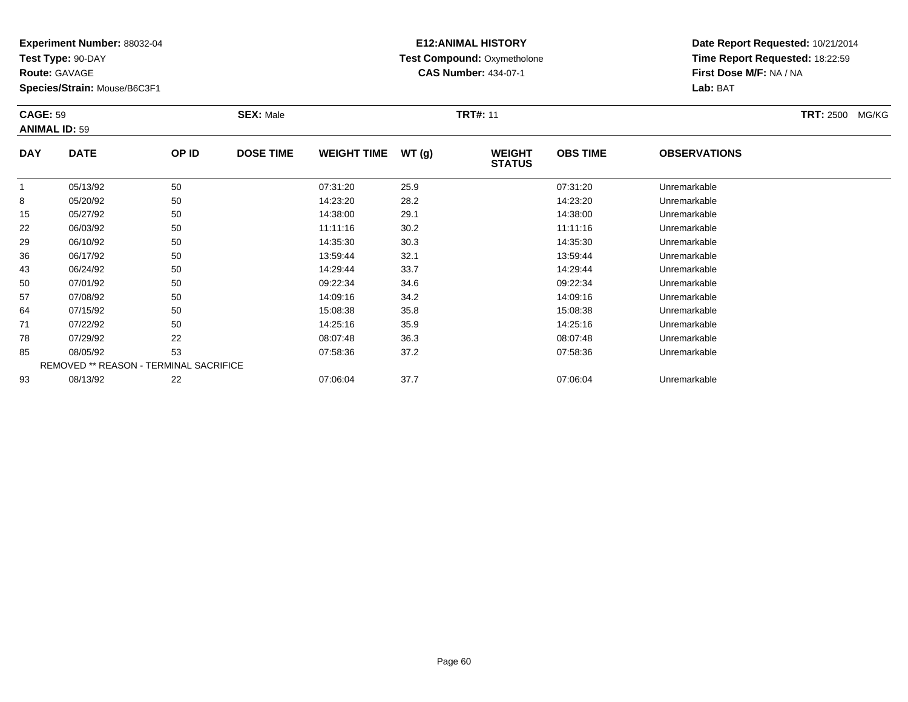**Experiment Number:** 88032-04
**Test Type:** 90-DAY
**Route:** GAVAGE
**Species/Strain:** Mouse/B6C3F1

**E12:ANIMAL HISTORY**
**Test Compound:** Oxymetholone
**CAS Number:** 434-07-1

**Date Report Requested:** 10/21/2014
**Time Report Requested:** 18:22:59
**First Dose M/F:** NA / NA
**Lab:** BAT

**CAGE:** 59 **SEX:** Male **TRT#:** 11 **TRT:** 2500 MG/KG
**ANIMAL ID:** 59

| DAY | DATE | OP ID | DOSE TIME | WEIGHT TIME | WT (g) | WEIGHT STATUS | OBS TIME | OBSERVATIONS |
|---|---|---|---|---|---|---|---|---|
| 1 | 05/13/92 | 50 | | 07:31:20 | 25.9 | | 07:31:20 | Unremarkable |
| 8 | 05/20/92 | 50 | | 14:23:20 | 28.2 | | 14:23:20 | Unremarkable |
| 15 | 05/27/92 | 50 | | 14:38:00 | 29.1 | | 14:38:00 | Unremarkable |
| 22 | 06/03/92 | 50 | | 11:11:16 | 30.2 | | 11:11:16 | Unremarkable |
| 29 | 06/10/92 | 50 | | 14:35:30 | 30.3 | | 14:35:30 | Unremarkable |
| 36 | 06/17/92 | 50 | | 13:59:44 | 32.1 | | 13:59:44 | Unremarkable |
| 43 | 06/24/92 | 50 | | 14:29:44 | 33.7 | | 14:29:44 | Unremarkable |
| 50 | 07/01/92 | 50 | | 09:22:34 | 34.6 | | 09:22:34 | Unremarkable |
| 57 | 07/08/92 | 50 | | 14:09:16 | 34.2 | | 14:09:16 | Unremarkable |
| 64 | 07/15/92 | 50 | | 15:08:38 | 35.8 | | 15:08:38 | Unremarkable |
| 71 | 07/22/92 | 50 | | 14:25:16 | 35.9 | | 14:25:16 | Unremarkable |
| 78 | 07/29/92 | 22 | | 08:07:48 | 36.3 | | 08:07:48 | Unremarkable |
| 85 | 08/05/92 | 53 | | 07:58:36 | 37.2 | | 07:58:36 | Unremarkable |
| REMOVED ** REASON - TERMINAL SACRIFICE | | | | | | | | |
| 93 | 08/13/92 | 22 | | 07:06:04 | 37.7 | | 07:06:04 | Unremarkable |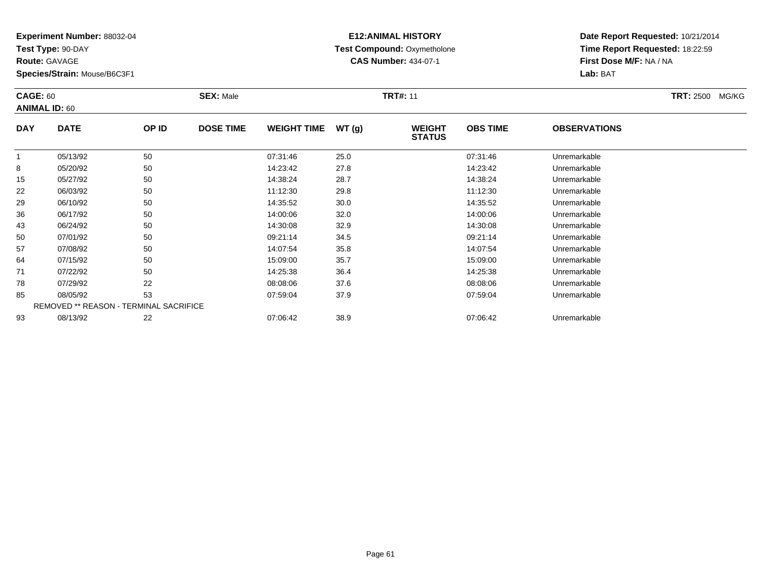**Experiment Number:** 88032-04
**Test Type:** 90-DAY
**Route:** GAVAGE
**Species/Strain:** Mouse/B6C3F1

**E12:ANIMAL HISTORY**
**Test Compound:** Oxymetholone
**CAS Number:** 434-07-1

**Date Report Requested:** 10/21/2014
**Time Report Requested:** 18:22:59
**First Dose M/F:** NA / NA
**Lab:** BAT

**CAGE:** 60 **SEX:** Male **TRT#:** 11 **TRT:** 2500 MG/KG
**ANIMAL ID:** 60

| DAY | DATE | OP ID | DOSE TIME | WEIGHT TIME | WT (g) | WEIGHT STATUS | OBS TIME | OBSERVATIONS |
|---|---|---|---|---|---|---|---|---|
| 1 | 05/13/92 | 50 | | 07:31:46 | 25.0 | | 07:31:46 | Unremarkable |
| 8 | 05/20/92 | 50 | | 14:23:42 | 27.8 | | 14:23:42 | Unremarkable |
| 15 | 05/27/92 | 50 | | 14:38:24 | 28.7 | | 14:38:24 | Unremarkable |
| 22 | 06/03/92 | 50 | | 11:12:30 | 29.8 | | 11:12:30 | Unremarkable |
| 29 | 06/10/92 | 50 | | 14:35:52 | 30.0 | | 14:35:52 | Unremarkable |
| 36 | 06/17/92 | 50 | | 14:00:06 | 32.0 | | 14:00:06 | Unremarkable |
| 43 | 06/24/92 | 50 | | 14:30:08 | 32.9 | | 14:30:08 | Unremarkable |
| 50 | 07/01/92 | 50 | | 09:21:14 | 34.5 | | 09:21:14 | Unremarkable |
| 57 | 07/08/92 | 50 | | 14:07:54 | 35.8 | | 14:07:54 | Unremarkable |
| 64 | 07/15/92 | 50 | | 15:09:00 | 35.7 | | 15:09:00 | Unremarkable |
| 71 | 07/22/92 | 50 | | 14:25:38 | 36.4 | | 14:25:38 | Unremarkable |
| 78 | 07/29/92 | 22 | | 08:08:06 | 37.6 | | 08:08:06 | Unremarkable |
| 85 | 08/05/92 | 53 | | 07:59:04 | 37.9 | | 07:59:04 | Unremarkable |
| REMOVED ** REASON - TERMINAL SACRIFICE | | | | | | | | |
| 93 | 08/13/92 | 22 | | 07:06:42 | 38.9 | | 07:06:42 | Unremarkable |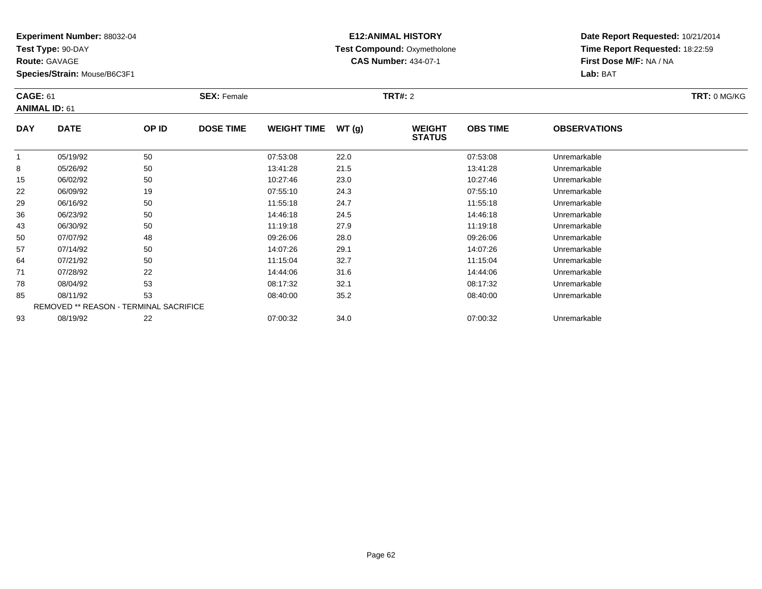**Experiment Number:** 88032-04
**Test Type:** 90-DAY
**Route:** GAVAGE
**Species/Strain:** Mouse/B6C3F1

**E12:ANIMAL HISTORY**
**Test Compound:** Oxymetholone
**CAS Number:** 434-07-1

**Date Report Requested:** 10/21/2014
**Time Report Requested:** 18:22:59
**First Dose M/F:** NA / NA
**Lab:** BAT

**CAGE:** 61
**ANIMAL ID:** 61
**SEX:** Female
**TRT#:** 2
**TRT:** 0 MG/KG

| DAY | DATE | OP ID | DOSE TIME | WEIGHT TIME | WT (g) | WEIGHT STATUS | OBS TIME | OBSERVATIONS |
|---|---|---|---|---|---|---|---|---|
| 1 | 05/19/92 | 50 | | 07:53:08 | 22.0 | | 07:53:08 | Unremarkable |
| 8 | 05/26/92 | 50 | | 13:41:28 | 21.5 | | 13:41:28 | Unremarkable |
| 15 | 06/02/92 | 50 | | 10:27:46 | 23.0 | | 10:27:46 | Unremarkable |
| 22 | 06/09/92 | 19 | | 07:55:10 | 24.3 | | 07:55:10 | Unremarkable |
| 29 | 06/16/92 | 50 | | 11:55:18 | 24.7 | | 11:55:18 | Unremarkable |
| 36 | 06/23/92 | 50 | | 14:46:18 | 24.5 | | 14:46:18 | Unremarkable |
| 43 | 06/30/92 | 50 | | 11:19:18 | 27.9 | | 11:19:18 | Unremarkable |
| 50 | 07/07/92 | 48 | | 09:26:06 | 28.0 | | 09:26:06 | Unremarkable |
| 57 | 07/14/92 | 50 | | 14:07:26 | 29.1 | | 14:07:26 | Unremarkable |
| 64 | 07/21/92 | 50 | | 11:15:04 | 32.7 | | 11:15:04 | Unremarkable |
| 71 | 07/28/92 | 22 | | 14:44:06 | 31.6 | | 14:44:06 | Unremarkable |
| 78 | 08/04/92 | 53 | | 08:17:32 | 32.1 | | 08:17:32 | Unremarkable |
| 85 | 08/11/92 | 53 | | 08:40:00 | 35.2 | | 08:40:00 | Unremarkable |
| REMOVED ** REASON - TERMINAL SACRIFICE | | | | | | | | |
| 93 | 08/19/92 | 22 | | 07:00:32 | 34.0 | | 07:00:32 | Unremarkable |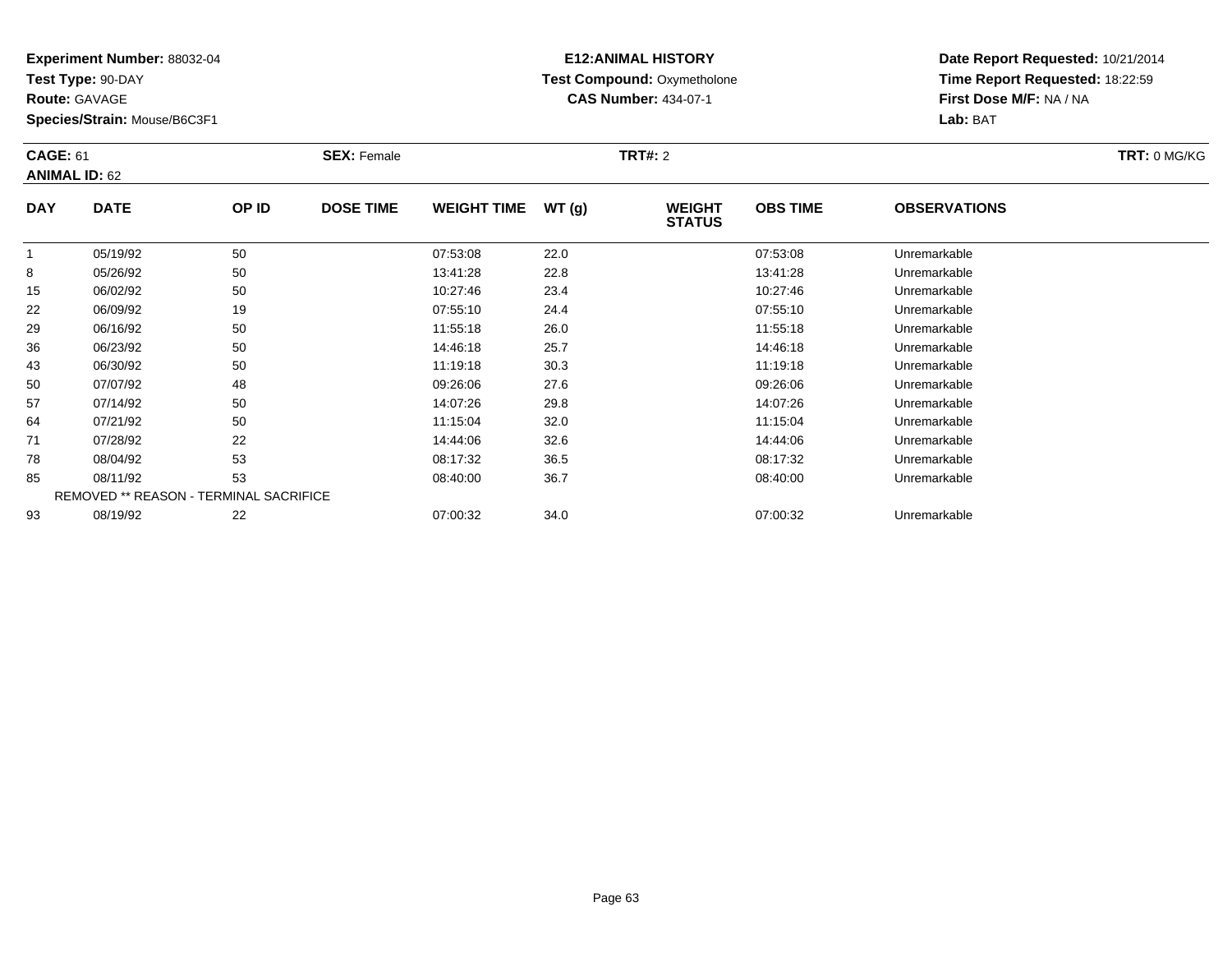**Experiment Number:** 88032-04
**Test Type:** 90-DAY
**Route:** GAVAGE
**Species/Strain:** Mouse/B6C3F1

**E12:ANIMAL HISTORY**
**Test Compound:** Oxymetholone
**CAS Number:** 434-07-1

**Date Report Requested:** 10/21/2014
**Time Report Requested:** 18:22:59
**First Dose M/F:** NA / NA
**Lab:** BAT

**CAGE:** 61
**ANIMAL ID:** 62
**SEX:** Female
**TRT#:** 2
**TRT:** 0 MG/KG

| DAY | DATE | OP ID | DOSE TIME | WEIGHT TIME | WT (g) | WEIGHT STATUS | OBS TIME | OBSERVATIONS |
|---|---|---|---|---|---|---|---|---|
| 1 | 05/19/92 | 50 | | 07:53:08 | 22.0 | | 07:53:08 | Unremarkable |
| 8 | 05/26/92 | 50 | | 13:41:28 | 22.8 | | 13:41:28 | Unremarkable |
| 15 | 06/02/92 | 50 | | 10:27:46 | 23.4 | | 10:27:46 | Unremarkable |
| 22 | 06/09/92 | 19 | | 07:55:10 | 24.4 | | 07:55:10 | Unremarkable |
| 29 | 06/16/92 | 50 | | 11:55:18 | 26.0 | | 11:55:18 | Unremarkable |
| 36 | 06/23/92 | 50 | | 14:46:18 | 25.7 | | 14:46:18 | Unremarkable |
| 43 | 06/30/92 | 50 | | 11:19:18 | 30.3 | | 11:19:18 | Unremarkable |
| 50 | 07/07/92 | 48 | | 09:26:06 | 27.6 | | 09:26:06 | Unremarkable |
| 57 | 07/14/92 | 50 | | 14:07:26 | 29.8 | | 14:07:26 | Unremarkable |
| 64 | 07/21/92 | 50 | | 11:15:04 | 32.0 | | 11:15:04 | Unremarkable |
| 71 | 07/28/92 | 22 | | 14:44:06 | 32.6 | | 14:44:06 | Unremarkable |
| 78 | 08/04/92 | 53 | | 08:17:32 | 36.5 | | 08:17:32 | Unremarkable |
| 85 | 08/11/92 | 53 | | 08:40:00 | 36.7 | | 08:40:00 | Unremarkable |
| REMOVED ** REASON - TERMINAL SACRIFICE | | | | | | | | |
| 93 | 08/19/92 | 22 | | 07:00:32 | 34.0 | | 07:00:32 | Unremarkable |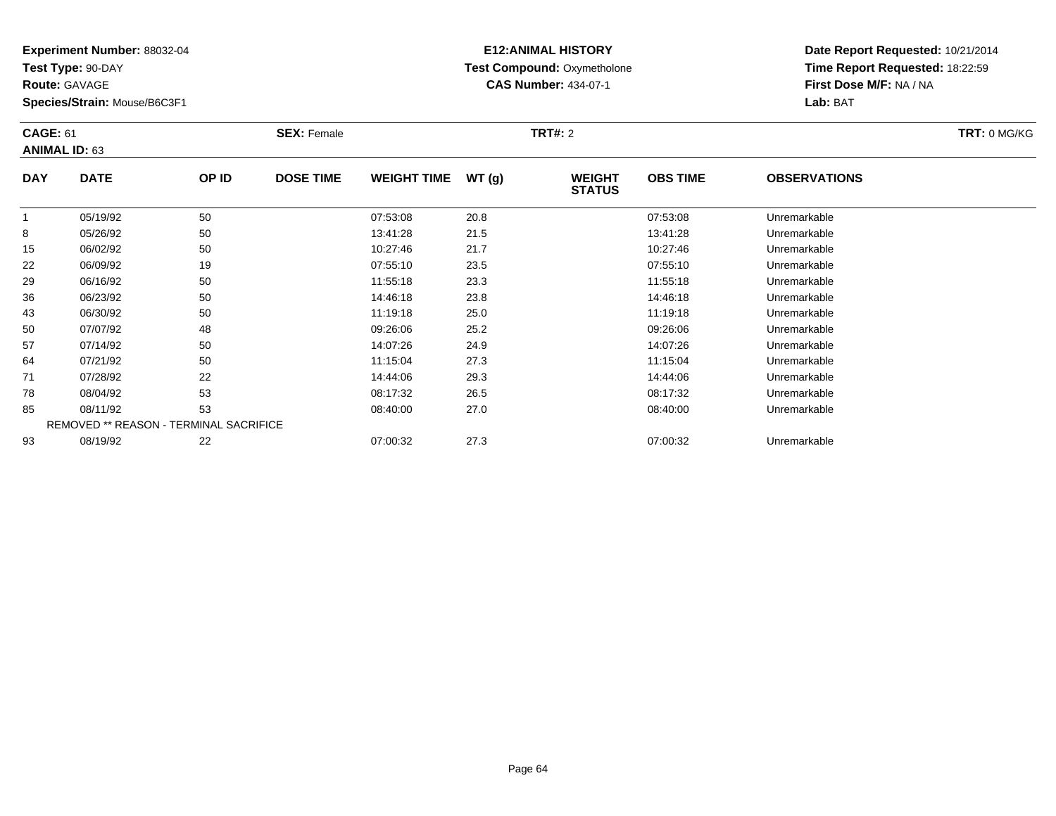**Experiment Number:** 88032-04
**Test Type:** 90-DAY
**Route:** GAVAGE
**Species/Strain:** Mouse/B6C3F1

**E12:ANIMAL HISTORY**
**Test Compound:** Oxymetholone
**CAS Number:** 434-07-1

**Date Report Requested:** 10/21/2014
**Time Report Requested:** 18:22:59
**First Dose M/F:** NA / NA
**Lab:** BAT

**CAGE:** 61
**ANIMAL ID:** 63
**SEX:** Female
**TRT#:** 2
**TRT:** 0 MG/KG

| DAY | DATE | OP ID | DOSE TIME | WEIGHT TIME | WT (g) | WEIGHT STATUS | OBS TIME | OBSERVATIONS |
|---|---|---|---|---|---|---|---|---|
| 1 | 05/19/92 | 50 | | 07:53:08 | 20.8 | | 07:53:08 | Unremarkable |
| 8 | 05/26/92 | 50 | | 13:41:28 | 21.5 | | 13:41:28 | Unremarkable |
| 15 | 06/02/92 | 50 | | 10:27:46 | 21.7 | | 10:27:46 | Unremarkable |
| 22 | 06/09/92 | 19 | | 07:55:10 | 23.5 | | 07:55:10 | Unremarkable |
| 29 | 06/16/92 | 50 | | 11:55:18 | 23.3 | | 11:55:18 | Unremarkable |
| 36 | 06/23/92 | 50 | | 14:46:18 | 23.8 | | 14:46:18 | Unremarkable |
| 43 | 06/30/92 | 50 | | 11:19:18 | 25.0 | | 11:19:18 | Unremarkable |
| 50 | 07/07/92 | 48 | | 09:26:06 | 25.2 | | 09:26:06 | Unremarkable |
| 57 | 07/14/92 | 50 | | 14:07:26 | 24.9 | | 14:07:26 | Unremarkable |
| 64 | 07/21/92 | 50 | | 11:15:04 | 27.3 | | 11:15:04 | Unremarkable |
| 71 | 07/28/92 | 22 | | 14:44:06 | 29.3 | | 14:44:06 | Unremarkable |
| 78 | 08/04/92 | 53 | | 08:17:32 | 26.5 | | 08:17:32 | Unremarkable |
| 85 | 08/11/92 | 53 | | 08:40:00 | 27.0 | | 08:40:00 | Unremarkable |
| REMOVED ** REASON - TERMINAL SACRIFICE | | | | | | | | |
| 93 | 08/19/92 | 22 | | 07:00:32 | 27.3 | | 07:00:32 | Unremarkable |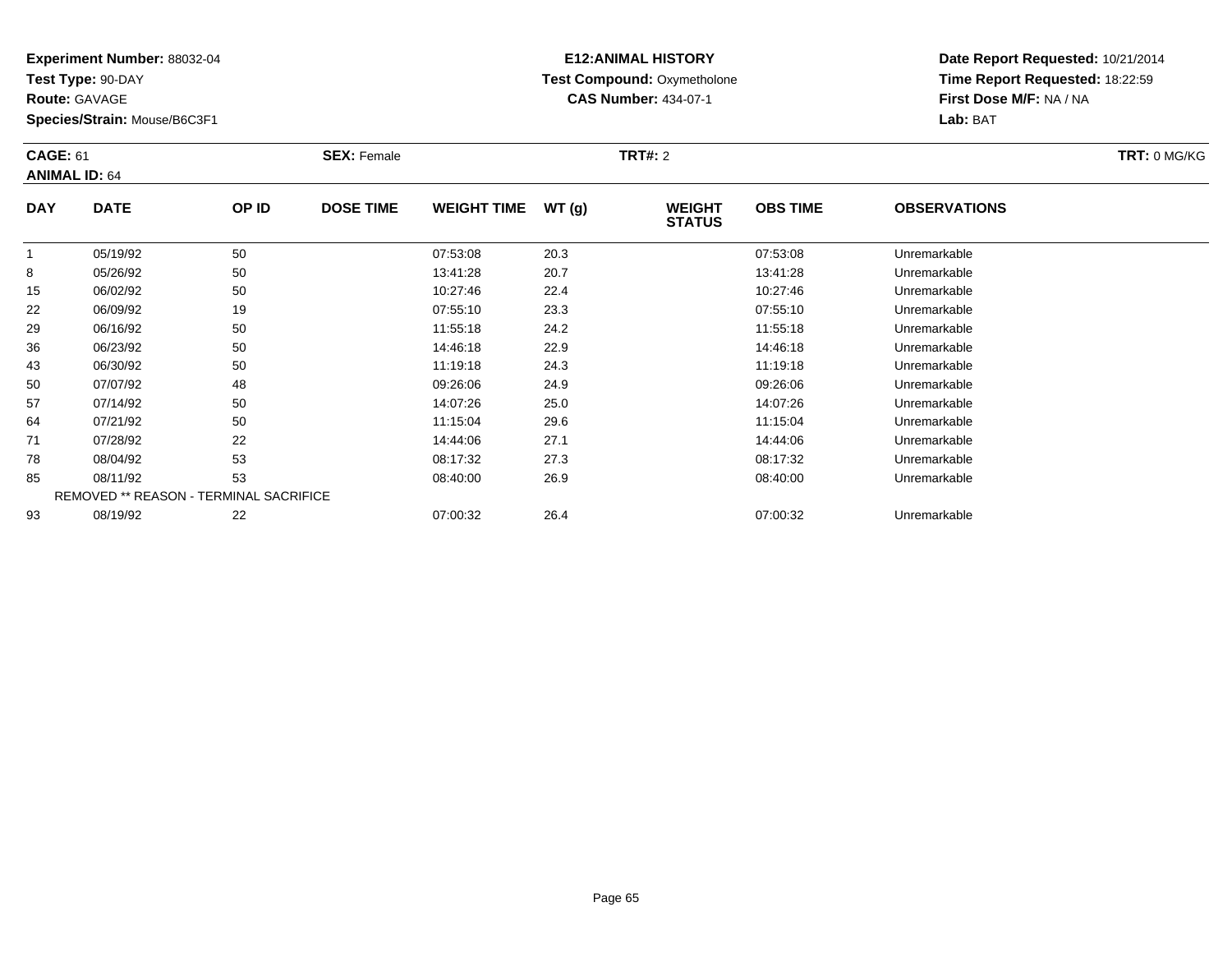**Experiment Number:** 88032-04
**Test Type:** 90-DAY
**Route:** GAVAGE
**Species/Strain:** Mouse/B6C3F1

**E12:ANIMAL HISTORY**
**Test Compound:** Oxymetholone
**CAS Number:** 434-07-1

**Date Report Requested:** 10/21/2014
**Time Report Requested:** 18:22:59
**First Dose M/F:** NA / NA
**Lab:** BAT

**CAGE:** 61 **SEX:** Female **TRT#:** 2 **TRT:** 0 MG/KG
**ANIMAL ID:** 64

| DAY | DATE | OP ID | DOSE TIME | WEIGHT TIME | WT (g) | WEIGHT STATUS | OBS TIME | OBSERVATIONS |
|---|---|---|---|---|---|---|---|---|
| 1 | 05/19/92 | 50 | | 07:53:08 | 20.3 | | 07:53:08 | Unremarkable |
| 8 | 05/26/92 | 50 | | 13:41:28 | 20.7 | | 13:41:28 | Unremarkable |
| 15 | 06/02/92 | 50 | | 10:27:46 | 22.4 | | 10:27:46 | Unremarkable |
| 22 | 06/09/92 | 19 | | 07:55:10 | 23.3 | | 07:55:10 | Unremarkable |
| 29 | 06/16/92 | 50 | | 11:55:18 | 24.2 | | 11:55:18 | Unremarkable |
| 36 | 06/23/92 | 50 | | 14:46:18 | 22.9 | | 14:46:18 | Unremarkable |
| 43 | 06/30/92 | 50 | | 11:19:18 | 24.3 | | 11:19:18 | Unremarkable |
| 50 | 07/07/92 | 48 | | 09:26:06 | 24.9 | | 09:26:06 | Unremarkable |
| 57 | 07/14/92 | 50 | | 14:07:26 | 25.0 | | 14:07:26 | Unremarkable |
| 64 | 07/21/92 | 50 | | 11:15:04 | 29.6 | | 11:15:04 | Unremarkable |
| 71 | 07/28/92 | 22 | | 14:44:06 | 27.1 | | 14:44:06 | Unremarkable |
| 78 | 08/04/92 | 53 | | 08:17:32 | 27.3 | | 08:17:32 | Unremarkable |
| 85 | 08/11/92 | 53 | | 08:40:00 | 26.9 | | 08:40:00 | Unremarkable |
| REMOVED ** REASON - TERMINAL SACRIFICE | | | | | | | | |
| 93 | 08/19/92 | 22 | | 07:00:32 | 26.4 | | 07:00:32 | Unremarkable |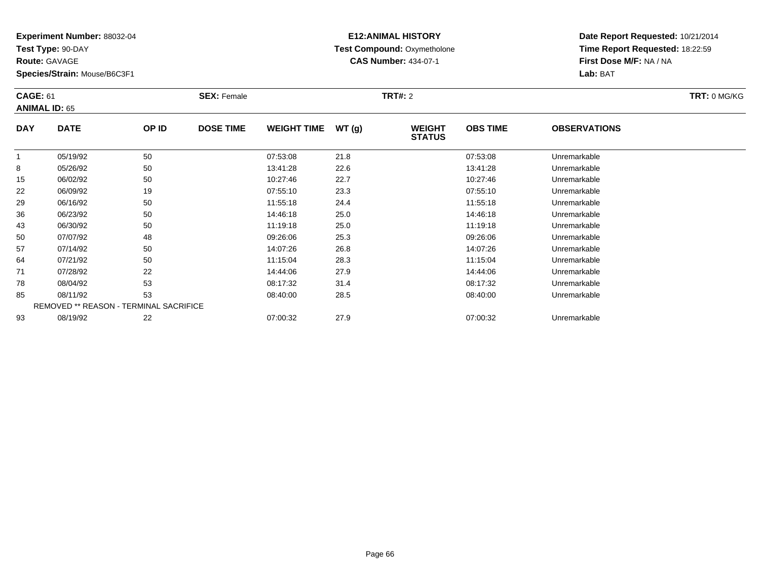**Experiment Number:** 88032-04
**Test Type:** 90-DAY
**Route:** GAVAGE
**Species/Strain:** Mouse/B6C3F1

**E12:ANIMAL HISTORY**
**Test Compound:** Oxymetholone
**CAS Number:** 434-07-1

**Date Report Requested:** 10/21/2014
**Time Report Requested:** 18:22:59
**First Dose M/F:** NA / NA
**Lab:** BAT

**CAGE:** 61
**ANIMAL ID:** 65
**SEX:** Female
**TRT#:** 2
**TRT:** 0 MG/KG

| DAY | DATE | OP ID | DOSE TIME | WEIGHT TIME | WT (g) | WEIGHT STATUS | OBS TIME | OBSERVATIONS |
|---|---|---|---|---|---|---|---|---|
| 1 | 05/19/92 | 50 | | 07:53:08 | 21.8 | | 07:53:08 | Unremarkable |
| 8 | 05/26/92 | 50 | | 13:41:28 | 22.6 | | 13:41:28 | Unremarkable |
| 15 | 06/02/92 | 50 | | 10:27:46 | 22.7 | | 10:27:46 | Unremarkable |
| 22 | 06/09/92 | 19 | | 07:55:10 | 23.3 | | 07:55:10 | Unremarkable |
| 29 | 06/16/92 | 50 | | 11:55:18 | 24.4 | | 11:55:18 | Unremarkable |
| 36 | 06/23/92 | 50 | | 14:46:18 | 25.0 | | 14:46:18 | Unremarkable |
| 43 | 06/30/92 | 50 | | 11:19:18 | 25.0 | | 11:19:18 | Unremarkable |
| 50 | 07/07/92 | 48 | | 09:26:06 | 25.3 | | 09:26:06 | Unremarkable |
| 57 | 07/14/92 | 50 | | 14:07:26 | 26.8 | | 14:07:26 | Unremarkable |
| 64 | 07/21/92 | 50 | | 11:15:04 | 28.3 | | 11:15:04 | Unremarkable |
| 71 | 07/28/92 | 22 | | 14:44:06 | 27.9 | | 14:44:06 | Unremarkable |
| 78 | 08/04/92 | 53 | | 08:17:32 | 31.4 | | 08:17:32 | Unremarkable |
| 85 | 08/11/92 | 53 | | 08:40:00 | 28.5 | | 08:40:00 | Unremarkable |
| REMOVED ** REASON - TERMINAL SACRIFICE | | | | | | | | |
| 93 | 08/19/92 | 22 | | 07:00:32 | 27.9 | | 07:00:32 | Unremarkable |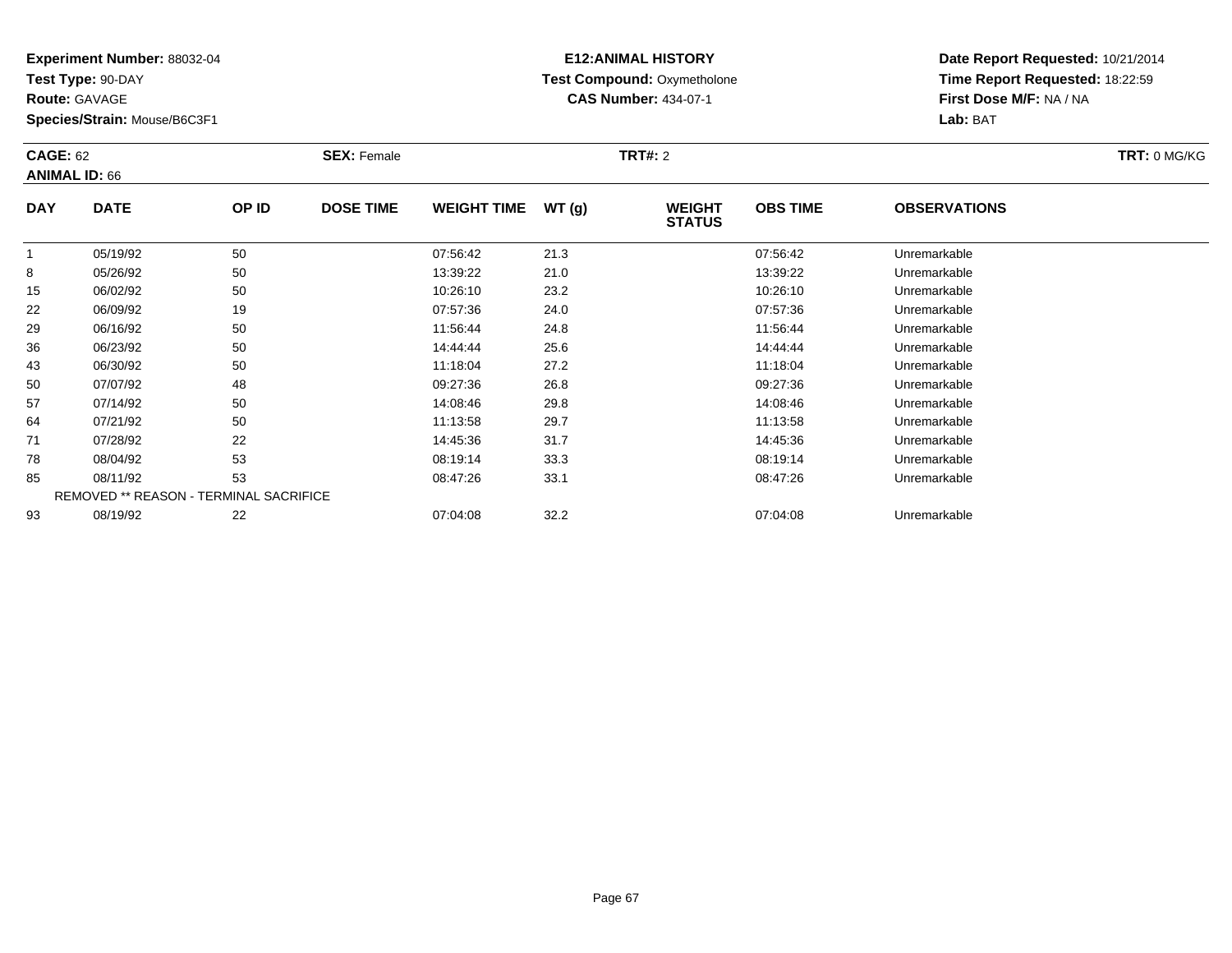**Experiment Number:** 88032-04
**Test Type:** 90-DAY
**Route:** GAVAGE
**Species/Strain:** Mouse/B6C3F1

**E12:ANIMAL HISTORY**
**Test Compound:** Oxymetholone
**CAS Number:** 434-07-1

**Date Report Requested:** 10/21/2014
**Time Report Requested:** 18:22:59
**First Dose M/F:** NA / NA
**Lab:** BAT

**CAGE:** 62 **SEX:** Female **TRT#:** 2 **TRT:** 0 MG/KG
**ANIMAL ID:** 66

| DAY | DATE | OP ID | DOSE TIME | WEIGHT TIME | WT (g) | WEIGHT STATUS | OBS TIME | OBSERVATIONS |
|---|---|---|---|---|---|---|---|---|
| 1 | 05/19/92 | 50 | | 07:56:42 | 21.3 | | 07:56:42 | Unremarkable |
| 8 | 05/26/92 | 50 | | 13:39:22 | 21.0 | | 13:39:22 | Unremarkable |
| 15 | 06/02/92 | 50 | | 10:26:10 | 23.2 | | 10:26:10 | Unremarkable |
| 22 | 06/09/92 | 19 | | 07:57:36 | 24.0 | | 07:57:36 | Unremarkable |
| 29 | 06/16/92 | 50 | | 11:56:44 | 24.8 | | 11:56:44 | Unremarkable |
| 36 | 06/23/92 | 50 | | 14:44:44 | 25.6 | | 14:44:44 | Unremarkable |
| 43 | 06/30/92 | 50 | | 11:18:04 | 27.2 | | 11:18:04 | Unremarkable |
| 50 | 07/07/92 | 48 | | 09:27:36 | 26.8 | | 09:27:36 | Unremarkable |
| 57 | 07/14/92 | 50 | | 14:08:46 | 29.8 | | 14:08:46 | Unremarkable |
| 64 | 07/21/92 | 50 | | 11:13:58 | 29.7 | | 11:13:58 | Unremarkable |
| 71 | 07/28/92 | 22 | | 14:45:36 | 31.7 | | 14:45:36 | Unremarkable |
| 78 | 08/04/92 | 53 | | 08:19:14 | 33.3 | | 08:19:14 | Unremarkable |
| 85 | 08/11/92 | 53 | | 08:47:26 | 33.1 | | 08:47:26 | Unremarkable |
| REMOVED ** REASON - TERMINAL SACRIFICE | | | | | | | | |
| 93 | 08/19/92 | 22 | | 07:04:08 | 32.2 | | 07:04:08 | Unremarkable |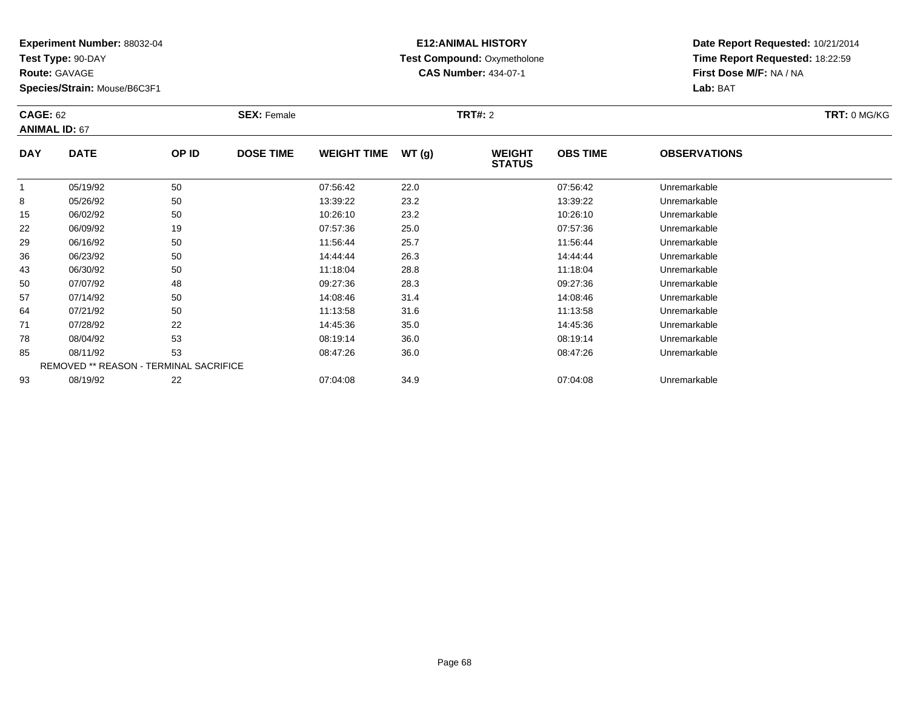**Experiment Number:** 88032-04
**Test Type:** 90-DAY
**Route:** GAVAGE
**Species/Strain:** Mouse/B6C3F1

**E12:ANIMAL HISTORY**
**Test Compound:** Oxymetholone
**CAS Number:** 434-07-1

**Date Report Requested:** 10/21/2014
**Time Report Requested:** 18:22:59
**First Dose M/F:** NA / NA
**Lab:** BAT

**CAGE:** 62 **SEX:** Female **TRT#:** 2 **TRT:** 0 MG/KG
**ANIMAL ID:** 67

| DAY | DATE | OP ID | DOSE TIME | WEIGHT TIME | WT (g) | WEIGHT STATUS | OBS TIME | OBSERVATIONS |
|---|---|---|---|---|---|---|---|---|
| 1 | 05/19/92 | 50 | | 07:56:42 | 22.0 | | 07:56:42 | Unremarkable |
| 8 | 05/26/92 | 50 | | 13:39:22 | 23.2 | | 13:39:22 | Unremarkable |
| 15 | 06/02/92 | 50 | | 10:26:10 | 23.2 | | 10:26:10 | Unremarkable |
| 22 | 06/09/92 | 19 | | 07:57:36 | 25.0 | | 07:57:36 | Unremarkable |
| 29 | 06/16/92 | 50 | | 11:56:44 | 25.7 | | 11:56:44 | Unremarkable |
| 36 | 06/23/92 | 50 | | 14:44:44 | 26.3 | | 14:44:44 | Unremarkable |
| 43 | 06/30/92 | 50 | | 11:18:04 | 28.8 | | 11:18:04 | Unremarkable |
| 50 | 07/07/92 | 48 | | 09:27:36 | 28.3 | | 09:27:36 | Unremarkable |
| 57 | 07/14/92 | 50 | | 14:08:46 | 31.4 | | 14:08:46 | Unremarkable |
| 64 | 07/21/92 | 50 | | 11:13:58 | 31.6 | | 11:13:58 | Unremarkable |
| 71 | 07/28/92 | 22 | | 14:45:36 | 35.0 | | 14:45:36 | Unremarkable |
| 78 | 08/04/92 | 53 | | 08:19:14 | 36.0 | | 08:19:14 | Unremarkable |
| 85 | 08/11/92 | 53 | | 08:47:26 | 36.0 | | 08:47:26 | Unremarkable |
| REMOVED ** REASON - TERMINAL SACRIFICE | | | | | | | | |
| 93 | 08/19/92 | 22 | | 07:04:08 | 34.9 | | 07:04:08 | Unremarkable |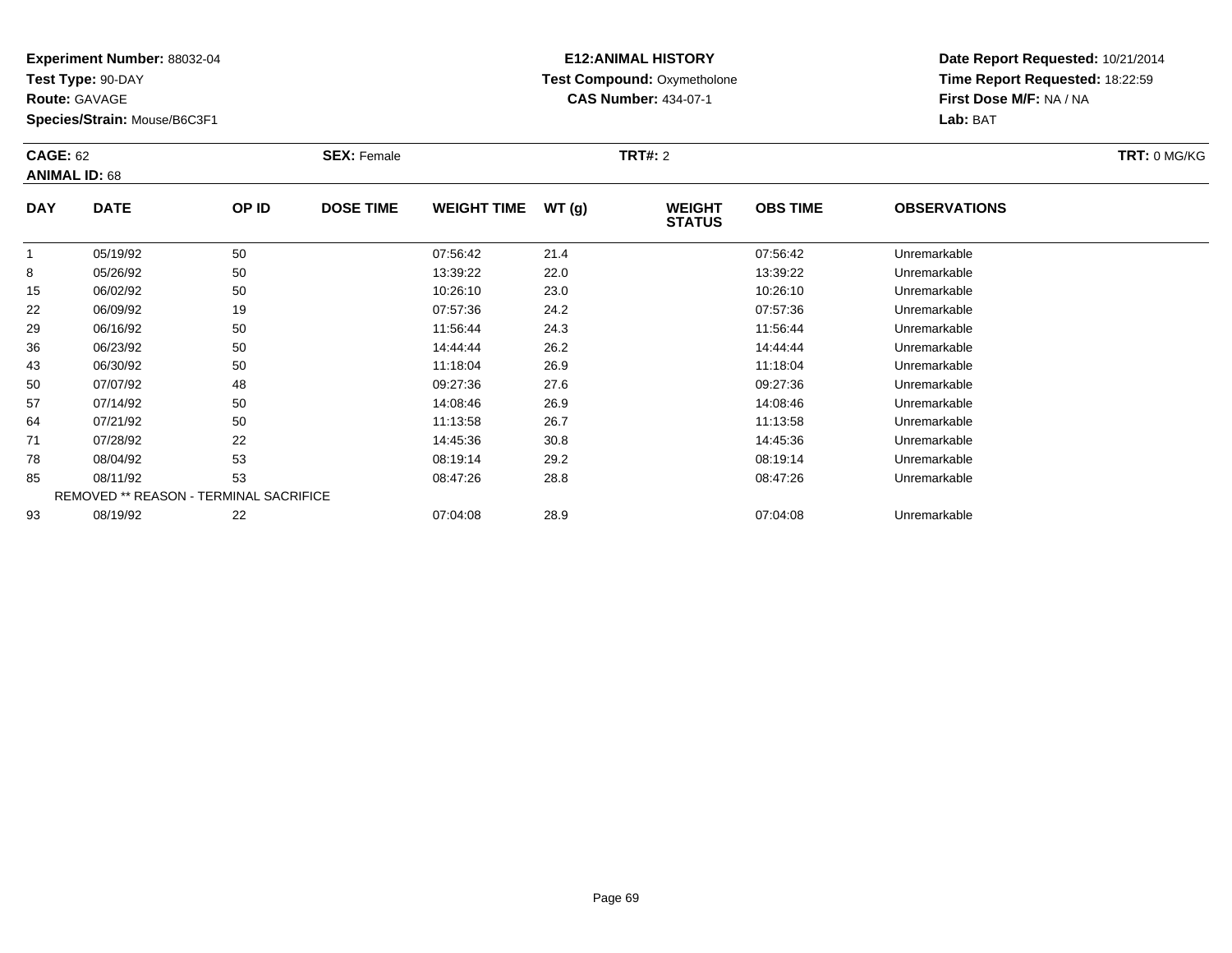**Experiment Number:** 88032-04
**Test Type:** 90-DAY
**Route:** GAVAGE
**Species/Strain:** Mouse/B6C3F1

**E12:ANIMAL HISTORY**
**Test Compound:** Oxymetholone
**CAS Number:** 434-07-1

**Date Report Requested:** 10/21/2014
**Time Report Requested:** 18:22:59
**First Dose M/F:** NA / NA
**Lab:** BAT

**CAGE:** 62
**ANIMAL ID:** 68
**SEX:** Female
**TRT#:** 2
**TRT:** 0 MG/KG

| DAY | DATE | OP ID | DOSE TIME | WEIGHT TIME | WT (g) | WEIGHT STATUS | OBS TIME | OBSERVATIONS |
|---|---|---|---|---|---|---|---|---|
| 1 | 05/19/92 | 50 | | 07:56:42 | 21.4 | | 07:56:42 | Unremarkable |
| 8 | 05/26/92 | 50 | | 13:39:22 | 22.0 | | 13:39:22 | Unremarkable |
| 15 | 06/02/92 | 50 | | 10:26:10 | 23.0 | | 10:26:10 | Unremarkable |
| 22 | 06/09/92 | 19 | | 07:57:36 | 24.2 | | 07:57:36 | Unremarkable |
| 29 | 06/16/92 | 50 | | 11:56:44 | 24.3 | | 11:56:44 | Unremarkable |
| 36 | 06/23/92 | 50 | | 14:44:44 | 26.2 | | 14:44:44 | Unremarkable |
| 43 | 06/30/92 | 50 | | 11:18:04 | 26.9 | | 11:18:04 | Unremarkable |
| 50 | 07/07/92 | 48 | | 09:27:36 | 27.6 | | 09:27:36 | Unremarkable |
| 57 | 07/14/92 | 50 | | 14:08:46 | 26.9 | | 14:08:46 | Unremarkable |
| 64 | 07/21/92 | 50 | | 11:13:58 | 26.7 | | 11:13:58 | Unremarkable |
| 71 | 07/28/92 | 22 | | 14:45:36 | 30.8 | | 14:45:36 | Unremarkable |
| 78 | 08/04/92 | 53 | | 08:19:14 | 29.2 | | 08:19:14 | Unremarkable |
| 85 | 08/11/92 | 53 | | 08:47:26 | 28.8 | | 08:47:26 | Unremarkable |
| REMOVED ** REASON - TERMINAL SACRIFICE | | | | | | | | |
| 93 | 08/19/92 | 22 | | 07:04:08 | 28.9 | | 07:04:08 | Unremarkable |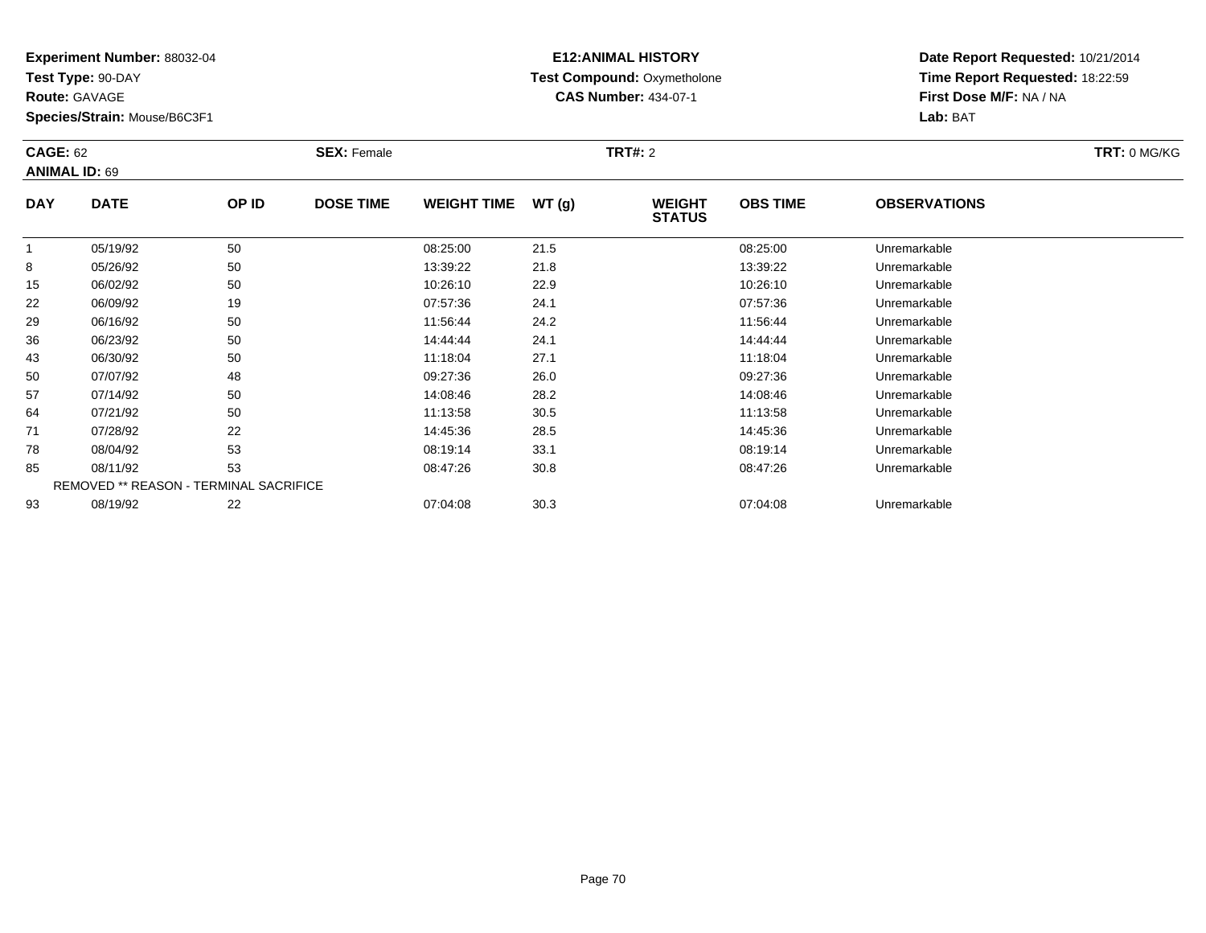**Experiment Number:** 88032-04
**Test Type:** 90-DAY
**Route:** GAVAGE
**Species/Strain:** Mouse/B6C3F1

**E12:ANIMAL HISTORY**
**Test Compound:** Oxymetholone
**CAS Number:** 434-07-1

**Date Report Requested:** 10/21/2014
**Time Report Requested:** 18:22:59
**First Dose M/F:** NA / NA
**Lab:** BAT

**CAGE:** 62 **SEX:** Female **TRT#:** 2 **TRT:** 0 MG/KG
**ANIMAL ID:** 69

| DAY | DATE | OP ID | DOSE TIME | WEIGHT TIME | WT (g) | WEIGHT STATUS | OBS TIME | OBSERVATIONS |
|---|---|---|---|---|---|---|---|---|
| 1 | 05/19/92 | 50 | | 08:25:00 | 21.5 | | 08:25:00 | Unremarkable |
| 8 | 05/26/92 | 50 | | 13:39:22 | 21.8 | | 13:39:22 | Unremarkable |
| 15 | 06/02/92 | 50 | | 10:26:10 | 22.9 | | 10:26:10 | Unremarkable |
| 22 | 06/09/92 | 19 | | 07:57:36 | 24.1 | | 07:57:36 | Unremarkable |
| 29 | 06/16/92 | 50 | | 11:56:44 | 24.2 | | 11:56:44 | Unremarkable |
| 36 | 06/23/92 | 50 | | 14:44:44 | 24.1 | | 14:44:44 | Unremarkable |
| 43 | 06/30/92 | 50 | | 11:18:04 | 27.1 | | 11:18:04 | Unremarkable |
| 50 | 07/07/92 | 48 | | 09:27:36 | 26.0 | | 09:27:36 | Unremarkable |
| 57 | 07/14/92 | 50 | | 14:08:46 | 28.2 | | 14:08:46 | Unremarkable |
| 64 | 07/21/92 | 50 | | 11:13:58 | 30.5 | | 11:13:58 | Unremarkable |
| 71 | 07/28/92 | 22 | | 14:45:36 | 28.5 | | 14:45:36 | Unremarkable |
| 78 | 08/04/92 | 53 | | 08:19:14 | 33.1 | | 08:19:14 | Unremarkable |
| 85 | 08/11/92 | 53 | | 08:47:26 | 30.8 | | 08:47:26 | Unremarkable |
| REMOVED ** REASON - TERMINAL SACRIFICE | | | | | | | | |
| 93 | 08/19/92 | 22 | | 07:04:08 | 30.3 | | 07:04:08 | Unremarkable |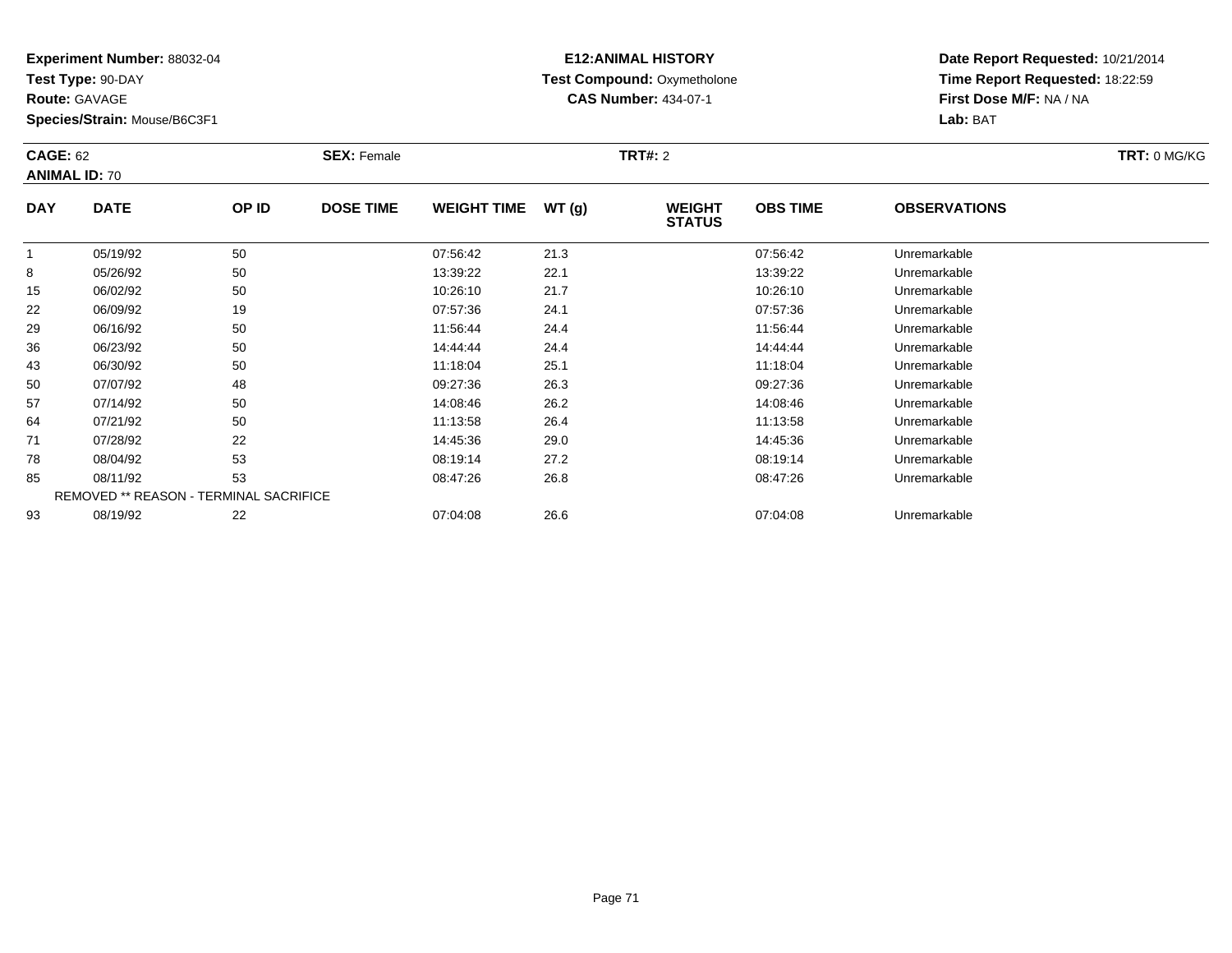**Experiment Number:** 88032-04
**Test Type:** 90-DAY
**Route:** GAVAGE
**Species/Strain:** Mouse/B6C3F1

**E12:ANIMAL HISTORY**
**Test Compound:** Oxymetholone
**CAS Number:** 434-07-1

**Date Report Requested:** 10/21/2014
**Time Report Requested:** 18:22:59
**First Dose M/F:** NA / NA
**Lab:** BAT

**CAGE:** 62 **SEX:** Female **TRT#:** 2 **TRT:** 0 MG/KG
**ANIMAL ID:** 70

| DAY | DATE | OP ID | DOSE TIME | WEIGHT TIME | WT (g) | WEIGHT STATUS | OBS TIME | OBSERVATIONS |
|---|---|---|---|---|---|---|---|---|
| 1 | 05/19/92 | 50 | | 07:56:42 | 21.3 | | 07:56:42 | Unremarkable |
| 8 | 05/26/92 | 50 | | 13:39:22 | 22.1 | | 13:39:22 | Unremarkable |
| 15 | 06/02/92 | 50 | | 10:26:10 | 21.7 | | 10:26:10 | Unremarkable |
| 22 | 06/09/92 | 19 | | 07:57:36 | 24.1 | | 07:57:36 | Unremarkable |
| 29 | 06/16/92 | 50 | | 11:56:44 | 24.4 | | 11:56:44 | Unremarkable |
| 36 | 06/23/92 | 50 | | 14:44:44 | 24.4 | | 14:44:44 | Unremarkable |
| 43 | 06/30/92 | 50 | | 11:18:04 | 25.1 | | 11:18:04 | Unremarkable |
| 50 | 07/07/92 | 48 | | 09:27:36 | 26.3 | | 09:27:36 | Unremarkable |
| 57 | 07/14/92 | 50 | | 14:08:46 | 26.2 | | 14:08:46 | Unremarkable |
| 64 | 07/21/92 | 50 | | 11:13:58 | 26.4 | | 11:13:58 | Unremarkable |
| 71 | 07/28/92 | 22 | | 14:45:36 | 29.0 | | 14:45:36 | Unremarkable |
| 78 | 08/04/92 | 53 | | 08:19:14 | 27.2 | | 08:19:14 | Unremarkable |
| 85 | 08/11/92 | 53 | | 08:47:26 | 26.8 | | 08:47:26 | Unremarkable |
| REMOVED ** REASON - TERMINAL SACRIFICE | | | | | | | | |
| 93 | 08/19/92 | 22 | | 07:04:08 | 26.6 | | 07:04:08 | Unremarkable |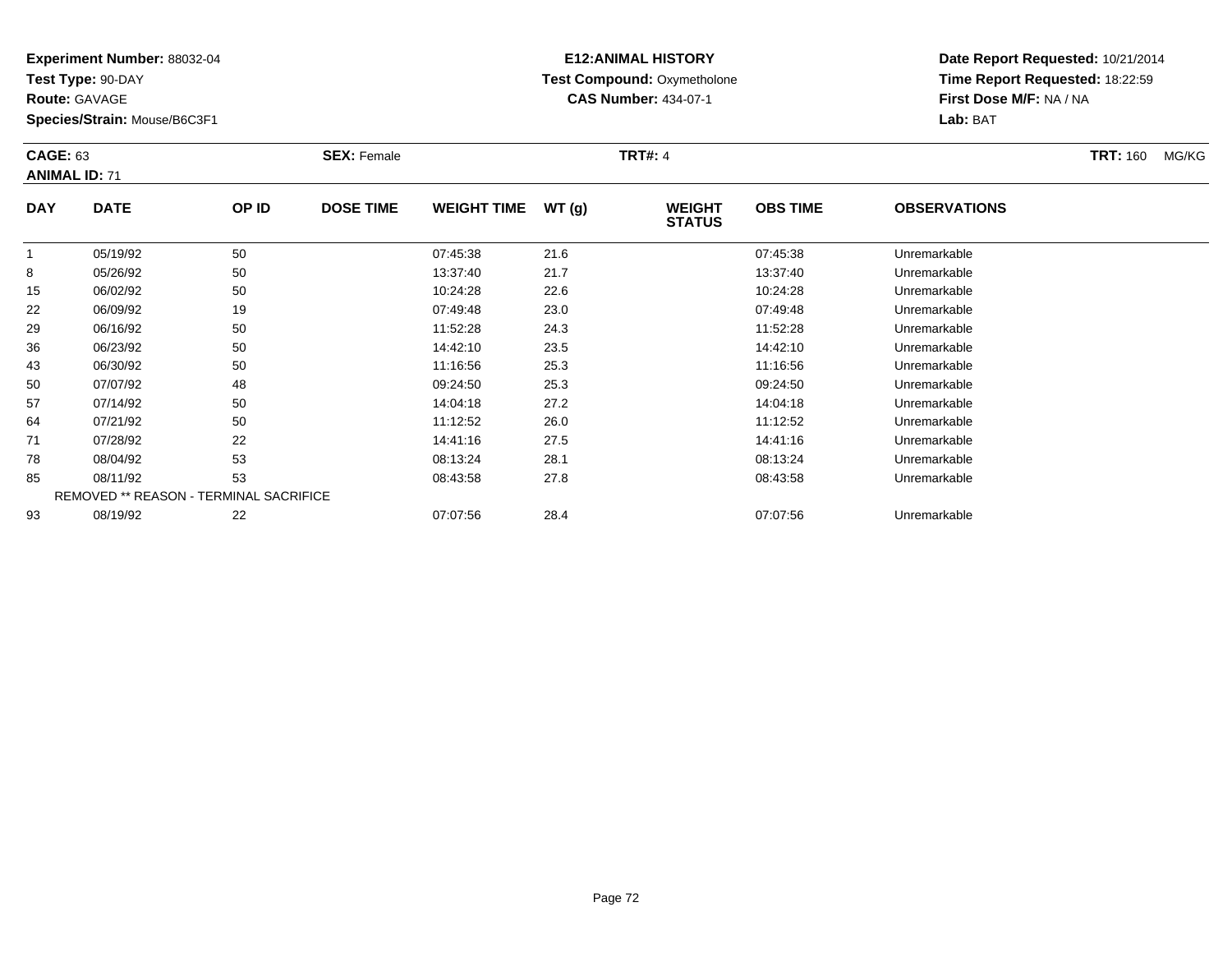**Experiment Number:** 88032-04
**Test Type:** 90-DAY
**Route:** GAVAGE
**Species/Strain:** Mouse/B6C3F1

**E12:ANIMAL HISTORY**
**Test Compound:** Oxymetholone
**CAS Number:** 434-07-1

**Date Report Requested:** 10/21/2014
**Time Report Requested:** 18:22:59
**First Dose M/F:** NA / NA
**Lab:** BAT

**CAGE:** 63 **SEX:** Female **TRT#:** 4 **TRT:** 160 MG/KG
**ANIMAL ID:** 71

| DAY | DATE | OP ID | DOSE TIME | WEIGHT TIME | WT (g) | WEIGHT STATUS | OBS TIME | OBSERVATIONS |
|---|---|---|---|---|---|---|---|---|
| 1 | 05/19/92 | 50 | | 07:45:38 | 21.6 | | 07:45:38 | Unremarkable |
| 8 | 05/26/92 | 50 | | 13:37:40 | 21.7 | | 13:37:40 | Unremarkable |
| 15 | 06/02/92 | 50 | | 10:24:28 | 22.6 | | 10:24:28 | Unremarkable |
| 22 | 06/09/92 | 19 | | 07:49:48 | 23.0 | | 07:49:48 | Unremarkable |
| 29 | 06/16/92 | 50 | | 11:52:28 | 24.3 | | 11:52:28 | Unremarkable |
| 36 | 06/23/92 | 50 | | 14:42:10 | 23.5 | | 14:42:10 | Unremarkable |
| 43 | 06/30/92 | 50 | | 11:16:56 | 25.3 | | 11:16:56 | Unremarkable |
| 50 | 07/07/92 | 48 | | 09:24:50 | 25.3 | | 09:24:50 | Unremarkable |
| 57 | 07/14/92 | 50 | | 14:04:18 | 27.2 | | 14:04:18 | Unremarkable |
| 64 | 07/21/92 | 50 | | 11:12:52 | 26.0 | | 11:12:52 | Unremarkable |
| 71 | 07/28/92 | 22 | | 14:41:16 | 27.5 | | 14:41:16 | Unremarkable |
| 78 | 08/04/92 | 53 | | 08:13:24 | 28.1 | | 08:13:24 | Unremarkable |
| 85 | 08/11/92 | 53 | | 08:43:58 | 27.8 | | 08:43:58 | Unremarkable |
| REMOVED ** REASON - TERMINAL SACRIFICE | | | | | | | | |
| 93 | 08/19/92 | 22 | | 07:07:56 | 28.4 | | 07:07:56 | Unremarkable |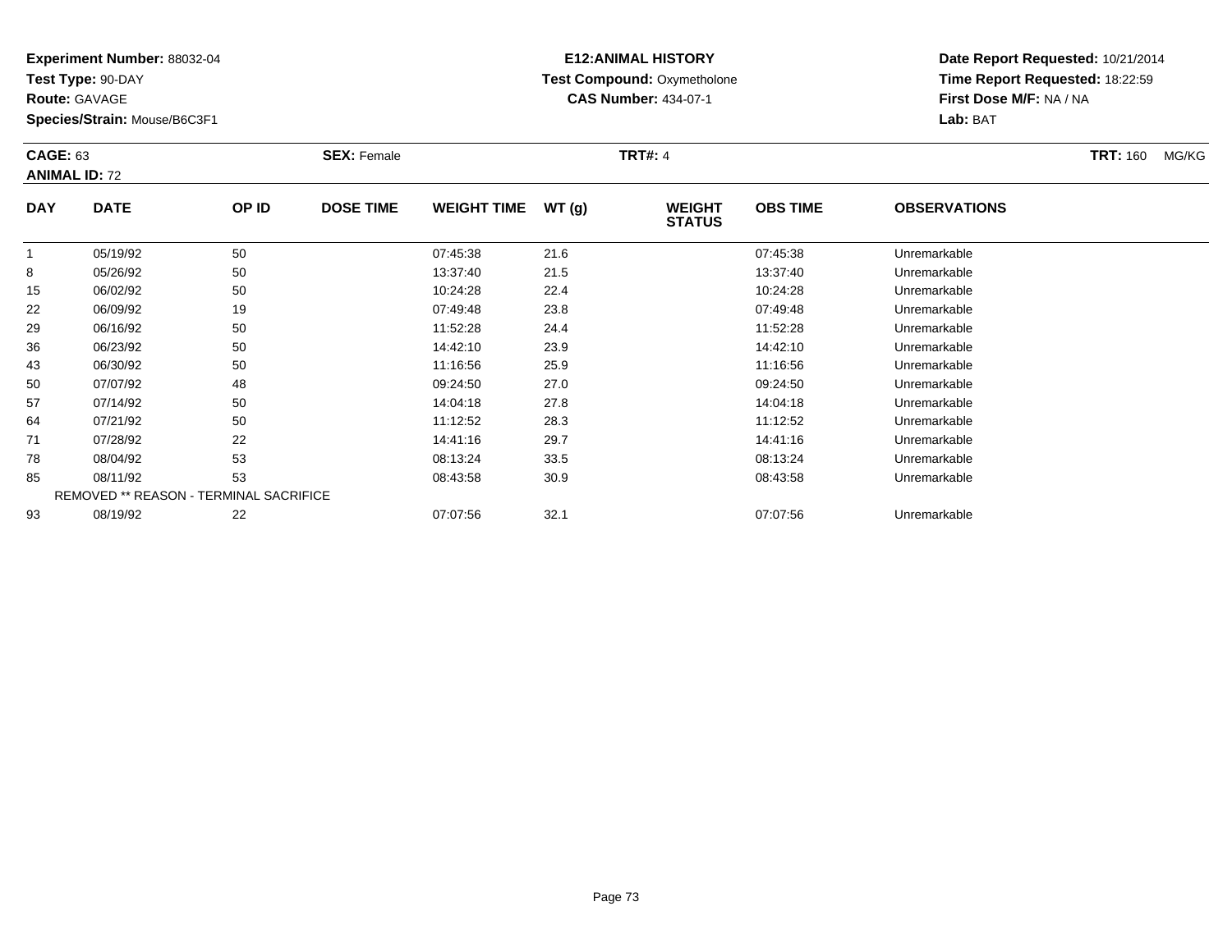**Experiment Number:** 88032-04
**Test Type:** 90-DAY
**Route:** GAVAGE
**Species/Strain:** Mouse/B6C3F1

**E12:ANIMAL HISTORY**
**Test Compound:** Oxymetholone
**CAS Number:** 434-07-1

**Date Report Requested:** 10/21/2014
**Time Report Requested:** 18:22:59
**First Dose M/F:** NA / NA
**Lab:** BAT

**CAGE:** 63 **SEX:** Female **TRT#:** 4 **TRT:** 160 MG/KG
**ANIMAL ID:** 72

| DAY | DATE | OP ID | DOSE TIME | WEIGHT TIME | WT (g) | WEIGHT STATUS | OBS TIME | OBSERVATIONS |
|---|---|---|---|---|---|---|---|---|
| 1 | 05/19/92 | 50 | | 07:45:38 | 21.6 | | 07:45:38 | Unremarkable |
| 8 | 05/26/92 | 50 | | 13:37:40 | 21.5 | | 13:37:40 | Unremarkable |
| 15 | 06/02/92 | 50 | | 10:24:28 | 22.4 | | 10:24:28 | Unremarkable |
| 22 | 06/09/92 | 19 | | 07:49:48 | 23.8 | | 07:49:48 | Unremarkable |
| 29 | 06/16/92 | 50 | | 11:52:28 | 24.4 | | 11:52:28 | Unremarkable |
| 36 | 06/23/92 | 50 | | 14:42:10 | 23.9 | | 14:42:10 | Unremarkable |
| 43 | 06/30/92 | 50 | | 11:16:56 | 25.9 | | 11:16:56 | Unremarkable |
| 50 | 07/07/92 | 48 | | 09:24:50 | 27.0 | | 09:24:50 | Unremarkable |
| 57 | 07/14/92 | 50 | | 14:04:18 | 27.8 | | 14:04:18 | Unremarkable |
| 64 | 07/21/92 | 50 | | 11:12:52 | 28.3 | | 11:12:52 | Unremarkable |
| 71 | 07/28/92 | 22 | | 14:41:16 | 29.7 | | 14:41:16 | Unremarkable |
| 78 | 08/04/92 | 53 | | 08:13:24 | 33.5 | | 08:13:24 | Unremarkable |
| 85 | 08/11/92 | 53 | | 08:43:58 | 30.9 | | 08:43:58 | Unremarkable |
| REMOVED ** REASON - TERMINAL SACRIFICE | | | | | | | | |
| 93 | 08/19/92 | 22 | | 07:07:56 | 32.1 | | 07:07:56 | Unremarkable |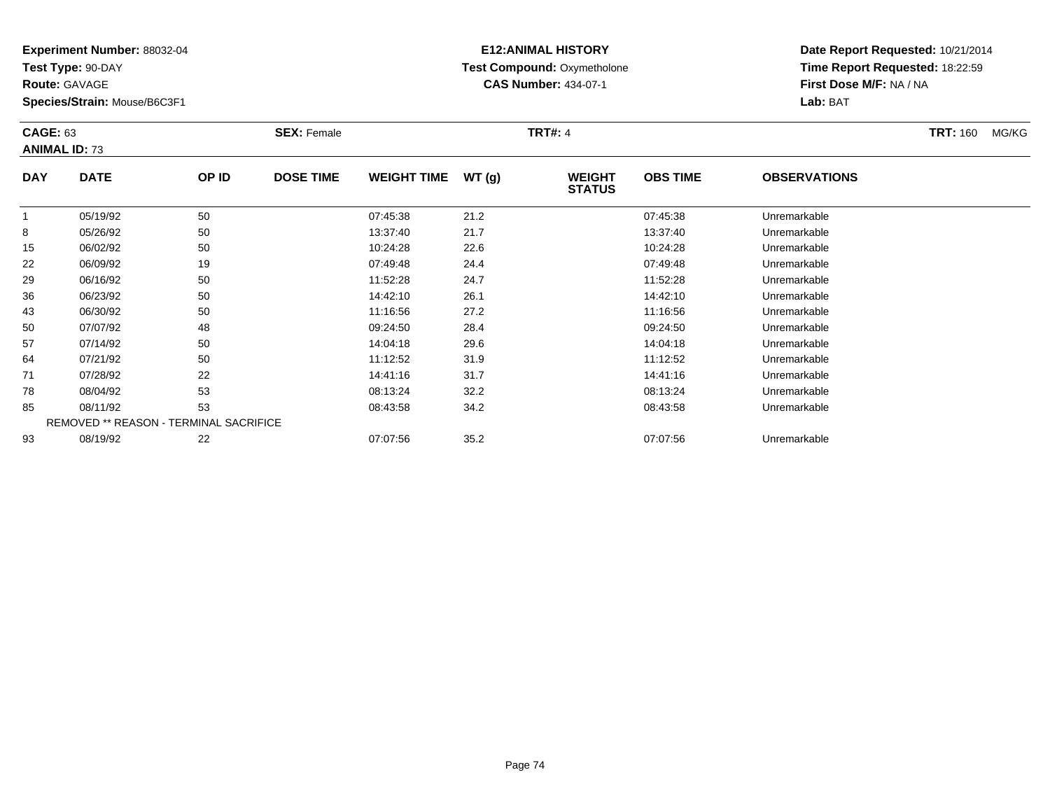**Experiment Number:** 88032-04
**Test Type:** 90-DAY
**Route:** GAVAGE
**Species/Strain:** Mouse/B6C3F1

**E12:ANIMAL HISTORY**
**Test Compound:** Oxymetholone
**CAS Number:** 434-07-1

**Date Report Requested:** 10/21/2014
**Time Report Requested:** 18:22:59
**First Dose M/F:** NA / NA
**Lab:** BAT

**CAGE:** 63 **SEX:** Female **TRT#:** 4 **TRT:** 160 MG/KG
**ANIMAL ID:** 73

| DAY | DATE | OP ID | DOSE TIME | WEIGHT TIME | WT (g) | WEIGHT STATUS | OBS TIME | OBSERVATIONS |
|---|---|---|---|---|---|---|---|---|
| 1 | 05/19/92 | 50 | | 07:45:38 | 21.2 | | 07:45:38 | Unremarkable |
| 8 | 05/26/92 | 50 | | 13:37:40 | 21.7 | | 13:37:40 | Unremarkable |
| 15 | 06/02/92 | 50 | | 10:24:28 | 22.6 | | 10:24:28 | Unremarkable |
| 22 | 06/09/92 | 19 | | 07:49:48 | 24.4 | | 07:49:48 | Unremarkable |
| 29 | 06/16/92 | 50 | | 11:52:28 | 24.7 | | 11:52:28 | Unremarkable |
| 36 | 06/23/92 | 50 | | 14:42:10 | 26.1 | | 14:42:10 | Unremarkable |
| 43 | 06/30/92 | 50 | | 11:16:56 | 27.2 | | 11:16:56 | Unremarkable |
| 50 | 07/07/92 | 48 | | 09:24:50 | 28.4 | | 09:24:50 | Unremarkable |
| 57 | 07/14/92 | 50 | | 14:04:18 | 29.6 | | 14:04:18 | Unremarkable |
| 64 | 07/21/92 | 50 | | 11:12:52 | 31.9 | | 11:12:52 | Unremarkable |
| 71 | 07/28/92 | 22 | | 14:41:16 | 31.7 | | 14:41:16 | Unremarkable |
| 78 | 08/04/92 | 53 | | 08:13:24 | 32.2 | | 08:13:24 | Unremarkable |
| 85 | 08/11/92 | 53 | | 08:43:58 | 34.2 | | 08:43:58 | Unremarkable |
| REMOVED ** REASON - TERMINAL SACRIFICE | | | | | | | | |
| 93 | 08/19/92 | 22 | | 07:07:56 | 35.2 | | 07:07:56 | Unremarkable |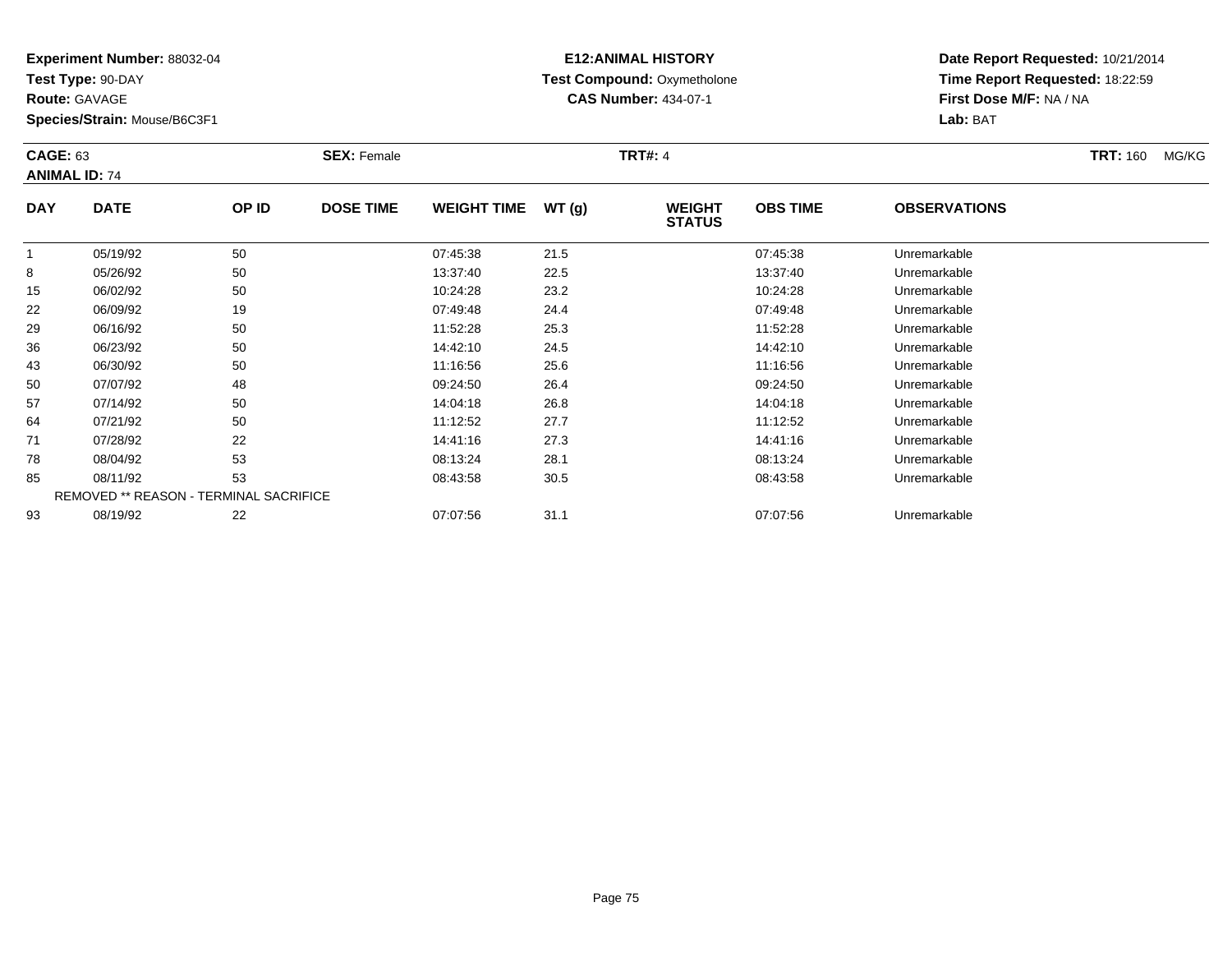**Experiment Number:** 88032-04
**Test Type:** 90-DAY
**Route:** GAVAGE
**Species/Strain:** Mouse/B6C3F1

**E12:ANIMAL HISTORY**
**Test Compound:** Oxymetholone
**CAS Number:** 434-07-1

**Date Report Requested:** 10/21/2014
**Time Report Requested:** 18:22:59
**First Dose M/F:** NA / NA
**Lab:** BAT

**CAGE:** 63 **SEX:** Female **TRT#:** 4 **TRT:** 160 MG/KG
**ANIMAL ID:** 74

| DAY | DATE | OP ID | DOSE TIME | WEIGHT TIME | WT (g) | WEIGHT STATUS | OBS TIME | OBSERVATIONS |
|---|---|---|---|---|---|---|---|---|
| 1 | 05/19/92 | 50 | | 07:45:38 | 21.5 | | 07:45:38 | Unremarkable |
| 8 | 05/26/92 | 50 | | 13:37:40 | 22.5 | | 13:37:40 | Unremarkable |
| 15 | 06/02/92 | 50 | | 10:24:28 | 23.2 | | 10:24:28 | Unremarkable |
| 22 | 06/09/92 | 19 | | 07:49:48 | 24.4 | | 07:49:48 | Unremarkable |
| 29 | 06/16/92 | 50 | | 11:52:28 | 25.3 | | 11:52:28 | Unremarkable |
| 36 | 06/23/92 | 50 | | 14:42:10 | 24.5 | | 14:42:10 | Unremarkable |
| 43 | 06/30/92 | 50 | | 11:16:56 | 25.6 | | 11:16:56 | Unremarkable |
| 50 | 07/07/92 | 48 | | 09:24:50 | 26.4 | | 09:24:50 | Unremarkable |
| 57 | 07/14/92 | 50 | | 14:04:18 | 26.8 | | 14:04:18 | Unremarkable |
| 64 | 07/21/92 | 50 | | 11:12:52 | 27.7 | | 11:12:52 | Unremarkable |
| 71 | 07/28/92 | 22 | | 14:41:16 | 27.3 | | 14:41:16 | Unremarkable |
| 78 | 08/04/92 | 53 | | 08:13:24 | 28.1 | | 08:13:24 | Unremarkable |
| 85 | 08/11/92 | 53 | | 08:43:58 | 30.5 | | 08:43:58 | Unremarkable |
| REMOVED ** REASON - TERMINAL SACRIFICE | | | | | | | | |
| 93 | 08/19/92 | 22 | | 07:07:56 | 31.1 | | 07:07:56 | Unremarkable |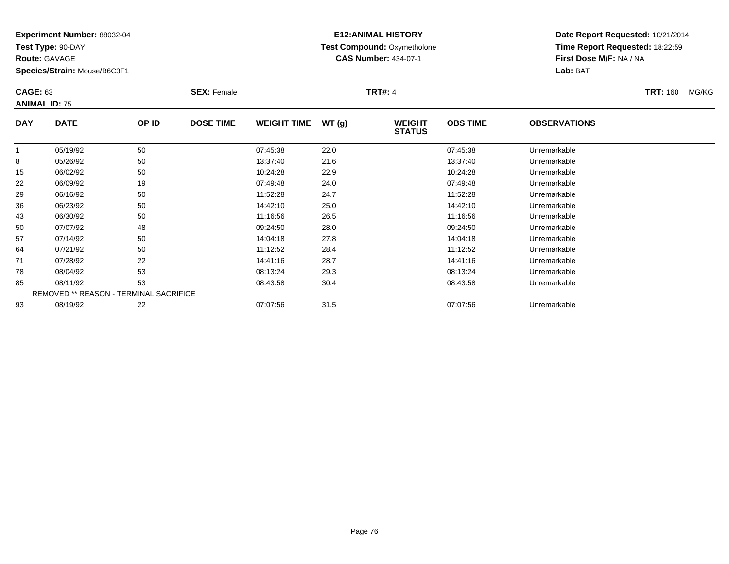**Experiment Number:** 88032-04
**Test Type:** 90-DAY
**Route:** GAVAGE
**Species/Strain:** Mouse/B6C3F1

**E12:ANIMAL HISTORY**
**Test Compound:** Oxymetholone
**CAS Number:** 434-07-1

**Date Report Requested:** 10/21/2014
**Time Report Requested:** 18:22:59
**First Dose M/F:** NA / NA
**Lab:** BAT

**CAGE:** 63 **SEX:** Female **TRT#:** 4 **TRT:** 160 MG/KG
**ANIMAL ID:** 75

| DAY | DATE | OP ID | DOSE TIME | WEIGHT TIME | WT (g) | WEIGHT STATUS | OBS TIME | OBSERVATIONS |
|---|---|---|---|---|---|---|---|---|
| 1 | 05/19/92 | 50 | | 07:45:38 | 22.0 | | 07:45:38 | Unremarkable |
| 8 | 05/26/92 | 50 | | 13:37:40 | 21.6 | | 13:37:40 | Unremarkable |
| 15 | 06/02/92 | 50 | | 10:24:28 | 22.9 | | 10:24:28 | Unremarkable |
| 22 | 06/09/92 | 19 | | 07:49:48 | 24.0 | | 07:49:48 | Unremarkable |
| 29 | 06/16/92 | 50 | | 11:52:28 | 24.7 | | 11:52:28 | Unremarkable |
| 36 | 06/23/92 | 50 | | 14:42:10 | 25.0 | | 14:42:10 | Unremarkable |
| 43 | 06/30/92 | 50 | | 11:16:56 | 26.5 | | 11:16:56 | Unremarkable |
| 50 | 07/07/92 | 48 | | 09:24:50 | 28.0 | | 09:24:50 | Unremarkable |
| 57 | 07/14/92 | 50 | | 14:04:18 | 27.8 | | 14:04:18 | Unremarkable |
| 64 | 07/21/92 | 50 | | 11:12:52 | 28.4 | | 11:12:52 | Unremarkable |
| 71 | 07/28/92 | 22 | | 14:41:16 | 28.7 | | 14:41:16 | Unremarkable |
| 78 | 08/04/92 | 53 | | 08:13:24 | 29.3 | | 08:13:24 | Unremarkable |
| 85 | 08/11/92 | 53 | | 08:43:58 | 30.4 | | 08:43:58 | Unremarkable |
| | REMOVED ** REASON - TERMINAL SACRIFICE | | | | | | | |
| 93 | 08/19/92 | 22 | | 07:07:56 | 31.5 | | 07:07:56 | Unremarkable |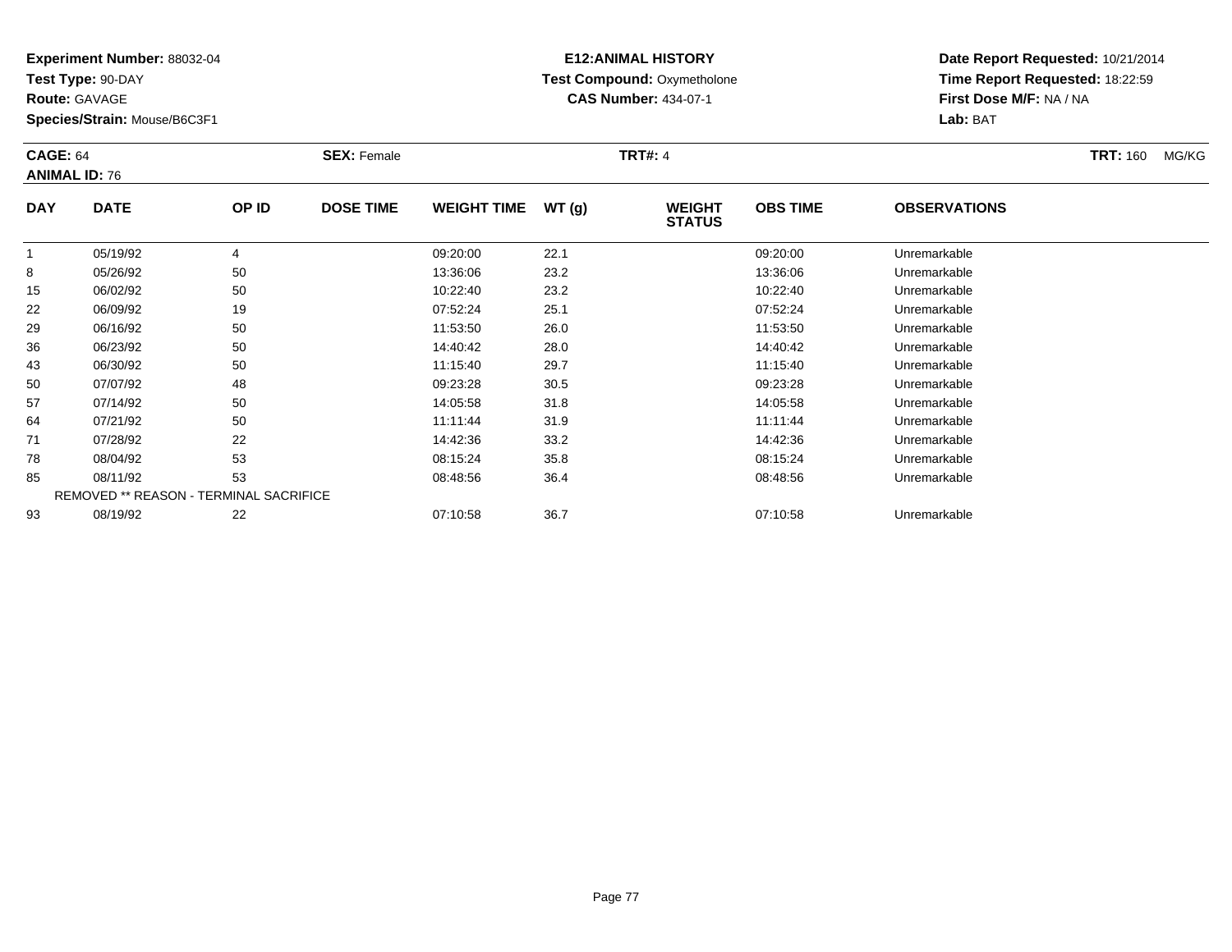**Experiment Number:** 88032-04
**Test Type:** 90-DAY
**Route:** GAVAGE
**Species/Strain:** Mouse/B6C3F1

**E12:ANIMAL HISTORY**
**Test Compound:** Oxymetholone
**CAS Number:** 434-07-1

**Date Report Requested:** 10/21/2014
**Time Report Requested:** 18:22:59
**First Dose M/F:** NA / NA
**Lab:** BAT

**CAGE:** 64 **SEX:** Female **TRT#:** 4 **TRT:** 160 MG/KG
**ANIMAL ID:** 76

| DAY | DATE | OP ID | DOSE TIME | WEIGHT TIME | WT (g) | WEIGHT STATUS | OBS TIME | OBSERVATIONS |
|---|---|---|---|---|---|---|---|---|
| 1 | 05/19/92 | 4 | | 09:20:00 | 22.1 | | 09:20:00 | Unremarkable |
| 8 | 05/26/92 | 50 | | 13:36:06 | 23.2 | | 13:36:06 | Unremarkable |
| 15 | 06/02/92 | 50 | | 10:22:40 | 23.2 | | 10:22:40 | Unremarkable |
| 22 | 06/09/92 | 19 | | 07:52:24 | 25.1 | | 07:52:24 | Unremarkable |
| 29 | 06/16/92 | 50 | | 11:53:50 | 26.0 | | 11:53:50 | Unremarkable |
| 36 | 06/23/92 | 50 | | 14:40:42 | 28.0 | | 14:40:42 | Unremarkable |
| 43 | 06/30/92 | 50 | | 11:15:40 | 29.7 | | 11:15:40 | Unremarkable |
| 50 | 07/07/92 | 48 | | 09:23:28 | 30.5 | | 09:23:28 | Unremarkable |
| 57 | 07/14/92 | 50 | | 14:05:58 | 31.8 | | 14:05:58 | Unremarkable |
| 64 | 07/21/92 | 50 | | 11:11:44 | 31.9 | | 11:11:44 | Unremarkable |
| 71 | 07/28/92 | 22 | | 14:42:36 | 33.2 | | 14:42:36 | Unremarkable |
| 78 | 08/04/92 | 53 | | 08:15:24 | 35.8 | | 08:15:24 | Unremarkable |
| 85 | 08/11/92 | 53 | | 08:48:56 | 36.4 | | 08:48:56 | Unremarkable |
| REMOVED ** REASON - TERMINAL SACRIFICE | | | | | | | | |
| 93 | 08/19/92 | 22 | | 07:10:58 | 36.7 | | 07:10:58 | Unremarkable |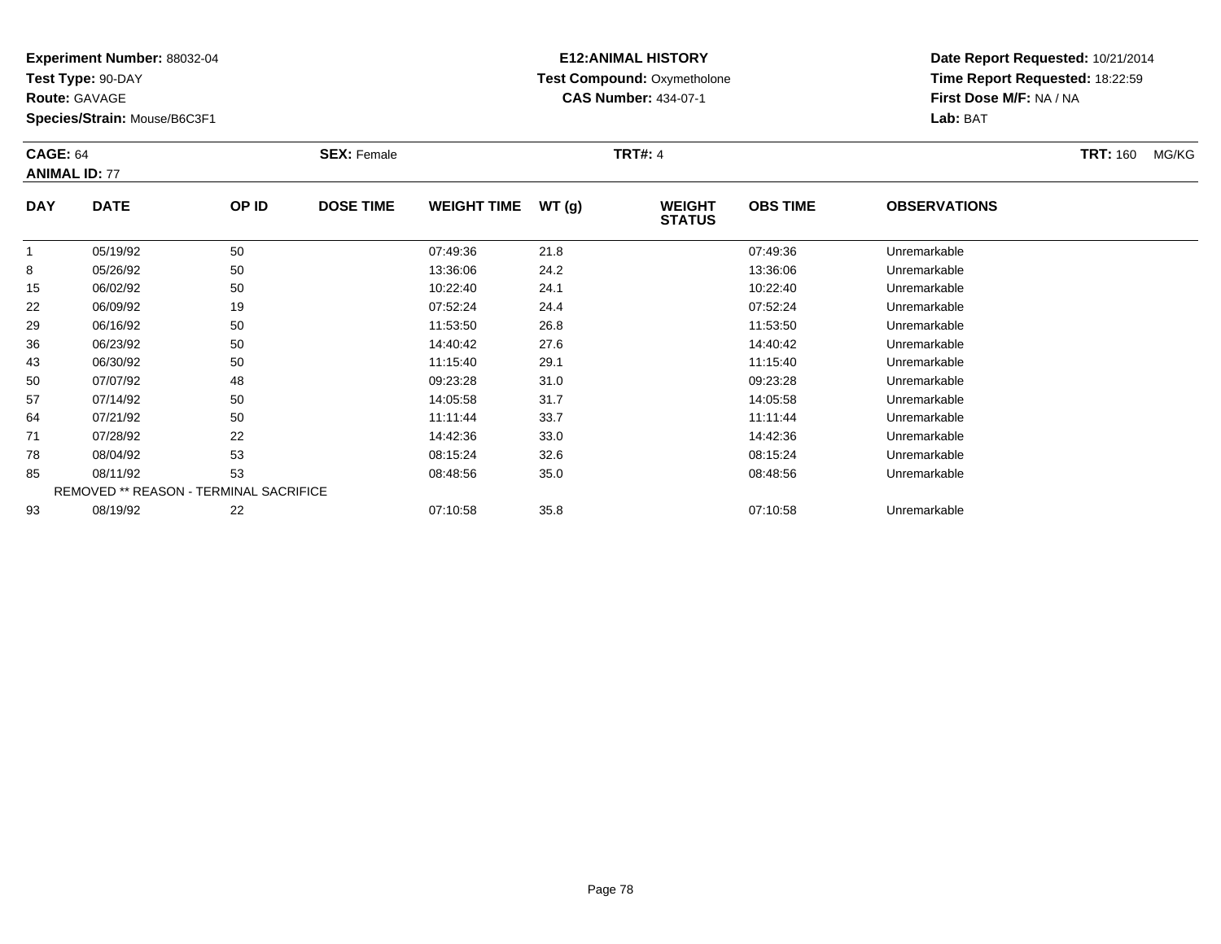**Experiment Number:** 88032-04
**Test Type:** 90-DAY
**Route:** GAVAGE
**Species/Strain:** Mouse/B6C3F1

**E12:ANIMAL HISTORY**
**Test Compound:** Oxymetholone
**CAS Number:** 434-07-1

**Date Report Requested:** 10/21/2014
**Time Report Requested:** 18:22:59
**First Dose M/F:** NA / NA
**Lab:** BAT

**CAGE:** 64
**ANIMAL ID:** 77
**SEX:** Female
**TRT#:** 4
**TRT:** 160 MG/KG

| DAY | DATE | OP ID | DOSE TIME | WEIGHT TIME | WT (g) | WEIGHT STATUS | OBS TIME | OBSERVATIONS |
|---|---|---|---|---|---|---|---|---|
| 1 | 05/19/92 | 50 | | 07:49:36 | 21.8 | | 07:49:36 | Unremarkable |
| 8 | 05/26/92 | 50 | | 13:36:06 | 24.2 | | 13:36:06 | Unremarkable |
| 15 | 06/02/92 | 50 | | 10:22:40 | 24.1 | | 10:22:40 | Unremarkable |
| 22 | 06/09/92 | 19 | | 07:52:24 | 24.4 | | 07:52:24 | Unremarkable |
| 29 | 06/16/92 | 50 | | 11:53:50 | 26.8 | | 11:53:50 | Unremarkable |
| 36 | 06/23/92 | 50 | | 14:40:42 | 27.6 | | 14:40:42 | Unremarkable |
| 43 | 06/30/92 | 50 | | 11:15:40 | 29.1 | | 11:15:40 | Unremarkable |
| 50 | 07/07/92 | 48 | | 09:23:28 | 31.0 | | 09:23:28 | Unremarkable |
| 57 | 07/14/92 | 50 | | 14:05:58 | 31.7 | | 14:05:58 | Unremarkable |
| 64 | 07/21/92 | 50 | | 11:11:44 | 33.7 | | 11:11:44 | Unremarkable |
| 71 | 07/28/92 | 22 | | 14:42:36 | 33.0 | | 14:42:36 | Unremarkable |
| 78 | 08/04/92 | 53 | | 08:15:24 | 32.6 | | 08:15:24 | Unremarkable |
| 85 | 08/11/92 | 53 | | 08:48:56 | 35.0 | | 08:48:56 | Unremarkable |
| REMOVED ** REASON - TERMINAL SACRIFICE | | | | | | | | |
| 93 | 08/19/92 | 22 | | 07:10:58 | 35.8 | | 07:10:58 | Unremarkable |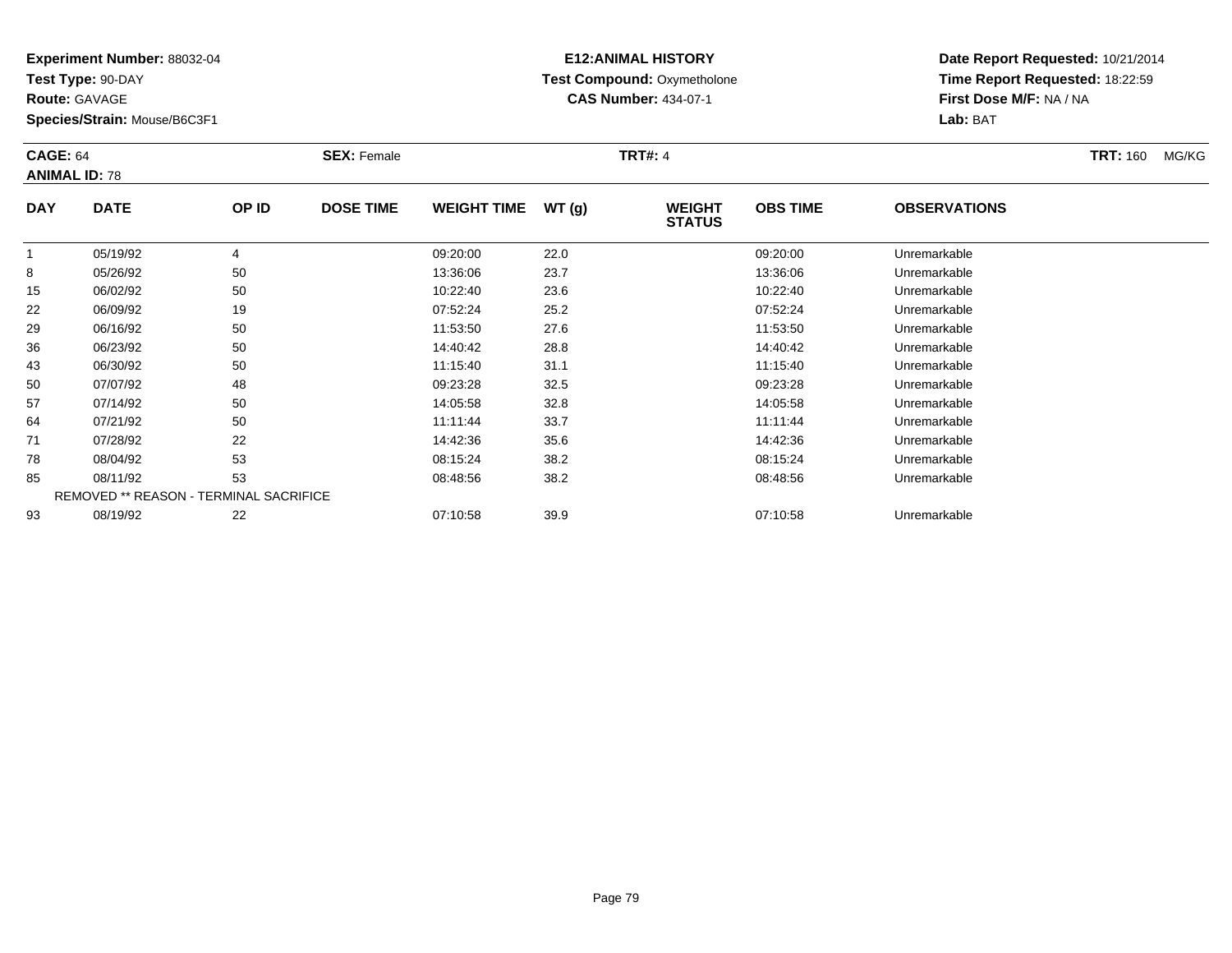**Experiment Number:** 88032-04
**Test Type:** 90-DAY
**Route:** GAVAGE
**Species/Strain:** Mouse/B6C3F1

**E12:ANIMAL HISTORY**
**Test Compound:** Oxymetholone
**CAS Number:** 434-07-1

**Date Report Requested:** 10/21/2014
**Time Report Requested:** 18:22:59
**First Dose M/F:** NA / NA
**Lab:** BAT

**CAGE:** 64 **SEX:** Female **TRT#:** 4 **TRT:** 160 MG/KG
**ANIMAL ID:** 78

| DAY | DATE | OP ID | DOSE TIME | WEIGHT TIME | WT (g) | WEIGHT STATUS | OBS TIME | OBSERVATIONS |
|---|---|---|---|---|---|---|---|---|
| 1 | 05/19/92 | 4 | | 09:20:00 | 22.0 | | 09:20:00 | Unremarkable |
| 8 | 05/26/92 | 50 | | 13:36:06 | 23.7 | | 13:36:06 | Unremarkable |
| 15 | 06/02/92 | 50 | | 10:22:40 | 23.6 | | 10:22:40 | Unremarkable |
| 22 | 06/09/92 | 19 | | 07:52:24 | 25.2 | | 07:52:24 | Unremarkable |
| 29 | 06/16/92 | 50 | | 11:53:50 | 27.6 | | 11:53:50 | Unremarkable |
| 36 | 06/23/92 | 50 | | 14:40:42 | 28.8 | | 14:40:42 | Unremarkable |
| 43 | 06/30/92 | 50 | | 11:15:40 | 31.1 | | 11:15:40 | Unremarkable |
| 50 | 07/07/92 | 48 | | 09:23:28 | 32.5 | | 09:23:28 | Unremarkable |
| 57 | 07/14/92 | 50 | | 14:05:58 | 32.8 | | 14:05:58 | Unremarkable |
| 64 | 07/21/92 | 50 | | 11:11:44 | 33.7 | | 11:11:44 | Unremarkable |
| 71 | 07/28/92 | 22 | | 14:42:36 | 35.6 | | 14:42:36 | Unremarkable |
| 78 | 08/04/92 | 53 | | 08:15:24 | 38.2 | | 08:15:24 | Unremarkable |
| 85 | 08/11/92 | 53 | | 08:48:56 | 38.2 | | 08:48:56 | Unremarkable |
| REMOVED ** REASON - TERMINAL SACRIFICE | | | | | | | | |
| 93 | 08/19/92 | 22 | | 07:10:58 | 39.9 | | 07:10:58 | Unremarkable |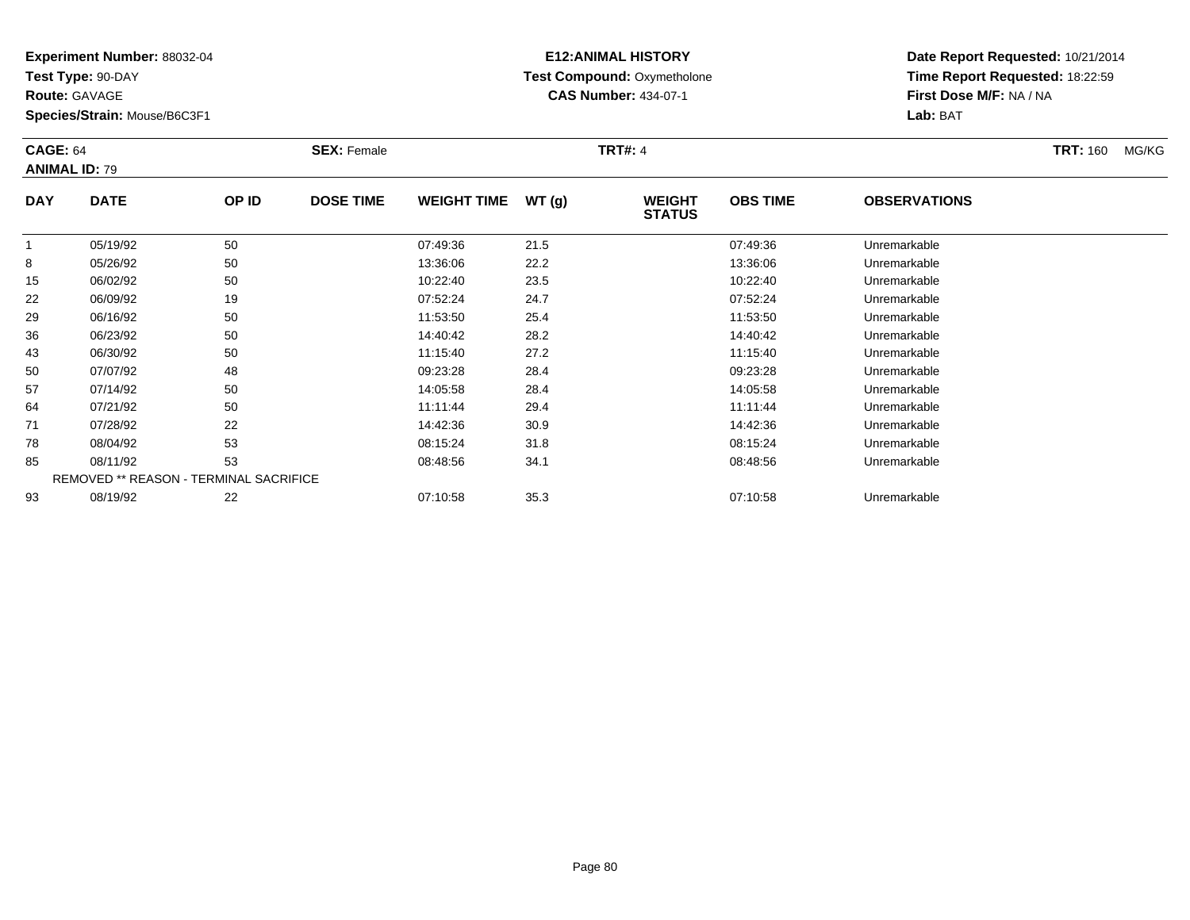**Experiment Number:** 88032-04
**Test Type:** 90-DAY
**Route:** GAVAGE
**Species/Strain:** Mouse/B6C3F1

**E12:ANIMAL HISTORY**
**Test Compound:** Oxymetholone
**CAS Number:** 434-07-1

**Date Report Requested:** 10/21/2014
**Time Report Requested:** 18:22:59
**First Dose M/F:** NA / NA
**Lab:** BAT

**CAGE:** 64 **SEX:** Female **TRT#:** 4 **TRT:** 160 MG/KG
**ANIMAL ID:** 79

| DAY | DATE | OP ID | DOSE TIME | WEIGHT TIME | WT (g) | WEIGHT STATUS | OBS TIME | OBSERVATIONS |
|---|---|---|---|---|---|---|---|---|
| 1 | 05/19/92 | 50 | | 07:49:36 | 21.5 | | 07:49:36 | Unremarkable |
| 8 | 05/26/92 | 50 | | 13:36:06 | 22.2 | | 13:36:06 | Unremarkable |
| 15 | 06/02/92 | 50 | | 10:22:40 | 23.5 | | 10:22:40 | Unremarkable |
| 22 | 06/09/92 | 19 | | 07:52:24 | 24.7 | | 07:52:24 | Unremarkable |
| 29 | 06/16/92 | 50 | | 11:53:50 | 25.4 | | 11:53:50 | Unremarkable |
| 36 | 06/23/92 | 50 | | 14:40:42 | 28.2 | | 14:40:42 | Unremarkable |
| 43 | 06/30/92 | 50 | | 11:15:40 | 27.2 | | 11:15:40 | Unremarkable |
| 50 | 07/07/92 | 48 | | 09:23:28 | 28.4 | | 09:23:28 | Unremarkable |
| 57 | 07/14/92 | 50 | | 14:05:58 | 28.4 | | 14:05:58 | Unremarkable |
| 64 | 07/21/92 | 50 | | 11:11:44 | 29.4 | | 11:11:44 | Unremarkable |
| 71 | 07/28/92 | 22 | | 14:42:36 | 30.9 | | 14:42:36 | Unremarkable |
| 78 | 08/04/92 | 53 | | 08:15:24 | 31.8 | | 08:15:24 | Unremarkable |
| 85 | 08/11/92 | 53 | | 08:48:56 | 34.1 | | 08:48:56 | Unremarkable |
| REMOVED ** REASON - TERMINAL SACRIFICE | | | | | | | | |
| 93 | 08/19/92 | 22 | | 07:10:58 | 35.3 | | 07:10:58 | Unremarkable |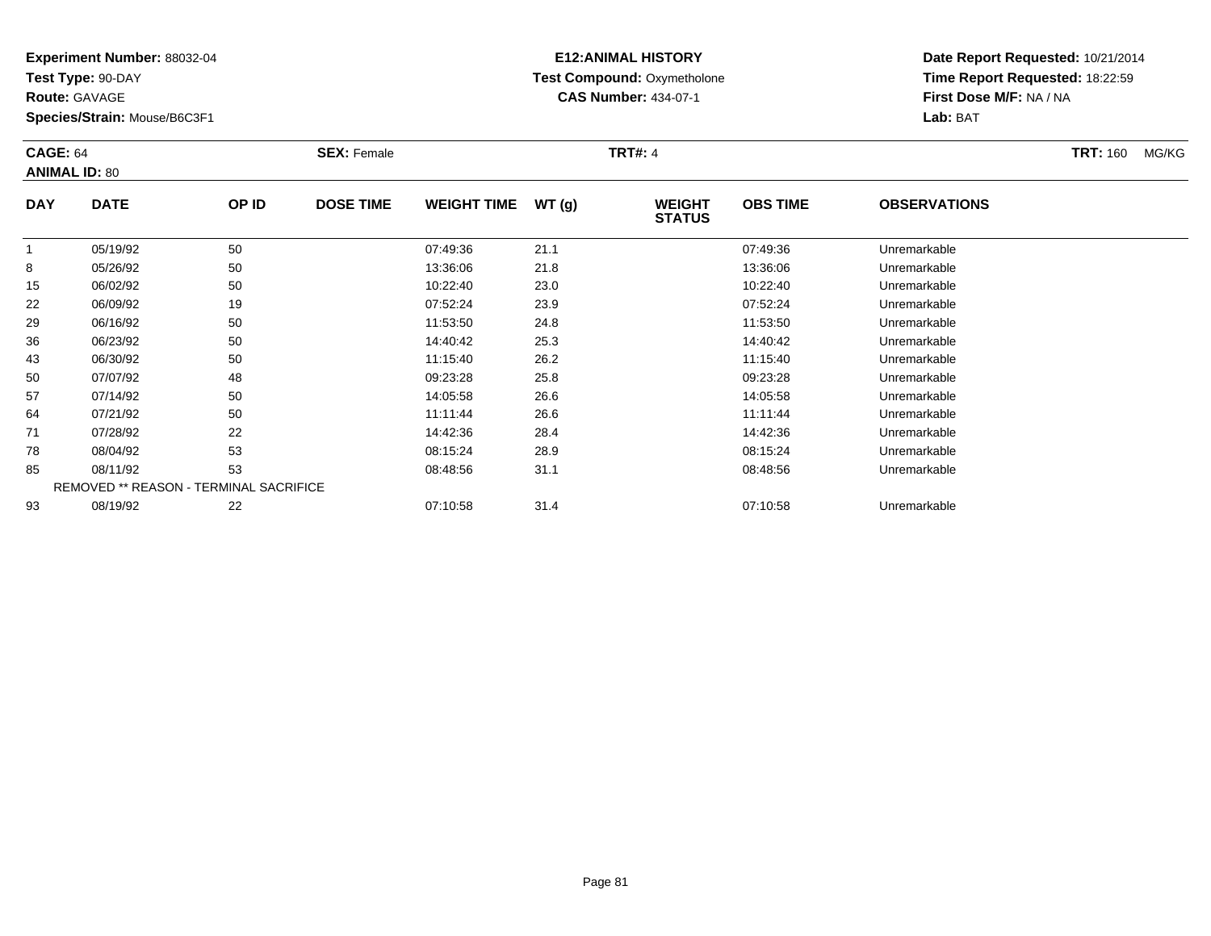**Experiment Number:** 88032-04
**Test Type:** 90-DAY
**Route:** GAVAGE
**Species/Strain:** Mouse/B6C3F1

**E12:ANIMAL HISTORY**
**Test Compound:** Oxymetholone
**CAS Number:** 434-07-1

**Date Report Requested:** 10/21/2014
**Time Report Requested:** 18:22:59
**First Dose M/F:** NA / NA
**Lab:** BAT

**CAGE:** 64 **SEX:** Female **TRT#:** 4 **TRT:** 160 MG/KG
**ANIMAL ID:** 80

| DAY | DATE | OP ID | DOSE TIME | WEIGHT TIME | WT (g) | WEIGHT STATUS | OBS TIME | OBSERVATIONS |
|---|---|---|---|---|---|---|---|---|
| 1 | 05/19/92 | 50 | | 07:49:36 | 21.1 | | 07:49:36 | Unremarkable |
| 8 | 05/26/92 | 50 | | 13:36:06 | 21.8 | | 13:36:06 | Unremarkable |
| 15 | 06/02/92 | 50 | | 10:22:40 | 23.0 | | 10:22:40 | Unremarkable |
| 22 | 06/09/92 | 19 | | 07:52:24 | 23.9 | | 07:52:24 | Unremarkable |
| 29 | 06/16/92 | 50 | | 11:53:50 | 24.8 | | 11:53:50 | Unremarkable |
| 36 | 06/23/92 | 50 | | 14:40:42 | 25.3 | | 14:40:42 | Unremarkable |
| 43 | 06/30/92 | 50 | | 11:15:40 | 26.2 | | 11:15:40 | Unremarkable |
| 50 | 07/07/92 | 48 | | 09:23:28 | 25.8 | | 09:23:28 | Unremarkable |
| 57 | 07/14/92 | 50 | | 14:05:58 | 26.6 | | 14:05:58 | Unremarkable |
| 64 | 07/21/92 | 50 | | 11:11:44 | 26.6 | | 11:11:44 | Unremarkable |
| 71 | 07/28/92 | 22 | | 14:42:36 | 28.4 | | 14:42:36 | Unremarkable |
| 78 | 08/04/92 | 53 | | 08:15:24 | 28.9 | | 08:15:24 | Unremarkable |
| 85 | 08/11/92 | 53 | | 08:48:56 | 31.1 | | 08:48:56 | Unremarkable |
| REMOVED ** REASON - TERMINAL SACRIFICE | | | | | | | | |
| 93 | 08/19/92 | 22 | | 07:10:58 | 31.4 | | 07:10:58 | Unremarkable |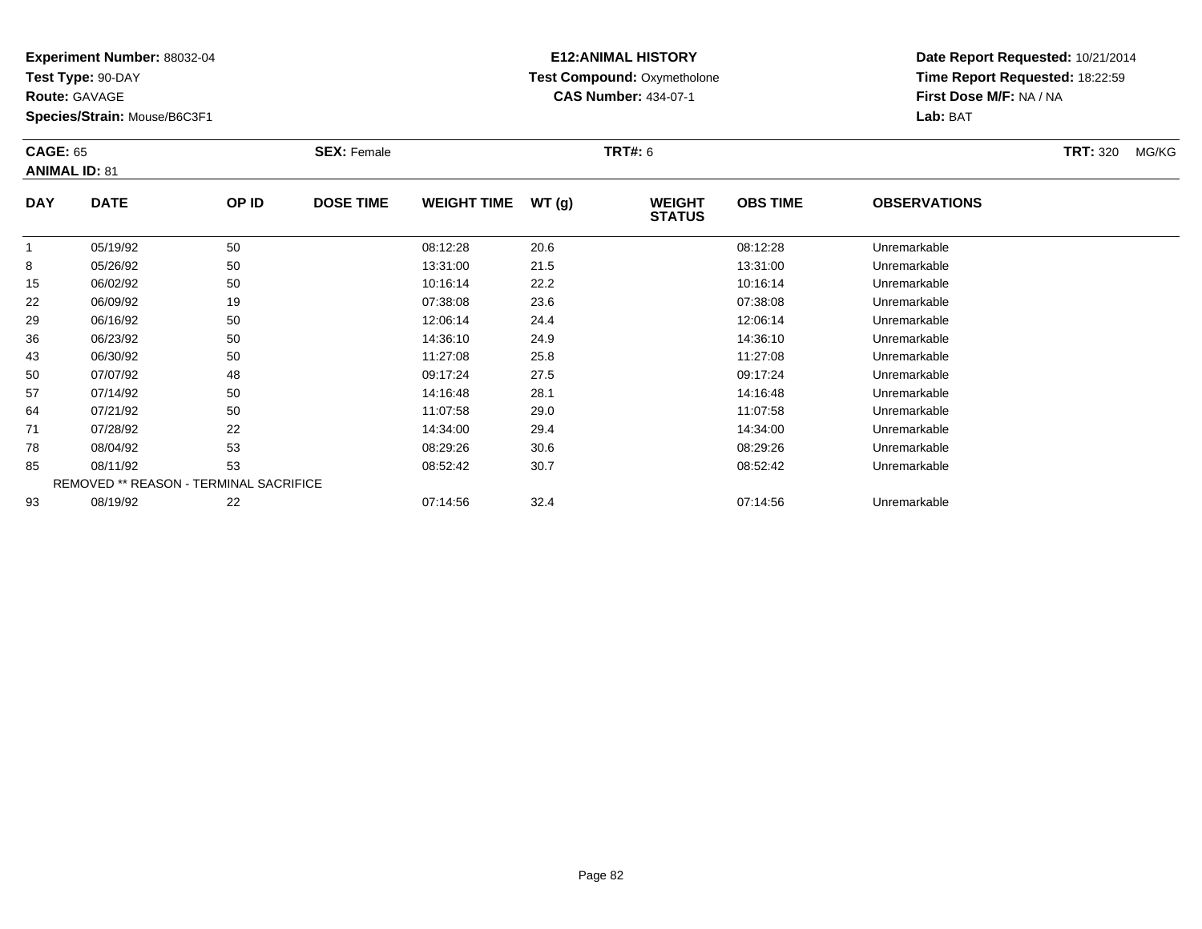**Experiment Number:** 88032-04
**Test Type:** 90-DAY
**Route:** GAVAGE
**Species/Strain:** Mouse/B6C3F1

**E12:ANIMAL HISTORY**
**Test Compound:** Oxymetholone
**CAS Number:** 434-07-1

**Date Report Requested:** 10/21/2014
**Time Report Requested:** 18:22:59
**First Dose M/F:** NA / NA
**Lab:** BAT

**CAGE:** 65
**ANIMAL ID:** 81
**SEX:** Female
**TRT#:** 6
**TRT:** 320 MG/KG

| DAY | DATE | OP ID | DOSE TIME | WEIGHT TIME | WT (g) | WEIGHT STATUS | OBS TIME | OBSERVATIONS |
|---|---|---|---|---|---|---|---|---|
| 1 | 05/19/92 | 50 | | 08:12:28 | 20.6 | | 08:12:28 | Unremarkable |
| 8 | 05/26/92 | 50 | | 13:31:00 | 21.5 | | 13:31:00 | Unremarkable |
| 15 | 06/02/92 | 50 | | 10:16:14 | 22.2 | | 10:16:14 | Unremarkable |
| 22 | 06/09/92 | 19 | | 07:38:08 | 23.6 | | 07:38:08 | Unremarkable |
| 29 | 06/16/92 | 50 | | 12:06:14 | 24.4 | | 12:06:14 | Unremarkable |
| 36 | 06/23/92 | 50 | | 14:36:10 | 24.9 | | 14:36:10 | Unremarkable |
| 43 | 06/30/92 | 50 | | 11:27:08 | 25.8 | | 11:27:08 | Unremarkable |
| 50 | 07/07/92 | 48 | | 09:17:24 | 27.5 | | 09:17:24 | Unremarkable |
| 57 | 07/14/92 | 50 | | 14:16:48 | 28.1 | | 14:16:48 | Unremarkable |
| 64 | 07/21/92 | 50 | | 11:07:58 | 29.0 | | 11:07:58 | Unremarkable |
| 71 | 07/28/92 | 22 | | 14:34:00 | 29.4 | | 14:34:00 | Unremarkable |
| 78 | 08/04/92 | 53 | | 08:29:26 | 30.6 | | 08:29:26 | Unremarkable |
| 85 | 08/11/92 | 53 | | 08:52:42 | 30.7 | | 08:52:42 | Unremarkable |
| REMOVED ** REASON - TERMINAL SACRIFICE | | | | | | | | |
| 93 | 08/19/92 | 22 | | 07:14:56 | 32.4 | | 07:14:56 | Unremarkable |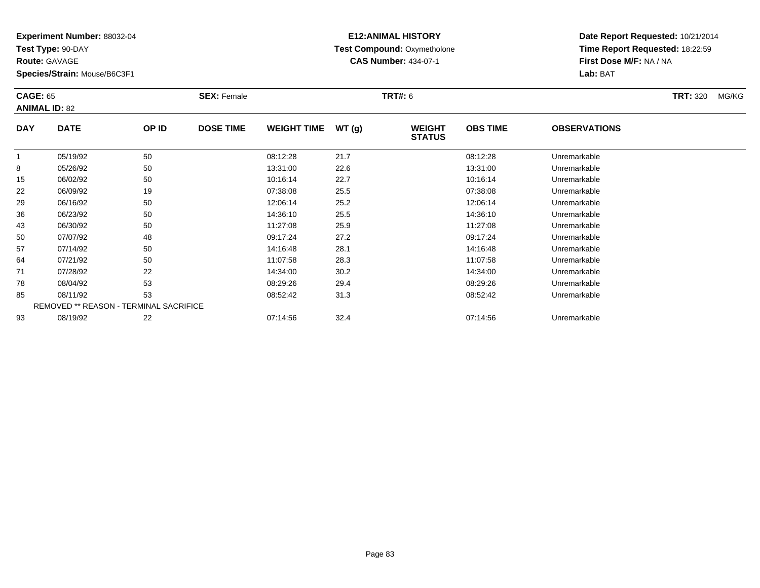**Experiment Number:** 88032-04
**Test Type:** 90-DAY
**Route:** GAVAGE
**Species/Strain:** Mouse/B6C3F1

**E12:ANIMAL HISTORY**
**Test Compound:** Oxymetholone
**CAS Number:** 434-07-1

**Date Report Requested:** 10/21/2014
**Time Report Requested:** 18:22:59
**First Dose M/F:** NA / NA
**Lab:** BAT

**CAGE:** 65 **SEX:** Female **TRT#:** 6 **TRT:** 320 MG/KG
**ANIMAL ID:** 82

| DAY | DATE | OP ID | DOSE TIME | WEIGHT TIME | WT (g) | WEIGHT STATUS | OBS TIME | OBSERVATIONS |
|---|---|---|---|---|---|---|---|---|
| 1 | 05/19/92 | 50 | | 08:12:28 | 21.7 | | 08:12:28 | Unremarkable |
| 8 | 05/26/92 | 50 | | 13:31:00 | 22.6 | | 13:31:00 | Unremarkable |
| 15 | 06/02/92 | 50 | | 10:16:14 | 22.7 | | 10:16:14 | Unremarkable |
| 22 | 06/09/92 | 19 | | 07:38:08 | 25.5 | | 07:38:08 | Unremarkable |
| 29 | 06/16/92 | 50 | | 12:06:14 | 25.2 | | 12:06:14 | Unremarkable |
| 36 | 06/23/92 | 50 | | 14:36:10 | 25.5 | | 14:36:10 | Unremarkable |
| 43 | 06/30/92 | 50 | | 11:27:08 | 25.9 | | 11:27:08 | Unremarkable |
| 50 | 07/07/92 | 48 | | 09:17:24 | 27.2 | | 09:17:24 | Unremarkable |
| 57 | 07/14/92 | 50 | | 14:16:48 | 28.1 | | 14:16:48 | Unremarkable |
| 64 | 07/21/92 | 50 | | 11:07:58 | 28.3 | | 11:07:58 | Unremarkable |
| 71 | 07/28/92 | 22 | | 14:34:00 | 30.2 | | 14:34:00 | Unremarkable |
| 78 | 08/04/92 | 53 | | 08:29:26 | 29.4 | | 08:29:26 | Unremarkable |
| 85 | 08/11/92 | 53 | | 08:52:42 | 31.3 | | 08:52:42 | Unremarkable |
| REMOVED ** REASON - TERMINAL SACRIFICE | | | | | | | | |
| 93 | 08/19/92 | 22 | | 07:14:56 | 32.4 | | 07:14:56 | Unremarkable |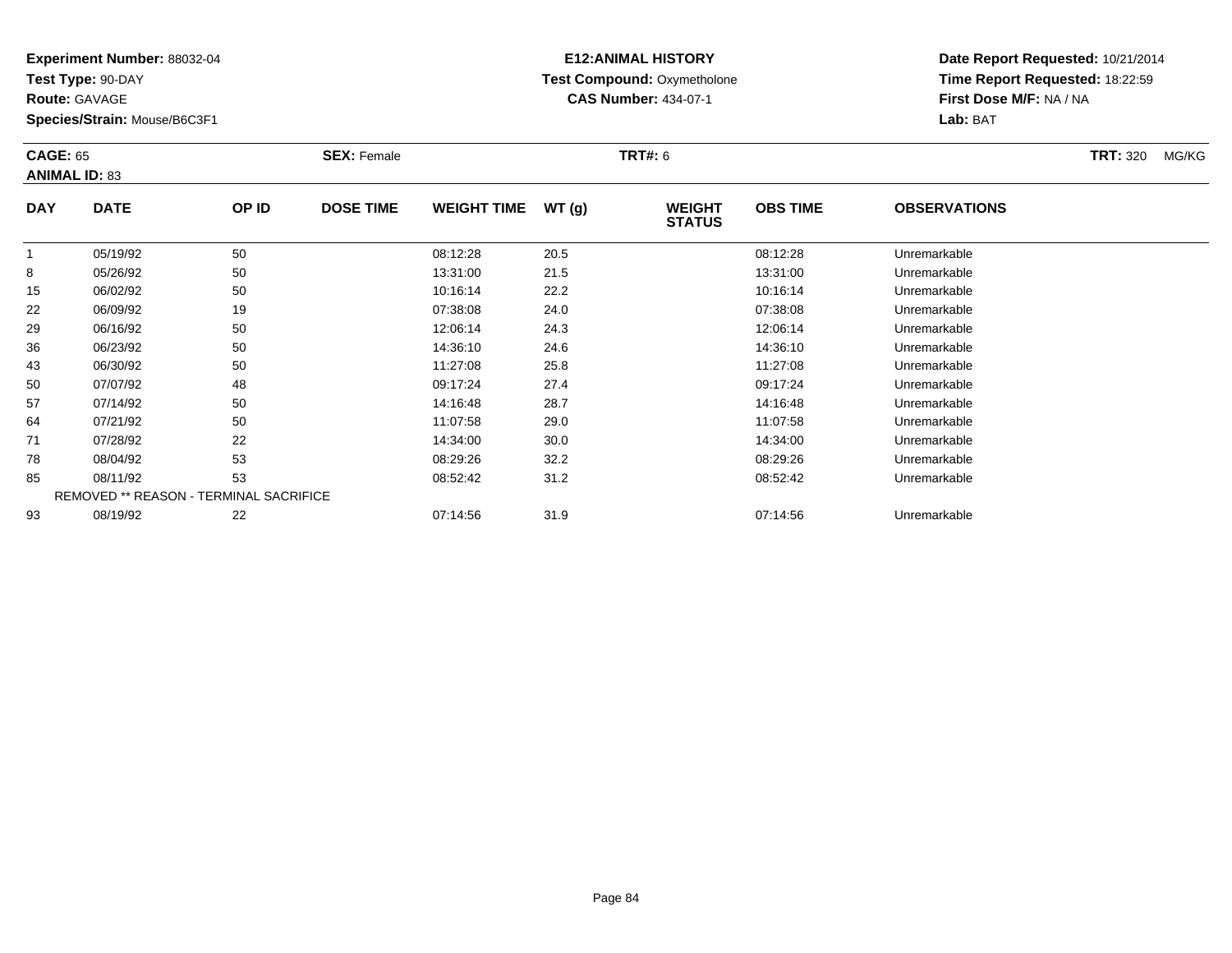**Experiment Number:** 88032-04
**Test Type:** 90-DAY
**Route:** GAVAGE
**Species/Strain:** Mouse/B6C3F1

**E12:ANIMAL HISTORY**
**Test Compound:** Oxymetholone
**CAS Number:** 434-07-1

**Date Report Requested:** 10/21/2014
**Time Report Requested:** 18:22:59
**First Dose M/F:** NA / NA
**Lab:** BAT

**CAGE:** 65 **SEX:** Female **TRT#:** 6 **TRT:** 320 MG/KG
**ANIMAL ID:** 83

| DAY | DATE | OP ID | DOSE TIME | WEIGHT TIME | WT (g) | WEIGHT STATUS | OBS TIME | OBSERVATIONS |
|---|---|---|---|---|---|---|---|---|
| 1 | 05/19/92 | 50 | | 08:12:28 | 20.5 | | 08:12:28 | Unremarkable |
| 8 | 05/26/92 | 50 | | 13:31:00 | 21.5 | | 13:31:00 | Unremarkable |
| 15 | 06/02/92 | 50 | | 10:16:14 | 22.2 | | 10:16:14 | Unremarkable |
| 22 | 06/09/92 | 19 | | 07:38:08 | 24.0 | | 07:38:08 | Unremarkable |
| 29 | 06/16/92 | 50 | | 12:06:14 | 24.3 | | 12:06:14 | Unremarkable |
| 36 | 06/23/92 | 50 | | 14:36:10 | 24.6 | | 14:36:10 | Unremarkable |
| 43 | 06/30/92 | 50 | | 11:27:08 | 25.8 | | 11:27:08 | Unremarkable |
| 50 | 07/07/92 | 48 | | 09:17:24 | 27.4 | | 09:17:24 | Unremarkable |
| 57 | 07/14/92 | 50 | | 14:16:48 | 28.7 | | 14:16:48 | Unremarkable |
| 64 | 07/21/92 | 50 | | 11:07:58 | 29.0 | | 11:07:58 | Unremarkable |
| 71 | 07/28/92 | 22 | | 14:34:00 | 30.0 | | 14:34:00 | Unremarkable |
| 78 | 08/04/92 | 53 | | 08:29:26 | 32.2 | | 08:29:26 | Unremarkable |
| 85 | 08/11/92 | 53 | | 08:52:42 | 31.2 | | 08:52:42 | Unremarkable |
| REMOVED ** REASON - TERMINAL SACRIFICE | | | | | | | | |
| 93 | 08/19/92 | 22 | | 07:14:56 | 31.9 | | 07:14:56 | Unremarkable |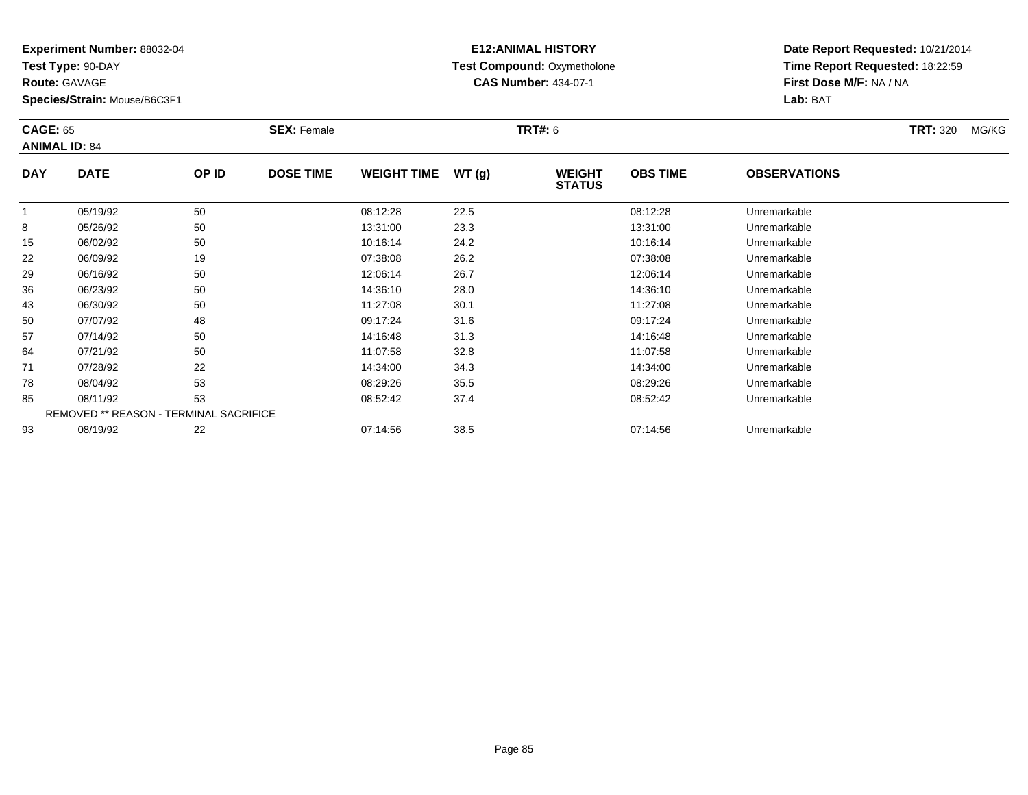**Experiment Number:** 88032-04
**Test Type:** 90-DAY
**Route:** GAVAGE
**Species/Strain:** Mouse/B6C3F1

**E12:ANIMAL HISTORY**
**Test Compound:** Oxymetholone
**CAS Number:** 434-07-1

**Date Report Requested:** 10/21/2014
**Time Report Requested:** 18:22:59
**First Dose M/F:** NA / NA
**Lab:** BAT

**CAGE:** 65 **SEX:** Female **TRT#:** 6 **TRT:** 320 MG/KG
**ANIMAL ID:** 84

| DAY | DATE | OP ID | DOSE TIME | WEIGHT TIME | WT (g) | WEIGHT STATUS | OBS TIME | OBSERVATIONS |
|---|---|---|---|---|---|---|---|---|
| 1 | 05/19/92 | 50 | | 08:12:28 | 22.5 | | 08:12:28 | Unremarkable |
| 8 | 05/26/92 | 50 | | 13:31:00 | 23.3 | | 13:31:00 | Unremarkable |
| 15 | 06/02/92 | 50 | | 10:16:14 | 24.2 | | 10:16:14 | Unremarkable |
| 22 | 06/09/92 | 19 | | 07:38:08 | 26.2 | | 07:38:08 | Unremarkable |
| 29 | 06/16/92 | 50 | | 12:06:14 | 26.7 | | 12:06:14 | Unremarkable |
| 36 | 06/23/92 | 50 | | 14:36:10 | 28.0 | | 14:36:10 | Unremarkable |
| 43 | 06/30/92 | 50 | | 11:27:08 | 30.1 | | 11:27:08 | Unremarkable |
| 50 | 07/07/92 | 48 | | 09:17:24 | 31.6 | | 09:17:24 | Unremarkable |
| 57 | 07/14/92 | 50 | | 14:16:48 | 31.3 | | 14:16:48 | Unremarkable |
| 64 | 07/21/92 | 50 | | 11:07:58 | 32.8 | | 11:07:58 | Unremarkable |
| 71 | 07/28/92 | 22 | | 14:34:00 | 34.3 | | 14:34:00 | Unremarkable |
| 78 | 08/04/92 | 53 | | 08:29:26 | 35.5 | | 08:29:26 | Unremarkable |
| 85 | 08/11/92 | 53 | | 08:52:42 | 37.4 | | 08:52:42 | Unremarkable |
| REMOVED ** REASON - TERMINAL SACRIFICE | | | | | | | | |
| 93 | 08/19/92 | 22 | | 07:14:56 | 38.5 | | 07:14:56 | Unremarkable |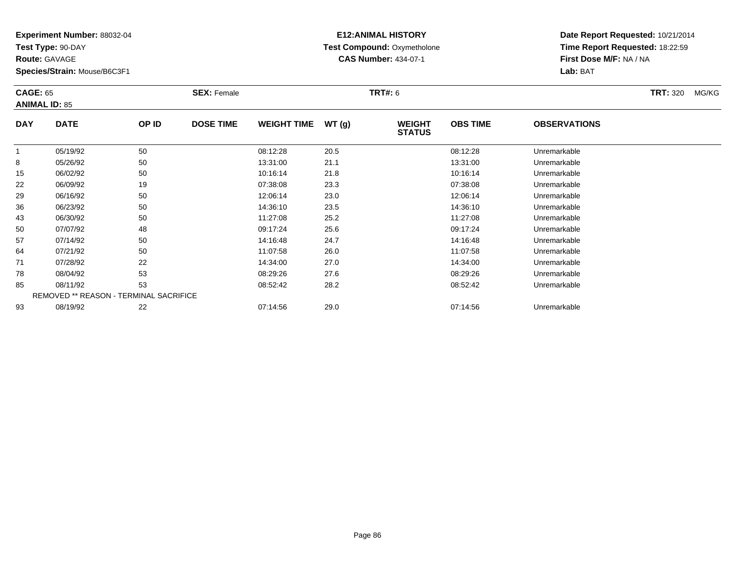**Experiment Number:** 88032-04
**Test Type:** 90-DAY
**Route:** GAVAGE
**Species/Strain:** Mouse/B6C3F1

**E12:ANIMAL HISTORY**
**Test Compound:** Oxymetholone
**CAS Number:** 434-07-1

**Date Report Requested:** 10/21/2014
**Time Report Requested:** 18:22:59
**First Dose M/F:** NA / NA
**Lab:** BAT

**CAGE:** 65 **SEX:** Female **TRT#:** 6 **TRT:** 320 MG/KG
**ANIMAL ID:** 85

| DAY | DATE | OP ID | DOSE TIME | WEIGHT TIME | WT (g) | WEIGHT STATUS | OBS TIME | OBSERVATIONS |
|---|---|---|---|---|---|---|---|---|
| 1 | 05/19/92 | 50 | | 08:12:28 | 20.5 | | 08:12:28 | Unremarkable |
| 8 | 05/26/92 | 50 | | 13:31:00 | 21.1 | | 13:31:00 | Unremarkable |
| 15 | 06/02/92 | 50 | | 10:16:14 | 21.8 | | 10:16:14 | Unremarkable |
| 22 | 06/09/92 | 19 | | 07:38:08 | 23.3 | | 07:38:08 | Unremarkable |
| 29 | 06/16/92 | 50 | | 12:06:14 | 23.0 | | 12:06:14 | Unremarkable |
| 36 | 06/23/92 | 50 | | 14:36:10 | 23.5 | | 14:36:10 | Unremarkable |
| 43 | 06/30/92 | 50 | | 11:27:08 | 25.2 | | 11:27:08 | Unremarkable |
| 50 | 07/07/92 | 48 | | 09:17:24 | 25.6 | | 09:17:24 | Unremarkable |
| 57 | 07/14/92 | 50 | | 14:16:48 | 24.7 | | 14:16:48 | Unremarkable |
| 64 | 07/21/92 | 50 | | 11:07:58 | 26.0 | | 11:07:58 | Unremarkable |
| 71 | 07/28/92 | 22 | | 14:34:00 | 27.0 | | 14:34:00 | Unremarkable |
| 78 | 08/04/92 | 53 | | 08:29:26 | 27.6 | | 08:29:26 | Unremarkable |
| 85 | 08/11/92 | 53 | | 08:52:42 | 28.2 | | 08:52:42 | Unremarkable |
| REMOVED ** REASON - TERMINAL SACRIFICE | | | | | | | | |
| 93 | 08/19/92 | 22 | | 07:14:56 | 29.0 | | 07:14:56 | Unremarkable |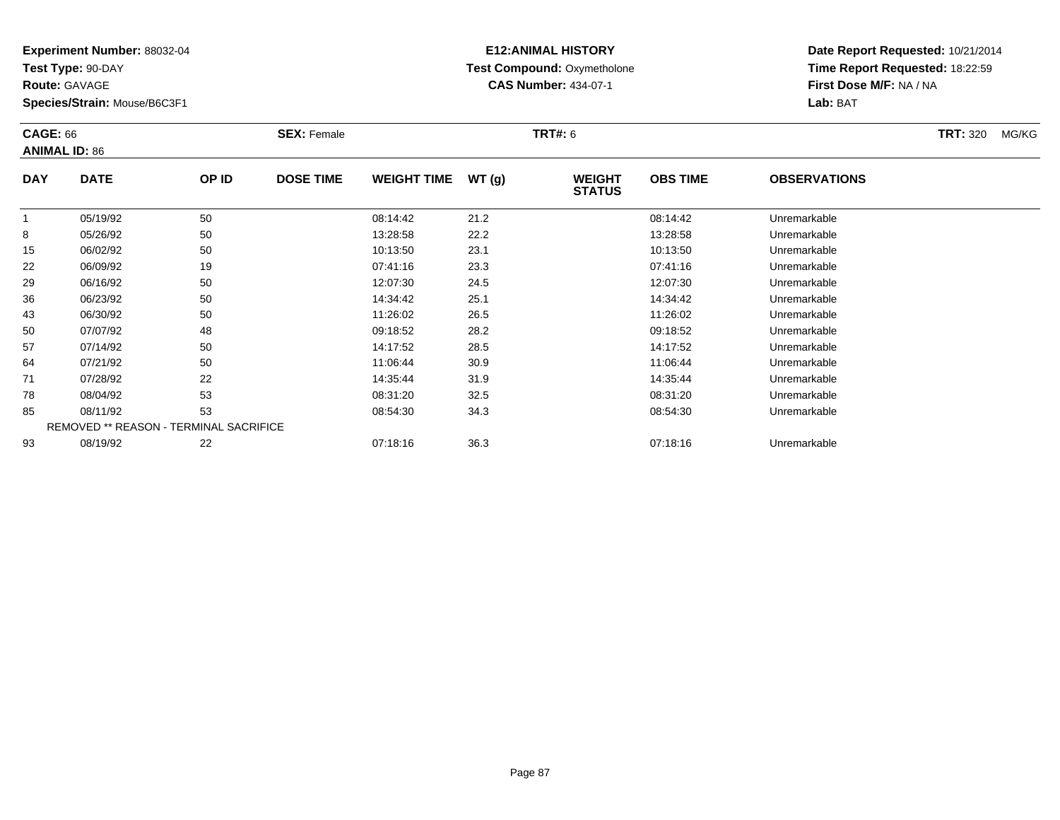**Experiment Number:** 88032-04
**Test Type:** 90-DAY
**Route:** GAVAGE
**Species/Strain:** Mouse/B6C3F1

**E12:ANIMAL HISTORY**
**Test Compound:** Oxymetholone
**CAS Number:** 434-07-1

**Date Report Requested:** 10/21/2014
**Time Report Requested:** 18:22:59
**First Dose M/F:** NA / NA
**Lab:** BAT

**CAGE:** 66
**ANIMAL ID:** 86
**SEX:** Female
**TRT#:** 6
**TRT:** 320 MG/KG

| DAY | DATE | OP ID | DOSE TIME | WEIGHT TIME | WT (g) | WEIGHT STATUS | OBS TIME | OBSERVATIONS |
|---|---|---|---|---|---|---|---|---|
| 1 | 05/19/92 | 50 | | 08:14:42 | 21.2 | | 08:14:42 | Unremarkable |
| 8 | 05/26/92 | 50 | | 13:28:58 | 22.2 | | 13:28:58 | Unremarkable |
| 15 | 06/02/92 | 50 | | 10:13:50 | 23.1 | | 10:13:50 | Unremarkable |
| 22 | 06/09/92 | 19 | | 07:41:16 | 23.3 | | 07:41:16 | Unremarkable |
| 29 | 06/16/92 | 50 | | 12:07:30 | 24.5 | | 12:07:30 | Unremarkable |
| 36 | 06/23/92 | 50 | | 14:34:42 | 25.1 | | 14:34:42 | Unremarkable |
| 43 | 06/30/92 | 50 | | 11:26:02 | 26.5 | | 11:26:02 | Unremarkable |
| 50 | 07/07/92 | 48 | | 09:18:52 | 28.2 | | 09:18:52 | Unremarkable |
| 57 | 07/14/92 | 50 | | 14:17:52 | 28.5 | | 14:17:52 | Unremarkable |
| 64 | 07/21/92 | 50 | | 11:06:44 | 30.9 | | 11:06:44 | Unremarkable |
| 71 | 07/28/92 | 22 | | 14:35:44 | 31.9 | | 14:35:44 | Unremarkable |
| 78 | 08/04/92 | 53 | | 08:31:20 | 32.5 | | 08:31:20 | Unremarkable |
| 85 | 08/11/92 | 53 | | 08:54:30 | 34.3 | | 08:54:30 | Unremarkable |
| REMOVED ** REASON - TERMINAL SACRIFICE | | | | | | | | |
| 93 | 08/19/92 | 22 | | 07:18:16 | 36.3 | | 07:18:16 | Unremarkable |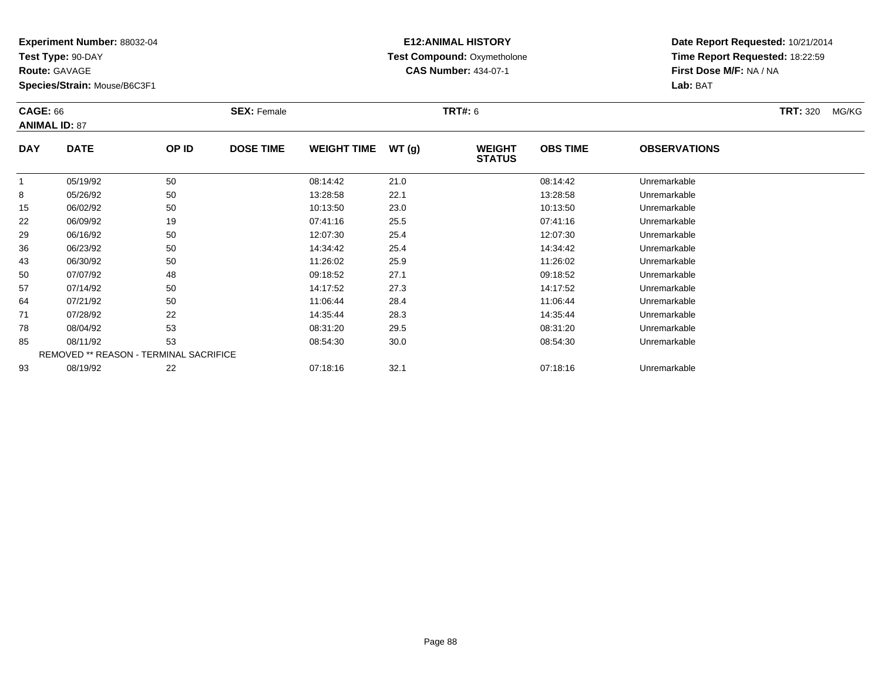**Experiment Number:** 88032-04
**Test Type:** 90-DAY
**Route:** GAVAGE
**Species/Strain:** Mouse/B6C3F1

**E12:ANIMAL HISTORY**
**Test Compound:** Oxymetholone
**CAS Number:** 434-07-1

**Date Report Requested:** 10/21/2014
**Time Report Requested:** 18:22:59
**First Dose M/F:** NA / NA
**Lab:** BAT

**CAGE:** 66 **SEX:** Female **TRT#:** 6 **TRT:** 320 MG/KG
**ANIMAL ID:** 87

| DAY | DATE | OP ID | DOSE TIME | WEIGHT TIME | WT (g) | WEIGHT STATUS | OBS TIME | OBSERVATIONS |
|---|---|---|---|---|---|---|---|---|
| 1 | 05/19/92 | 50 | | 08:14:42 | 21.0 | | 08:14:42 | Unremarkable |
| 8 | 05/26/92 | 50 | | 13:28:58 | 22.1 | | 13:28:58 | Unremarkable |
| 15 | 06/02/92 | 50 | | 10:13:50 | 23.0 | | 10:13:50 | Unremarkable |
| 22 | 06/09/92 | 19 | | 07:41:16 | 25.5 | | 07:41:16 | Unremarkable |
| 29 | 06/16/92 | 50 | | 12:07:30 | 25.4 | | 12:07:30 | Unremarkable |
| 36 | 06/23/92 | 50 | | 14:34:42 | 25.4 | | 14:34:42 | Unremarkable |
| 43 | 06/30/92 | 50 | | 11:26:02 | 25.9 | | 11:26:02 | Unremarkable |
| 50 | 07/07/92 | 48 | | 09:18:52 | 27.1 | | 09:18:52 | Unremarkable |
| 57 | 07/14/92 | 50 | | 14:17:52 | 27.3 | | 14:17:52 | Unremarkable |
| 64 | 07/21/92 | 50 | | 11:06:44 | 28.4 | | 11:06:44 | Unremarkable |
| 71 | 07/28/92 | 22 | | 14:35:44 | 28.3 | | 14:35:44 | Unremarkable |
| 78 | 08/04/92 | 53 | | 08:31:20 | 29.5 | | 08:31:20 | Unremarkable |
| 85 | 08/11/92 | 53 | | 08:54:30 | 30.0 | | 08:54:30 | Unremarkable |
| | REMOVED ** REASON - TERMINAL SACRIFICE | | | | | | | |
| 93 | 08/19/92 | 22 | | 07:18:16 | 32.1 | | 07:18:16 | Unremarkable |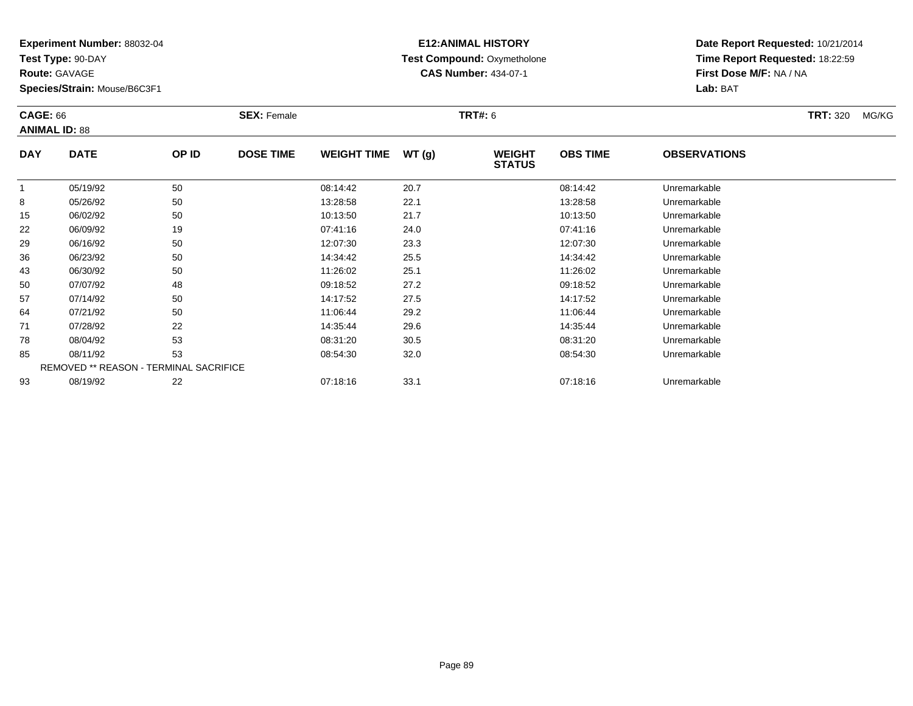**Experiment Number:** 88032-04
**Test Type:** 90-DAY
**Route:** GAVAGE
**Species/Strain:** Mouse/B6C3F1

**E12:ANIMAL HISTORY**
**Test Compound:** Oxymetholone
**CAS Number:** 434-07-1

**Date Report Requested:** 10/21/2014
**Time Report Requested:** 18:22:59
**First Dose M/F:** NA / NA
**Lab:** BAT

**CAGE:** 66 **SEX:** Female **TRT#:** 6 **TRT:** 320 MG/KG
**ANIMAL ID:** 88

| DAY | DATE | OP ID | DOSE TIME | WEIGHT TIME | WT (g) | WEIGHT STATUS | OBS TIME | OBSERVATIONS |
|---|---|---|---|---|---|---|---|---|
| 1 | 05/19/92 | 50 | | 08:14:42 | 20.7 | | 08:14:42 | Unremarkable |
| 8 | 05/26/92 | 50 | | 13:28:58 | 22.1 | | 13:28:58 | Unremarkable |
| 15 | 06/02/92 | 50 | | 10:13:50 | 21.7 | | 10:13:50 | Unremarkable |
| 22 | 06/09/92 | 19 | | 07:41:16 | 24.0 | | 07:41:16 | Unremarkable |
| 29 | 06/16/92 | 50 | | 12:07:30 | 23.3 | | 12:07:30 | Unremarkable |
| 36 | 06/23/92 | 50 | | 14:34:42 | 25.5 | | 14:34:42 | Unremarkable |
| 43 | 06/30/92 | 50 | | 11:26:02 | 25.1 | | 11:26:02 | Unremarkable |
| 50 | 07/07/92 | 48 | | 09:18:52 | 27.2 | | 09:18:52 | Unremarkable |
| 57 | 07/14/92 | 50 | | 14:17:52 | 27.5 | | 14:17:52 | Unremarkable |
| 64 | 07/21/92 | 50 | | 11:06:44 | 29.2 | | 11:06:44 | Unremarkable |
| 71 | 07/28/92 | 22 | | 14:35:44 | 29.6 | | 14:35:44 | Unremarkable |
| 78 | 08/04/92 | 53 | | 08:31:20 | 30.5 | | 08:31:20 | Unremarkable |
| 85 | 08/11/92 | 53 | | 08:54:30 | 32.0 | | 08:54:30 | Unremarkable |
| REMOVED ** REASON - TERMINAL SACRIFICE | | | | | | | | |
| 93 | 08/19/92 | 22 | | 07:18:16 | 33.1 | | 07:18:16 | Unremarkable |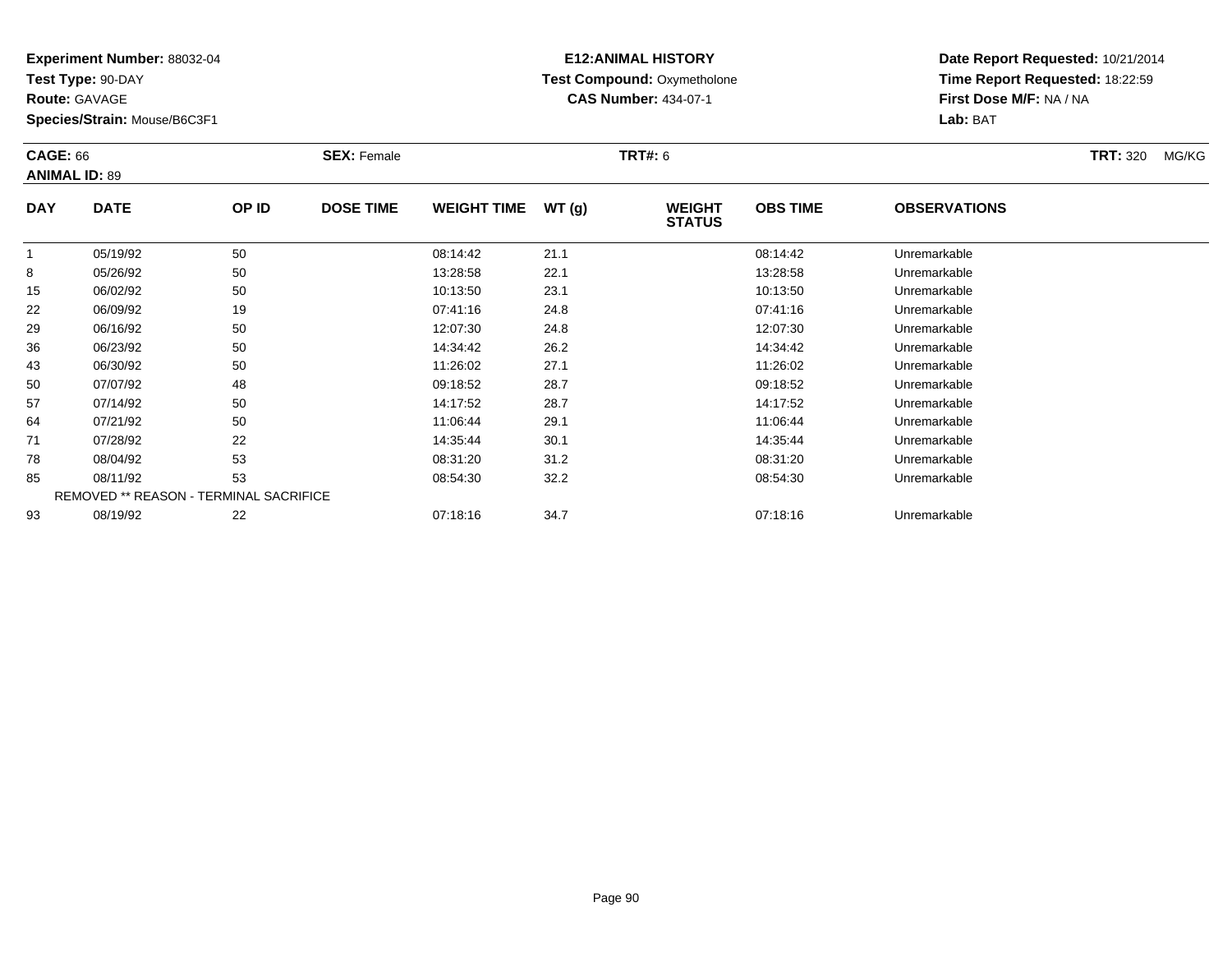**Experiment Number:** 88032-04
**Test Type:** 90-DAY
**Route:** GAVAGE
**Species/Strain:** Mouse/B6C3F1

**E12:ANIMAL HISTORY**
**Test Compound:** Oxymetholone
**CAS Number:** 434-07-1

**Date Report Requested:** 10/21/2014
**Time Report Requested:** 18:22:59
**First Dose M/F:** NA / NA
**Lab:** BAT

**CAGE:** 66 **SEX:** Female **TRT#:** 6 **TRT:** 320 MG/KG
**ANIMAL ID:** 89

| DAY | DATE | OP ID | DOSE TIME | WEIGHT TIME | WT (g) | WEIGHT STATUS | OBS TIME | OBSERVATIONS |
|---|---|---|---|---|---|---|---|---|
| 1 | 05/19/92 | 50 | | 08:14:42 | 21.1 | | 08:14:42 | Unremarkable |
| 8 | 05/26/92 | 50 | | 13:28:58 | 22.1 | | 13:28:58 | Unremarkable |
| 15 | 06/02/92 | 50 | | 10:13:50 | 23.1 | | 10:13:50 | Unremarkable |
| 22 | 06/09/92 | 19 | | 07:41:16 | 24.8 | | 07:41:16 | Unremarkable |
| 29 | 06/16/92 | 50 | | 12:07:30 | 24.8 | | 12:07:30 | Unremarkable |
| 36 | 06/23/92 | 50 | | 14:34:42 | 26.2 | | 14:34:42 | Unremarkable |
| 43 | 06/30/92 | 50 | | 11:26:02 | 27.1 | | 11:26:02 | Unremarkable |
| 50 | 07/07/92 | 48 | | 09:18:52 | 28.7 | | 09:18:52 | Unremarkable |
| 57 | 07/14/92 | 50 | | 14:17:52 | 28.7 | | 14:17:52 | Unremarkable |
| 64 | 07/21/92 | 50 | | 11:06:44 | 29.1 | | 11:06:44 | Unremarkable |
| 71 | 07/28/92 | 22 | | 14:35:44 | 30.1 | | 14:35:44 | Unremarkable |
| 78 | 08/04/92 | 53 | | 08:31:20 | 31.2 | | 08:31:20 | Unremarkable |
| 85 | 08/11/92 | 53 | | 08:54:30 | 32.2 | | 08:54:30 | Unremarkable |
| REMOVED ** REASON - TERMINAL SACRIFICE | | | | | | | | |
| 93 | 08/19/92 | 22 | | 07:18:16 | 34.7 | | 07:18:16 | Unremarkable |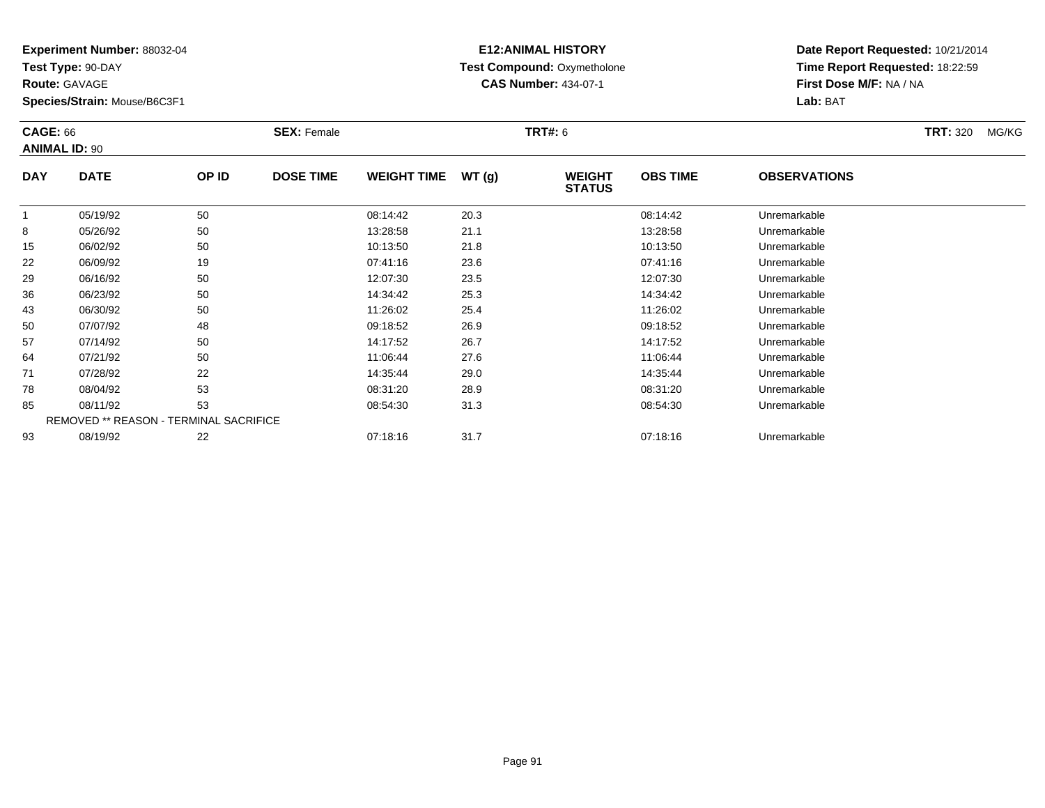**Experiment Number:** 88032-04
**Test Type:** 90-DAY
**Route:** GAVAGE
**Species/Strain:** Mouse/B6C3F1

**E12:ANIMAL HISTORY**
**Test Compound:** Oxymetholone
**CAS Number:** 434-07-1

**Date Report Requested:** 10/21/2014
**Time Report Requested:** 18:22:59
**First Dose M/F:** NA / NA
**Lab:** BAT

**CAGE:** 66
**ANIMAL ID:** 90
**SEX:** Female
**TRT#:** 6
**TRT:** 320 MG/KG

| DAY | DATE | OP ID | DOSE TIME | WEIGHT TIME | WT (g) | WEIGHT STATUS | OBS TIME | OBSERVATIONS |
|---|---|---|---|---|---|---|---|---|
| 1 | 05/19/92 | 50 | | 08:14:42 | 20.3 | | 08:14:42 | Unremarkable |
| 8 | 05/26/92 | 50 | | 13:28:58 | 21.1 | | 13:28:58 | Unremarkable |
| 15 | 06/02/92 | 50 | | 10:13:50 | 21.8 | | 10:13:50 | Unremarkable |
| 22 | 06/09/92 | 19 | | 07:41:16 | 23.6 | | 07:41:16 | Unremarkable |
| 29 | 06/16/92 | 50 | | 12:07:30 | 23.5 | | 12:07:30 | Unremarkable |
| 36 | 06/23/92 | 50 | | 14:34:42 | 25.3 | | 14:34:42 | Unremarkable |
| 43 | 06/30/92 | 50 | | 11:26:02 | 25.4 | | 11:26:02 | Unremarkable |
| 50 | 07/07/92 | 48 | | 09:18:52 | 26.9 | | 09:18:52 | Unremarkable |
| 57 | 07/14/92 | 50 | | 14:17:52 | 26.7 | | 14:17:52 | Unremarkable |
| 64 | 07/21/92 | 50 | | 11:06:44 | 27.6 | | 11:06:44 | Unremarkable |
| 71 | 07/28/92 | 22 | | 14:35:44 | 29.0 | | 14:35:44 | Unremarkable |
| 78 | 08/04/92 | 53 | | 08:31:20 | 28.9 | | 08:31:20 | Unremarkable |
| 85 | 08/11/92 | 53 | | 08:54:30 | 31.3 | | 08:54:30 | Unremarkable |
| REMOVED ** REASON - TERMINAL SACRIFICE | | | | | | | | |
| 93 | 08/19/92 | 22 | | 07:18:16 | 31.7 | | 07:18:16 | Unremarkable |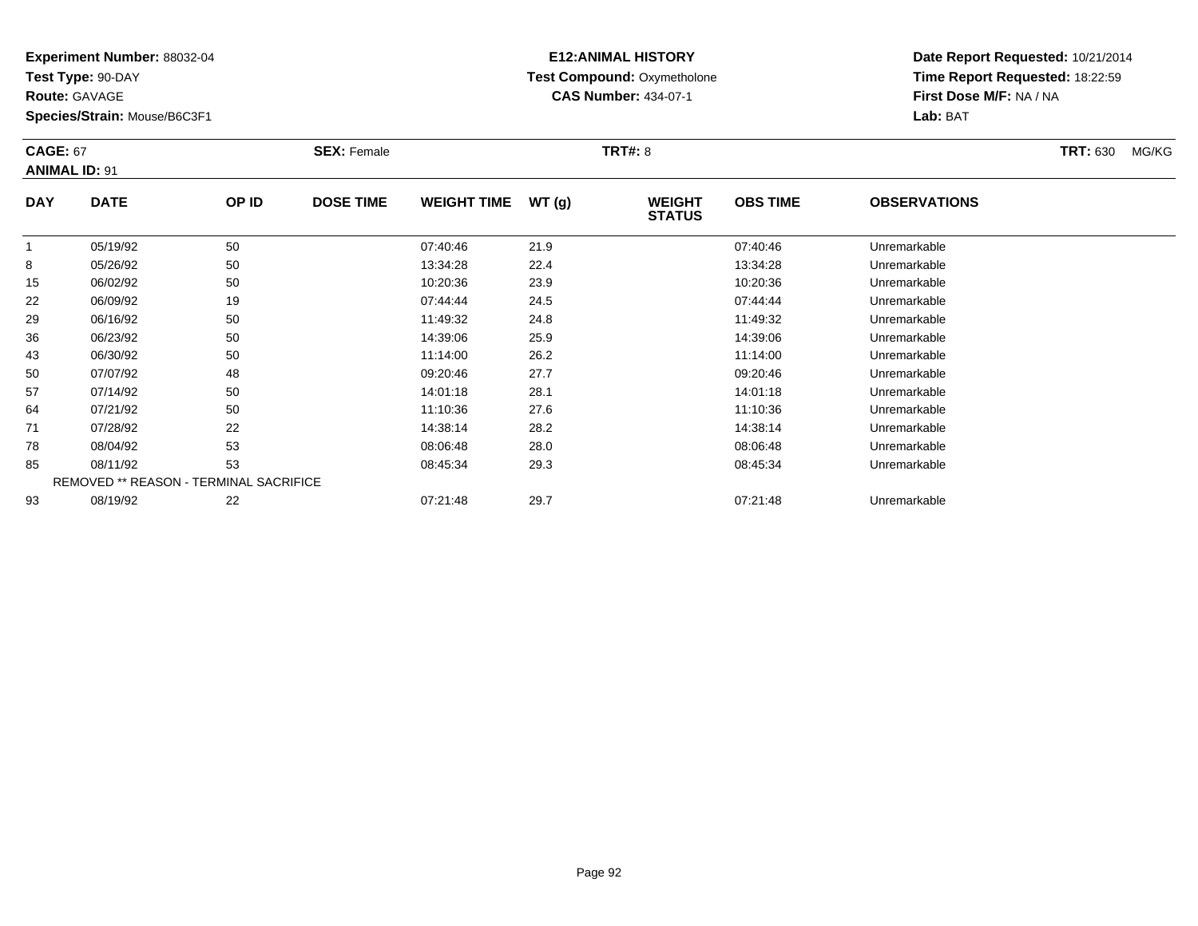**Experiment Number:** 88032-04
**Test Type:** 90-DAY
**Route:** GAVAGE
**Species/Strain:** Mouse/B6C3F1

**E12:ANIMAL HISTORY**
**Test Compound:** Oxymetholone
**CAS Number:** 434-07-1

**Date Report Requested:** 10/21/2014
**Time Report Requested:** 18:22:59
**First Dose M/F:** NA / NA
**Lab:** BAT

**CAGE:** 67 **SEX:** Female **TRT#:** 8 **TRT:** 630 MG/KG
**ANIMAL ID:** 91

| DAY | DATE | OP ID | DOSE TIME | WEIGHT TIME | WT (g) | WEIGHT STATUS | OBS TIME | OBSERVATIONS |
|---|---|---|---|---|---|---|---|---|
| 1 | 05/19/92 | 50 | | 07:40:46 | 21.9 | | 07:40:46 | Unremarkable |
| 8 | 05/26/92 | 50 | | 13:34:28 | 22.4 | | 13:34:28 | Unremarkable |
| 15 | 06/02/92 | 50 | | 10:20:36 | 23.9 | | 10:20:36 | Unremarkable |
| 22 | 06/09/92 | 19 | | 07:44:44 | 24.5 | | 07:44:44 | Unremarkable |
| 29 | 06/16/92 | 50 | | 11:49:32 | 24.8 | | 11:49:32 | Unremarkable |
| 36 | 06/23/92 | 50 | | 14:39:06 | 25.9 | | 14:39:06 | Unremarkable |
| 43 | 06/30/92 | 50 | | 11:14:00 | 26.2 | | 11:14:00 | Unremarkable |
| 50 | 07/07/92 | 48 | | 09:20:46 | 27.7 | | 09:20:46 | Unremarkable |
| 57 | 07/14/92 | 50 | | 14:01:18 | 28.1 | | 14:01:18 | Unremarkable |
| 64 | 07/21/92 | 50 | | 11:10:36 | 27.6 | | 11:10:36 | Unremarkable |
| 71 | 07/28/92 | 22 | | 14:38:14 | 28.2 | | 14:38:14 | Unremarkable |
| 78 | 08/04/92 | 53 | | 08:06:48 | 28.0 | | 08:06:48 | Unremarkable |
| 85 | 08/11/92 | 53 | | 08:45:34 | 29.3 | | 08:45:34 | Unremarkable |
| REMOVED ** REASON - TERMINAL SACRIFICE | | | | | | | | |
| 93 | 08/19/92 | 22 | | 07:21:48 | 29.7 | | 07:21:48 | Unremarkable |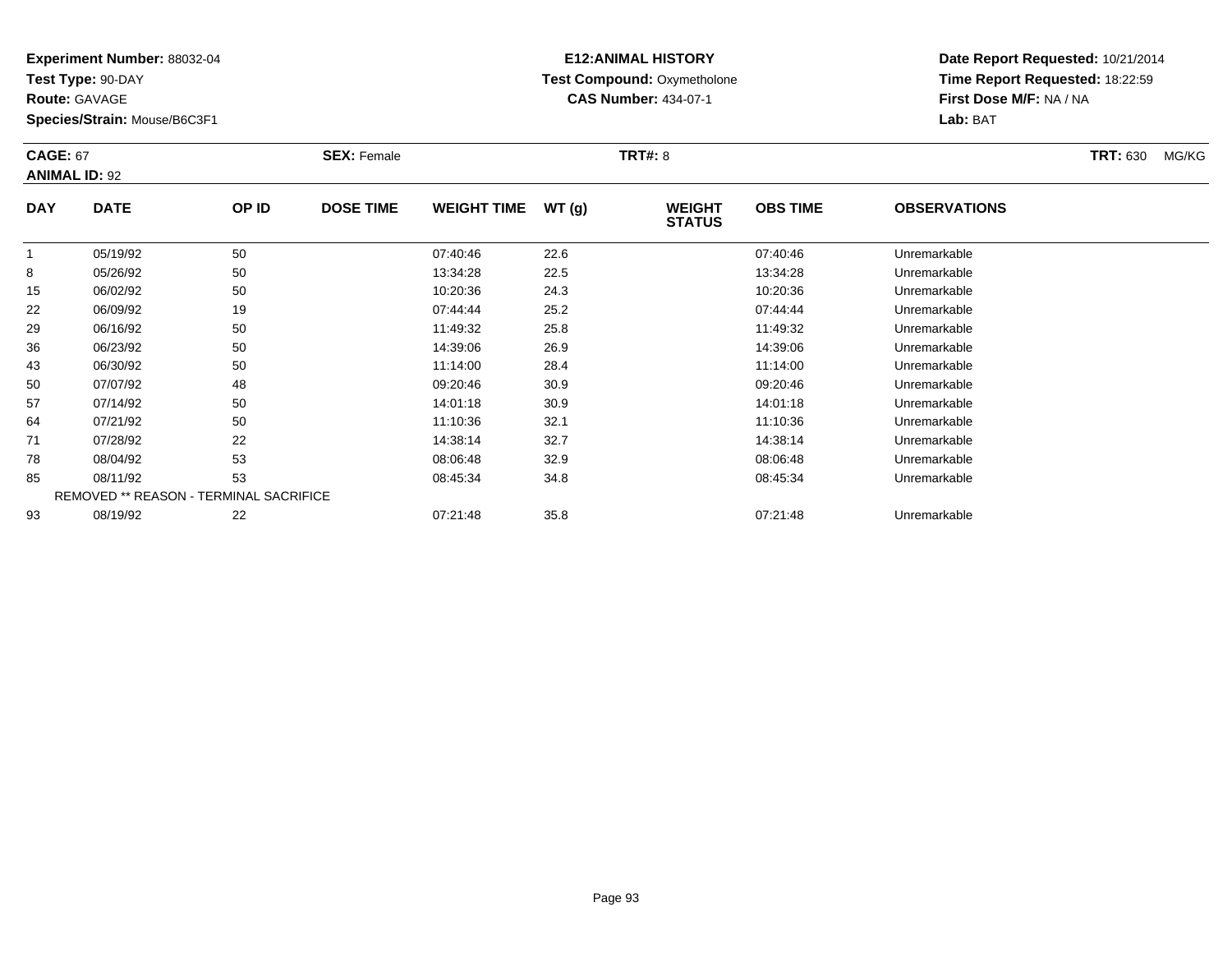**Experiment Number:** 88032-04
**Test Type:** 90-DAY
**Route:** GAVAGE
**Species/Strain:** Mouse/B6C3F1

**E12:ANIMAL HISTORY**
**Test Compound:** Oxymetholone
**CAS Number:** 434-07-1

**Date Report Requested:** 10/21/2014
**Time Report Requested:** 18:22:59
**First Dose M/F:** NA / NA
**Lab:** BAT

**CAGE:** 67
**ANIMAL ID:** 92
**SEX:** Female
**TRT#:** 8
**TRT:** 630 MG/KG

| DAY | DATE | OP ID | DOSE TIME | WEIGHT TIME | WT (g) | WEIGHT STATUS | OBS TIME | OBSERVATIONS |
|---|---|---|---|---|---|---|---|---|
| 1 | 05/19/92 | 50 | | 07:40:46 | 22.6 | | 07:40:46 | Unremarkable |
| 8 | 05/26/92 | 50 | | 13:34:28 | 22.5 | | 13:34:28 | Unremarkable |
| 15 | 06/02/92 | 50 | | 10:20:36 | 24.3 | | 10:20:36 | Unremarkable |
| 22 | 06/09/92 | 19 | | 07:44:44 | 25.2 | | 07:44:44 | Unremarkable |
| 29 | 06/16/92 | 50 | | 11:49:32 | 25.8 | | 11:49:32 | Unremarkable |
| 36 | 06/23/92 | 50 | | 14:39:06 | 26.9 | | 14:39:06 | Unremarkable |
| 43 | 06/30/92 | 50 | | 11:14:00 | 28.4 | | 11:14:00 | Unremarkable |
| 50 | 07/07/92 | 48 | | 09:20:46 | 30.9 | | 09:20:46 | Unremarkable |
| 57 | 07/14/92 | 50 | | 14:01:18 | 30.9 | | 14:01:18 | Unremarkable |
| 64 | 07/21/92 | 50 | | 11:10:36 | 32.1 | | 11:10:36 | Unremarkable |
| 71 | 07/28/92 | 22 | | 14:38:14 | 32.7 | | 14:38:14 | Unremarkable |
| 78 | 08/04/92 | 53 | | 08:06:48 | 32.9 | | 08:06:48 | Unremarkable |
| 85 | 08/11/92 | 53 | | 08:45:34 | 34.8 | | 08:45:34 | Unremarkable |
| REMOVED ** REASON - TERMINAL SACRIFICE | | | | | | | | |
| 93 | 08/19/92 | 22 | | 07:21:48 | 35.8 | | 07:21:48 | Unremarkable |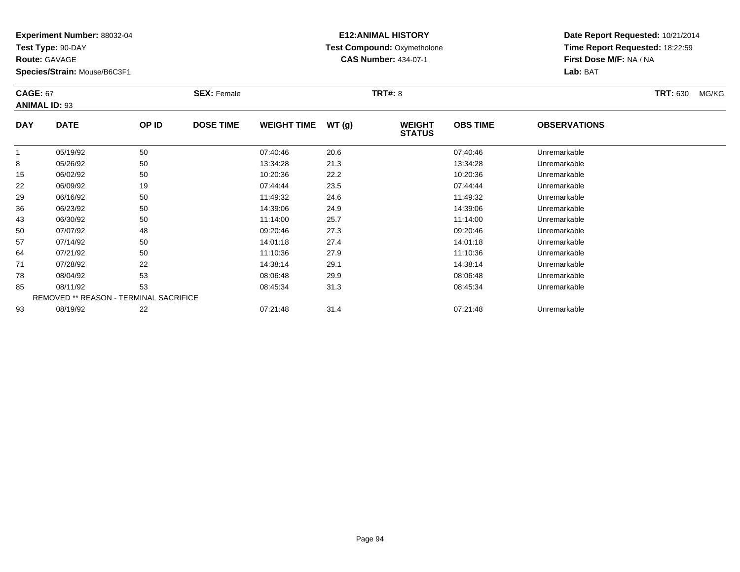**Experiment Number:** 88032-04
**Test Type:** 90-DAY
**Route:** GAVAGE
**Species/Strain:** Mouse/B6C3F1

**E12:ANIMAL HISTORY**
**Test Compound:** Oxymetholone
**CAS Number:** 434-07-1

**Date Report Requested:** 10/21/2014
**Time Report Requested:** 18:22:59
**First Dose M/F:** NA / NA
**Lab:** BAT

**CAGE:** 67 **SEX:** Female **TRT#:** 8 **TRT:** 630 MG/KG
**ANIMAL ID:** 93

| DAY | DATE | OP ID | DOSE TIME | WEIGHT TIME | WT (g) | WEIGHT STATUS | OBS TIME | OBSERVATIONS |
|---|---|---|---|---|---|---|---|---|
| 1 | 05/19/92 | 50 | | 07:40:46 | 20.6 | | 07:40:46 | Unremarkable |
| 8 | 05/26/92 | 50 | | 13:34:28 | 21.3 | | 13:34:28 | Unremarkable |
| 15 | 06/02/92 | 50 | | 10:20:36 | 22.2 | | 10:20:36 | Unremarkable |
| 22 | 06/09/92 | 19 | | 07:44:44 | 23.5 | | 07:44:44 | Unremarkable |
| 29 | 06/16/92 | 50 | | 11:49:32 | 24.6 | | 11:49:32 | Unremarkable |
| 36 | 06/23/92 | 50 | | 14:39:06 | 24.9 | | 14:39:06 | Unremarkable |
| 43 | 06/30/92 | 50 | | 11:14:00 | 25.7 | | 11:14:00 | Unremarkable |
| 50 | 07/07/92 | 48 | | 09:20:46 | 27.3 | | 09:20:46 | Unremarkable |
| 57 | 07/14/92 | 50 | | 14:01:18 | 27.4 | | 14:01:18 | Unremarkable |
| 64 | 07/21/92 | 50 | | 11:10:36 | 27.9 | | 11:10:36 | Unremarkable |
| 71 | 07/28/92 | 22 | | 14:38:14 | 29.1 | | 14:38:14 | Unremarkable |
| 78 | 08/04/92 | 53 | | 08:06:48 | 29.9 | | 08:06:48 | Unremarkable |
| 85 | 08/11/92 | 53 | | 08:45:34 | 31.3 | | 08:45:34 | Unremarkable |
| REMOVED ** REASON - TERMINAL SACRIFICE | | | | | | | | |
| 93 | 08/19/92 | 22 | | 07:21:48 | 31.4 | | 07:21:48 | Unremarkable |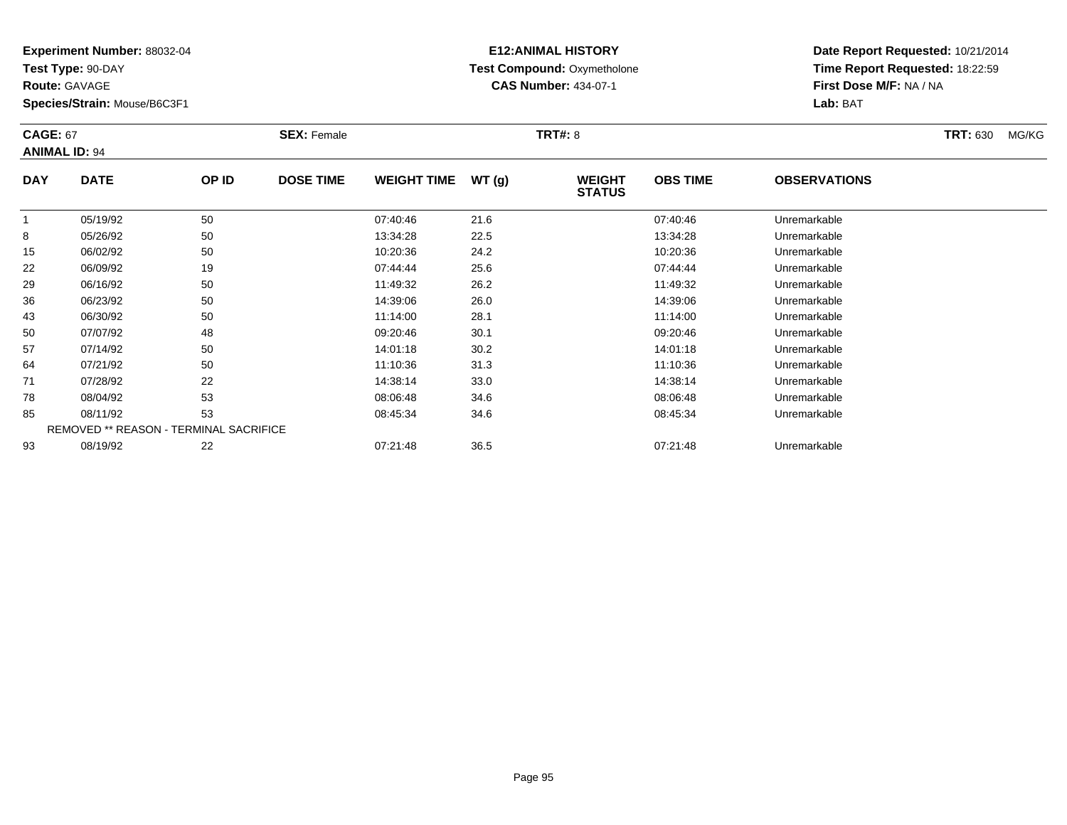**Experiment Number:** 88032-04
**Test Type:** 90-DAY
**Route:** GAVAGE
**Species/Strain:** Mouse/B6C3F1

**E12:ANIMAL HISTORY**
**Test Compound:** Oxymetholone
**CAS Number:** 434-07-1

**Date Report Requested:** 10/21/2014
**Time Report Requested:** 18:22:59
**First Dose M/F:** NA / NA
**Lab:** BAT

**CAGE:** 67 **SEX:** Female **TRT#:** 8 **TRT:** 630 MG/KG
**ANIMAL ID:** 94

| DAY | DATE | OP ID | DOSE TIME | WEIGHT TIME | WT (g) | WEIGHT STATUS | OBS TIME | OBSERVATIONS |
|---|---|---|---|---|---|---|---|---|
| 1 | 05/19/92 | 50 | | 07:40:46 | 21.6 | | 07:40:46 | Unremarkable |
| 8 | 05/26/92 | 50 | | 13:34:28 | 22.5 | | 13:34:28 | Unremarkable |
| 15 | 06/02/92 | 50 | | 10:20:36 | 24.2 | | 10:20:36 | Unremarkable |
| 22 | 06/09/92 | 19 | | 07:44:44 | 25.6 | | 07:44:44 | Unremarkable |
| 29 | 06/16/92 | 50 | | 11:49:32 | 26.2 | | 11:49:32 | Unremarkable |
| 36 | 06/23/92 | 50 | | 14:39:06 | 26.0 | | 14:39:06 | Unremarkable |
| 43 | 06/30/92 | 50 | | 11:14:00 | 28.1 | | 11:14:00 | Unremarkable |
| 50 | 07/07/92 | 48 | | 09:20:46 | 30.1 | | 09:20:46 | Unremarkable |
| 57 | 07/14/92 | 50 | | 14:01:18 | 30.2 | | 14:01:18 | Unremarkable |
| 64 | 07/21/92 | 50 | | 11:10:36 | 31.3 | | 11:10:36 | Unremarkable |
| 71 | 07/28/92 | 22 | | 14:38:14 | 33.0 | | 14:38:14 | Unremarkable |
| 78 | 08/04/92 | 53 | | 08:06:48 | 34.6 | | 08:06:48 | Unremarkable |
| 85 | 08/11/92 | 53 | | 08:45:34 | 34.6 | | 08:45:34 | Unremarkable |
| REMOVED ** REASON - TERMINAL SACRIFICE | | | | | | | | |
| 93 | 08/19/92 | 22 | | 07:21:48 | 36.5 | | 07:21:48 | Unremarkable |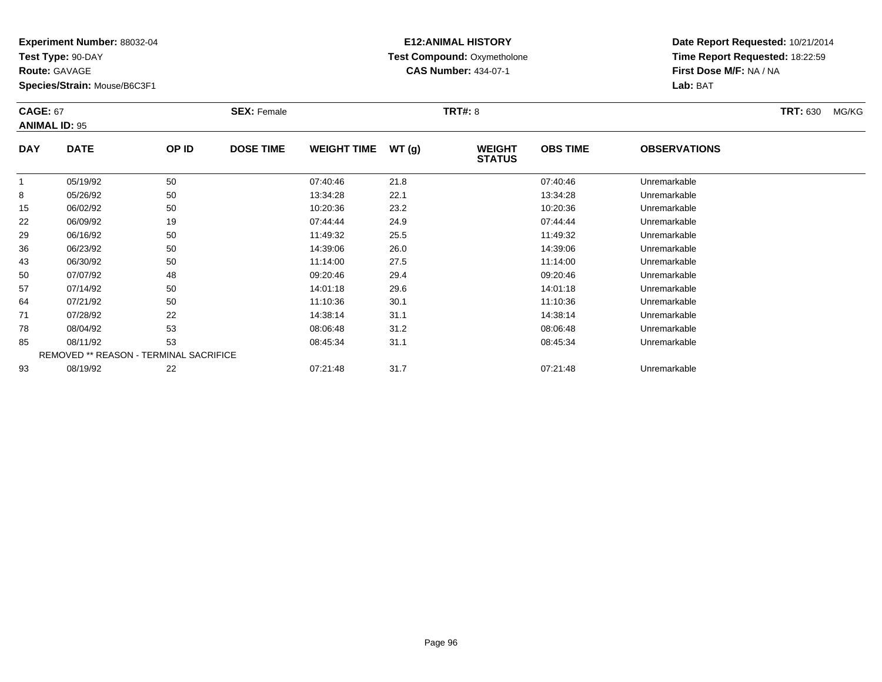**Experiment Number:** 88032-04
**Test Type:** 90-DAY
**Route:** GAVAGE
**Species/Strain:** Mouse/B6C3F1

**E12:ANIMAL HISTORY**
**Test Compound:** Oxymetholone
**CAS Number:** 434-07-1

**Date Report Requested:** 10/21/2014
**Time Report Requested:** 18:22:59
**First Dose M/F:** NA / NA
**Lab:** BAT

**CAGE:** 67
**ANIMAL ID:** 95
**SEX:** Female
**TRT#:** 8
**TRT:** 630 MG/KG

| DAY | DATE | OP ID | DOSE TIME | WEIGHT TIME | WT (g) | WEIGHT STATUS | OBS TIME | OBSERVATIONS |
|---|---|---|---|---|---|---|---|---|
| 1 | 05/19/92 | 50 | | 07:40:46 | 21.8 | | 07:40:46 | Unremarkable |
| 8 | 05/26/92 | 50 | | 13:34:28 | 22.1 | | 13:34:28 | Unremarkable |
| 15 | 06/02/92 | 50 | | 10:20:36 | 23.2 | | 10:20:36 | Unremarkable |
| 22 | 06/09/92 | 19 | | 07:44:44 | 24.9 | | 07:44:44 | Unremarkable |
| 29 | 06/16/92 | 50 | | 11:49:32 | 25.5 | | 11:49:32 | Unremarkable |
| 36 | 06/23/92 | 50 | | 14:39:06 | 26.0 | | 14:39:06 | Unremarkable |
| 43 | 06/30/92 | 50 | | 11:14:00 | 27.5 | | 11:14:00 | Unremarkable |
| 50 | 07/07/92 | 48 | | 09:20:46 | 29.4 | | 09:20:46 | Unremarkable |
| 57 | 07/14/92 | 50 | | 14:01:18 | 29.6 | | 14:01:18 | Unremarkable |
| 64 | 07/21/92 | 50 | | 11:10:36 | 30.1 | | 11:10:36 | Unremarkable |
| 71 | 07/28/92 | 22 | | 14:38:14 | 31.1 | | 14:38:14 | Unremarkable |
| 78 | 08/04/92 | 53 | | 08:06:48 | 31.2 | | 08:06:48 | Unremarkable |
| 85 | 08/11/92 | 53 | | 08:45:34 | 31.1 | | 08:45:34 | Unremarkable |
| REMOVED ** REASON - TERMINAL SACRIFICE | | | | | | | | |
| 93 | 08/19/92 | 22 | | 07:21:48 | 31.7 | | 07:21:48 | Unremarkable |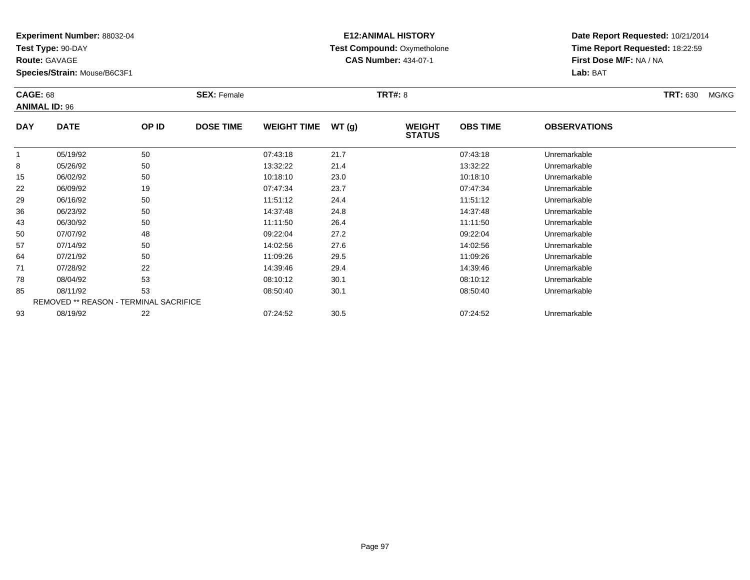**Experiment Number:** 88032-04
**Test Type:** 90-DAY
**Route:** GAVAGE
**Species/Strain:** Mouse/B6C3F1

**E12:ANIMAL HISTORY**
**Test Compound:** Oxymetholone
**CAS Number:** 434-07-1

**Date Report Requested:** 10/21/2014
**Time Report Requested:** 18:22:59
**First Dose M/F:** NA / NA
**Lab:** BAT

**CAGE:** 68 **SEX:** Female **TRT#:** 8 **TRT:** 630 MG/KG
**ANIMAL ID:** 96

| DAY | DATE | OP ID | DOSE TIME | WEIGHT TIME | WT (g) | WEIGHT STATUS | OBS TIME | OBSERVATIONS |
|---|---|---|---|---|---|---|---|---|
| 1 | 05/19/92 | 50 | | 07:43:18 | 21.7 | | 07:43:18 | Unremarkable |
| 8 | 05/26/92 | 50 | | 13:32:22 | 21.4 | | 13:32:22 | Unremarkable |
| 15 | 06/02/92 | 50 | | 10:18:10 | 23.0 | | 10:18:10 | Unremarkable |
| 22 | 06/09/92 | 19 | | 07:47:34 | 23.7 | | 07:47:34 | Unremarkable |
| 29 | 06/16/92 | 50 | | 11:51:12 | 24.4 | | 11:51:12 | Unremarkable |
| 36 | 06/23/92 | 50 | | 14:37:48 | 24.8 | | 14:37:48 | Unremarkable |
| 43 | 06/30/92 | 50 | | 11:11:50 | 26.4 | | 11:11:50 | Unremarkable |
| 50 | 07/07/92 | 48 | | 09:22:04 | 27.2 | | 09:22:04 | Unremarkable |
| 57 | 07/14/92 | 50 | | 14:02:56 | 27.6 | | 14:02:56 | Unremarkable |
| 64 | 07/21/92 | 50 | | 11:09:26 | 29.5 | | 11:09:26 | Unremarkable |
| 71 | 07/28/92 | 22 | | 14:39:46 | 29.4 | | 14:39:46 | Unremarkable |
| 78 | 08/04/92 | 53 | | 08:10:12 | 30.1 | | 08:10:12 | Unremarkable |
| 85 | 08/11/92 | 53 | | 08:50:40 | 30.1 | | 08:50:40 | Unremarkable |
| REMOVED ** REASON - TERMINAL SACRIFICE | | | | | | | | |
| 93 | 08/19/92 | 22 | | 07:24:52 | 30.5 | | 07:24:52 | Unremarkable |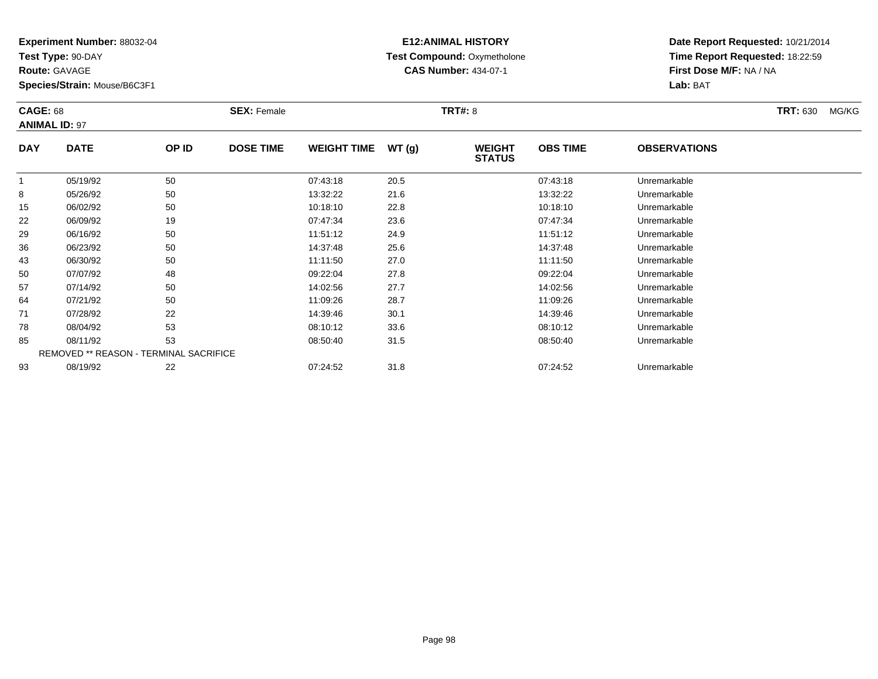**Experiment Number:** 88032-04
**Test Type:** 90-DAY
**Route:** GAVAGE
**Species/Strain:** Mouse/B6C3F1

**E12:ANIMAL HISTORY**
**Test Compound:** Oxymetholone
**CAS Number:** 434-07-1

**Date Report Requested:** 10/21/2014
**Time Report Requested:** 18:22:59
**First Dose M/F:** NA / NA
**Lab:** BAT

**CAGE:** 68 **SEX:** Female **TRT#:** 8 **TRT:** 630 MG/KG
**ANIMAL ID:** 97

| DAY | DATE | OP ID | DOSE TIME | WEIGHT TIME | WT (g) | WEIGHT STATUS | OBS TIME | OBSERVATIONS |
|---|---|---|---|---|---|---|---|---|
| 1 | 05/19/92 | 50 | | 07:43:18 | 20.5 | | 07:43:18 | Unremarkable |
| 8 | 05/26/92 | 50 | | 13:32:22 | 21.6 | | 13:32:22 | Unremarkable |
| 15 | 06/02/92 | 50 | | 10:18:10 | 22.8 | | 10:18:10 | Unremarkable |
| 22 | 06/09/92 | 19 | | 07:47:34 | 23.6 | | 07:47:34 | Unremarkable |
| 29 | 06/16/92 | 50 | | 11:51:12 | 24.9 | | 11:51:12 | Unremarkable |
| 36 | 06/23/92 | 50 | | 14:37:48 | 25.6 | | 14:37:48 | Unremarkable |
| 43 | 06/30/92 | 50 | | 11:11:50 | 27.0 | | 11:11:50 | Unremarkable |
| 50 | 07/07/92 | 48 | | 09:22:04 | 27.8 | | 09:22:04 | Unremarkable |
| 57 | 07/14/92 | 50 | | 14:02:56 | 27.7 | | 14:02:56 | Unremarkable |
| 64 | 07/21/92 | 50 | | 11:09:26 | 28.7 | | 11:09:26 | Unremarkable |
| 71 | 07/28/92 | 22 | | 14:39:46 | 30.1 | | 14:39:46 | Unremarkable |
| 78 | 08/04/92 | 53 | | 08:10:12 | 33.6 | | 08:10:12 | Unremarkable |
| 85 | 08/11/92 | 53 | | 08:50:40 | 31.5 | | 08:50:40 | Unremarkable |
| REMOVED ** REASON - TERMINAL SACRIFICE | | | | | | | | |
| 93 | 08/19/92 | 22 | | 07:24:52 | 31.8 | | 07:24:52 | Unremarkable |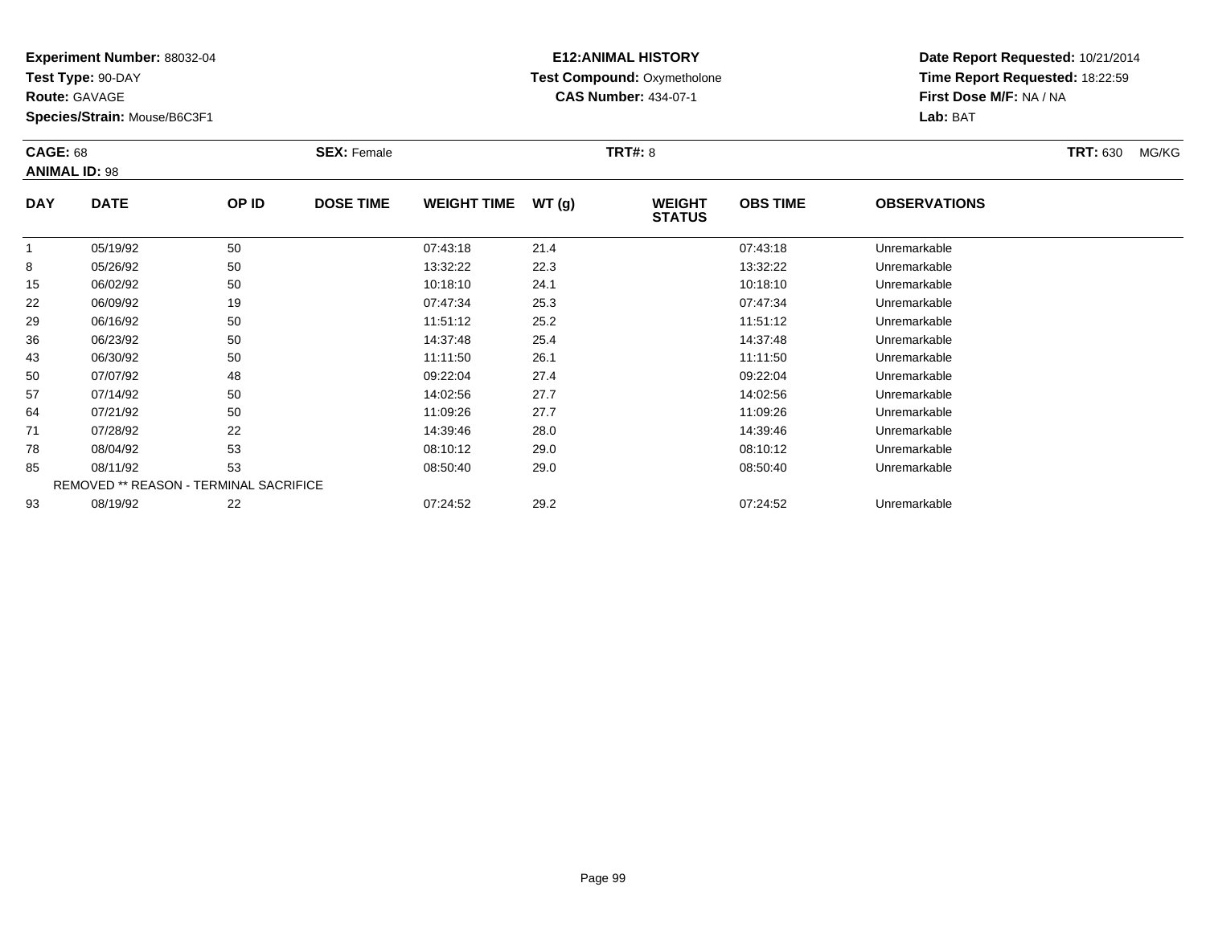**Experiment Number:** 88032-04
**Test Type:** 90-DAY
**Route:** GAVAGE
**Species/Strain:** Mouse/B6C3F1

**E12:ANIMAL HISTORY**
**Test Compound:** Oxymetholone
**CAS Number:** 434-07-1

**Date Report Requested:** 10/21/2014
**Time Report Requested:** 18:22:59
**First Dose M/F:** NA / NA
**Lab:** BAT

**CAGE:** 68
**ANIMAL ID:** 98
**SEX:** Female
**TRT#:** 8
**TRT:** 630 MG/KG

| DAY | DATE | OP ID | DOSE TIME | WEIGHT TIME | WT (g) | WEIGHT STATUS | OBS TIME | OBSERVATIONS |
|---|---|---|---|---|---|---|---|---|
| 1 | 05/19/92 | 50 | | 07:43:18 | 21.4 | | 07:43:18 | Unremarkable |
| 8 | 05/26/92 | 50 | | 13:32:22 | 22.3 | | 13:32:22 | Unremarkable |
| 15 | 06/02/92 | 50 | | 10:18:10 | 24.1 | | 10:18:10 | Unremarkable |
| 22 | 06/09/92 | 19 | | 07:47:34 | 25.3 | | 07:47:34 | Unremarkable |
| 29 | 06/16/92 | 50 | | 11:51:12 | 25.2 | | 11:51:12 | Unremarkable |
| 36 | 06/23/92 | 50 | | 14:37:48 | 25.4 | | 14:37:48 | Unremarkable |
| 43 | 06/30/92 | 50 | | 11:11:50 | 26.1 | | 11:11:50 | Unremarkable |
| 50 | 07/07/92 | 48 | | 09:22:04 | 27.4 | | 09:22:04 | Unremarkable |
| 57 | 07/14/92 | 50 | | 14:02:56 | 27.7 | | 14:02:56 | Unremarkable |
| 64 | 07/21/92 | 50 | | 11:09:26 | 27.7 | | 11:09:26 | Unremarkable |
| 71 | 07/28/92 | 22 | | 14:39:46 | 28.0 | | 14:39:46 | Unremarkable |
| 78 | 08/04/92 | 53 | | 08:10:12 | 29.0 | | 08:10:12 | Unremarkable |
| 85 | 08/11/92 | 53 | | 08:50:40 | 29.0 | | 08:50:40 | Unremarkable |
| REMOVED ** REASON - TERMINAL SACRIFICE | | | | | | | | |
| 93 | 08/19/92 | 22 | | 07:24:52 | 29.2 | | 07:24:52 | Unremarkable |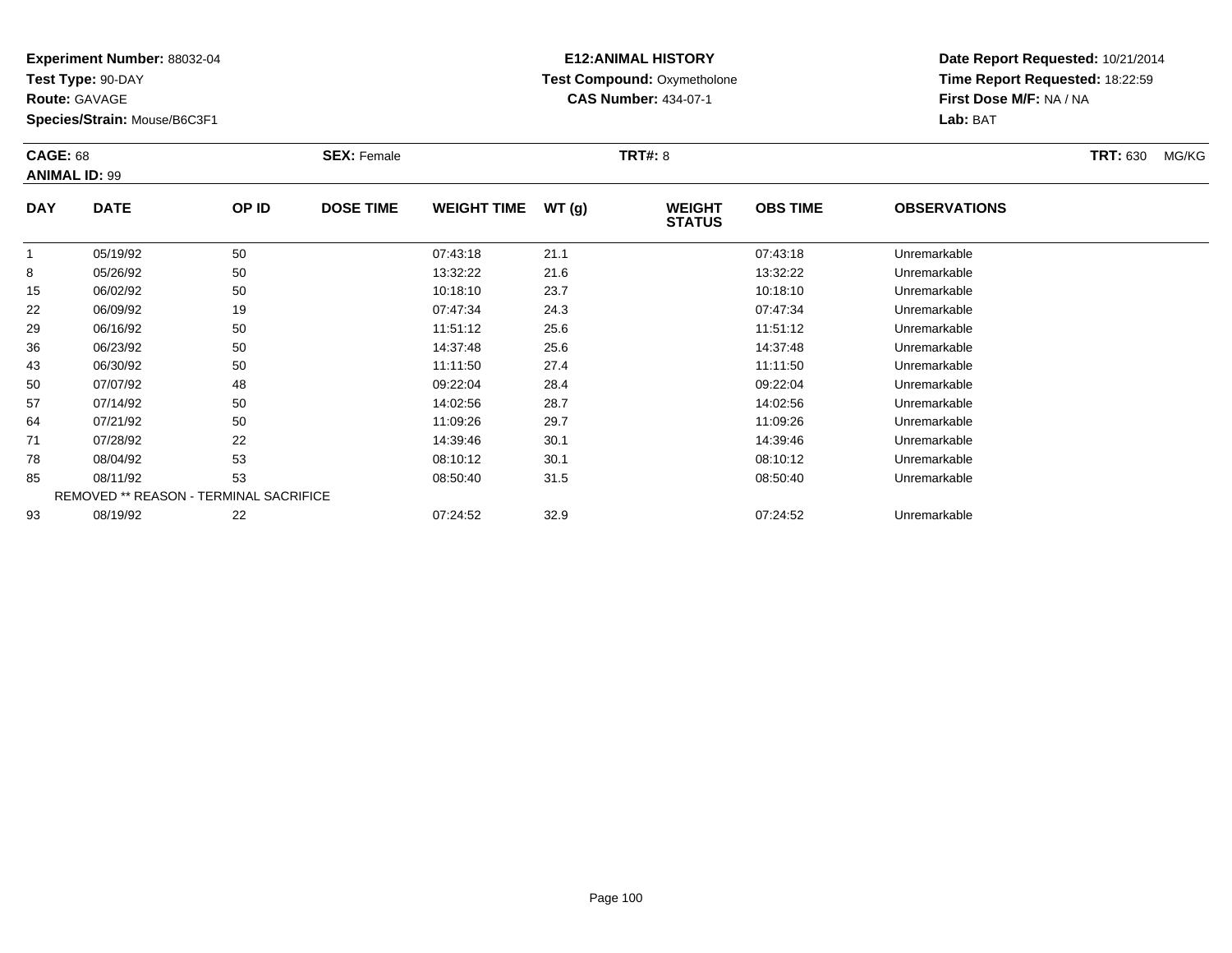**Experiment Number:** 88032-04
**Test Type:** 90-DAY
**Route:** GAVAGE
**Species/Strain:** Mouse/B6C3F1

**E12:ANIMAL HISTORY**
**Test Compound:** Oxymetholone
**CAS Number:** 434-07-1

**Date Report Requested:** 10/21/2014
**Time Report Requested:** 18:22:59
**First Dose M/F:** NA / NA
**Lab:** BAT

**CAGE:** 68 **SEX:** Female **TRT#:** 8 **TRT:** 630 MG/KG
**ANIMAL ID:** 99

| DAY | DATE | OP ID | DOSE TIME | WEIGHT TIME | WT (g) | WEIGHT STATUS | OBS TIME | OBSERVATIONS |
|---|---|---|---|---|---|---|---|---|
| 1 | 05/19/92 | 50 | | 07:43:18 | 21.1 | | 07:43:18 | Unremarkable |
| 8 | 05/26/92 | 50 | | 13:32:22 | 21.6 | | 13:32:22 | Unremarkable |
| 15 | 06/02/92 | 50 | | 10:18:10 | 23.7 | | 10:18:10 | Unremarkable |
| 22 | 06/09/92 | 19 | | 07:47:34 | 24.3 | | 07:47:34 | Unremarkable |
| 29 | 06/16/92 | 50 | | 11:51:12 | 25.6 | | 11:51:12 | Unremarkable |
| 36 | 06/23/92 | 50 | | 14:37:48 | 25.6 | | 14:37:48 | Unremarkable |
| 43 | 06/30/92 | 50 | | 11:11:50 | 27.4 | | 11:11:50 | Unremarkable |
| 50 | 07/07/92 | 48 | | 09:22:04 | 28.4 | | 09:22:04 | Unremarkable |
| 57 | 07/14/92 | 50 | | 14:02:56 | 28.7 | | 14:02:56 | Unremarkable |
| 64 | 07/21/92 | 50 | | 11:09:26 | 29.7 | | 11:09:26 | Unremarkable |
| 71 | 07/28/92 | 22 | | 14:39:46 | 30.1 | | 14:39:46 | Unremarkable |
| 78 | 08/04/92 | 53 | | 08:10:12 | 30.1 | | 08:10:12 | Unremarkable |
| 85 | 08/11/92 | 53 | | 08:50:40 | 31.5 | | 08:50:40 | Unremarkable |
| REMOVED ** REASON - TERMINAL SACRIFICE | | | | | | | | |
| 93 | 08/19/92 | 22 | | 07:24:52 | 32.9 | | 07:24:52 | Unremarkable |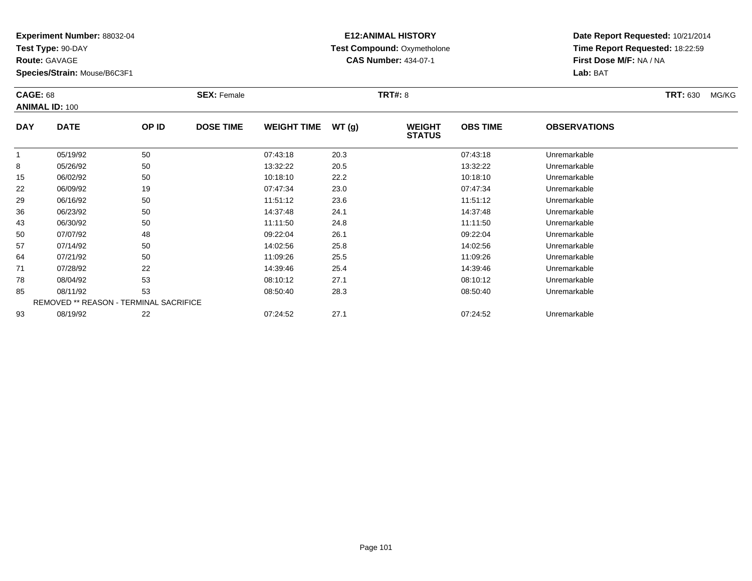**Experiment Number:** 88032-04
**Test Type:** 90-DAY
**Route:** GAVAGE
**Species/Strain:** Mouse/B6C3F1

**E12:ANIMAL HISTORY**
**Test Compound:** Oxymetholone
**CAS Number:** 434-07-1

**Date Report Requested:** 10/21/2014
**Time Report Requested:** 18:22:59
**First Dose M/F:** NA / NA
**Lab:** BAT

**CAGE:** 68 **SEX:** Female **TRT#:** 8 **TRT:** 630 MG/KG
**ANIMAL ID:** 100

| DAY | DATE | OP ID | DOSE TIME | WEIGHT TIME | WT (g) | WEIGHT STATUS | OBS TIME | OBSERVATIONS |
|---|---|---|---|---|---|---|---|---|
| 1 | 05/19/92 | 50 | | 07:43:18 | 20.3 | | 07:43:18 | Unremarkable |
| 8 | 05/26/92 | 50 | | 13:32:22 | 20.5 | | 13:32:22 | Unremarkable |
| 15 | 06/02/92 | 50 | | 10:18:10 | 22.2 | | 10:18:10 | Unremarkable |
| 22 | 06/09/92 | 19 | | 07:47:34 | 23.0 | | 07:47:34 | Unremarkable |
| 29 | 06/16/92 | 50 | | 11:51:12 | 23.6 | | 11:51:12 | Unremarkable |
| 36 | 06/23/92 | 50 | | 14:37:48 | 24.1 | | 14:37:48 | Unremarkable |
| 43 | 06/30/92 | 50 | | 11:11:50 | 24.8 | | 11:11:50 | Unremarkable |
| 50 | 07/07/92 | 48 | | 09:22:04 | 26.1 | | 09:22:04 | Unremarkable |
| 57 | 07/14/92 | 50 | | 14:02:56 | 25.8 | | 14:02:56 | Unremarkable |
| 64 | 07/21/92 | 50 | | 11:09:26 | 25.5 | | 11:09:26 | Unremarkable |
| 71 | 07/28/92 | 22 | | 14:39:46 | 25.4 | | 14:39:46 | Unremarkable |
| 78 | 08/04/92 | 53 | | 08:10:12 | 27.1 | | 08:10:12 | Unremarkable |
| 85 | 08/11/92 | 53 | | 08:50:40 | 28.3 | | 08:50:40 | Unremarkable |
| REMOVED ** REASON - TERMINAL SACRIFICE | | | | | | | | |
| 93 | 08/19/92 | 22 | | 07:24:52 | 27.1 | | 07:24:52 | Unremarkable |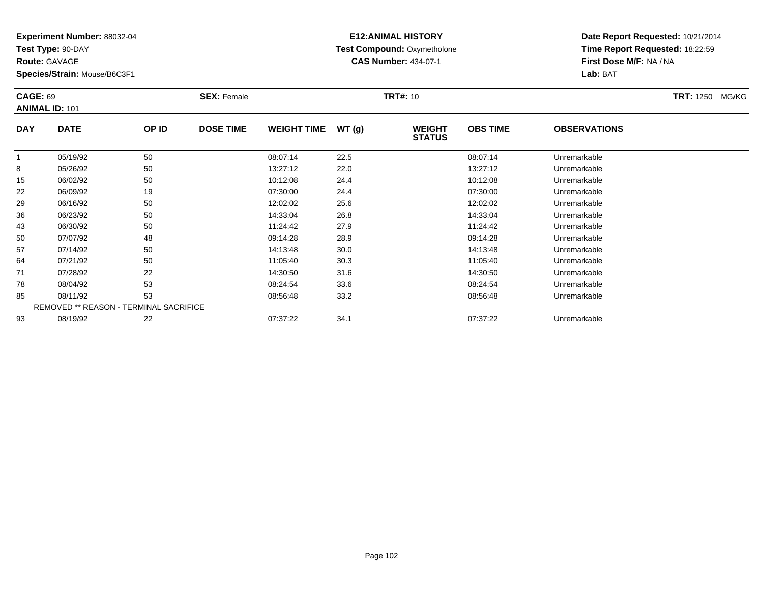**Experiment Number:** 88032-04
**Test Type:** 90-DAY
**Route:** GAVAGE
**Species/Strain:** Mouse/B6C3F1

**E12:ANIMAL HISTORY**
**Test Compound:** Oxymetholone
**CAS Number:** 434-07-1

**Date Report Requested:** 10/21/2014
**Time Report Requested:** 18:22:59
**First Dose M/F:** NA / NA
**Lab:** BAT

**CAGE:** 69 | **SEX:** Female | **TRT#:** 10 | **TRT:** 1250 MG/KG
**ANIMAL ID:** 101

| DAY | DATE | OP ID | DOSE TIME | WEIGHT TIME | WT (g) | WEIGHT STATUS | OBS TIME | OBSERVATIONS |
|---|---|---|---|---|---|---|---|---|
| 1 | 05/19/92 | 50 | | 08:07:14 | 22.5 | | 08:07:14 | Unremarkable |
| 8 | 05/26/92 | 50 | | 13:27:12 | 22.0 | | 13:27:12 | Unremarkable |
| 15 | 06/02/92 | 50 | | 10:12:08 | 24.4 | | 10:12:08 | Unremarkable |
| 22 | 06/09/92 | 19 | | 07:30:00 | 24.4 | | 07:30:00 | Unremarkable |
| 29 | 06/16/92 | 50 | | 12:02:02 | 25.6 | | 12:02:02 | Unremarkable |
| 36 | 06/23/92 | 50 | | 14:33:04 | 26.8 | | 14:33:04 | Unremarkable |
| 43 | 06/30/92 | 50 | | 11:24:42 | 27.9 | | 11:24:42 | Unremarkable |
| 50 | 07/07/92 | 48 | | 09:14:28 | 28.9 | | 09:14:28 | Unremarkable |
| 57 | 07/14/92 | 50 | | 14:13:48 | 30.0 | | 14:13:48 | Unremarkable |
| 64 | 07/21/92 | 50 | | 11:05:40 | 30.3 | | 11:05:40 | Unremarkable |
| 71 | 07/28/92 | 22 | | 14:30:50 | 31.6 | | 14:30:50 | Unremarkable |
| 78 | 08/04/92 | 53 | | 08:24:54 | 33.6 | | 08:24:54 | Unremarkable |
| 85 | 08/11/92 | 53 | | 08:56:48 | 33.2 | | 08:56:48 | Unremarkable |
| REMOVED ** REASON - TERMINAL SACRIFICE | | | | | | | | |
| 93 | 08/19/92 | 22 | | 07:37:22 | 34.1 | | 07:37:22 | Unremarkable |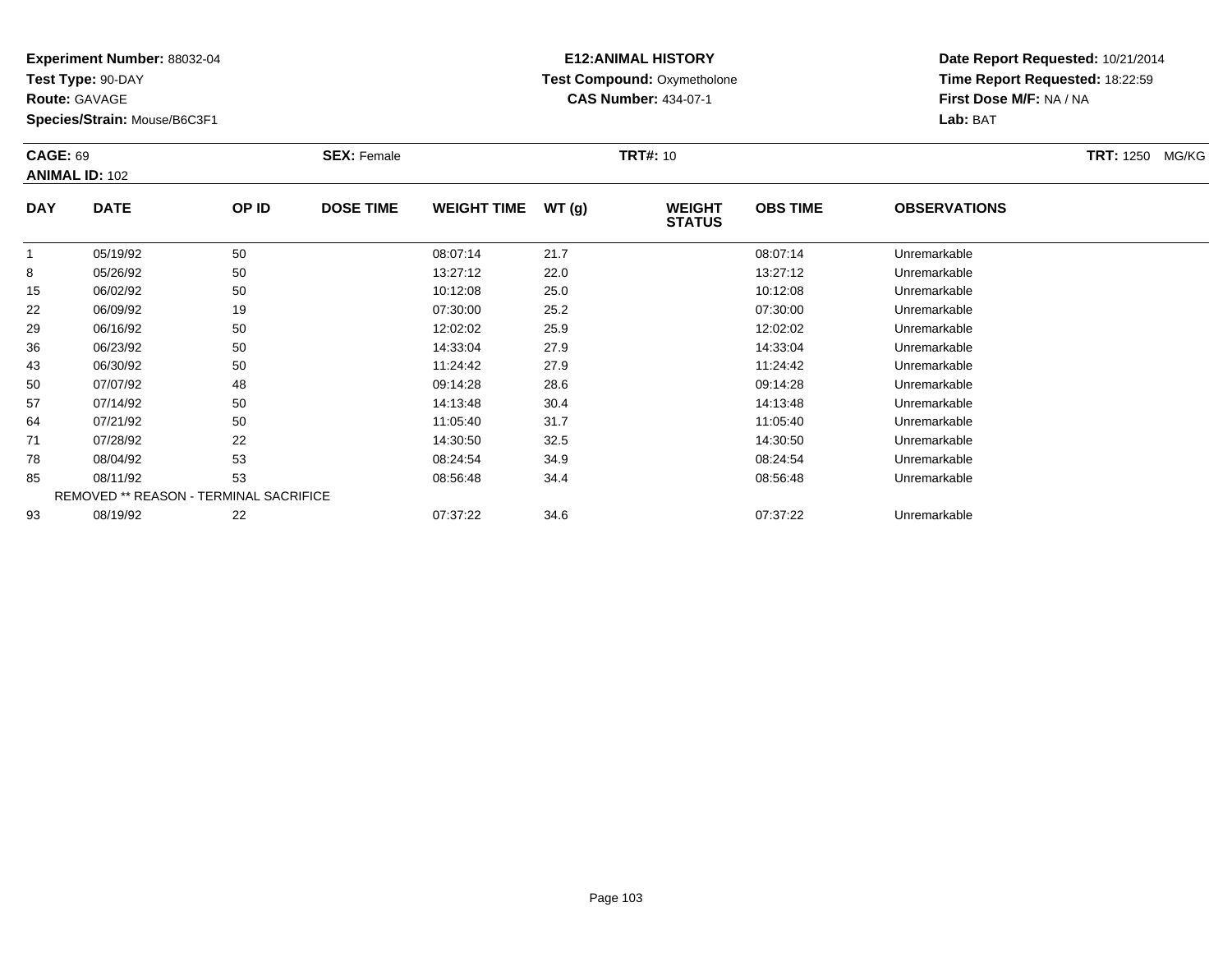**Experiment Number:** 88032-04
**Test Type:** 90-DAY
**Route:** GAVAGE
**Species/Strain:** Mouse/B6C3F1

**E12:ANIMAL HISTORY**
**Test Compound:** Oxymetholone
**CAS Number:** 434-07-1

**Date Report Requested:** 10/21/2014
**Time Report Requested:** 18:22:59
**First Dose M/F:** NA / NA
**Lab:** BAT

**CAGE:** 69 **SEX:** Female **TRT#:** 10 **TRT:** 1250 MG/KG
**ANIMAL ID:** 102

| DAY | DATE | OP ID | DOSE TIME | WEIGHT TIME | WT (g) | WEIGHT STATUS | OBS TIME | OBSERVATIONS |
|---|---|---|---|---|---|---|---|---|
| 1 | 05/19/92 | 50 | | 08:07:14 | 21.7 | | 08:07:14 | Unremarkable |
| 8 | 05/26/92 | 50 | | 13:27:12 | 22.0 | | 13:27:12 | Unremarkable |
| 15 | 06/02/92 | 50 | | 10:12:08 | 25.0 | | 10:12:08 | Unremarkable |
| 22 | 06/09/92 | 19 | | 07:30:00 | 25.2 | | 07:30:00 | Unremarkable |
| 29 | 06/16/92 | 50 | | 12:02:02 | 25.9 | | 12:02:02 | Unremarkable |
| 36 | 06/23/92 | 50 | | 14:33:04 | 27.9 | | 14:33:04 | Unremarkable |
| 43 | 06/30/92 | 50 | | 11:24:42 | 27.9 | | 11:24:42 | Unremarkable |
| 50 | 07/07/92 | 48 | | 09:14:28 | 28.6 | | 09:14:28 | Unremarkable |
| 57 | 07/14/92 | 50 | | 14:13:48 | 30.4 | | 14:13:48 | Unremarkable |
| 64 | 07/21/92 | 50 | | 11:05:40 | 31.7 | | 11:05:40 | Unremarkable |
| 71 | 07/28/92 | 22 | | 14:30:50 | 32.5 | | 14:30:50 | Unremarkable |
| 78 | 08/04/92 | 53 | | 08:24:54 | 34.9 | | 08:24:54 | Unremarkable |
| 85 | 08/11/92 | 53 | | 08:56:48 | 34.4 | | 08:56:48 | Unremarkable |
| REMOVED ** REASON - TERMINAL SACRIFICE | | | | | | | | |
| 93 | 08/19/92 | 22 | | 07:37:22 | 34.6 | | 07:37:22 | Unremarkable |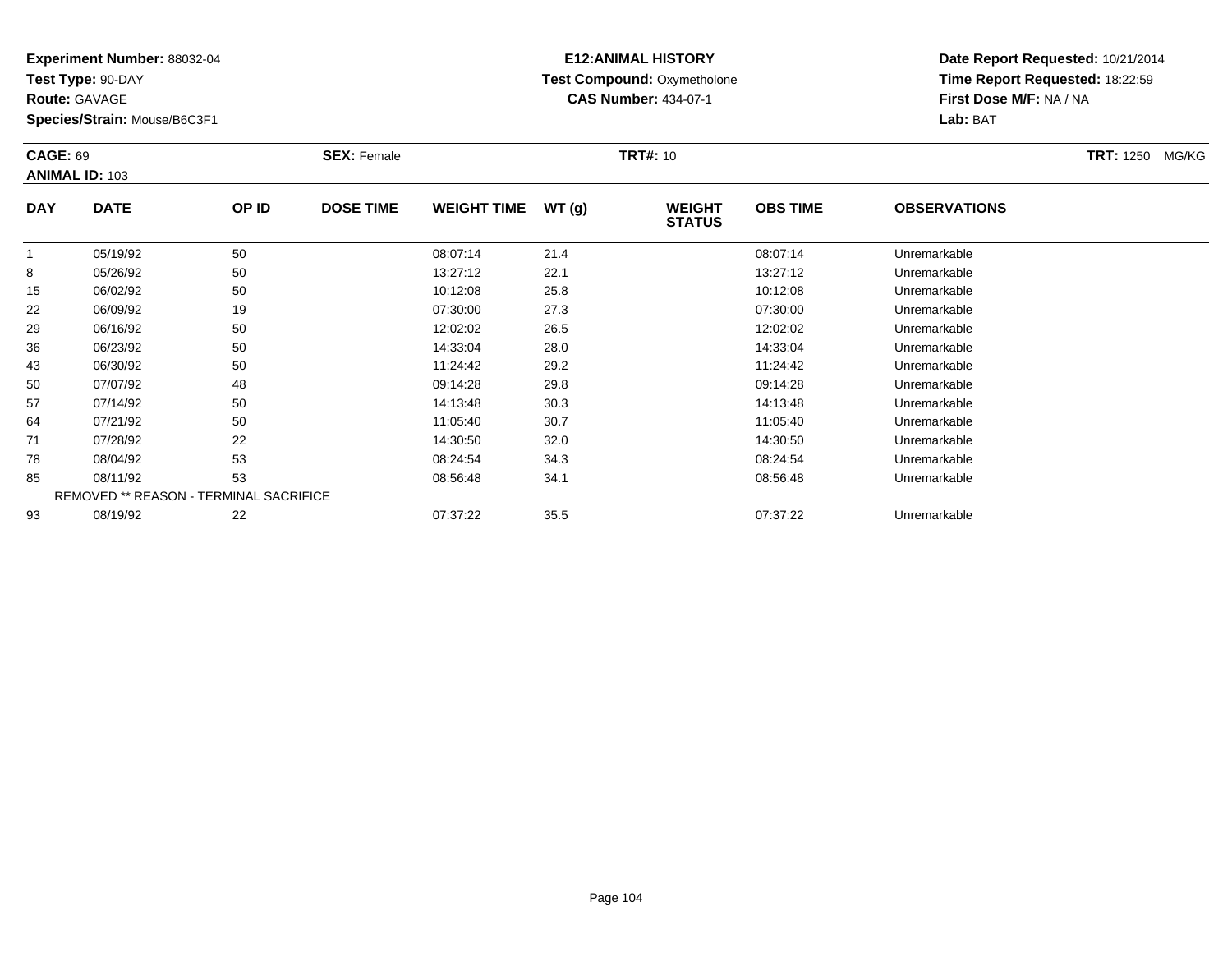**Experiment Number:** 88032-04
**Test Type:** 90-DAY
**Route:** GAVAGE
**Species/Strain:** Mouse/B6C3F1

**E12:ANIMAL HISTORY**
**Test Compound:** Oxymetholone
**CAS Number:** 434-07-1

**Date Report Requested:** 10/21/2014
**Time Report Requested:** 18:22:59
**First Dose M/F:** NA / NA
**Lab:** BAT

**CAGE:** 69 **SEX:** Female **TRT#:** 10 **TRT:** 1250 MG/KG
**ANIMAL ID:** 103

| DAY | DATE | OP ID | DOSE TIME | WEIGHT TIME | WT (g) | WEIGHT STATUS | OBS TIME | OBSERVATIONS |
|---|---|---|---|---|---|---|---|---|
| 1 | 05/19/92 | 50 | | 08:07:14 | 21.4 | | 08:07:14 | Unremarkable |
| 8 | 05/26/92 | 50 | | 13:27:12 | 22.1 | | 13:27:12 | Unremarkable |
| 15 | 06/02/92 | 50 | | 10:12:08 | 25.8 | | 10:12:08 | Unremarkable |
| 22 | 06/09/92 | 19 | | 07:30:00 | 27.3 | | 07:30:00 | Unremarkable |
| 29 | 06/16/92 | 50 | | 12:02:02 | 26.5 | | 12:02:02 | Unremarkable |
| 36 | 06/23/92 | 50 | | 14:33:04 | 28.0 | | 14:33:04 | Unremarkable |
| 43 | 06/30/92 | 50 | | 11:24:42 | 29.2 | | 11:24:42 | Unremarkable |
| 50 | 07/07/92 | 48 | | 09:14:28 | 29.8 | | 09:14:28 | Unremarkable |
| 57 | 07/14/92 | 50 | | 14:13:48 | 30.3 | | 14:13:48 | Unremarkable |
| 64 | 07/21/92 | 50 | | 11:05:40 | 30.7 | | 11:05:40 | Unremarkable |
| 71 | 07/28/92 | 22 | | 14:30:50 | 32.0 | | 14:30:50 | Unremarkable |
| 78 | 08/04/92 | 53 | | 08:24:54 | 34.3 | | 08:24:54 | Unremarkable |
| 85 | 08/11/92 | 53 | | 08:56:48 | 34.1 | | 08:56:48 | Unremarkable |
| REMOVED ** REASON - TERMINAL SACRIFICE | | | | | | | | |
| 93 | 08/19/92 | 22 | | 07:37:22 | 35.5 | | 07:37:22 | Unremarkable |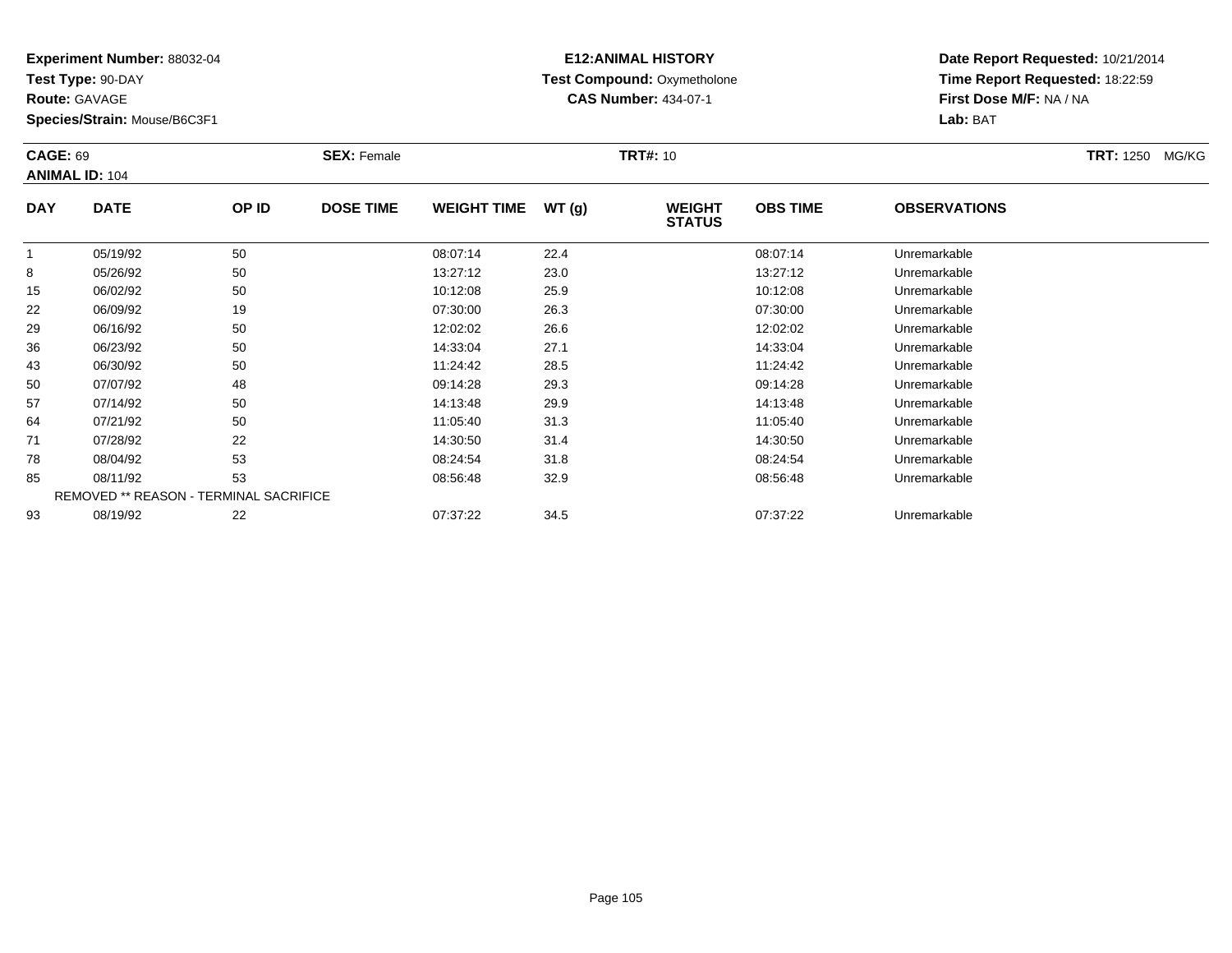**Experiment Number:** 88032-04
**Test Type:** 90-DAY
**Route:** GAVAGE
**Species/Strain:** Mouse/B6C3F1

**E12:ANIMAL HISTORY**
**Test Compound:** Oxymetholone
**CAS Number:** 434-07-1

**Date Report Requested:** 10/21/2014
**Time Report Requested:** 18:22:59
**First Dose M/F:** NA / NA
**Lab:** BAT

**CAGE:** 69 **SEX:** Female **TRT#:** 10 **TRT:** 1250 MG/KG
**ANIMAL ID:** 104

| DAY | DATE | OP ID | DOSE TIME | WEIGHT TIME | WT (g) | WEIGHT STATUS | OBS TIME | OBSERVATIONS |
|---|---|---|---|---|---|---|---|---|
| 1 | 05/19/92 | 50 | | 08:07:14 | 22.4 | | 08:07:14 | Unremarkable |
| 8 | 05/26/92 | 50 | | 13:27:12 | 23.0 | | 13:27:12 | Unremarkable |
| 15 | 06/02/92 | 50 | | 10:12:08 | 25.9 | | 10:12:08 | Unremarkable |
| 22 | 06/09/92 | 19 | | 07:30:00 | 26.3 | | 07:30:00 | Unremarkable |
| 29 | 06/16/92 | 50 | | 12:02:02 | 26.6 | | 12:02:02 | Unremarkable |
| 36 | 06/23/92 | 50 | | 14:33:04 | 27.1 | | 14:33:04 | Unremarkable |
| 43 | 06/30/92 | 50 | | 11:24:42 | 28.5 | | 11:24:42 | Unremarkable |
| 50 | 07/07/92 | 48 | | 09:14:28 | 29.3 | | 09:14:28 | Unremarkable |
| 57 | 07/14/92 | 50 | | 14:13:48 | 29.9 | | 14:13:48 | Unremarkable |
| 64 | 07/21/92 | 50 | | 11:05:40 | 31.3 | | 11:05:40 | Unremarkable |
| 71 | 07/28/92 | 22 | | 14:30:50 | 31.4 | | 14:30:50 | Unremarkable |
| 78 | 08/04/92 | 53 | | 08:24:54 | 31.8 | | 08:24:54 | Unremarkable |
| 85 | 08/11/92 | 53 | | 08:56:48 | 32.9 | | 08:56:48 | Unremarkable |
| REMOVED ** REASON - TERMINAL SACRIFICE | | | | | | | | |
| 93 | 08/19/92 | 22 | | 07:37:22 | 34.5 | | 07:37:22 | Unremarkable |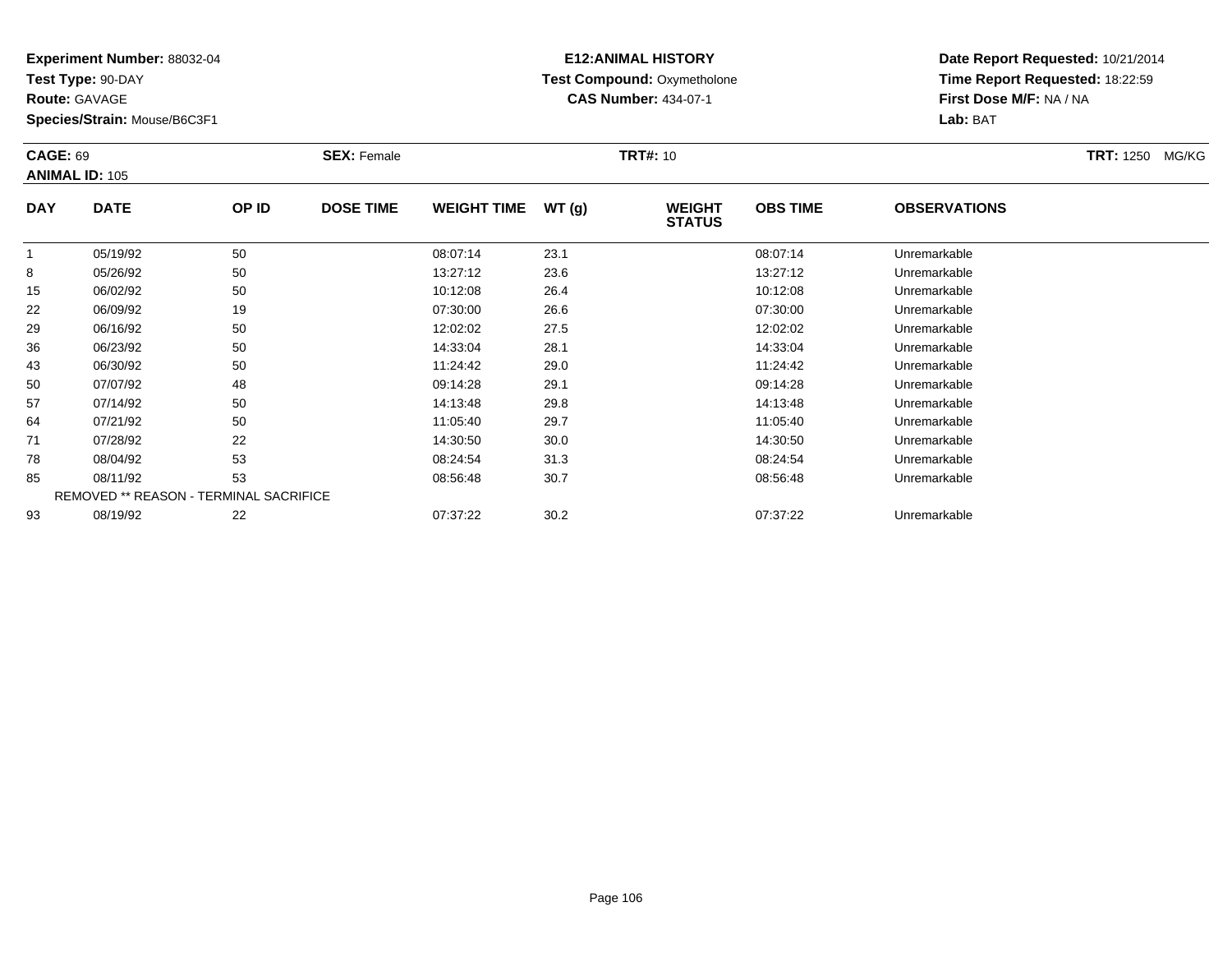**Experiment Number:** 88032-04
**Test Type:** 90-DAY
**Route:** GAVAGE
**Species/Strain:** Mouse/B6C3F1

**E12:ANIMAL HISTORY**
**Test Compound:** Oxymetholone
**CAS Number:** 434-07-1

**Date Report Requested:** 10/21/2014
**Time Report Requested:** 18:22:59
**First Dose M/F:** NA / NA
**Lab:** BAT

**CAGE:** 69 **SEX:** Female **TRT#:** 10 **TRT:** 1250 MG/KG
**ANIMAL ID:** 105

| DAY | DATE | OP ID | DOSE TIME | WEIGHT TIME | WT (g) | WEIGHT STATUS | OBS TIME | OBSERVATIONS |
|---|---|---|---|---|---|---|---|---|
| 1 | 05/19/92 | 50 | | 08:07:14 | 23.1 | | 08:07:14 | Unremarkable |
| 8 | 05/26/92 | 50 | | 13:27:12 | 23.6 | | 13:27:12 | Unremarkable |
| 15 | 06/02/92 | 50 | | 10:12:08 | 26.4 | | 10:12:08 | Unremarkable |
| 22 | 06/09/92 | 19 | | 07:30:00 | 26.6 | | 07:30:00 | Unremarkable |
| 29 | 06/16/92 | 50 | | 12:02:02 | 27.5 | | 12:02:02 | Unremarkable |
| 36 | 06/23/92 | 50 | | 14:33:04 | 28.1 | | 14:33:04 | Unremarkable |
| 43 | 06/30/92 | 50 | | 11:24:42 | 29.0 | | 11:24:42 | Unremarkable |
| 50 | 07/07/92 | 48 | | 09:14:28 | 29.1 | | 09:14:28 | Unremarkable |
| 57 | 07/14/92 | 50 | | 14:13:48 | 29.8 | | 14:13:48 | Unremarkable |
| 64 | 07/21/92 | 50 | | 11:05:40 | 29.7 | | 11:05:40 | Unremarkable |
| 71 | 07/28/92 | 22 | | 14:30:50 | 30.0 | | 14:30:50 | Unremarkable |
| 78 | 08/04/92 | 53 | | 08:24:54 | 31.3 | | 08:24:54 | Unremarkable |
| 85 | 08/11/92 | 53 | | 08:56:48 | 30.7 | | 08:56:48 | Unremarkable |
| REMOVED ** REASON - TERMINAL SACRIFICE | | | | | | | | |
| 93 | 08/19/92 | 22 | | 07:37:22 | 30.2 | | 07:37:22 | Unremarkable |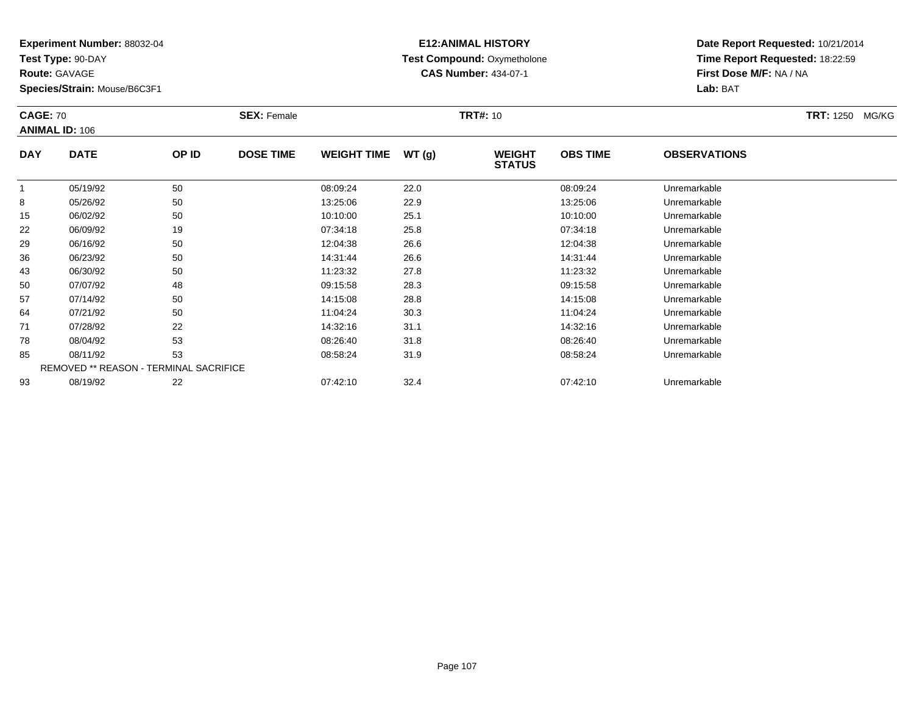**Experiment Number:** 88032-04
**Test Type:** 90-DAY
**Route:** GAVAGE
**Species/Strain:** Mouse/B6C3F1

**E12:ANIMAL HISTORY**
**Test Compound:** Oxymetholone
**CAS Number:** 434-07-1

**Date Report Requested:** 10/21/2014
**Time Report Requested:** 18:22:59
**First Dose M/F:** NA / NA
**Lab:** BAT

**CAGE:** 70 **SEX:** Female **TRT#:** 10 **TRT:** 1250 MG/KG
**ANIMAL ID:** 106

| DAY | DATE | OP ID | DOSE TIME | WEIGHT TIME | WT (g) | WEIGHT STATUS | OBS TIME | OBSERVATIONS |
|---|---|---|---|---|---|---|---|---|
| 1 | 05/19/92 | 50 | | 08:09:24 | 22.0 | | 08:09:24 | Unremarkable |
| 8 | 05/26/92 | 50 | | 13:25:06 | 22.9 | | 13:25:06 | Unremarkable |
| 15 | 06/02/92 | 50 | | 10:10:00 | 25.1 | | 10:10:00 | Unremarkable |
| 22 | 06/09/92 | 19 | | 07:34:18 | 25.8 | | 07:34:18 | Unremarkable |
| 29 | 06/16/92 | 50 | | 12:04:38 | 26.6 | | 12:04:38 | Unremarkable |
| 36 | 06/23/92 | 50 | | 14:31:44 | 26.6 | | 14:31:44 | Unremarkable |
| 43 | 06/30/92 | 50 | | 11:23:32 | 27.8 | | 11:23:32 | Unremarkable |
| 50 | 07/07/92 | 48 | | 09:15:58 | 28.3 | | 09:15:58 | Unremarkable |
| 57 | 07/14/92 | 50 | | 14:15:08 | 28.8 | | 14:15:08 | Unremarkable |
| 64 | 07/21/92 | 50 | | 11:04:24 | 30.3 | | 11:04:24 | Unremarkable |
| 71 | 07/28/92 | 22 | | 14:32:16 | 31.1 | | 14:32:16 | Unremarkable |
| 78 | 08/04/92 | 53 | | 08:26:40 | 31.8 | | 08:26:40 | Unremarkable |
| 85 | 08/11/92 | 53 | | 08:58:24 | 31.9 | | 08:58:24 | Unremarkable |
| REMOVED ** REASON - TERMINAL SACRIFICE | | | | | | | | |
| 93 | 08/19/92 | 22 | | 07:42:10 | 32.4 | | 07:42:10 | Unremarkable |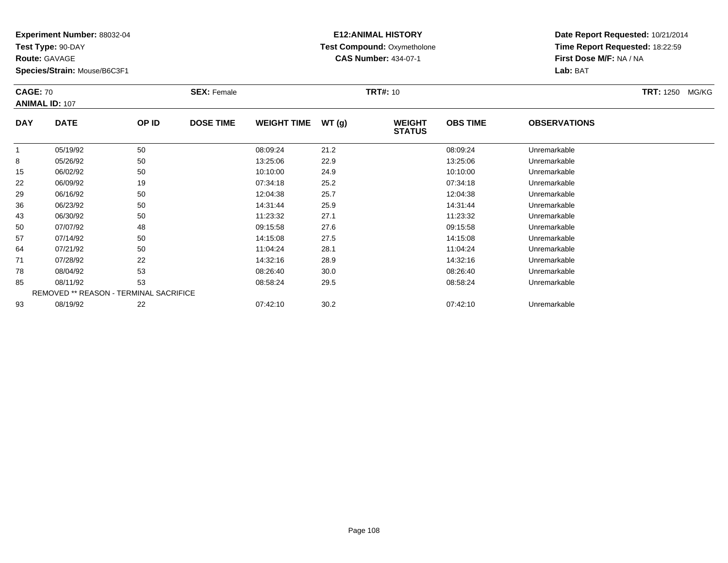**Experiment Number:** 88032-04
**Test Type:** 90-DAY
**Route:** GAVAGE
**Species/Strain:** Mouse/B6C3F1

**E12:ANIMAL HISTORY**
**Test Compound:** Oxymetholone
**CAS Number:** 434-07-1

**Date Report Requested:** 10/21/2014
**Time Report Requested:** 18:22:59
**First Dose M/F:** NA / NA
**Lab:** BAT

**CAGE:** 70 **SEX:** Female **TRT#:** 10 **TRT:** 1250 MG/KG
**ANIMAL ID:** 107

| DAY | DATE | OP ID | DOSE TIME | WEIGHT TIME | WT (g) | WEIGHT STATUS | OBS TIME | OBSERVATIONS |
|---|---|---|---|---|---|---|---|---|
| 1 | 05/19/92 | 50 | | 08:09:24 | 21.2 | | 08:09:24 | Unremarkable |
| 8 | 05/26/92 | 50 | | 13:25:06 | 22.9 | | 13:25:06 | Unremarkable |
| 15 | 06/02/92 | 50 | | 10:10:00 | 24.9 | | 10:10:00 | Unremarkable |
| 22 | 06/09/92 | 19 | | 07:34:18 | 25.2 | | 07:34:18 | Unremarkable |
| 29 | 06/16/92 | 50 | | 12:04:38 | 25.7 | | 12:04:38 | Unremarkable |
| 36 | 06/23/92 | 50 | | 14:31:44 | 25.9 | | 14:31:44 | Unremarkable |
| 43 | 06/30/92 | 50 | | 11:23:32 | 27.1 | | 11:23:32 | Unremarkable |
| 50 | 07/07/92 | 48 | | 09:15:58 | 27.6 | | 09:15:58 | Unremarkable |
| 57 | 07/14/92 | 50 | | 14:15:08 | 27.5 | | 14:15:08 | Unremarkable |
| 64 | 07/21/92 | 50 | | 11:04:24 | 28.1 | | 11:04:24 | Unremarkable |
| 71 | 07/28/92 | 22 | | 14:32:16 | 28.9 | | 14:32:16 | Unremarkable |
| 78 | 08/04/92 | 53 | | 08:26:40 | 30.0 | | 08:26:40 | Unremarkable |
| 85 | 08/11/92 | 53 | | 08:58:24 | 29.5 | | 08:58:24 | Unremarkable |
| REMOVED ** REASON - TERMINAL SACRIFICE | | | | | | | | |
| 93 | 08/19/92 | 22 | | 07:42:10 | 30.2 | | 07:42:10 | Unremarkable |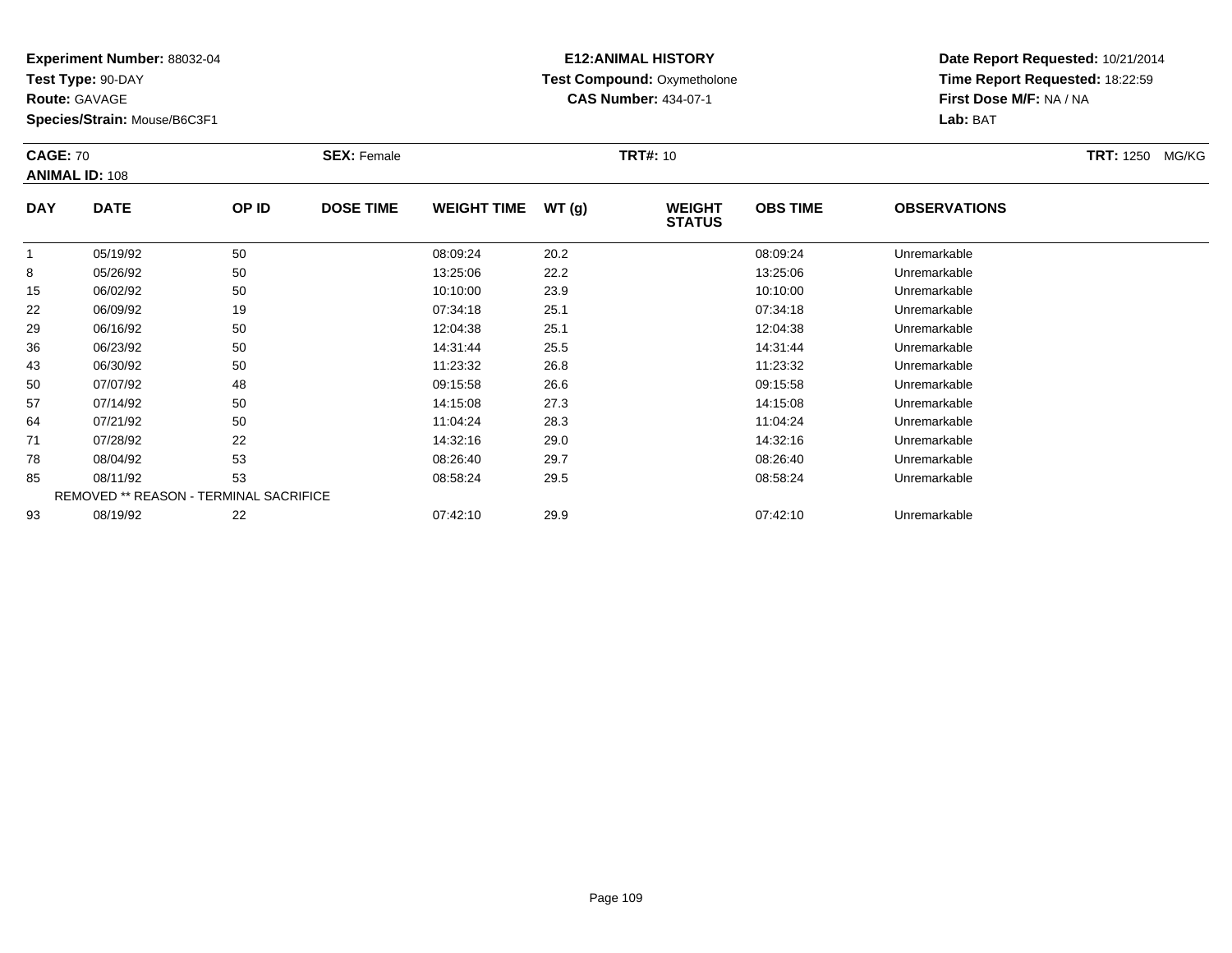**Experiment Number:** 88032-04
**Test Type:** 90-DAY
**Route:** GAVAGE
**Species/Strain:** Mouse/B6C3F1

**E12:ANIMAL HISTORY**
**Test Compound:** Oxymetholone
**CAS Number:** 434-07-1

**Date Report Requested:** 10/21/2014
**Time Report Requested:** 18:22:59
**First Dose M/F:** NA / NA
**Lab:** BAT

**CAGE:** 70 **SEX:** Female **TRT#:** 10 **TRT:** 1250 MG/KG
**ANIMAL ID:** 108

| DAY | DATE | OP ID | DOSE TIME | WEIGHT TIME | WT (g) | WEIGHT STATUS | OBS TIME | OBSERVATIONS |
|---|---|---|---|---|---|---|---|---|
| 1 | 05/19/92 | 50 | | 08:09:24 | 20.2 | | 08:09:24 | Unremarkable |
| 8 | 05/26/92 | 50 | | 13:25:06 | 22.2 | | 13:25:06 | Unremarkable |
| 15 | 06/02/92 | 50 | | 10:10:00 | 23.9 | | 10:10:00 | Unremarkable |
| 22 | 06/09/92 | 19 | | 07:34:18 | 25.1 | | 07:34:18 | Unremarkable |
| 29 | 06/16/92 | 50 | | 12:04:38 | 25.1 | | 12:04:38 | Unremarkable |
| 36 | 06/23/92 | 50 | | 14:31:44 | 25.5 | | 14:31:44 | Unremarkable |
| 43 | 06/30/92 | 50 | | 11:23:32 | 26.8 | | 11:23:32 | Unremarkable |
| 50 | 07/07/92 | 48 | | 09:15:58 | 26.6 | | 09:15:58 | Unremarkable |
| 57 | 07/14/92 | 50 | | 14:15:08 | 27.3 | | 14:15:08 | Unremarkable |
| 64 | 07/21/92 | 50 | | 11:04:24 | 28.3 | | 11:04:24 | Unremarkable |
| 71 | 07/28/92 | 22 | | 14:32:16 | 29.0 | | 14:32:16 | Unremarkable |
| 78 | 08/04/92 | 53 | | 08:26:40 | 29.7 | | 08:26:40 | Unremarkable |
| 85 | 08/11/92 | 53 | | 08:58:24 | 29.5 | | 08:58:24 | Unremarkable |
| REMOVED ** REASON - TERMINAL SACRIFICE | | | | | | | | |
| 93 | 08/19/92 | 22 | | 07:42:10 | 29.9 | | 07:42:10 | Unremarkable |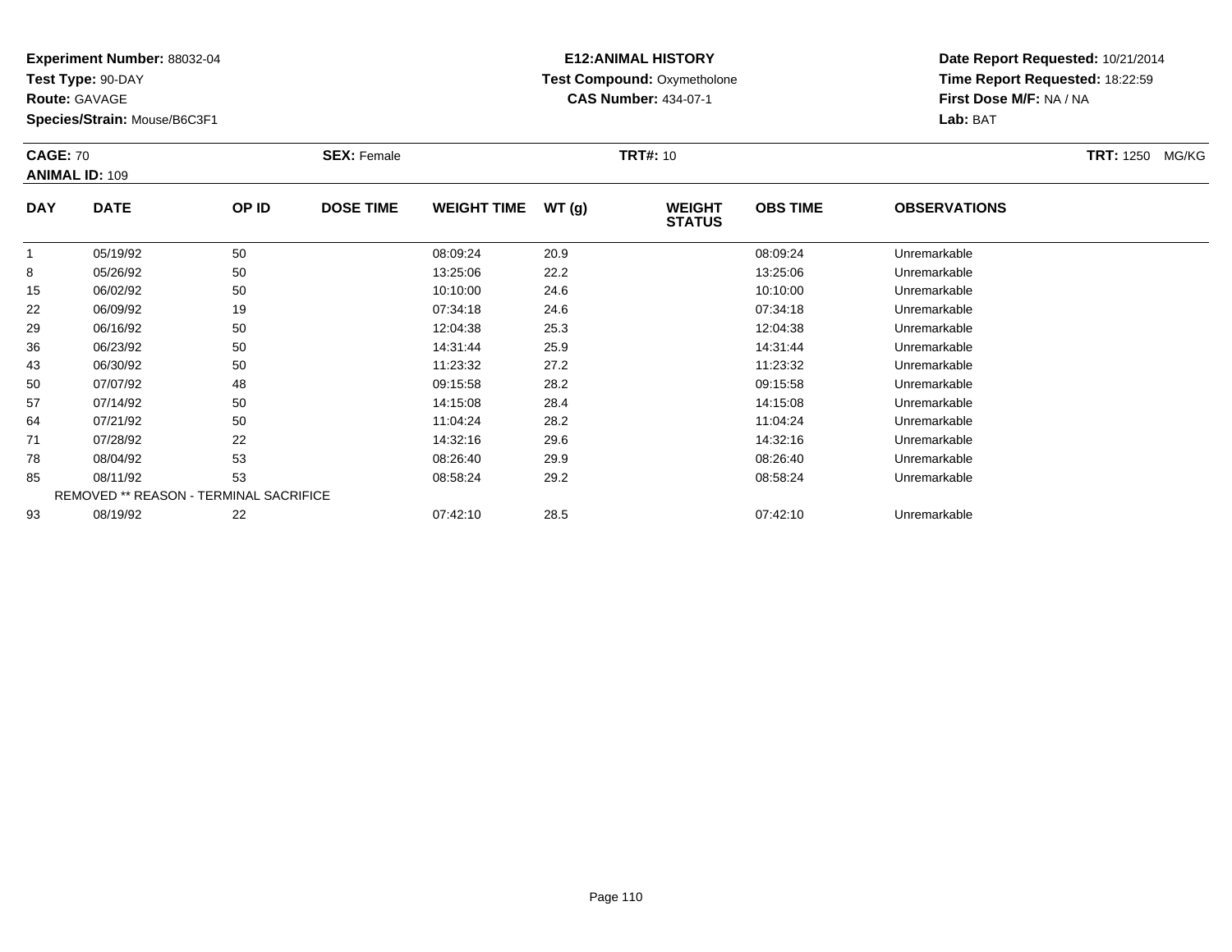**Experiment Number:** 88032-04
**Test Type:** 90-DAY
**Route:** GAVAGE
**Species/Strain:** Mouse/B6C3F1

**E12:ANIMAL HISTORY**
**Test Compound:** Oxymetholone
**CAS Number:** 434-07-1

**Date Report Requested:** 10/21/2014
**Time Report Requested:** 18:22:59
**First Dose M/F:** NA / NA
**Lab:** BAT

**CAGE:** 70 **SEX:** Female **TRT#:** 10 **TRT:** 1250 MG/KG
**ANIMAL ID:** 109

| DAY | DATE | OP ID | DOSE TIME | WEIGHT TIME | WT (g) | WEIGHT STATUS | OBS TIME | OBSERVATIONS |
|---|---|---|---|---|---|---|---|---|
| 1 | 05/19/92 | 50 | | 08:09:24 | 20.9 | | 08:09:24 | Unremarkable |
| 8 | 05/26/92 | 50 | | 13:25:06 | 22.2 | | 13:25:06 | Unremarkable |
| 15 | 06/02/92 | 50 | | 10:10:00 | 24.6 | | 10:10:00 | Unremarkable |
| 22 | 06/09/92 | 19 | | 07:34:18 | 24.6 | | 07:34:18 | Unremarkable |
| 29 | 06/16/92 | 50 | | 12:04:38 | 25.3 | | 12:04:38 | Unremarkable |
| 36 | 06/23/92 | 50 | | 14:31:44 | 25.9 | | 14:31:44 | Unremarkable |
| 43 | 06/30/92 | 50 | | 11:23:32 | 27.2 | | 11:23:32 | Unremarkable |
| 50 | 07/07/92 | 48 | | 09:15:58 | 28.2 | | 09:15:58 | Unremarkable |
| 57 | 07/14/92 | 50 | | 14:15:08 | 28.4 | | 14:15:08 | Unremarkable |
| 64 | 07/21/92 | 50 | | 11:04:24 | 28.2 | | 11:04:24 | Unremarkable |
| 71 | 07/28/92 | 22 | | 14:32:16 | 29.6 | | 14:32:16 | Unremarkable |
| 78 | 08/04/92 | 53 | | 08:26:40 | 29.9 | | 08:26:40 | Unremarkable |
| 85 | 08/11/92 | 53 | | 08:58:24 | 29.2 | | 08:58:24 | Unremarkable |
| REMOVED ** REASON - TERMINAL SACRIFICE | | | | | | | | |
| 93 | 08/19/92 | 22 | | 07:42:10 | 28.5 | | 07:42:10 | Unremarkable |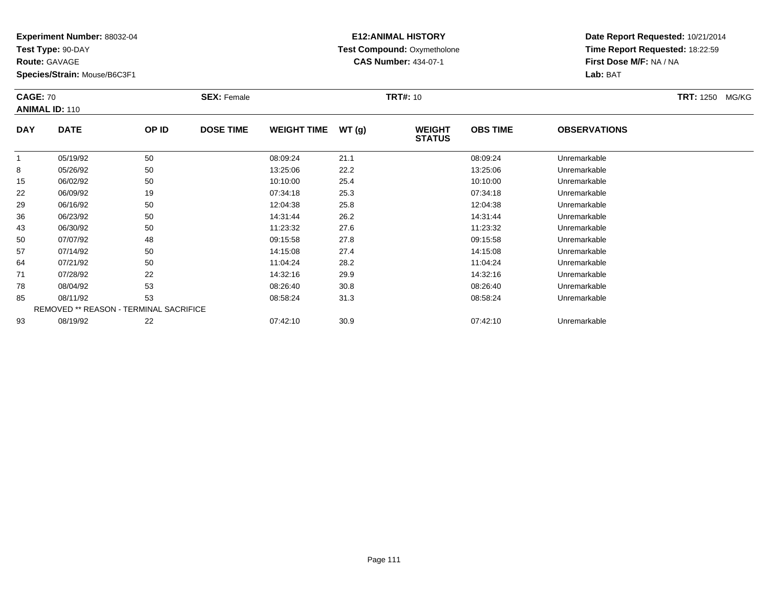**Experiment Number:** 88032-04
**Test Type:** 90-DAY
**Route:** GAVAGE
**Species/Strain:** Mouse/B6C3F1

**E12:ANIMAL HISTORY**
**Test Compound:** Oxymetholone
**CAS Number:** 434-07-1

**Date Report Requested:** 10/21/2014
**Time Report Requested:** 18:22:59
**First Dose M/F:** NA / NA
**Lab:** BAT

**CAGE:** 70 **SEX:** Female **TRT#:** 10 **TRT:** 1250 MG/KG
**ANIMAL ID:** 110

| DAY | DATE | OP ID | DOSE TIME | WEIGHT TIME | WT (g) | WEIGHT STATUS | OBS TIME | OBSERVATIONS |
|---|---|---|---|---|---|---|---|---|
| 1 | 05/19/92 | 50 | | 08:09:24 | 21.1 | | 08:09:24 | Unremarkable |
| 8 | 05/26/92 | 50 | | 13:25:06 | 22.2 | | 13:25:06 | Unremarkable |
| 15 | 06/02/92 | 50 | | 10:10:00 | 25.4 | | 10:10:00 | Unremarkable |
| 22 | 06/09/92 | 19 | | 07:34:18 | 25.3 | | 07:34:18 | Unremarkable |
| 29 | 06/16/92 | 50 | | 12:04:38 | 25.8 | | 12:04:38 | Unremarkable |
| 36 | 06/23/92 | 50 | | 14:31:44 | 26.2 | | 14:31:44 | Unremarkable |
| 43 | 06/30/92 | 50 | | 11:23:32 | 27.6 | | 11:23:32 | Unremarkable |
| 50 | 07/07/92 | 48 | | 09:15:58 | 27.8 | | 09:15:58 | Unremarkable |
| 57 | 07/14/92 | 50 | | 14:15:08 | 27.4 | | 14:15:08 | Unremarkable |
| 64 | 07/21/92 | 50 | | 11:04:24 | 28.2 | | 11:04:24 | Unremarkable |
| 71 | 07/28/92 | 22 | | 14:32:16 | 29.9 | | 14:32:16 | Unremarkable |
| 78 | 08/04/92 | 53 | | 08:26:40 | 30.8 | | 08:26:40 | Unremarkable |
| 85 | 08/11/92 | 53 | | 08:58:24 | 31.3 | | 08:58:24 | Unremarkable |
| REMOVED ** REASON - TERMINAL SACRIFICE | | | | | | | | |
| 93 | 08/19/92 | 22 | | 07:42:10 | 30.9 | | 07:42:10 | Unremarkable |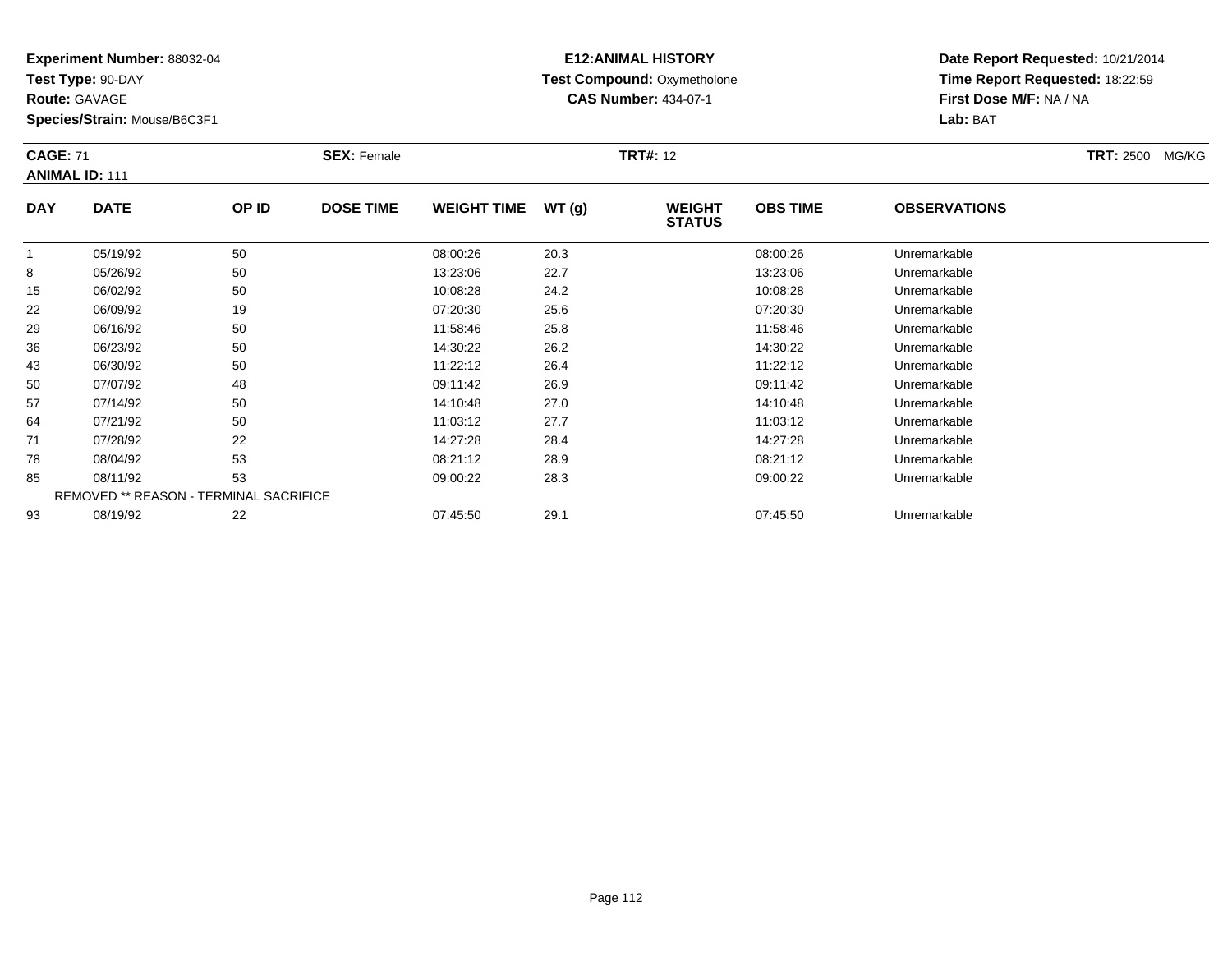**Experiment Number:** 88032-04
**Test Type:** 90-DAY
**Route:** GAVAGE
**Species/Strain:** Mouse/B6C3F1

**E12:ANIMAL HISTORY**
**Test Compound:** Oxymetholone
**CAS Number:** 434-07-1

**Date Report Requested:** 10/21/2014
**Time Report Requested:** 18:22:59
**First Dose M/F:** NA / NA
**Lab:** BAT

**CAGE:** 71 **SEX:** Female **TRT#:** 12 **TRT:** 2500 MG/KG
**ANIMAL ID:** 111

| DAY | DATE | OP ID | DOSE TIME | WEIGHT TIME | WT (g) | WEIGHT STATUS | OBS TIME | OBSERVATIONS |
|---|---|---|---|---|---|---|---|---|
| 1 | 05/19/92 | 50 | | 08:00:26 | 20.3 | | 08:00:26 | Unremarkable |
| 8 | 05/26/92 | 50 | | 13:23:06 | 22.7 | | 13:23:06 | Unremarkable |
| 15 | 06/02/92 | 50 | | 10:08:28 | 24.2 | | 10:08:28 | Unremarkable |
| 22 | 06/09/92 | 19 | | 07:20:30 | 25.6 | | 07:20:30 | Unremarkable |
| 29 | 06/16/92 | 50 | | 11:58:46 | 25.8 | | 11:58:46 | Unremarkable |
| 36 | 06/23/92 | 50 | | 14:30:22 | 26.2 | | 14:30:22 | Unremarkable |
| 43 | 06/30/92 | 50 | | 11:22:12 | 26.4 | | 11:22:12 | Unremarkable |
| 50 | 07/07/92 | 48 | | 09:11:42 | 26.9 | | 09:11:42 | Unremarkable |
| 57 | 07/14/92 | 50 | | 14:10:48 | 27.0 | | 14:10:48 | Unremarkable |
| 64 | 07/21/92 | 50 | | 11:03:12 | 27.7 | | 11:03:12 | Unremarkable |
| 71 | 07/28/92 | 22 | | 14:27:28 | 28.4 | | 14:27:28 | Unremarkable |
| 78 | 08/04/92 | 53 | | 08:21:12 | 28.9 | | 08:21:12 | Unremarkable |
| 85 | 08/11/92 | 53 | | 09:00:22 | 28.3 | | 09:00:22 | Unremarkable |
| REMOVED ** REASON - TERMINAL SACRIFICE | | | | | | | | |
| 93 | 08/19/92 | 22 | | 07:45:50 | 29.1 | | 07:45:50 | Unremarkable |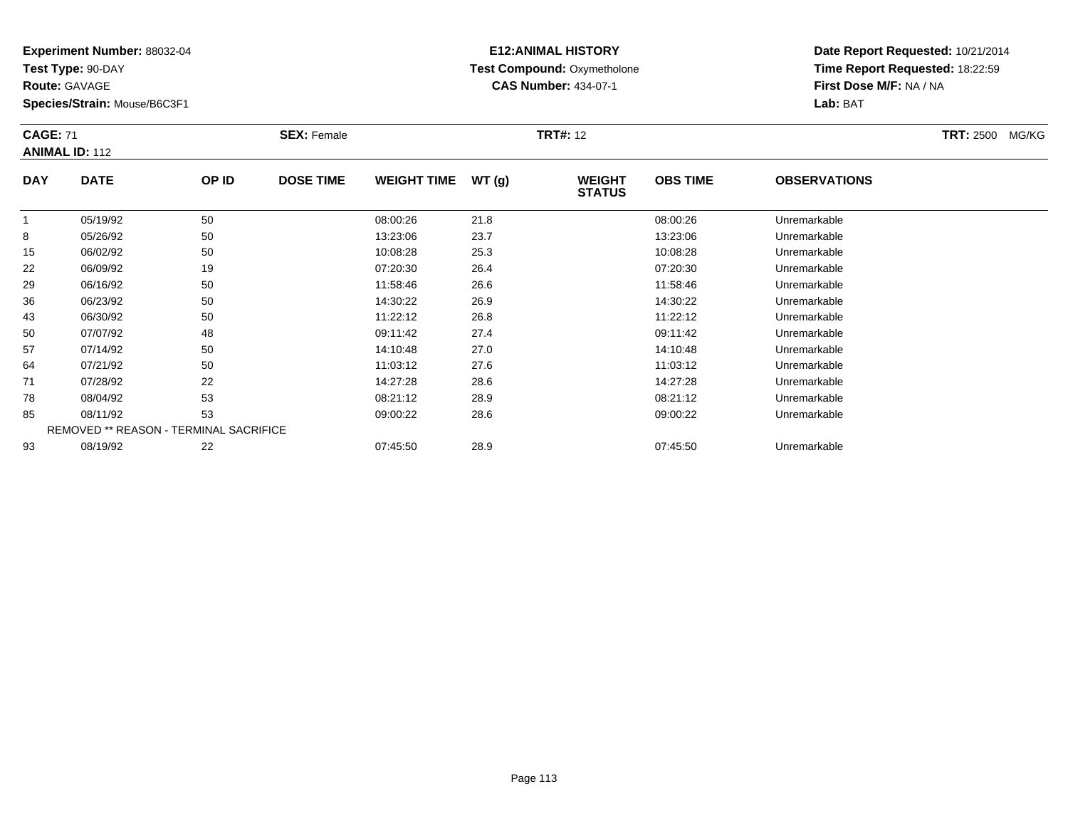**Experiment Number:** 88032-04
**Test Type:** 90-DAY
**Route:** GAVAGE
**Species/Strain:** Mouse/B6C3F1

**E12:ANIMAL HISTORY**
**Test Compound:** Oxymetholone
**CAS Number:** 434-07-1

**Date Report Requested:** 10/21/2014
**Time Report Requested:** 18:22:59
**First Dose M/F:** NA / NA
**Lab:** BAT

**CAGE:** 71 **SEX:** Female **TRT#:** 12 **TRT:** 2500 MG/KG
**ANIMAL ID:** 112

| DAY | DATE | OP ID | DOSE TIME | WEIGHT TIME | WT (g) | WEIGHT STATUS | OBS TIME | OBSERVATIONS |
|---|---|---|---|---|---|---|---|---|
| 1 | 05/19/92 | 50 | | 08:00:26 | 21.8 | | 08:00:26 | Unremarkable |
| 8 | 05/26/92 | 50 | | 13:23:06 | 23.7 | | 13:23:06 | Unremarkable |
| 15 | 06/02/92 | 50 | | 10:08:28 | 25.3 | | 10:08:28 | Unremarkable |
| 22 | 06/09/92 | 19 | | 07:20:30 | 26.4 | | 07:20:30 | Unremarkable |
| 29 | 06/16/92 | 50 | | 11:58:46 | 26.6 | | 11:58:46 | Unremarkable |
| 36 | 06/23/92 | 50 | | 14:30:22 | 26.9 | | 14:30:22 | Unremarkable |
| 43 | 06/30/92 | 50 | | 11:22:12 | 26.8 | | 11:22:12 | Unremarkable |
| 50 | 07/07/92 | 48 | | 09:11:42 | 27.4 | | 09:11:42 | Unremarkable |
| 57 | 07/14/92 | 50 | | 14:10:48 | 27.0 | | 14:10:48 | Unremarkable |
| 64 | 07/21/92 | 50 | | 11:03:12 | 27.6 | | 11:03:12 | Unremarkable |
| 71 | 07/28/92 | 22 | | 14:27:28 | 28.6 | | 14:27:28 | Unremarkable |
| 78 | 08/04/92 | 53 | | 08:21:12 | 28.9 | | 08:21:12 | Unremarkable |
| 85 | 08/11/92 | 53 | | 09:00:22 | 28.6 | | 09:00:22 | Unremarkable |
| REMOVED ** REASON - TERMINAL SACRIFICE | | | | | | | | |
| 93 | 08/19/92 | 22 | | 07:45:50 | 28.9 | | 07:45:50 | Unremarkable |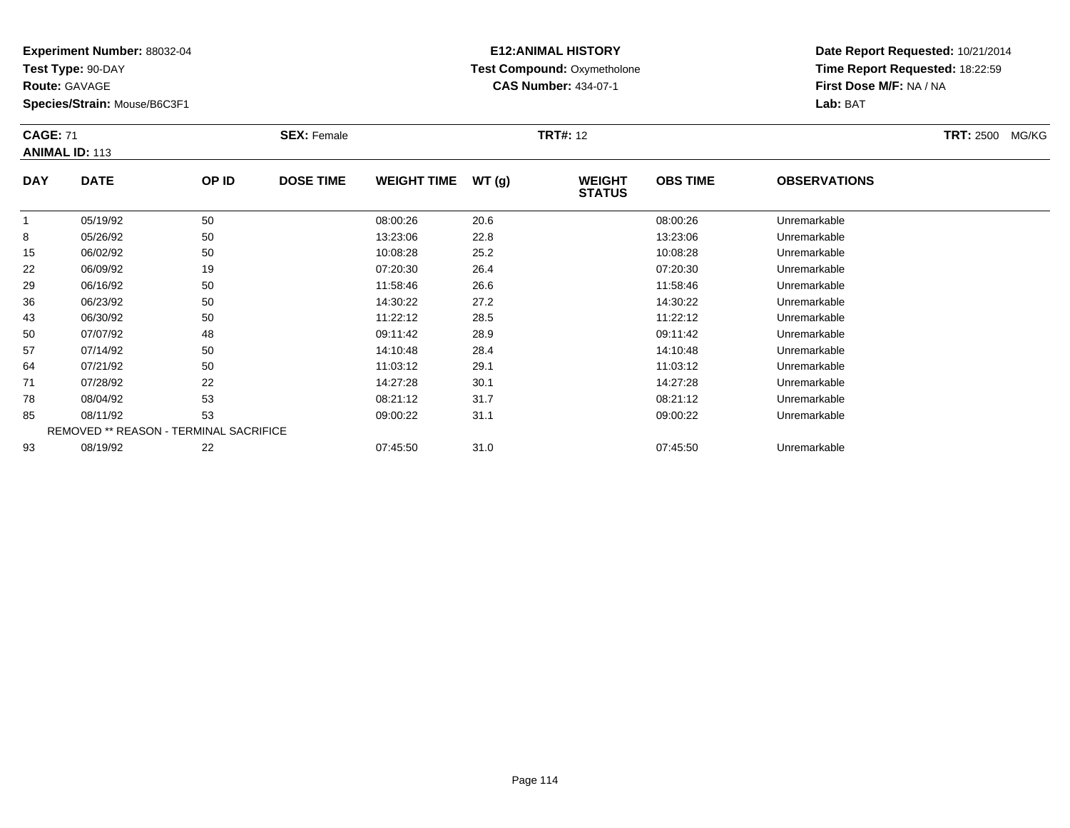**Experiment Number:** 88032-04
**Test Type:** 90-DAY
**Route:** GAVAGE
**Species/Strain:** Mouse/B6C3F1

**E12:ANIMAL HISTORY**
**Test Compound:** Oxymetholone
**CAS Number:** 434-07-1

**Date Report Requested:** 10/21/2014
**Time Report Requested:** 18:22:59
**First Dose M/F:** NA / NA
**Lab:** BAT

**CAGE:** 71 **SEX:** Female **TRT#:** 12 **TRT:** 2500 MG/KG
**ANIMAL ID:** 113

| DAY | DATE | OP ID | DOSE TIME | WEIGHT TIME | WT (g) | WEIGHT STATUS | OBS TIME | OBSERVATIONS |
|---|---|---|---|---|---|---|---|---|
| 1 | 05/19/92 | 50 | | 08:00:26 | 20.6 | | 08:00:26 | Unremarkable |
| 8 | 05/26/92 | 50 | | 13:23:06 | 22.8 | | 13:23:06 | Unremarkable |
| 15 | 06/02/92 | 50 | | 10:08:28 | 25.2 | | 10:08:28 | Unremarkable |
| 22 | 06/09/92 | 19 | | 07:20:30 | 26.4 | | 07:20:30 | Unremarkable |
| 29 | 06/16/92 | 50 | | 11:58:46 | 26.6 | | 11:58:46 | Unremarkable |
| 36 | 06/23/92 | 50 | | 14:30:22 | 27.2 | | 14:30:22 | Unremarkable |
| 43 | 06/30/92 | 50 | | 11:22:12 | 28.5 | | 11:22:12 | Unremarkable |
| 50 | 07/07/92 | 48 | | 09:11:42 | 28.9 | | 09:11:42 | Unremarkable |
| 57 | 07/14/92 | 50 | | 14:10:48 | 28.4 | | 14:10:48 | Unremarkable |
| 64 | 07/21/92 | 50 | | 11:03:12 | 29.1 | | 11:03:12 | Unremarkable |
| 71 | 07/28/92 | 22 | | 14:27:28 | 30.1 | | 14:27:28 | Unremarkable |
| 78 | 08/04/92 | 53 | | 08:21:12 | 31.7 | | 08:21:12 | Unremarkable |
| 85 | 08/11/92 | 53 | | 09:00:22 | 31.1 | | 09:00:22 | Unremarkable |
| REMOVED ** REASON - TERMINAL SACRIFICE | | | | | | | | |
| 93 | 08/19/92 | 22 | | 07:45:50 | 31.0 | | 07:45:50 | Unremarkable |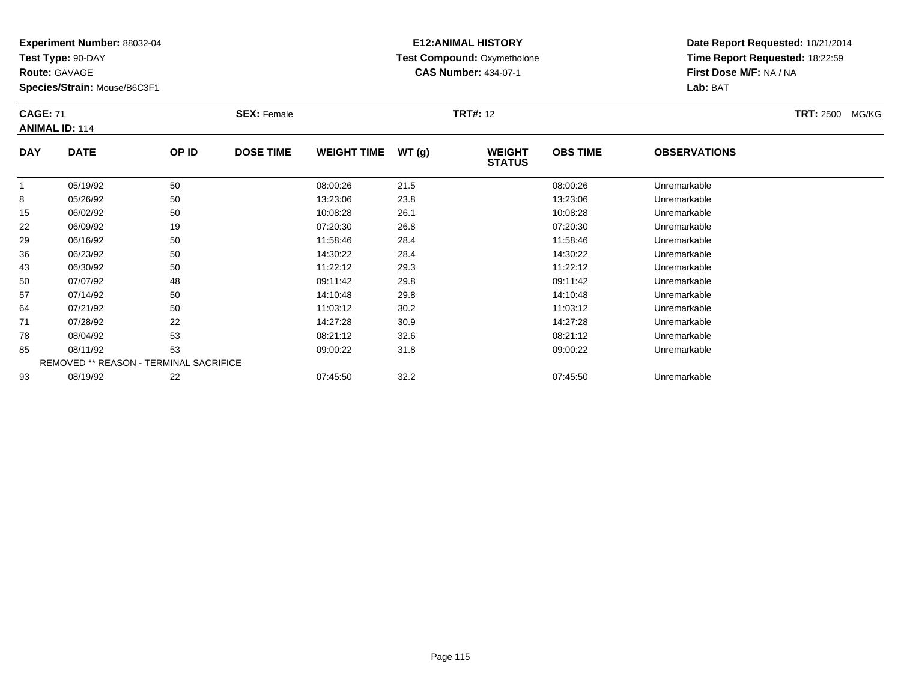**Experiment Number:** 88032-04
**Test Type:** 90-DAY
**Route:** GAVAGE
**Species/Strain:** Mouse/B6C3F1

**E12:ANIMAL HISTORY**
**Test Compound:** Oxymetholone
**CAS Number:** 434-07-1

**Date Report Requested:** 10/21/2014
**Time Report Requested:** 18:22:59
**First Dose M/F:** NA / NA
**Lab:** BAT

**CAGE:** 71 **SEX:** Female **TRT#:** 12 **TRT:** 2500 MG/KG
**ANIMAL ID:** 114

| DAY | DATE | OP ID | DOSE TIME | WEIGHT TIME | WT (g) | WEIGHT STATUS | OBS TIME | OBSERVATIONS |
|---|---|---|---|---|---|---|---|---|
| 1 | 05/19/92 | 50 | | 08:00:26 | 21.5 | | 08:00:26 | Unremarkable |
| 8 | 05/26/92 | 50 | | 13:23:06 | 23.8 | | 13:23:06 | Unremarkable |
| 15 | 06/02/92 | 50 | | 10:08:28 | 26.1 | | 10:08:28 | Unremarkable |
| 22 | 06/09/92 | 19 | | 07:20:30 | 26.8 | | 07:20:30 | Unremarkable |
| 29 | 06/16/92 | 50 | | 11:58:46 | 28.4 | | 11:58:46 | Unremarkable |
| 36 | 06/23/92 | 50 | | 14:30:22 | 28.4 | | 14:30:22 | Unremarkable |
| 43 | 06/30/92 | 50 | | 11:22:12 | 29.3 | | 11:22:12 | Unremarkable |
| 50 | 07/07/92 | 48 | | 09:11:42 | 29.8 | | 09:11:42 | Unremarkable |
| 57 | 07/14/92 | 50 | | 14:10:48 | 29.8 | | 14:10:48 | Unremarkable |
| 64 | 07/21/92 | 50 | | 11:03:12 | 30.2 | | 11:03:12 | Unremarkable |
| 71 | 07/28/92 | 22 | | 14:27:28 | 30.9 | | 14:27:28 | Unremarkable |
| 78 | 08/04/92 | 53 | | 08:21:12 | 32.6 | | 08:21:12 | Unremarkable |
| 85 | 08/11/92 | 53 | | 09:00:22 | 31.8 | | 09:00:22 | Unremarkable |
| REMOVED ** REASON - TERMINAL SACRIFICE | | | | | | | | |
| 93 | 08/19/92 | 22 | | 07:45:50 | 32.2 | | 07:45:50 | Unremarkable |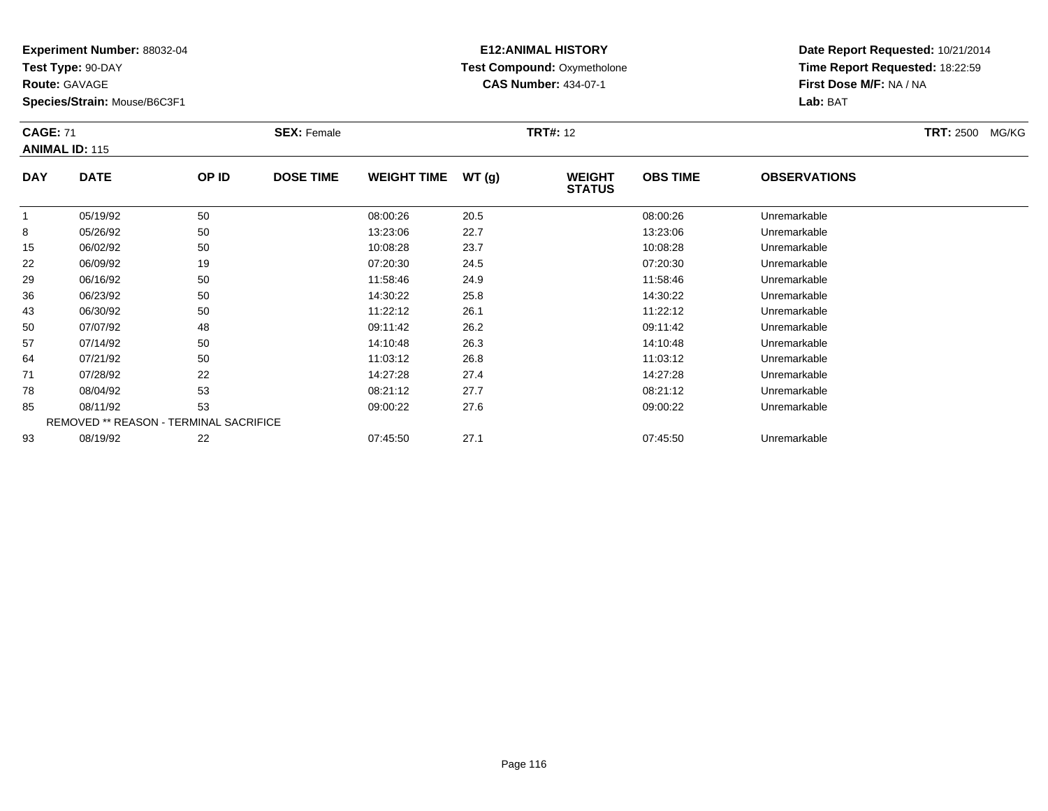**Experiment Number:** 88032-04
**Test Type:** 90-DAY
**Route:** GAVAGE
**Species/Strain:** Mouse/B6C3F1

**E12:ANIMAL HISTORY**
**Test Compound:** Oxymetholone
**CAS Number:** 434-07-1

**Date Report Requested:** 10/21/2014
**Time Report Requested:** 18:22:59
**First Dose M/F:** NA / NA
**Lab:** BAT

**CAGE:** 71
**ANIMAL ID:** 115
**SEX:** Female
**TRT#:** 12
**TRT:** 2500 MG/KG

| DAY | DATE | OP ID | DOSE TIME | WEIGHT TIME | WT (g) | WEIGHT STATUS | OBS TIME | OBSERVATIONS |
|---|---|---|---|---|---|---|---|---|
| 1 | 05/19/92 | 50 | | 08:00:26 | 20.5 | | 08:00:26 | Unremarkable |
| 8 | 05/26/92 | 50 | | 13:23:06 | 22.7 | | 13:23:06 | Unremarkable |
| 15 | 06/02/92 | 50 | | 10:08:28 | 23.7 | | 10:08:28 | Unremarkable |
| 22 | 06/09/92 | 19 | | 07:20:30 | 24.5 | | 07:20:30 | Unremarkable |
| 29 | 06/16/92 | 50 | | 11:58:46 | 24.9 | | 11:58:46 | Unremarkable |
| 36 | 06/23/92 | 50 | | 14:30:22 | 25.8 | | 14:30:22 | Unremarkable |
| 43 | 06/30/92 | 50 | | 11:22:12 | 26.1 | | 11:22:12 | Unremarkable |
| 50 | 07/07/92 | 48 | | 09:11:42 | 26.2 | | 09:11:42 | Unremarkable |
| 57 | 07/14/92 | 50 | | 14:10:48 | 26.3 | | 14:10:48 | Unremarkable |
| 64 | 07/21/92 | 50 | | 11:03:12 | 26.8 | | 11:03:12 | Unremarkable |
| 71 | 07/28/92 | 22 | | 14:27:28 | 27.4 | | 14:27:28 | Unremarkable |
| 78 | 08/04/92 | 53 | | 08:21:12 | 27.7 | | 08:21:12 | Unremarkable |
| 85 | 08/11/92 | 53 | | 09:00:22 | 27.6 | | 09:00:22 | Unremarkable |
| REMOVED ** REASON - TERMINAL SACRIFICE | | | | | | | | |
| 93 | 08/19/92 | 22 | | 07:45:50 | 27.1 | | 07:45:50 | Unremarkable |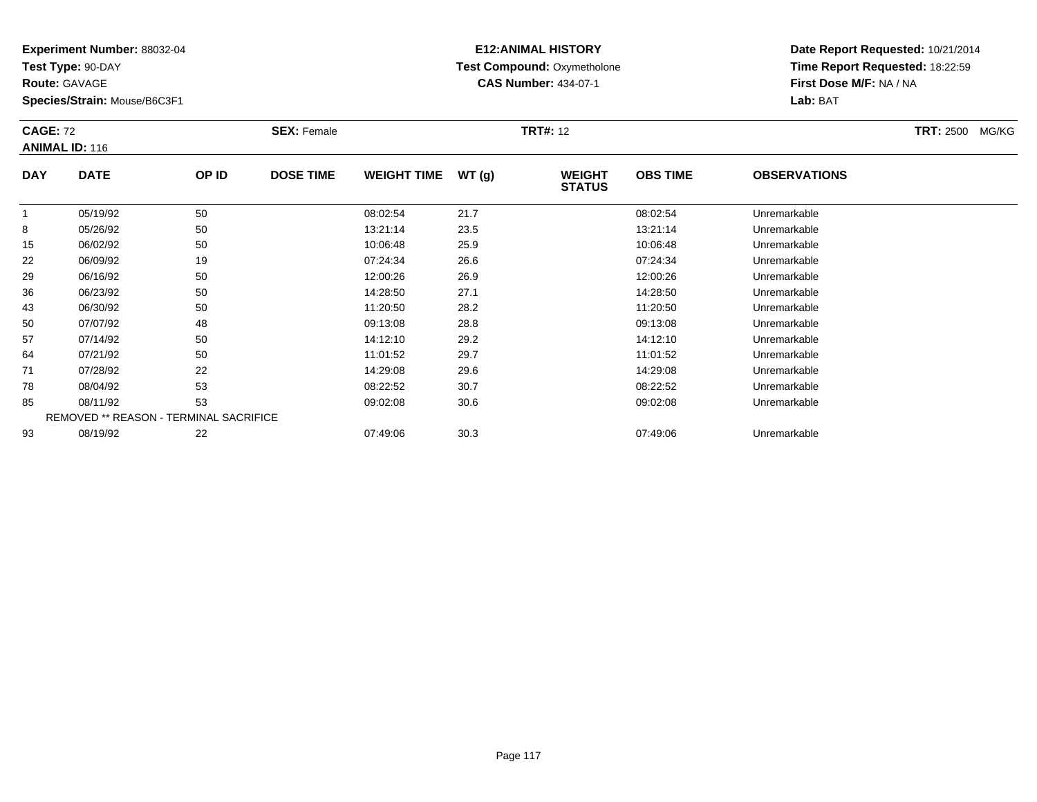**Experiment Number:** 88032-04
**Test Type:** 90-DAY
**Route:** GAVAGE
**Species/Strain:** Mouse/B6C3F1

**E12:ANIMAL HISTORY**
**Test Compound:** Oxymetholone
**CAS Number:** 434-07-1

**Date Report Requested:** 10/21/2014
**Time Report Requested:** 18:22:59
**First Dose M/F:** NA / NA
**Lab:** BAT

**CAGE:** 72 **SEX:** Female **TRT#:** 12 **TRT:** 2500 MG/KG
**ANIMAL ID:** 116

| DAY | DATE | OP ID | DOSE TIME | WEIGHT TIME | WT (g) | WEIGHT STATUS | OBS TIME | OBSERVATIONS |
|---|---|---|---|---|---|---|---|---|
| 1 | 05/19/92 | 50 | | 08:02:54 | 21.7 | | 08:02:54 | Unremarkable |
| 8 | 05/26/92 | 50 | | 13:21:14 | 23.5 | | 13:21:14 | Unremarkable |
| 15 | 06/02/92 | 50 | | 10:06:48 | 25.9 | | 10:06:48 | Unremarkable |
| 22 | 06/09/92 | 19 | | 07:24:34 | 26.6 | | 07:24:34 | Unremarkable |
| 29 | 06/16/92 | 50 | | 12:00:26 | 26.9 | | 12:00:26 | Unremarkable |
| 36 | 06/23/92 | 50 | | 14:28:50 | 27.1 | | 14:28:50 | Unremarkable |
| 43 | 06/30/92 | 50 | | 11:20:50 | 28.2 | | 11:20:50 | Unremarkable |
| 50 | 07/07/92 | 48 | | 09:13:08 | 28.8 | | 09:13:08 | Unremarkable |
| 57 | 07/14/92 | 50 | | 14:12:10 | 29.2 | | 14:12:10 | Unremarkable |
| 64 | 07/21/92 | 50 | | 11:01:52 | 29.7 | | 11:01:52 | Unremarkable |
| 71 | 07/28/92 | 22 | | 14:29:08 | 29.6 | | 14:29:08 | Unremarkable |
| 78 | 08/04/92 | 53 | | 08:22:52 | 30.7 | | 08:22:52 | Unremarkable |
| 85 | 08/11/92 | 53 | | 09:02:08 | 30.6 | | 09:02:08 | Unremarkable |
| REMOVED ** REASON - TERMINAL SACRIFICE | | | | | | | | |
| 93 | 08/19/92 | 22 | | 07:49:06 | 30.3 | | 07:49:06 | Unremarkable |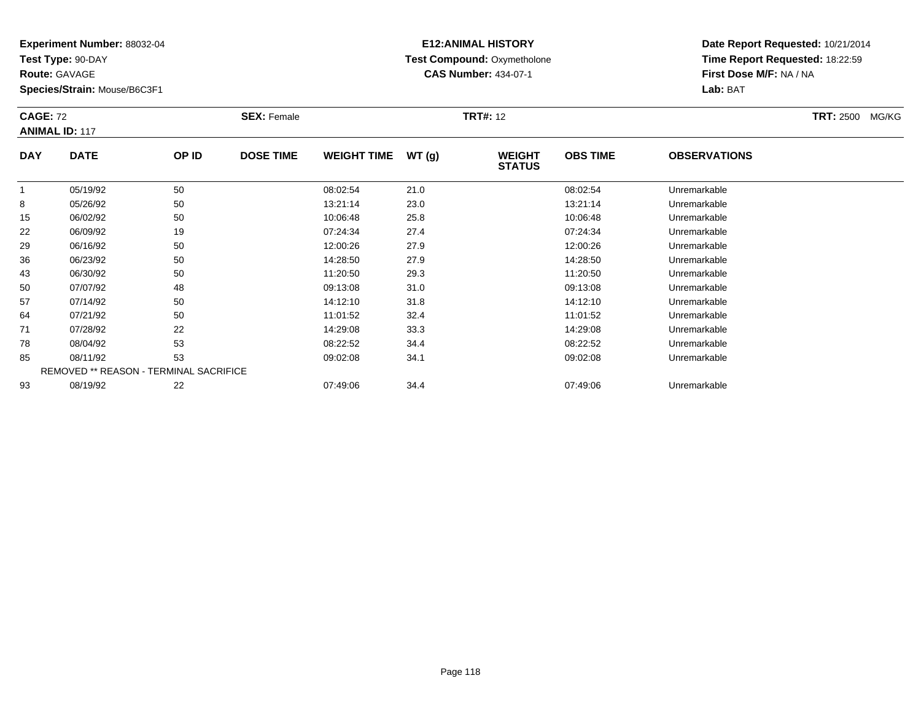**Experiment Number:** 88032-04
**Test Type:** 90-DAY
**Route:** GAVAGE
**Species/Strain:** Mouse/B6C3F1

**E12:ANIMAL HISTORY**
**Test Compound:** Oxymetholone
**CAS Number:** 434-07-1

**Date Report Requested:** 10/21/2014
**Time Report Requested:** 18:22:59
**First Dose M/F:** NA / NA
**Lab:** BAT

**CAGE:** 72 **SEX:** Female **TRT#:** 12 **TRT:** 2500 MG/KG
**ANIMAL ID:** 117

| DAY | DATE | OP ID | DOSE TIME | WEIGHT TIME | WT (g) | WEIGHT STATUS | OBS TIME | OBSERVATIONS |
|---|---|---|---|---|---|---|---|---|
| 1 | 05/19/92 | 50 | | 08:02:54 | 21.0 | | 08:02:54 | Unremarkable |
| 8 | 05/26/92 | 50 | | 13:21:14 | 23.0 | | 13:21:14 | Unremarkable |
| 15 | 06/02/92 | 50 | | 10:06:48 | 25.8 | | 10:06:48 | Unremarkable |
| 22 | 06/09/92 | 19 | | 07:24:34 | 27.4 | | 07:24:34 | Unremarkable |
| 29 | 06/16/92 | 50 | | 12:00:26 | 27.9 | | 12:00:26 | Unremarkable |
| 36 | 06/23/92 | 50 | | 14:28:50 | 27.9 | | 14:28:50 | Unremarkable |
| 43 | 06/30/92 | 50 | | 11:20:50 | 29.3 | | 11:20:50 | Unremarkable |
| 50 | 07/07/92 | 48 | | 09:13:08 | 31.0 | | 09:13:08 | Unremarkable |
| 57 | 07/14/92 | 50 | | 14:12:10 | 31.8 | | 14:12:10 | Unremarkable |
| 64 | 07/21/92 | 50 | | 11:01:52 | 32.4 | | 11:01:52 | Unremarkable |
| 71 | 07/28/92 | 22 | | 14:29:08 | 33.3 | | 14:29:08 | Unremarkable |
| 78 | 08/04/92 | 53 | | 08:22:52 | 34.4 | | 08:22:52 | Unremarkable |
| 85 | 08/11/92 | 53 | | 09:02:08 | 34.1 | | 09:02:08 | Unremarkable |
| REMOVED ** REASON - TERMINAL SACRIFICE | | | | | | | | |
| 93 | 08/19/92 | 22 | | 07:49:06 | 34.4 | | 07:49:06 | Unremarkable |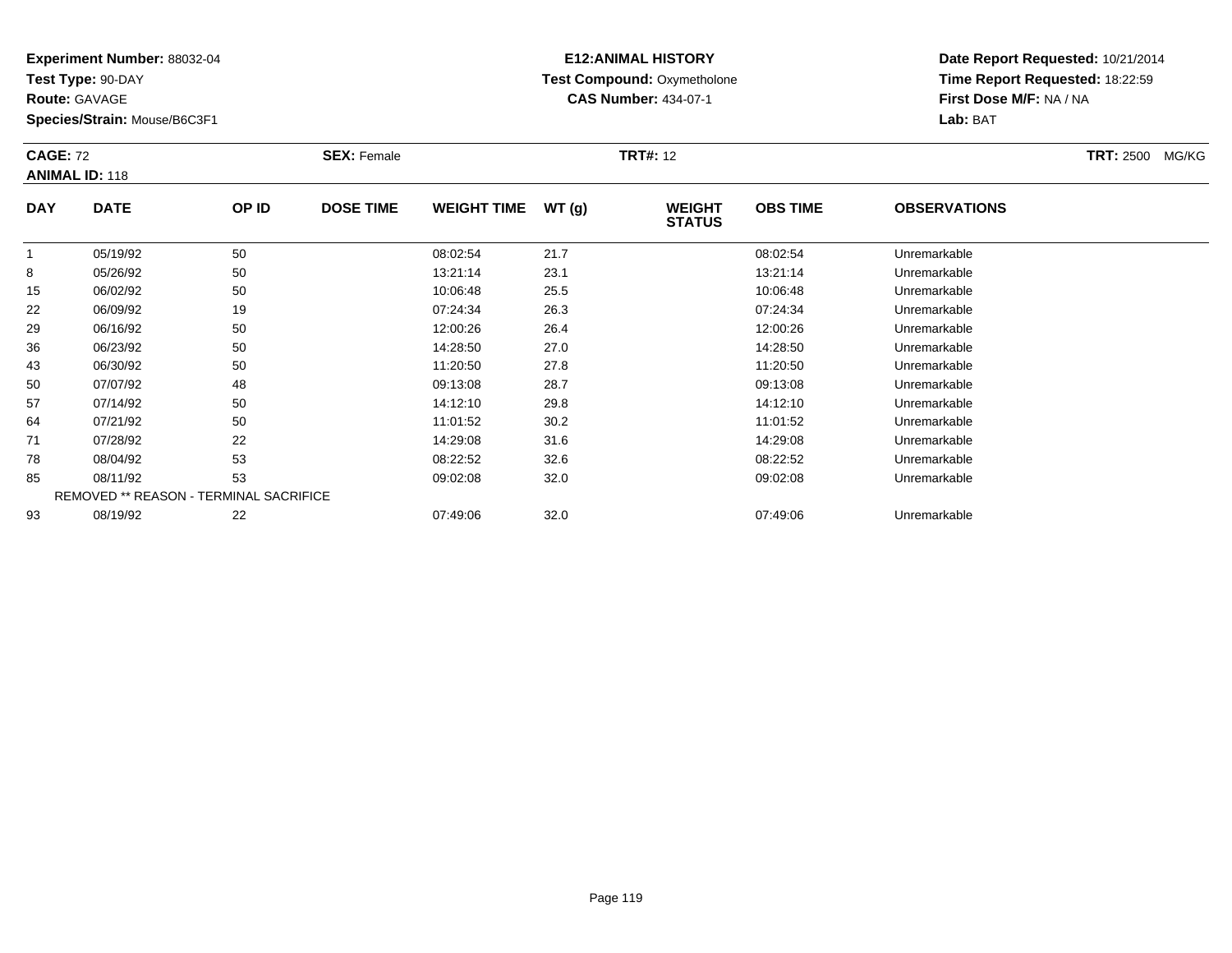**Experiment Number:** 88032-04
**Test Type:** 90-DAY
**Route:** GAVAGE
**Species/Strain:** Mouse/B6C3F1

**E12:ANIMAL HISTORY**
**Test Compound:** Oxymetholone
**CAS Number:** 434-07-1

**Date Report Requested:** 10/21/2014
**Time Report Requested:** 18:22:59
**First Dose M/F:** NA / NA
**Lab:** BAT

**CAGE:** 72 **SEX:** Female **TRT#:** 12 **TRT:** 2500 MG/KG
**ANIMAL ID:** 118

| DAY | DATE | OP ID | DOSE TIME | WEIGHT TIME | WT (g) | WEIGHT STATUS | OBS TIME | OBSERVATIONS |
|---|---|---|---|---|---|---|---|---|
| 1 | 05/19/92 | 50 | | 08:02:54 | 21.7 | | 08:02:54 | Unremarkable |
| 8 | 05/26/92 | 50 | | 13:21:14 | 23.1 | | 13:21:14 | Unremarkable |
| 15 | 06/02/92 | 50 | | 10:06:48 | 25.5 | | 10:06:48 | Unremarkable |
| 22 | 06/09/92 | 19 | | 07:24:34 | 26.3 | | 07:24:34 | Unremarkable |
| 29 | 06/16/92 | 50 | | 12:00:26 | 26.4 | | 12:00:26 | Unremarkable |
| 36 | 06/23/92 | 50 | | 14:28:50 | 27.0 | | 14:28:50 | Unremarkable |
| 43 | 06/30/92 | 50 | | 11:20:50 | 27.8 | | 11:20:50 | Unremarkable |
| 50 | 07/07/92 | 48 | | 09:13:08 | 28.7 | | 09:13:08 | Unremarkable |
| 57 | 07/14/92 | 50 | | 14:12:10 | 29.8 | | 14:12:10 | Unremarkable |
| 64 | 07/21/92 | 50 | | 11:01:52 | 30.2 | | 11:01:52 | Unremarkable |
| 71 | 07/28/92 | 22 | | 14:29:08 | 31.6 | | 14:29:08 | Unremarkable |
| 78 | 08/04/92 | 53 | | 08:22:52 | 32.6 | | 08:22:52 | Unremarkable |
| 85 | 08/11/92 | 53 | | 09:02:08 | 32.0 | | 09:02:08 | Unremarkable |
| REMOVED ** REASON - TERMINAL SACRIFICE | | | | | | | | |
| 93 | 08/19/92 | 22 | | 07:49:06 | 32.0 | | 07:49:06 | Unremarkable |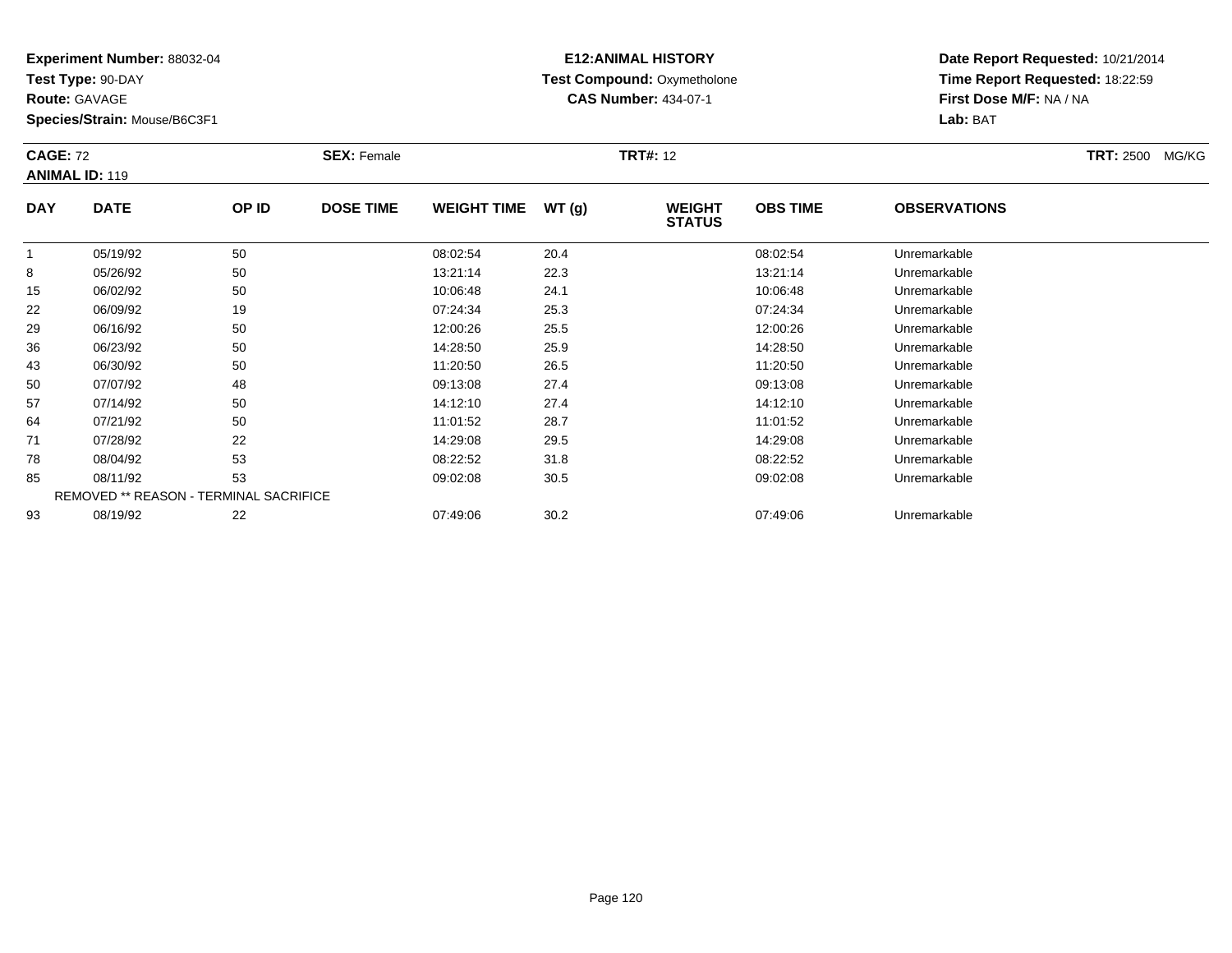**Experiment Number:** 88032-04
**Test Type:** 90-DAY
**Route:** GAVAGE
**Species/Strain:** Mouse/B6C3F1

**E12:ANIMAL HISTORY**
**Test Compound:** Oxymetholone
**CAS Number:** 434-07-1

**Date Report Requested:** 10/21/2014
**Time Report Requested:** 18:22:59
**First Dose M/F:** NA / NA
**Lab:** BAT

**CAGE:** 72 **SEX:** Female **TRT#:** 12 **TRT:** 2500 MG/KG
**ANIMAL ID:** 119

| DAY | DATE | OP ID | DOSE TIME | WEIGHT TIME | WT (g) | WEIGHT STATUS | OBS TIME | OBSERVATIONS |
|---|---|---|---|---|---|---|---|---|
| 1 | 05/19/92 | 50 | | 08:02:54 | 20.4 | | 08:02:54 | Unremarkable |
| 8 | 05/26/92 | 50 | | 13:21:14 | 22.3 | | 13:21:14 | Unremarkable |
| 15 | 06/02/92 | 50 | | 10:06:48 | 24.1 | | 10:06:48 | Unremarkable |
| 22 | 06/09/92 | 19 | | 07:24:34 | 25.3 | | 07:24:34 | Unremarkable |
| 29 | 06/16/92 | 50 | | 12:00:26 | 25.5 | | 12:00:26 | Unremarkable |
| 36 | 06/23/92 | 50 | | 14:28:50 | 25.9 | | 14:28:50 | Unremarkable |
| 43 | 06/30/92 | 50 | | 11:20:50 | 26.5 | | 11:20:50 | Unremarkable |
| 50 | 07/07/92 | 48 | | 09:13:08 | 27.4 | | 09:13:08 | Unremarkable |
| 57 | 07/14/92 | 50 | | 14:12:10 | 27.4 | | 14:12:10 | Unremarkable |
| 64 | 07/21/92 | 50 | | 11:01:52 | 28.7 | | 11:01:52 | Unremarkable |
| 71 | 07/28/92 | 22 | | 14:29:08 | 29.5 | | 14:29:08 | Unremarkable |
| 78 | 08/04/92 | 53 | | 08:22:52 | 31.8 | | 08:22:52 | Unremarkable |
| 85 | 08/11/92 | 53 | | 09:02:08 | 30.5 | | 09:02:08 | Unremarkable |
| REMOVED ** REASON - TERMINAL SACRIFICE | | | | | | | | |
| 93 | 08/19/92 | 22 | | 07:49:06 | 30.2 | | 07:49:06 | Unremarkable |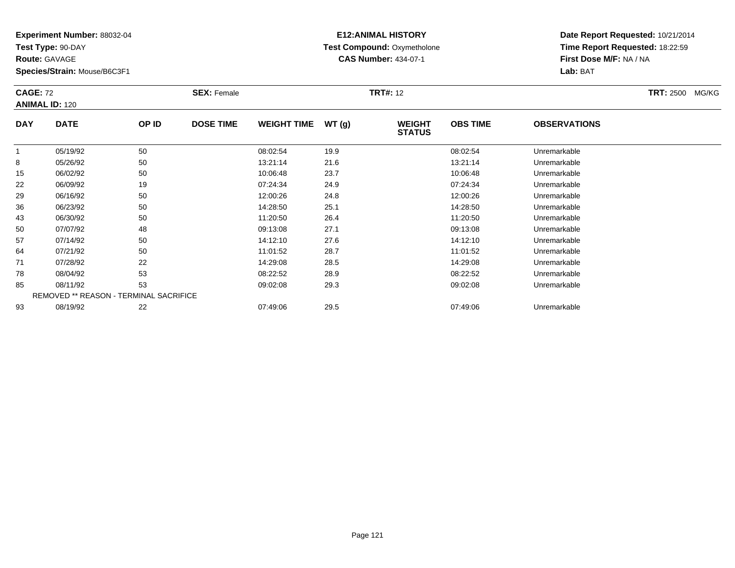**Experiment Number:** 88032-04
**Test Type:** 90-DAY
**Route:** GAVAGE
**Species/Strain:** Mouse/B6C3F1

**E12:ANIMAL HISTORY**
**Test Compound:** Oxymetholone
**CAS Number:** 434-07-1

**Date Report Requested:** 10/21/2014
**Time Report Requested:** 18:22:59
**First Dose M/F:** NA / NA
**Lab:** BAT

**CAGE:** 72 **SEX:** Female **TRT#:** 12 **TRT:** 2500 MG/KG
**ANIMAL ID:** 120

| DAY | DATE | OP ID | DOSE TIME | WEIGHT TIME | WT (g) | WEIGHT STATUS | OBS TIME | OBSERVATIONS |
|---|---|---|---|---|---|---|---|---|
| 1 | 05/19/92 | 50 | | 08:02:54 | 19.9 | | 08:02:54 | Unremarkable |
| 8 | 05/26/92 | 50 | | 13:21:14 | 21.6 | | 13:21:14 | Unremarkable |
| 15 | 06/02/92 | 50 | | 10:06:48 | 23.7 | | 10:06:48 | Unremarkable |
| 22 | 06/09/92 | 19 | | 07:24:34 | 24.9 | | 07:24:34 | Unremarkable |
| 29 | 06/16/92 | 50 | | 12:00:26 | 24.8 | | 12:00:26 | Unremarkable |
| 36 | 06/23/92 | 50 | | 14:28:50 | 25.1 | | 14:28:50 | Unremarkable |
| 43 | 06/30/92 | 50 | | 11:20:50 | 26.4 | | 11:20:50 | Unremarkable |
| 50 | 07/07/92 | 48 | | 09:13:08 | 27.1 | | 09:13:08 | Unremarkable |
| 57 | 07/14/92 | 50 | | 14:12:10 | 27.6 | | 14:12:10 | Unremarkable |
| 64 | 07/21/92 | 50 | | 11:01:52 | 28.7 | | 11:01:52 | Unremarkable |
| 71 | 07/28/92 | 22 | | 14:29:08 | 28.5 | | 14:29:08 | Unremarkable |
| 78 | 08/04/92 | 53 | | 08:22:52 | 28.9 | | 08:22:52 | Unremarkable |
| 85 | 08/11/92 | 53 | | 09:02:08 | 29.3 | | 09:02:08 | Unremarkable |
| REMOVED ** REASON - TERMINAL SACRIFICE | | | | | | | | |
| 93 | 08/19/92 | 22 | | 07:49:06 | 29.5 | | 07:49:06 | Unremarkable |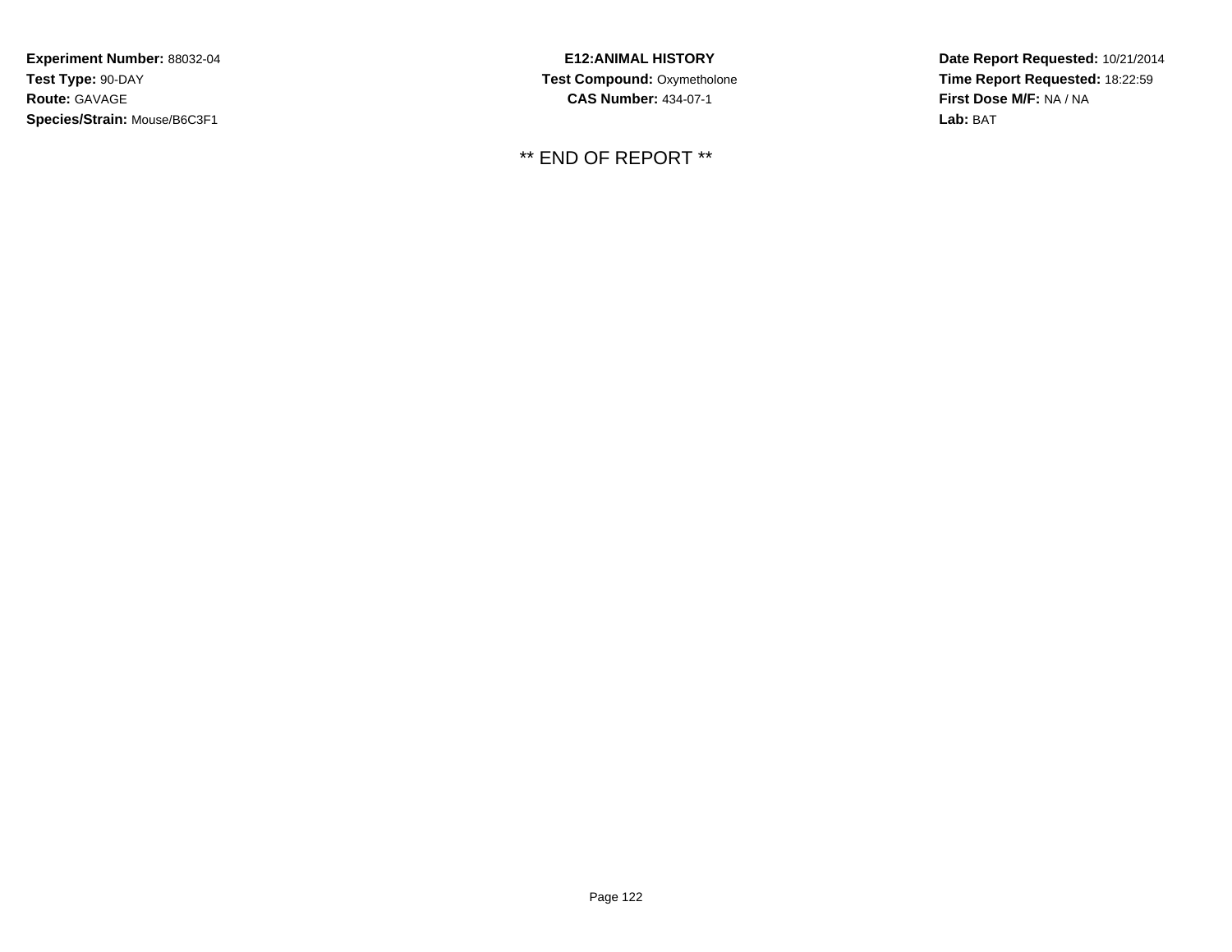**Experiment Number:** 88032-04
**Test Type:** 90-DAY
**Route:** GAVAGE
**Species/Strain:** Mouse/B6C3F1

**E12:ANIMAL HISTORY**
**Test Compound:** Oxymetholone
**CAS Number:** 434-07-1

**Date Report Requested:** 10/21/2014
**Time Report Requested:** 18:22:59
**First Dose M/F:** NA / NA
**Lab:** BAT

** END OF REPORT **